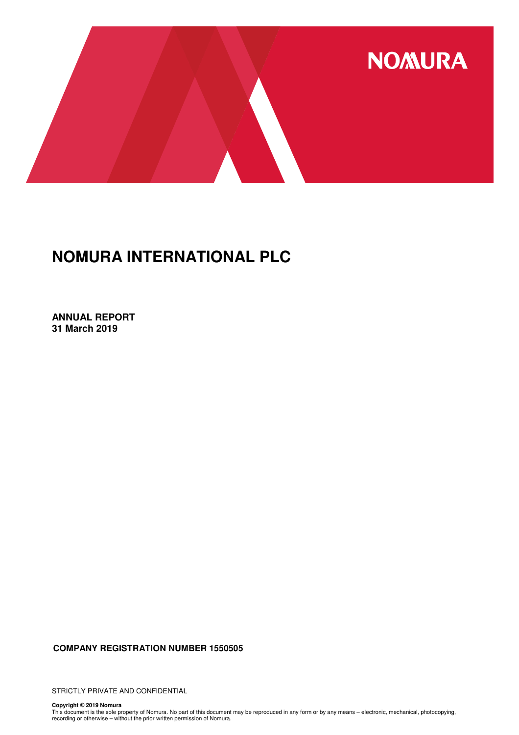NOMURA

# NOMURA INTERNATIONAL PLC

**ANNUAL REPORT**
**31 March 2019**

**COMPANY REGISTRATION NUMBER 1550505**

STRICTLY PRIVATE AND CONFIDENTIAL

**Copyright © 2019 Nomura**
This document is the sole property of Nomura. No part of this document may be reproduced in any form or by any means – electronic, mechanical, photocopying, recording or otherwise – without the prior written permission of Nomura.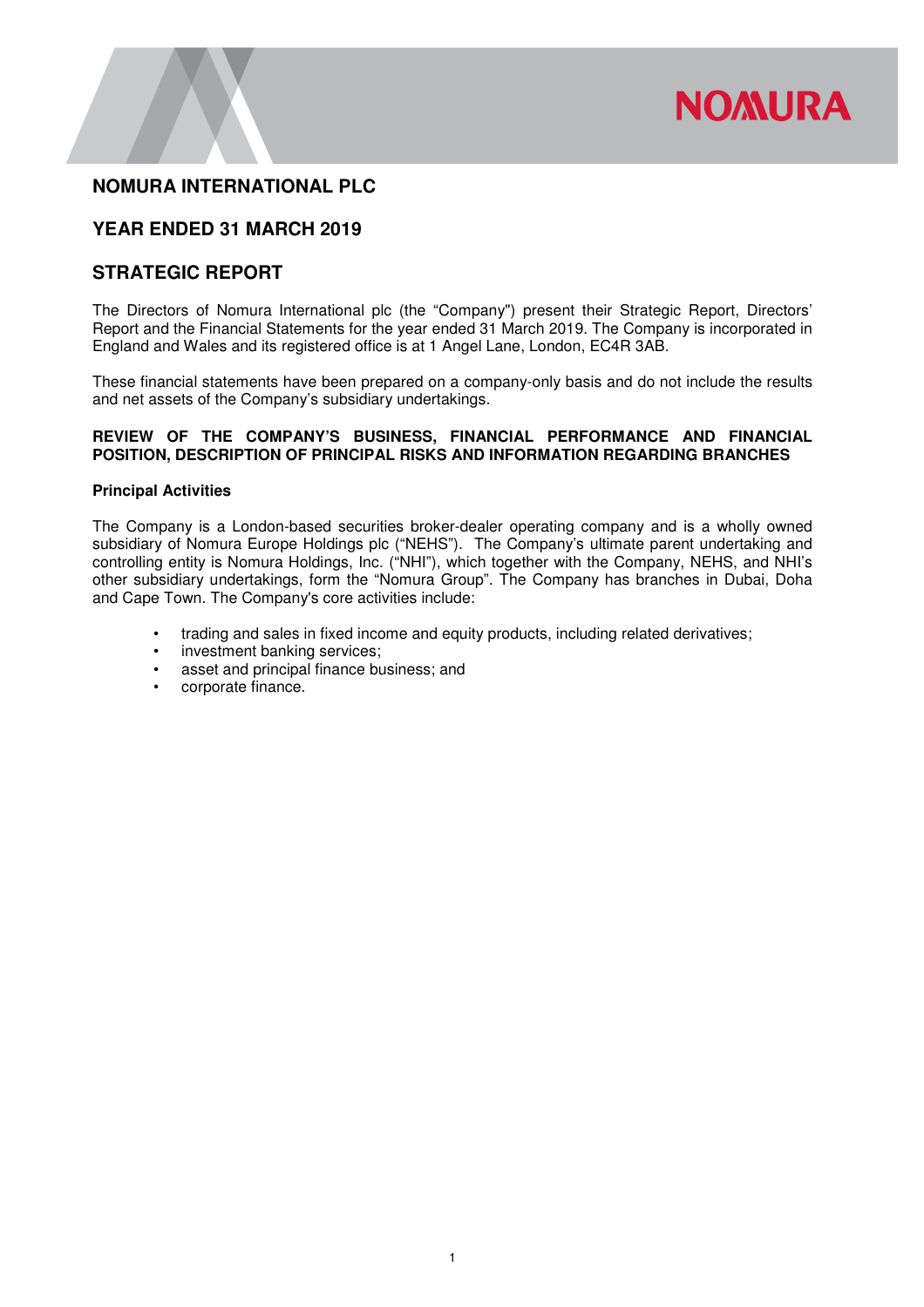# NOMURA INTERNATIONAL PLC

## YEAR ENDED 31 MARCH 2019

## STRATEGIC REPORT

The Directors of Nomura International plc (the "Company") present their Strategic Report, Directors' Report and the Financial Statements for the year ended 31 March 2019. The Company is incorporated in England and Wales and its registered office is at 1 Angel Lane, London, EC4R 3AB.

These financial statements have been prepared on a company-only basis and do not include the results and net assets of the Company's subsidiary undertakings.

**REVIEW OF THE COMPANY'S BUSINESS, FINANCIAL PERFORMANCE AND FINANCIAL POSITION, DESCRIPTION OF PRINCIPAL RISKS AND INFORMATION REGARDING BRANCHES**

### Principal Activities

The Company is a London-based securities broker-dealer operating company and is a wholly owned subsidiary of Nomura Europe Holdings plc ("NEHS"). The Company's ultimate parent undertaking and controlling entity is Nomura Holdings, Inc. ("NHI"), which together with the Company, NEHS, and NHI's other subsidiary undertakings, form the "Nomura Group". The Company has branches in Dubai, Doha and Cape Town. The Company's core activities include:

- trading and sales in fixed income and equity products, including related derivatives;
- investment banking services;
- asset and principal finance business; and
- corporate finance.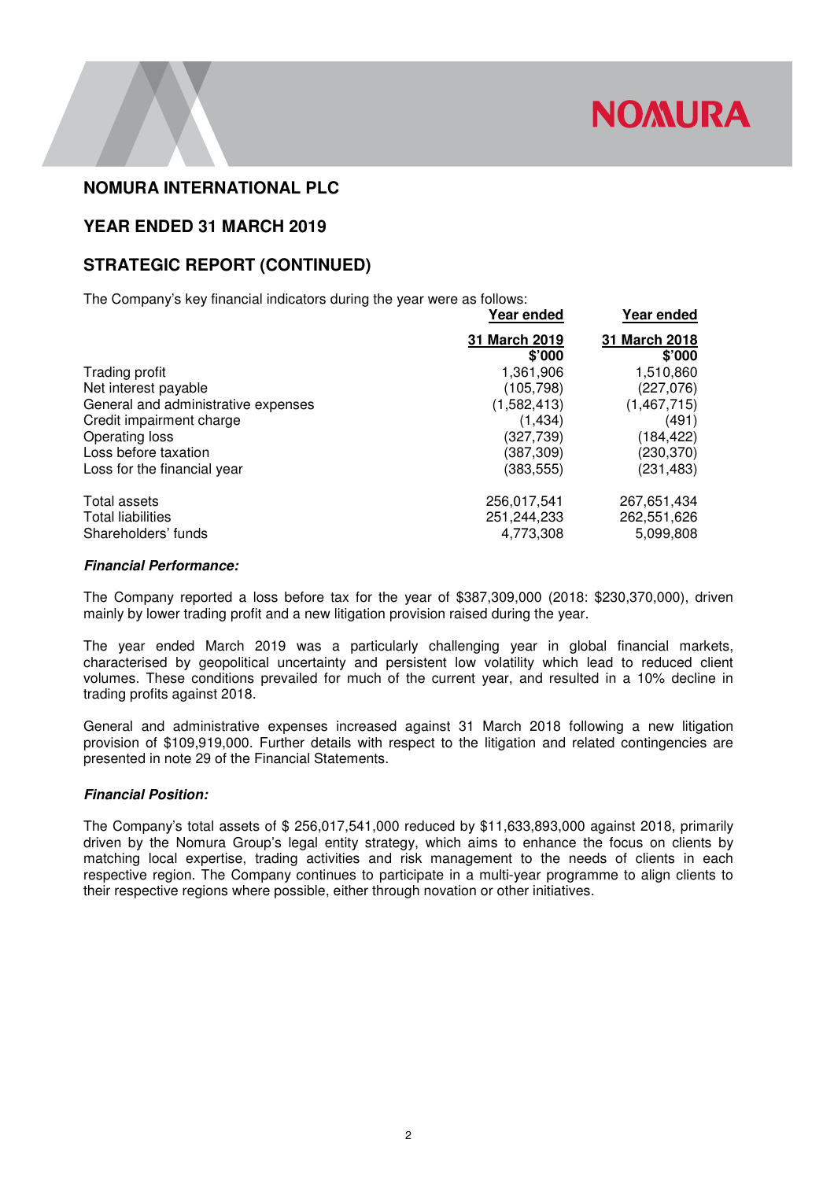# NOMURA INTERNATIONAL PLC

## YEAR ENDED 31 MARCH 2019

## STRATEGIC REPORT (CONTINUED)

The Company's key financial indicators during the year were as follows:

| | Year ended 31 March 2019 $'000 | Year ended 31 March 2018 $'000 |
|---|---|---|
| Trading profit | 1,361,906 | 1,510,860 |
| Net interest payable | (105,798) | (227,076) |
| General and administrative expenses | (1,582,413) | (1,467,715) |
| Credit impairment charge | (1,434) | (491) |
| Operating loss | (327,739) | (184,422) |
| Loss before taxation | (387,309) | (230,370) |
| Loss for the financial year | (383,555) | (231,483) |
| | | |
| Total assets | 256,017,541 | 267,651,434 |
| Total liabilities | 251,244,233 | 262,551,626 |
| Shareholders' funds | 4,773,308 | 5,099,808 |

***Financial Performance:***

The Company reported a loss before tax for the year of $387,309,000 (2018: $230,370,000), driven mainly by lower trading profit and a new litigation provision raised during the year.

The year ended March 2019 was a particularly challenging year in global financial markets, characterised by geopolitical uncertainty and persistent low volatility which lead to reduced client volumes. These conditions prevailed for much of the current year, and resulted in a 10% decline in trading profits against 2018.

General and administrative expenses increased against 31 March 2018 following a new litigation provision of $109,919,000. Further details with respect to the litigation and related contingencies are presented in note 29 of the Financial Statements.

***Financial Position:***

The Company's total assets of $ 256,017,541,000 reduced by $11,633,893,000 against 2018, primarily driven by the Nomura Group's legal entity strategy, which aims to enhance the focus on clients by matching local expertise, trading activities and risk management to the needs of clients in each respective region. The Company continues to participate in a multi-year programme to align clients to their respective regions where possible, either through novation or other initiatives.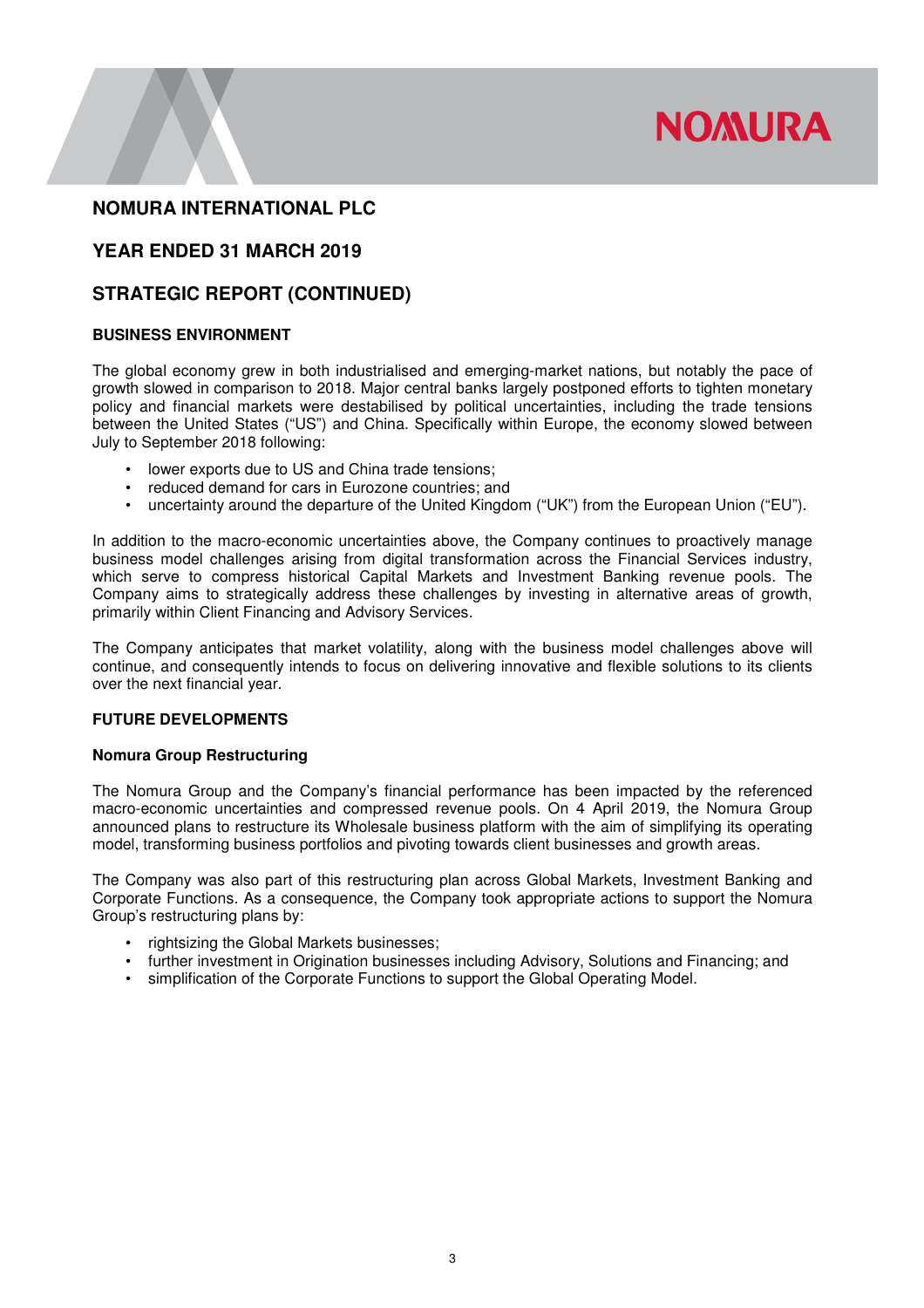# NOMURA INTERNATIONAL PLC

## YEAR ENDED 31 MARCH 2019

## STRATEGIC REPORT (CONTINUED)

### BUSINESS ENVIRONMENT

The global economy grew in both industrialised and emerging-market nations, but notably the pace of growth slowed in comparison to 2018. Major central banks largely postponed efforts to tighten monetary policy and financial markets were destabilised by political uncertainties, including the trade tensions between the United States ("US") and China. Specifically within Europe, the economy slowed between July to September 2018 following:

- lower exports due to US and China trade tensions;
- reduced demand for cars in Eurozone countries; and
- uncertainty around the departure of the United Kingdom ("UK") from the European Union ("EU").

In addition to the macro-economic uncertainties above, the Company continues to proactively manage business model challenges arising from digital transformation across the Financial Services industry, which serve to compress historical Capital Markets and Investment Banking revenue pools. The Company aims to strategically address these challenges by investing in alternative areas of growth, primarily within Client Financing and Advisory Services.

The Company anticipates that market volatility, along with the business model challenges above will continue, and consequently intends to focus on delivering innovative and flexible solutions to its clients over the next financial year.

### FUTURE DEVELOPMENTS

#### Nomura Group Restructuring

The Nomura Group and the Company's financial performance has been impacted by the referenced macro-economic uncertainties and compressed revenue pools. On 4 April 2019, the Nomura Group announced plans to restructure its Wholesale business platform with the aim of simplifying its operating model, transforming business portfolios and pivoting towards client businesses and growth areas.

The Company was also part of this restructuring plan across Global Markets, Investment Banking and Corporate Functions. As a consequence, the Company took appropriate actions to support the Nomura Group's restructuring plans by:

- rightsizing the Global Markets businesses;
- further investment in Origination businesses including Advisory, Solutions and Financing; and
- simplification of the Corporate Functions to support the Global Operating Model.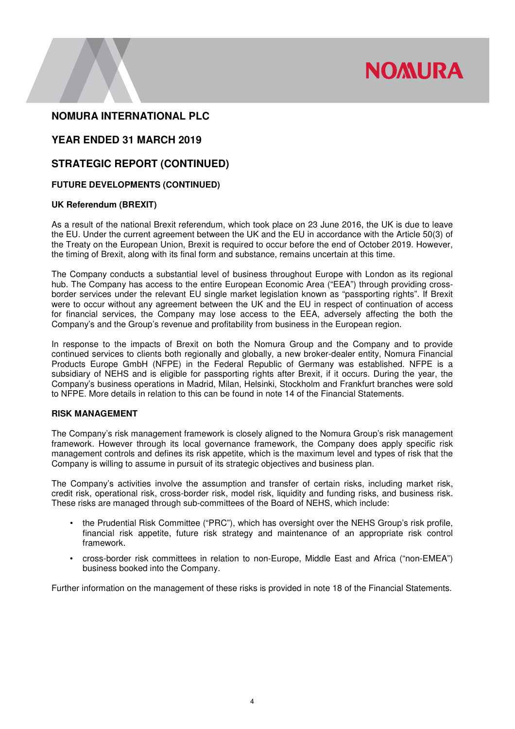## NOMURA INTERNATIONAL PLC

## YEAR ENDED 31 MARCH 2019

## STRATEGIC REPORT (CONTINUED)

### FUTURE DEVELOPMENTS (CONTINUED)

#### UK Referendum (BREXIT)

As a result of the national Brexit referendum, which took place on 23 June 2016, the UK is due to leave the EU. Under the current agreement between the UK and the EU in accordance with the Article 50(3) of the Treaty on the European Union, Brexit is required to occur before the end of October 2019. However, the timing of Brexit, along with its final form and substance, remains uncertain at this time.

The Company conducts a substantial level of business throughout Europe with London as its regional hub. The Company has access to the entire European Economic Area ("EEA") through providing cross-border services under the relevant EU single market legislation known as "passporting rights". If Brexit were to occur without any agreement between the UK and the EU in respect of continuation of access for financial services, the Company may lose access to the EEA, adversely affecting the both the Company's and the Group's revenue and profitability from business in the European region.

In response to the impacts of Brexit on both the Nomura Group and the Company and to provide continued services to clients both regionally and globally, a new broker-dealer entity, Nomura Financial Products Europe GmbH (NFPE) in the Federal Republic of Germany was established. NFPE is a subsidiary of NEHS and is eligible for passporting rights after Brexit, if it occurs. During the year, the Company's business operations in Madrid, Milan, Helsinki, Stockholm and Frankfurt branches were sold to NFPE. More details in relation to this can be found in note 14 of the Financial Statements.

### RISK MANAGEMENT

The Company's risk management framework is closely aligned to the Nomura Group's risk management framework. However through its local governance framework, the Company does apply specific risk management controls and defines its risk appetite, which is the maximum level and types of risk that the Company is willing to assume in pursuit of its strategic objectives and business plan.

The Company's activities involve the assumption and transfer of certain risks, including market risk, credit risk, operational risk, cross-border risk, model risk, liquidity and funding risks, and business risk. These risks are managed through sub-committees of the Board of NEHS, which include:

- the Prudential Risk Committee ("PRC"), which has oversight over the NEHS Group's risk profile, financial risk appetite, future risk strategy and maintenance of an appropriate risk control framework.
- cross-border risk committees in relation to non-Europe, Middle East and Africa ("non-EMEA") business booked into the Company.

Further information on the management of these risks is provided in note 18 of the Financial Statements.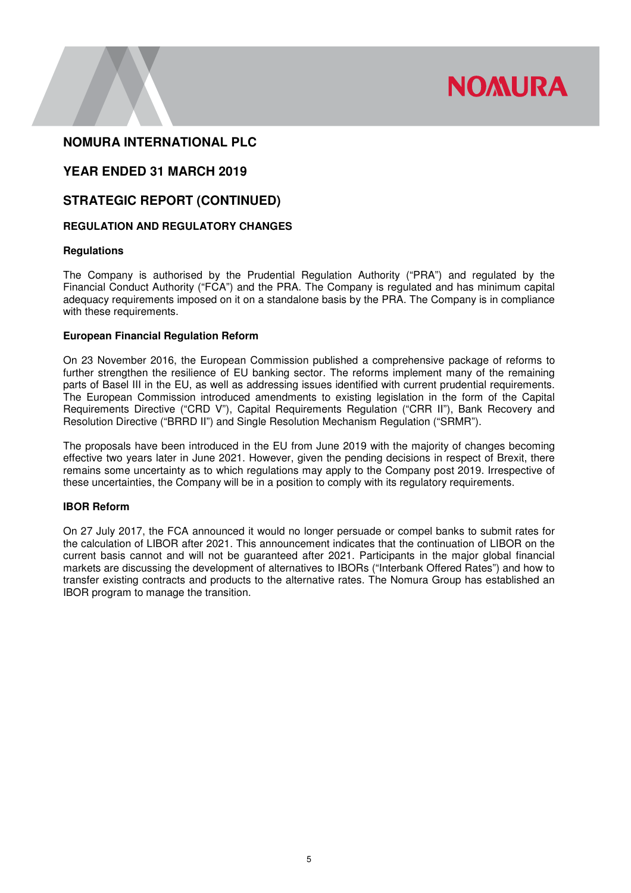# NOMURA INTERNATIONAL PLC

## YEAR ENDED 31 MARCH 2019

## STRATEGIC REPORT (CONTINUED)

### REGULATION AND REGULATORY CHANGES

#### Regulations

The Company is authorised by the Prudential Regulation Authority ("PRA") and regulated by the Financial Conduct Authority ("FCA") and the PRA. The Company is regulated and has minimum capital adequacy requirements imposed on it on a standalone basis by the PRA. The Company is in compliance with these requirements.

#### European Financial Regulation Reform

On 23 November 2016, the European Commission published a comprehensive package of reforms to further strengthen the resilience of EU banking sector. The reforms implement many of the remaining parts of Basel III in the EU, as well as addressing issues identified with current prudential requirements. The European Commission introduced amendments to existing legislation in the form of the Capital Requirements Directive ("CRD V"), Capital Requirements Regulation ("CRR II"), Bank Recovery and Resolution Directive ("BRRD II") and Single Resolution Mechanism Regulation ("SRMR").

The proposals have been introduced in the EU from June 2019 with the majority of changes becoming effective two years later in June 2021. However, given the pending decisions in respect of Brexit, there remains some uncertainty as to which regulations may apply to the Company post 2019. Irrespective of these uncertainties, the Company will be in a position to comply with its regulatory requirements.

#### IBOR Reform

On 27 July 2017, the FCA announced it would no longer persuade or compel banks to submit rates for the calculation of LIBOR after 2021. This announcement indicates that the continuation of LIBOR on the current basis cannot and will not be guaranteed after 2021. Participants in the major global financial markets are discussing the development of alternatives to IBORs ("Interbank Offered Rates") and how to transfer existing contracts and products to the alternative rates. The Nomura Group has established an IBOR program to manage the transition.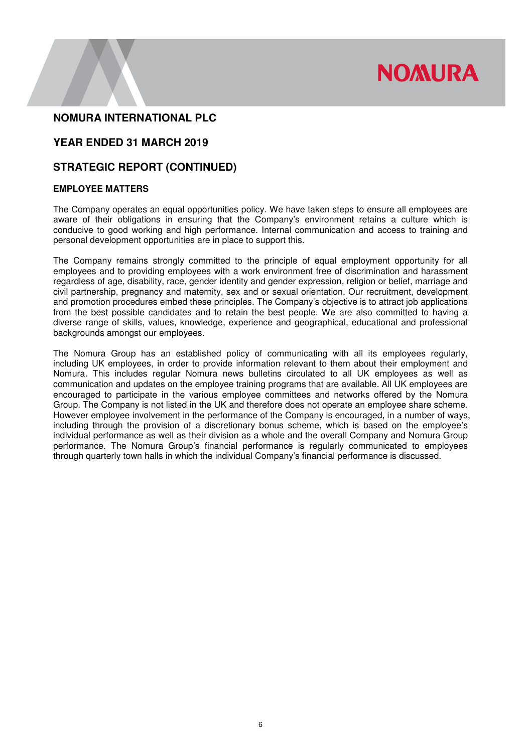## NOMURA INTERNATIONAL PLC

## YEAR ENDED 31 MARCH 2019

## STRATEGIC REPORT (CONTINUED)

### EMPLOYEE MATTERS

The Company operates an equal opportunities policy. We have taken steps to ensure all employees are aware of their obligations in ensuring that the Company's environment retains a culture which is conducive to good working and high performance. Internal communication and access to training and personal development opportunities are in place to support this.

The Company remains strongly committed to the principle of equal employment opportunity for all employees and to providing employees with a work environment free of discrimination and harassment regardless of age, disability, race, gender identity and gender expression, religion or belief, marriage and civil partnership, pregnancy and maternity, sex and or sexual orientation. Our recruitment, development and promotion procedures embed these principles. The Company's objective is to attract job applications from the best possible candidates and to retain the best people. We are also committed to having a diverse range of skills, values, knowledge, experience and geographical, educational and professional backgrounds amongst our employees.

The Nomura Group has an established policy of communicating with all its employees regularly, including UK employees, in order to provide information relevant to them about their employment and Nomura. This includes regular Nomura news bulletins circulated to all UK employees as well as communication and updates on the employee training programs that are available. All UK employees are encouraged to participate in the various employee committees and networks offered by the Nomura Group. The Company is not listed in the UK and therefore does not operate an employee share scheme. However employee involvement in the performance of the Company is encouraged, in a number of ways, including through the provision of a discretionary bonus scheme, which is based on the employee's individual performance as well as their division as a whole and the overall Company and Nomura Group performance. The Nomura Group's financial performance is regularly communicated to employees through quarterly town halls in which the individual Company's financial performance is discussed.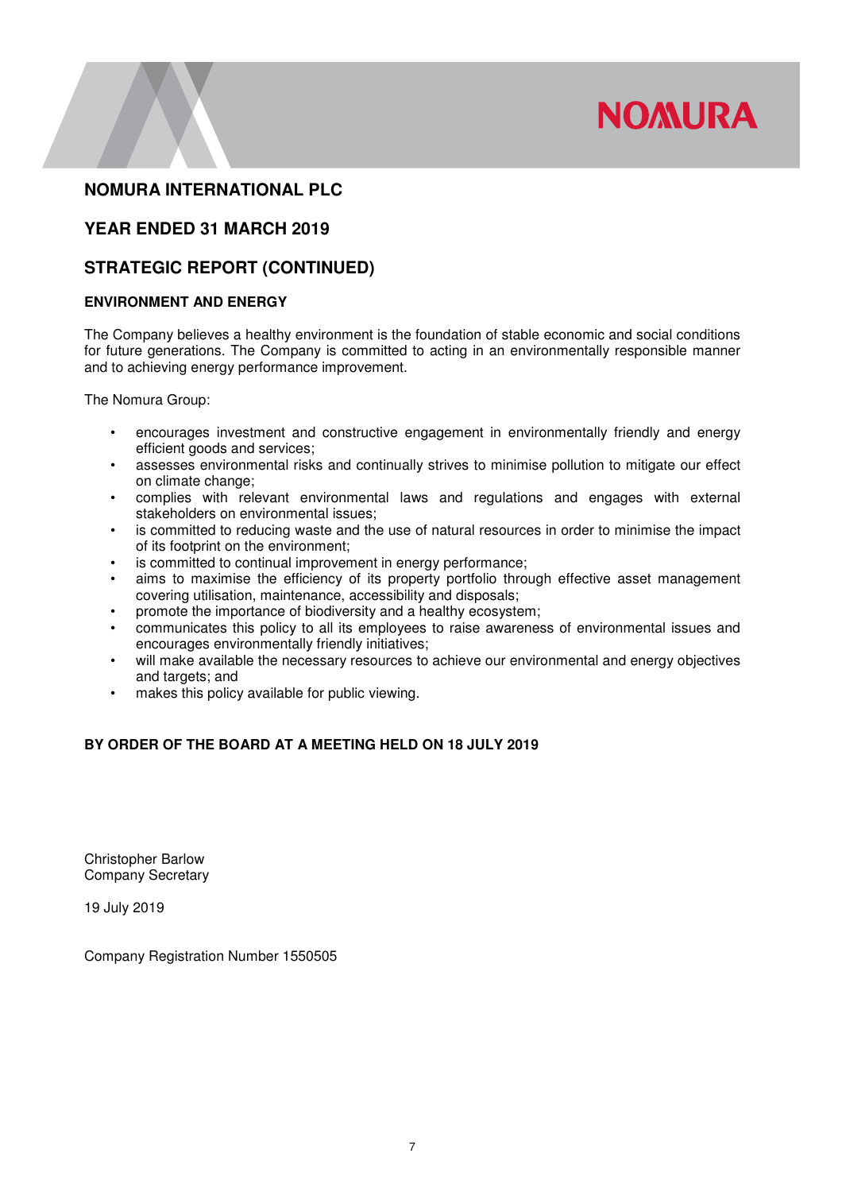# NOMURA INTERNATIONAL PLC

## YEAR ENDED 31 MARCH 2019

## STRATEGIC REPORT (CONTINUED)

### ENVIRONMENT AND ENERGY

The Company believes a healthy environment is the foundation of stable economic and social conditions for future generations. The Company is committed to acting in an environmentally responsible manner and to achieving energy performance improvement.

The Nomura Group:

- encourages investment and constructive engagement in environmentally friendly and energy efficient goods and services;
- assesses environmental risks and continually strives to minimise pollution to mitigate our effect on climate change;
- complies with relevant environmental laws and regulations and engages with external stakeholders on environmental issues;
- is committed to reducing waste and the use of natural resources in order to minimise the impact of its footprint on the environment;
- is committed to continual improvement in energy performance;
- aims to maximise the efficiency of its property portfolio through effective asset management covering utilisation, maintenance, accessibility and disposals;
- promote the importance of biodiversity and a healthy ecosystem;
- communicates this policy to all its employees to raise awareness of environmental issues and encourages environmentally friendly initiatives;
- will make available the necessary resources to achieve our environmental and energy objectives and targets; and
- makes this policy available for public viewing.

**BY ORDER OF THE BOARD AT A MEETING HELD ON 18 JULY 2019**

Christopher Barlow
Company Secretary

19 July 2019

Company Registration Number 1550505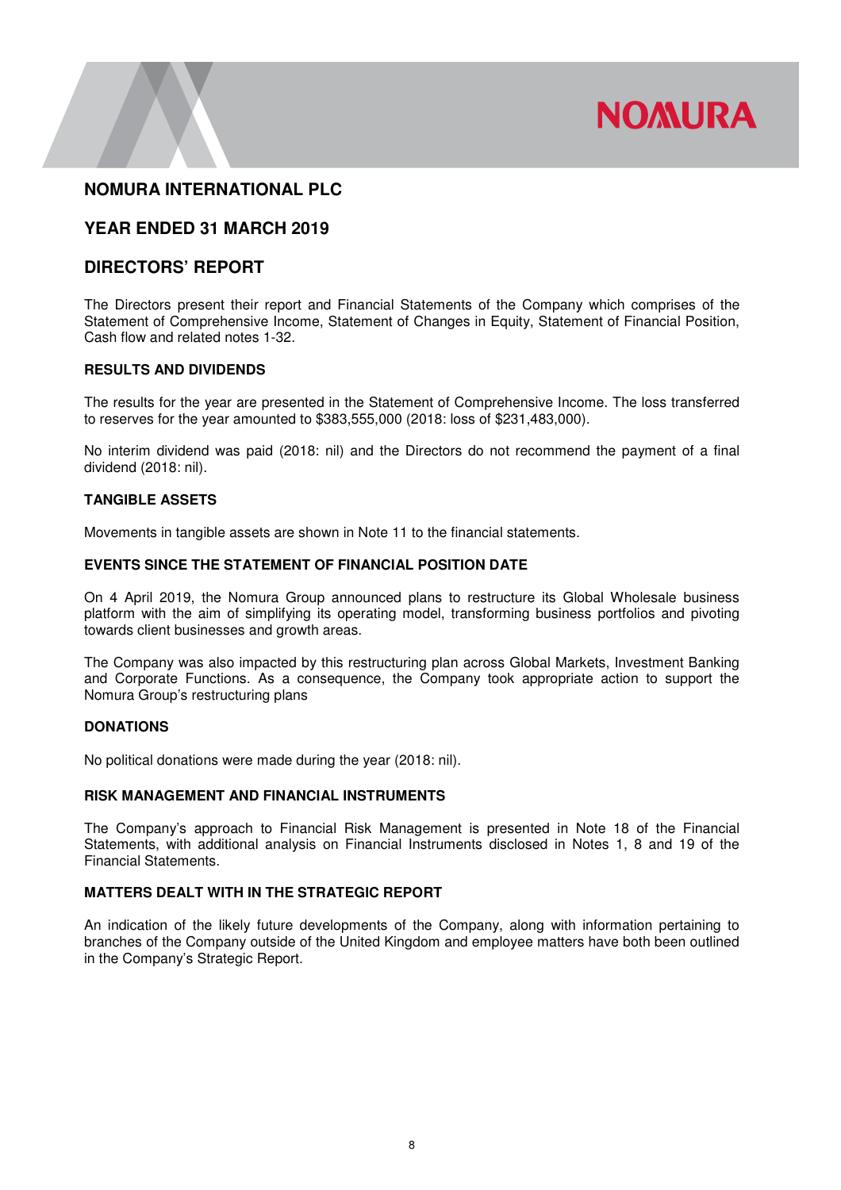# NOMURA INTERNATIONAL PLC

## YEAR ENDED 31 MARCH 2019

## DIRECTORS' REPORT

The Directors present their report and Financial Statements of the Company which comprises of the Statement of Comprehensive Income, Statement of Changes in Equity, Statement of Financial Position, Cash flow and related notes 1-32.

### RESULTS AND DIVIDENDS

The results for the year are presented in the Statement of Comprehensive Income. The loss transferred to reserves for the year amounted to $383,555,000 (2018: loss of $231,483,000).

No interim dividend was paid (2018: nil) and the Directors do not recommend the payment of a final dividend (2018: nil).

### TANGIBLE ASSETS

Movements in tangible assets are shown in Note 11 to the financial statements.

### EVENTS SINCE THE STATEMENT OF FINANCIAL POSITION DATE

On 4 April 2019, the Nomura Group announced plans to restructure its Global Wholesale business platform with the aim of simplifying its operating model, transforming business portfolios and pivoting towards client businesses and growth areas.

The Company was also impacted by this restructuring plan across Global Markets, Investment Banking and Corporate Functions. As a consequence, the Company took appropriate action to support the Nomura Group's restructuring plans

### DONATIONS

No political donations were made during the year (2018: nil).

### RISK MANAGEMENT AND FINANCIAL INSTRUMENTS

The Company's approach to Financial Risk Management is presented in Note 18 of the Financial Statements, with additional analysis on Financial Instruments disclosed in Notes 1, 8 and 19 of the Financial Statements.

### MATTERS DEALT WITH IN THE STRATEGIC REPORT

An indication of the likely future developments of the Company, along with information pertaining to branches of the Company outside of the United Kingdom and employee matters have both been outlined in the Company's Strategic Report.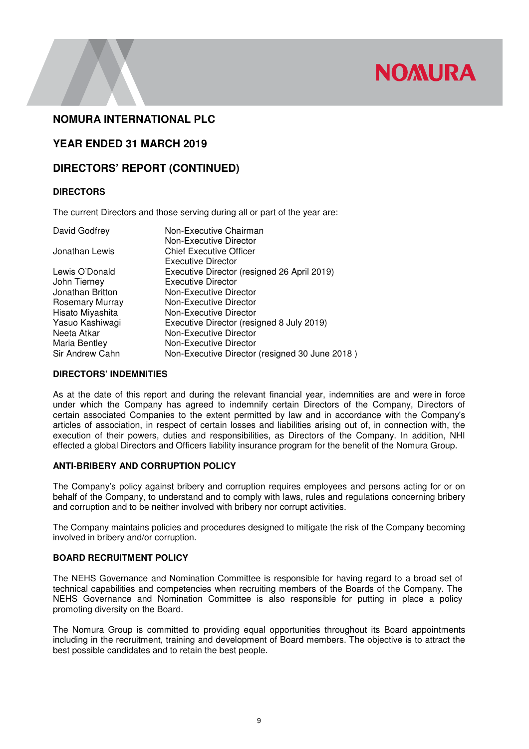# NOMURA INTERNATIONAL PLC

## YEAR ENDED 31 MARCH 2019

## DIRECTORS' REPORT (CONTINUED)

### DIRECTORS

The current Directors and those serving during all or part of the year are:

| | |
|---|---|
| David Godfrey | Non-Executive Chairman<br>Non-Executive Director |
| Jonathan Lewis | Chief Executive Officer<br>Executive Director |
| Lewis O'Donald | Executive Director (resigned 26 April 2019) |
| John Tierney | Executive Director |
| Jonathan Britton | Non-Executive Director |
| Rosemary Murray | Non-Executive Director |
| Hisato Miyashita | Non-Executive Director |
| Yasuo Kashiwagi | Executive Director (resigned 8 July 2019) |
| Neeta Atkar | Non-Executive Director |
| Maria Bentley | Non-Executive Director |
| Sir Andrew Cahn | Non-Executive Director (resigned 30 June 2018 ) |

### DIRECTORS' INDEMNITIES

As at the date of this report and during the relevant financial year, indemnities are and were in force under which the Company has agreed to indemnify certain Directors of the Company, Directors of certain associated Companies to the extent permitted by law and in accordance with the Company's articles of association, in respect of certain losses and liabilities arising out of, in connection with, the execution of their powers, duties and responsibilities, as Directors of the Company. In addition, NHI effected a global Directors and Officers liability insurance program for the benefit of the Nomura Group.

### ANTI-BRIBERY AND CORRUPTION POLICY

The Company's policy against bribery and corruption requires employees and persons acting for or on behalf of the Company, to understand and to comply with laws, rules and regulations concerning bribery and corruption and to be neither involved with bribery nor corrupt activities.

The Company maintains policies and procedures designed to mitigate the risk of the Company becoming involved in bribery and/or corruption.

### BOARD RECRUITMENT POLICY

The NEHS Governance and Nomination Committee is responsible for having regard to a broad set of technical capabilities and competencies when recruiting members of the Boards of the Company. The NEHS Governance and Nomination Committee is also responsible for putting in place a policy promoting diversity on the Board.

The Nomura Group is committed to providing equal opportunities throughout its Board appointments including in the recruitment, training and development of Board members. The objective is to attract the best possible candidates and to retain the best people.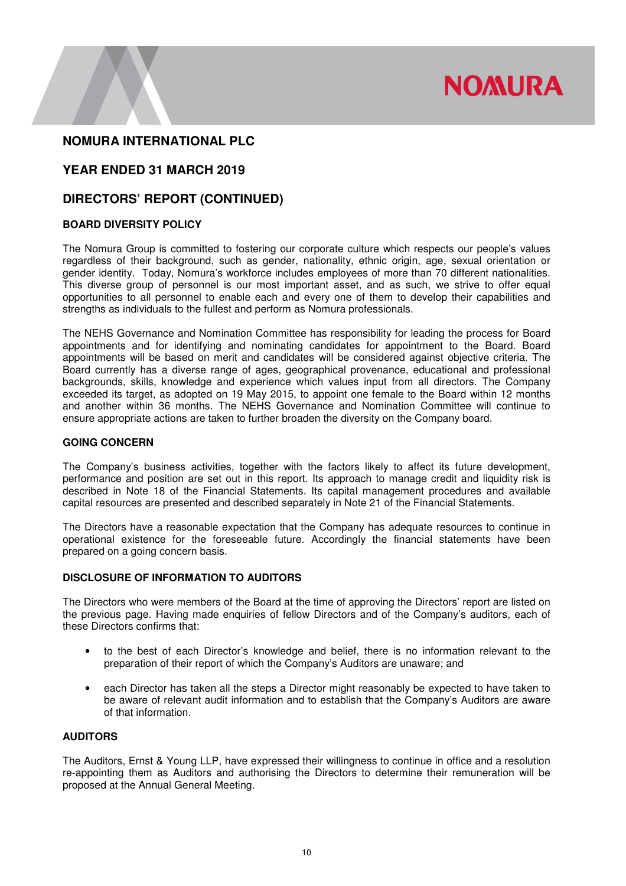# NOMURA INTERNATIONAL PLC

## YEAR ENDED 31 MARCH 2019

## DIRECTORS' REPORT (CONTINUED)

### BOARD DIVERSITY POLICY

The Nomura Group is committed to fostering our corporate culture which respects our people's values regardless of their background, such as gender, nationality, ethnic origin, age, sexual orientation or gender identity. Today, Nomura's workforce includes employees of more than 70 different nationalities. This diverse group of personnel is our most important asset, and as such, we strive to offer equal opportunities to all personnel to enable each and every one of them to develop their capabilities and strengths as individuals to the fullest and perform as Nomura professionals.

The NEHS Governance and Nomination Committee has responsibility for leading the process for Board appointments and for identifying and nominating candidates for appointment to the Board. Board appointments will be based on merit and candidates will be considered against objective criteria. The Board currently has a diverse range of ages, geographical provenance, educational and professional backgrounds, skills, knowledge and experience which values input from all directors. The Company exceeded its target, as adopted on 19 May 2015, to appoint one female to the Board within 12 months and another within 36 months. The NEHS Governance and Nomination Committee will continue to ensure appropriate actions are taken to further broaden the diversity on the Company board.

### GOING CONCERN

The Company's business activities, together with the factors likely to affect its future development, performance and position are set out in this report. Its approach to manage credit and liquidity risk is described in Note 18 of the Financial Statements. Its capital management procedures and available capital resources are presented and described separately in Note 21 of the Financial Statements.

The Directors have a reasonable expectation that the Company has adequate resources to continue in operational existence for the foreseeable future. Accordingly the financial statements have been prepared on a going concern basis.

### DISCLOSURE OF INFORMATION TO AUDITORS

The Directors who were members of the Board at the time of approving the Directors' report are listed on the previous page. Having made enquiries of fellow Directors and of the Company's auditors, each of these Directors confirms that:

- to the best of each Director's knowledge and belief, there is no information relevant to the preparation of their report of which the Company's Auditors are unaware; and
- each Director has taken all the steps a Director might reasonably be expected to have taken to be aware of relevant audit information and to establish that the Company's Auditors are aware of that information.

### AUDITORS

The Auditors, Ernst & Young LLP, have expressed their willingness to continue in office and a resolution re-appointing them as Auditors and authorising the Directors to determine their remuneration will be proposed at the Annual General Meeting.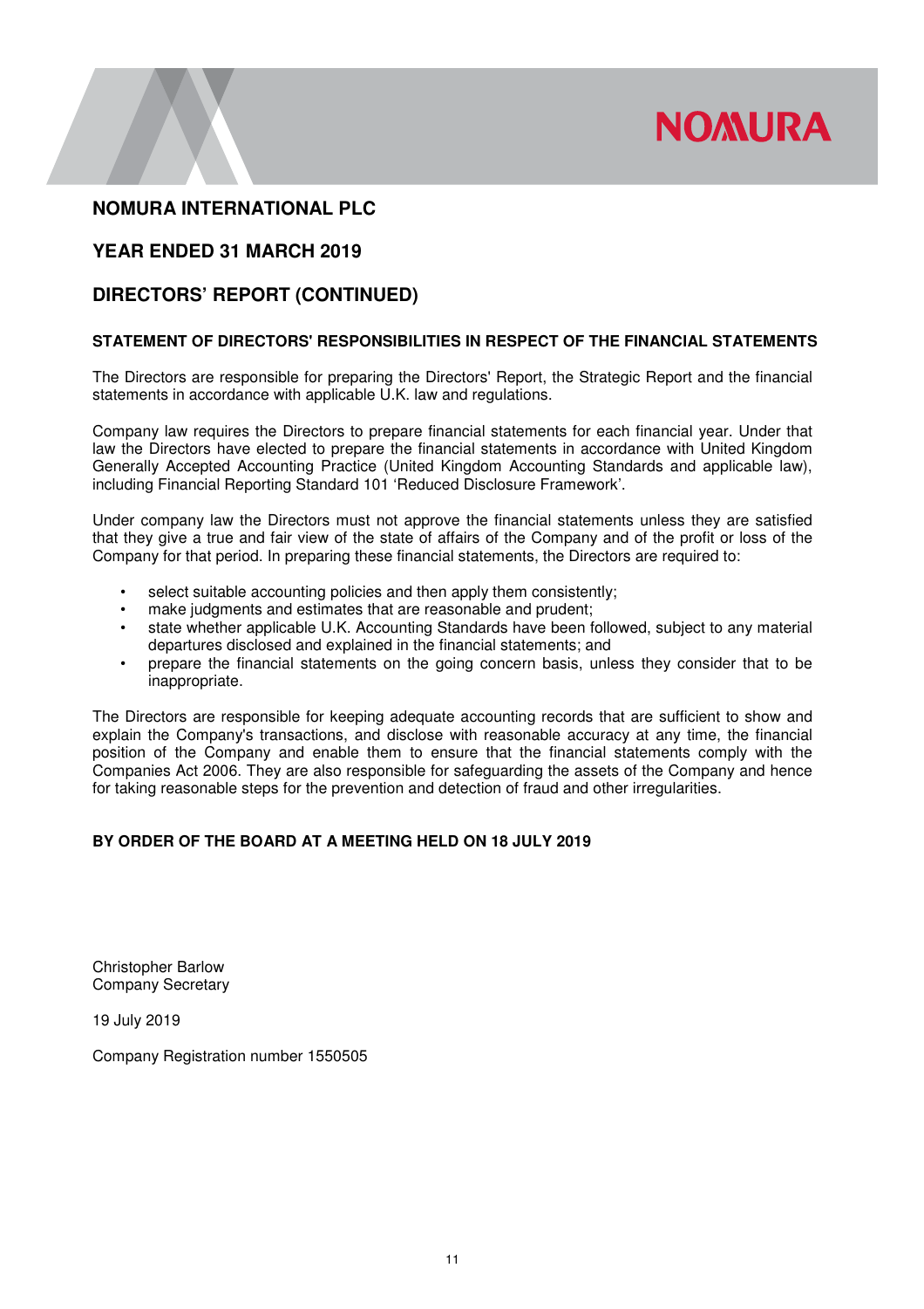# NOMURA INTERNATIONAL PLC

## YEAR ENDED 31 MARCH 2019

## DIRECTORS' REPORT (CONTINUED)

### STATEMENT OF DIRECTORS' RESPONSIBILITIES IN RESPECT OF THE FINANCIAL STATEMENTS

The Directors are responsible for preparing the Directors' Report, the Strategic Report and the financial statements in accordance with applicable U.K. law and regulations.

Company law requires the Directors to prepare financial statements for each financial year. Under that law the Directors have elected to prepare the financial statements in accordance with United Kingdom Generally Accepted Accounting Practice (United Kingdom Accounting Standards and applicable law), including Financial Reporting Standard 101 'Reduced Disclosure Framework'.

Under company law the Directors must not approve the financial statements unless they are satisfied that they give a true and fair view of the state of affairs of the Company and of the profit or loss of the Company for that period. In preparing these financial statements, the Directors are required to:

- select suitable accounting policies and then apply them consistently;
- make judgments and estimates that are reasonable and prudent;
- state whether applicable U.K. Accounting Standards have been followed, subject to any material departures disclosed and explained in the financial statements; and
- prepare the financial statements on the going concern basis, unless they consider that to be inappropriate.

The Directors are responsible for keeping adequate accounting records that are sufficient to show and explain the Company's transactions, and disclose with reasonable accuracy at any time, the financial position of the Company and enable them to ensure that the financial statements comply with the Companies Act 2006. They are also responsible for safeguarding the assets of the Company and hence for taking reasonable steps for the prevention and detection of fraud and other irregularities.

**BY ORDER OF THE BOARD AT A MEETING HELD ON 18 JULY 2019**

Christopher Barlow
Company Secretary

19 July 2019

Company Registration number 1550505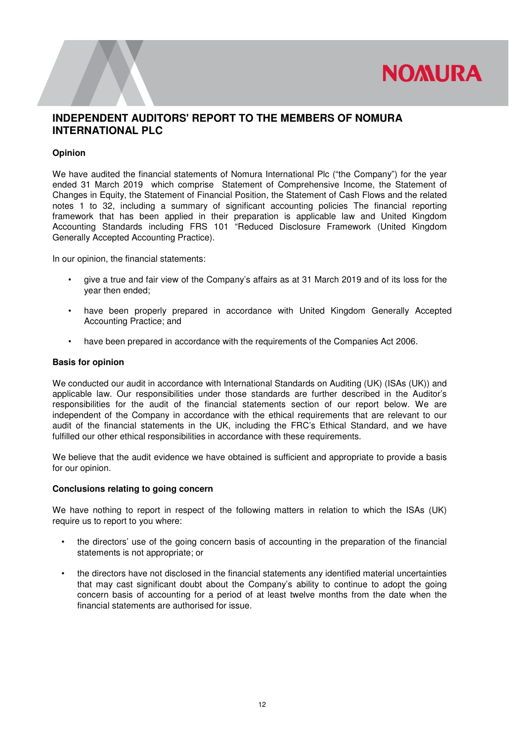# INDEPENDENT AUDITORS' REPORT TO THE MEMBERS OF NOMURA INTERNATIONAL PLC

**Opinion**

We have audited the financial statements of Nomura International Plc ("the Company") for the year ended 31 March 2019 which comprise Statement of Comprehensive Income, the Statement of Changes in Equity, the Statement of Financial Position, the Statement of Cash Flows and the related notes 1 to 32, including a summary of significant accounting policies The financial reporting framework that has been applied in their preparation is applicable law and United Kingdom Accounting Standards including FRS 101 "Reduced Disclosure Framework (United Kingdom Generally Accepted Accounting Practice).

In our opinion, the financial statements:

- give a true and fair view of the Company's affairs as at 31 March 2019 and of its loss for the year then ended;
- have been properly prepared in accordance with United Kingdom Generally Accepted Accounting Practice; and
- have been prepared in accordance with the requirements of the Companies Act 2006.

**Basis for opinion**

We conducted our audit in accordance with International Standards on Auditing (UK) (ISAs (UK)) and applicable law. Our responsibilities under those standards are further described in the Auditor's responsibilities for the audit of the financial statements section of our report below. We are independent of the Company in accordance with the ethical requirements that are relevant to our audit of the financial statements in the UK, including the FRC's Ethical Standard, and we have fulfilled our other ethical responsibilities in accordance with these requirements.

We believe that the audit evidence we have obtained is sufficient and appropriate to provide a basis for our opinion.

**Conclusions relating to going concern**

We have nothing to report in respect of the following matters in relation to which the ISAs (UK) require us to report to you where:

- the directors' use of the going concern basis of accounting in the preparation of the financial statements is not appropriate; or
- the directors have not disclosed in the financial statements any identified material uncertainties that may cast significant doubt about the Company's ability to continue to adopt the going concern basis of accounting for a period of at least twelve months from the date when the financial statements are authorised for issue.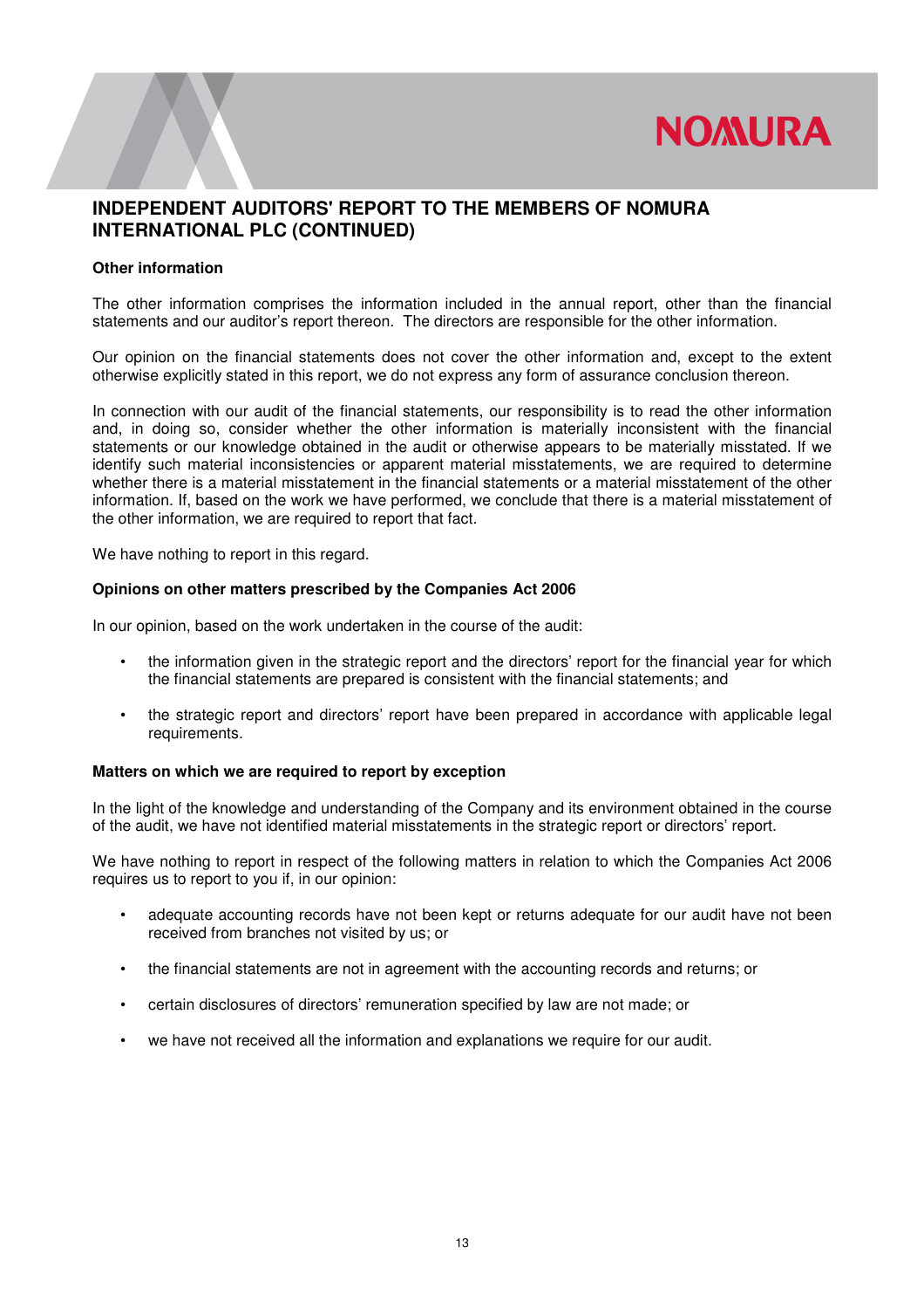# INDEPENDENT AUDITORS' REPORT TO THE MEMBERS OF NOMURA INTERNATIONAL PLC (CONTINUED)

**Other information**

The other information comprises the information included in the annual report, other than the financial statements and our auditor's report thereon. The directors are responsible for the other information.

Our opinion on the financial statements does not cover the other information and, except to the extent otherwise explicitly stated in this report, we do not express any form of assurance conclusion thereon.

In connection with our audit of the financial statements, our responsibility is to read the other information and, in doing so, consider whether the other information is materially inconsistent with the financial statements or our knowledge obtained in the audit or otherwise appears to be materially misstated. If we identify such material inconsistencies or apparent material misstatements, we are required to determine whether there is a material misstatement in the financial statements or a material misstatement of the other information. If, based on the work we have performed, we conclude that there is a material misstatement of the other information, we are required to report that fact.

We have nothing to report in this regard.

**Opinions on other matters prescribed by the Companies Act 2006**

In our opinion, based on the work undertaken in the course of the audit:

- the information given in the strategic report and the directors' report for the financial year for which the financial statements are prepared is consistent with the financial statements; and
- the strategic report and directors' report have been prepared in accordance with applicable legal requirements.

**Matters on which we are required to report by exception**

In the light of the knowledge and understanding of the Company and its environment obtained in the course of the audit, we have not identified material misstatements in the strategic report or directors' report.

We have nothing to report in respect of the following matters in relation to which the Companies Act 2006 requires us to report to you if, in our opinion:

- adequate accounting records have not been kept or returns adequate for our audit have not been received from branches not visited by us; or
- the financial statements are not in agreement with the accounting records and returns; or
- certain disclosures of directors' remuneration specified by law are not made; or
- we have not received all the information and explanations we require for our audit.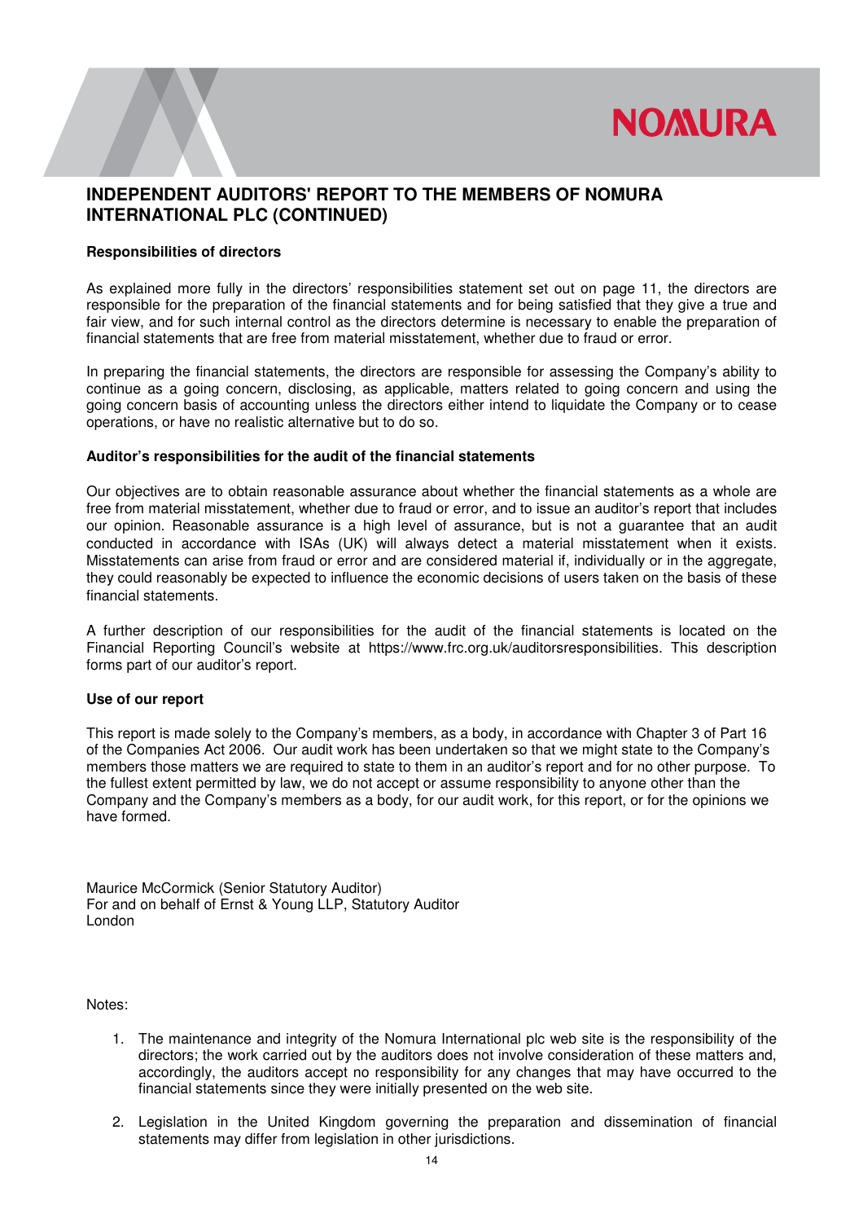## INDEPENDENT AUDITORS' REPORT TO THE MEMBERS OF NOMURA INTERNATIONAL PLC (CONTINUED)

**Responsibilities of directors**

As explained more fully in the directors' responsibilities statement set out on page 11, the directors are responsible for the preparation of the financial statements and for being satisfied that they give a true and fair view, and for such internal control as the directors determine is necessary to enable the preparation of financial statements that are free from material misstatement, whether due to fraud or error.

In preparing the financial statements, the directors are responsible for assessing the Company's ability to continue as a going concern, disclosing, as applicable, matters related to going concern and using the going concern basis of accounting unless the directors either intend to liquidate the Company or to cease operations, or have no realistic alternative but to do so.

**Auditor's responsibilities for the audit of the financial statements**

Our objectives are to obtain reasonable assurance about whether the financial statements as a whole are free from material misstatement, whether due to fraud or error, and to issue an auditor's report that includes our opinion. Reasonable assurance is a high level of assurance, but is not a guarantee that an audit conducted in accordance with ISAs (UK) will always detect a material misstatement when it exists. Misstatements can arise from fraud or error and are considered material if, individually or in the aggregate, they could reasonably be expected to influence the economic decisions of users taken on the basis of these financial statements.

A further description of our responsibilities for the audit of the financial statements is located on the Financial Reporting Council's website at https://www.frc.org.uk/auditorsresponsibilities. This description forms part of our auditor's report.

**Use of our report**

This report is made solely to the Company's members, as a body, in accordance with Chapter 3 of Part 16 of the Companies Act 2006. Our audit work has been undertaken so that we might state to the Company's members those matters we are required to state to them in an auditor's report and for no other purpose. To the fullest extent permitted by law, we do not accept or assume responsibility to anyone other than the Company and the Company's members as a body, for our audit work, for this report, or for the opinions we have formed.

Maurice McCormick (Senior Statutory Auditor)
For and on behalf of Ernst & Young LLP, Statutory Auditor
London

Notes:

1. The maintenance and integrity of the Nomura International plc web site is the responsibility of the directors; the work carried out by the auditors does not involve consideration of these matters and, accordingly, the auditors accept no responsibility for any changes that may have occurred to the financial statements since they were initially presented on the web site.

2. Legislation in the United Kingdom governing the preparation and dissemination of financial statements may differ from legislation in other jurisdictions.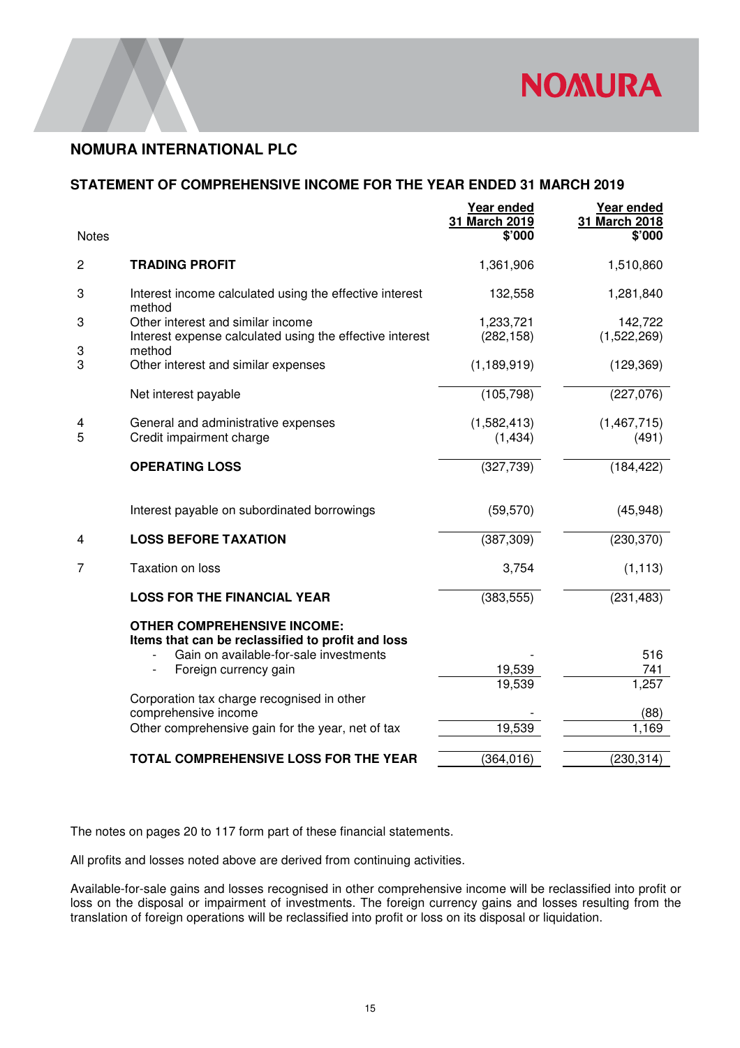## NOMURA INTERNATIONAL PLC

### STATEMENT OF COMPREHENSIVE INCOME FOR THE YEAR ENDED 31 MARCH 2019

| Notes | | Year ended 31 March 2019 $'000 | Year ended 31 March 2018 $'000 |
|---|---|---|---|
| 2 | **TRADING PROFIT** | 1,361,906 | 1,510,860 |
| 3 | Interest income calculated using the effective interest method | 132,558 | 1,281,840 |
| 3 | Other interest and similar income | 1,233,721 | 142,722 |
| 3 | Interest expense calculated using the effective interest method | (282,158) | (1,522,269) |
| 3 | Other interest and similar expenses | (1,189,919) | (129,369) |
| | Net interest payable | (105,798) | (227,076) |
| 4 | General and administrative expenses | (1,582,413) | (1,467,715) |
| 5 | Credit impairment charge | (1,434) | (491) |
| | **OPERATING LOSS** | (327,739) | (184,422) |
| | Interest payable on subordinated borrowings | (59,570) | (45,948) |
| 4 | **LOSS BEFORE TAXATION** | (387,309) | (230,370) |
| 7 | Taxation on loss | 3,754 | (1,113) |
| | **LOSS FOR THE FINANCIAL YEAR** | (383,555) | (231,483) |
| | **OTHER COMPREHENSIVE INCOME:** | | |
| | **Items that can be reclassified to profit and loss** | | |
| | - Gain on available-for-sale investments | - | 516 |
| | - Foreign currency gain | 19,539 | 741 |
| | | 19,539 | 1,257 |
| | Corporation tax charge recognised in other comprehensive income | - | (88) |
| | Other comprehensive gain for the year, net of tax | 19,539 | 1,169 |
| | **TOTAL COMPREHENSIVE LOSS FOR THE YEAR** | (364,016) | (230,314) |

The notes on pages 20 to 117 form part of these financial statements.

All profits and losses noted above are derived from continuing activities.

Available-for-sale gains and losses recognised in other comprehensive income will be reclassified into profit or loss on the disposal or impairment of investments. The foreign currency gains and losses resulting from the translation of foreign operations will be reclassified into profit or loss on its disposal or liquidation.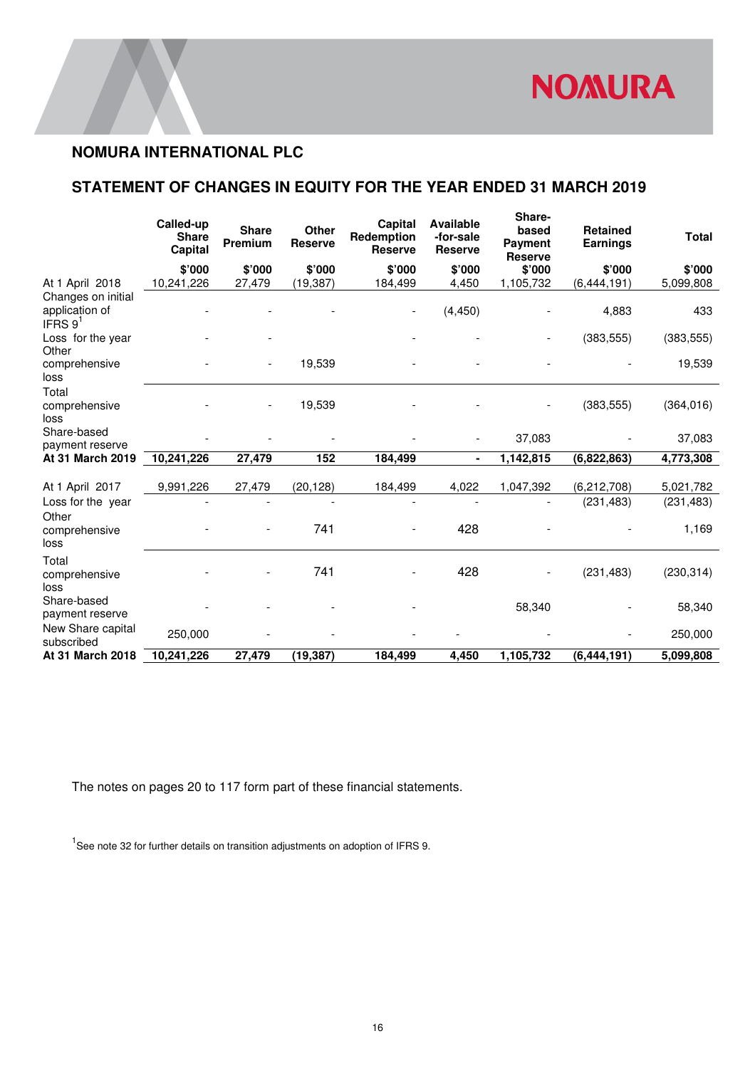## NOMURA INTERNATIONAL PLC

## STATEMENT OF CHANGES IN EQUITY FOR THE YEAR ENDED 31 MARCH 2019

| | Called-up Share Capital | Share Premium | Other Reserve | Capital Redemption Reserve | Available -for-sale Reserve | Share-based Payment Reserve | Retained Earnings | Total |
|---|---|---|---|---|---|---|---|---|
| | $'000 | $'000 | $'000 | $'000 | $'000 | $'000 | $'000 | $'000 |
| At 1 April 2018 | 10,241,226 | 27,479 | (19,387) | 184,499 | 4,450 | 1,105,732 | (6,444,191) | 5,099,808 |
| Changes on initial application of IFRS 9[1] | - | - | - | - | (4,450) | - | 4,883 | 433 |
| Loss for the year | - | - | | - | - | - | (383,555) | (383,555) |
| Other comprehensive loss | - | - | 19,539 | - | - | - | - | 19,539 |
| Total comprehensive loss | - | - | 19,539 | - | - | - | (383,555) | (364,016) |
| Share-based payment reserve | - | - | - | - | - | 37,083 | - | 37,083 |
| **At 31 March 2019** | **10,241,226** | **27,479** | **152** | **184,499** | **-** | **1,142,815** | **(6,822,863)** | **4,773,308** |
| At 1 April 2017 | 9,991,226 | 27,479 | (20,128) | 184,499 | 4,022 | 1,047,392 | (6,212,708) | 5,021,782 |
| Loss for the year | - | - | - | - | - | - | (231,483) | (231,483) |
| Other comprehensive loss | - | - | 741 | - | 428 | - | - | 1,169 |
| Total comprehensive loss | - | - | 741 | - | 428 | - | (231,483) | (230,314) |
| Share-based payment reserve | - | - | - | - | | 58,340 | - | 58,340 |
| New Share capital subscribed | 250,000 | - | - | - | - | - | - | 250,000 |
| **At 31 March 2018** | **10,241,226** | **27,479** | **(19,387)** | **184,499** | **4,450** | **1,105,732** | **(6,444,191)** | **5,099,808** |

The notes on pages 20 to 117 form part of these financial statements.

[1]See note 32 for further details on transition adjustments on adoption of IFRS 9.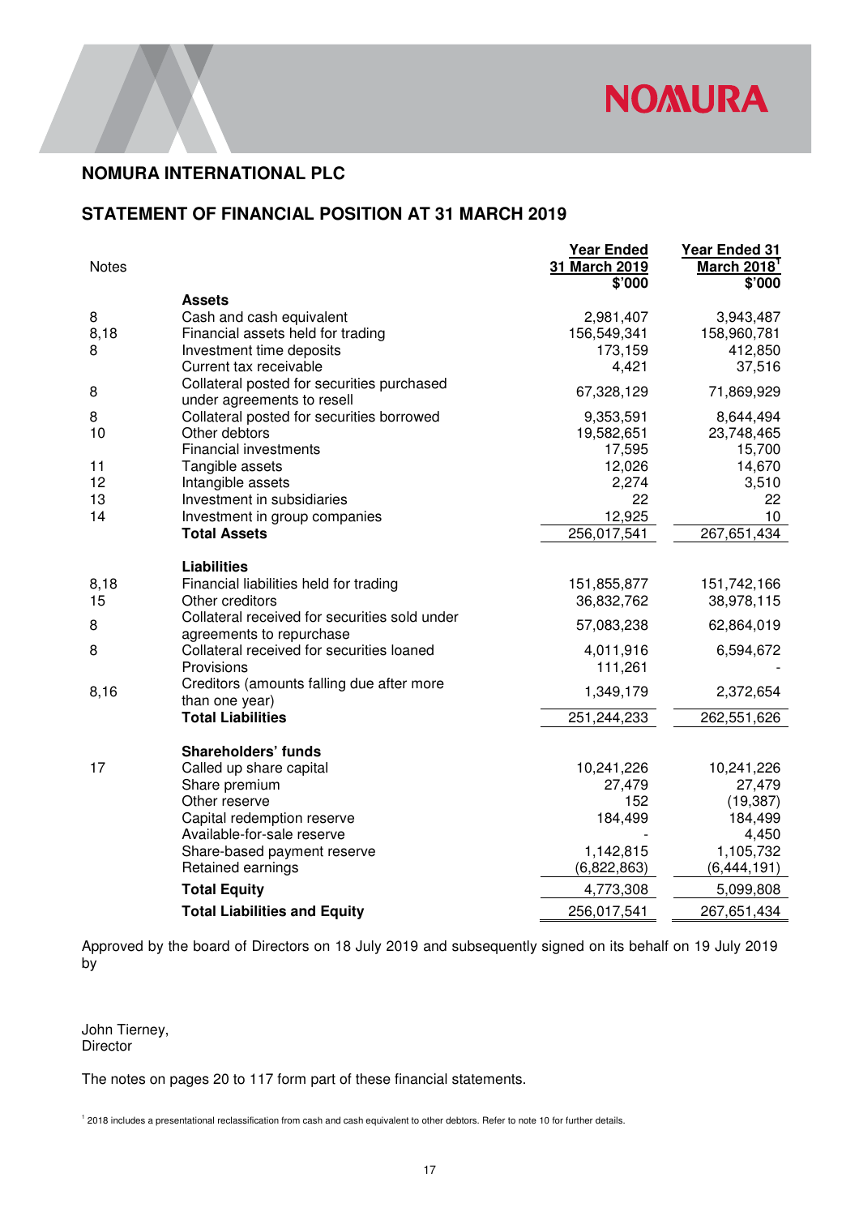## NOMURA INTERNATIONAL PLC

## STATEMENT OF FINANCIAL POSITION AT 31 MARCH 2019

| Notes | | Year Ended 31 March 2019 $'000 | Year Ended 31 March 2018[1] $'000 |
|---|---|---|---|
| | **Assets** | | |
| 8 | Cash and cash equivalent | 2,981,407 | 3,943,487 |
| 8,18 | Financial assets held for trading | 156,549,341 | 158,960,781 |
| 8 | Investment time deposits | 173,159 | 412,850 |
| | Current tax receivable | 4,421 | 37,516 |
| 8 | Collateral posted for securities purchased under agreements to resell | 67,328,129 | 71,869,929 |
| 8 | Collateral posted for securities borrowed | 9,353,591 | 8,644,494 |
| 10 | Other debtors | 19,582,651 | 23,748,465 |
| | Financial investments | 17,595 | 15,700 |
| 11 | Tangible assets | 12,026 | 14,670 |
| 12 | Intangible assets | 2,274 | 3,510 |
| 13 | Investment in subsidiaries | 22 | 22 |
| 14 | Investment in group companies | 12,925 | 10 |
| | **Total Assets** | 256,017,541 | 267,651,434 |
| | **Liabilities** | | |
| 8,18 | Financial liabilities held for trading | 151,855,877 | 151,742,166 |
| 15 | Other creditors | 36,832,762 | 38,978,115 |
| 8 | Collateral received for securities sold under agreements to repurchase | 57,083,238 | 62,864,019 |
| 8 | Collateral received for securities loaned | 4,011,916 | 6,594,672 |
| | Provisions | 111,261 | - |
| 8,16 | Creditors (amounts falling due after more than one year) | 1,349,179 | 2,372,654 |
| | **Total Liabilities** | 251,244,233 | 262,551,626 |
| | **Shareholders' funds** | | |
| 17 | Called up share capital | 10,241,226 | 10,241,226 |
| | Share premium | 27,479 | 27,479 |
| | Other reserve | 152 | (19,387) |
| | Capital redemption reserve | 184,499 | 184,499 |
| | Available-for-sale reserve | - | 4,450 |
| | Share-based payment reserve | 1,142,815 | 1,105,732 |
| | Retained earnings | (6,822,863) | (6,444,191) |
| | **Total Equity** | 4,773,308 | 5,099,808 |
| | **Total Liabilities and Equity** | 256,017,541 | 267,651,434 |

Approved by the board of Directors on 18 July 2019 and subsequently signed on its behalf on 19 July 2019 by

John Tierney,
Director

The notes on pages 20 to 117 form part of these financial statements.

[1] 2018 includes a presentational reclassification from cash and cash equivalent to other debtors. Refer to note 10 for further details.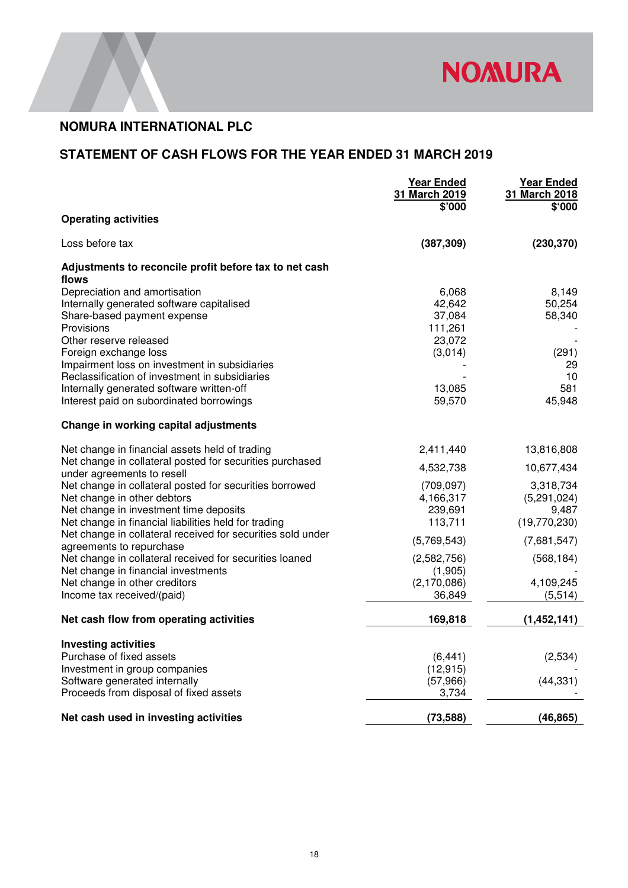## NOMURA INTERNATIONAL PLC

## STATEMENT OF CASH FLOWS FOR THE YEAR ENDED 31 MARCH 2019

| | Year Ended 31 March 2019 $'000 | Year Ended 31 March 2018 $'000 |
|---|---|---|
| **Operating activities** | | |
| Loss before tax | **(387,309)** | **(230,370)** |
| **Adjustments to reconcile profit before tax to net cash flows** | | |
| Depreciation and amortisation | 6,068 | 8,149 |
| Internally generated software capitalised | 42,642 | 50,254 |
| Share-based payment expense | 37,084 | 58,340 |
| Provisions | 111,261 | - |
| Other reserve released | 23,072 | - |
| Foreign exchange loss | (3,014) | (291) |
| Impairment loss on investment in subsidiaries | - | 29 |
| Reclassification of investment in subsidiaries | - | 10 |
| Internally generated software written-off | 13,085 | 581 |
| Interest paid on subordinated borrowings | 59,570 | 45,948 |
| **Change in working capital adjustments** | | |
| Net change in financial assets held of trading | 2,411,440 | 13,816,808 |
| Net change in collateral posted for securities purchased under agreements to resell | 4,532,738 | 10,677,434 |
| Net change in collateral posted for securities borrowed | (709,097) | 3,318,734 |
| Net change in other debtors | 4,166,317 | (5,291,024) |
| Net change in investment time deposits | 239,691 | 9,487 |
| Net change in financial liabilities held for trading | 113,711 | (19,770,230) |
| Net change in collateral received for securities sold under agreements to repurchase | (5,769,543) | (7,681,547) |
| Net change in collateral received for securities loaned | (2,582,756) | (568,184) |
| Net change in financial investments | (1,905) | - |
| Net change in other creditors | (2,170,086) | 4,109,245 |
| Income tax received/(paid) | 36,849 | (5,514) |
| **Net cash flow from operating activities** | **169,818** | **(1,452,141)** |
| **Investing activities** | | |
| Purchase of fixed assets | (6,441) | (2,534) |
| Investment in group companies | (12,915) | - |
| Software generated internally | (57,966) | (44,331) |
| Proceeds from disposal of fixed assets | 3,734 | - |
| **Net cash used in investing activities** | **(73,588)** | **(46,865)** |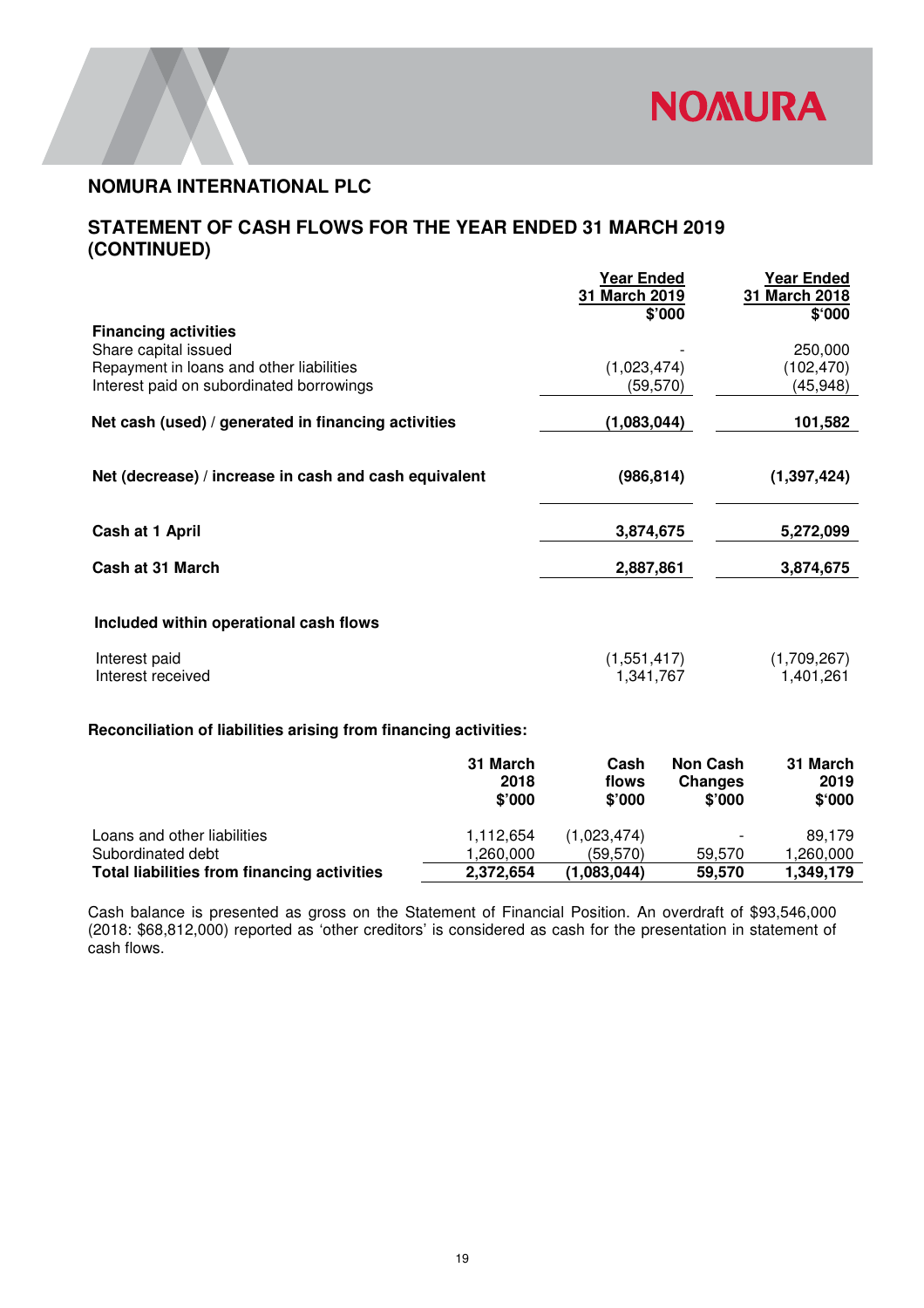## NOMURA INTERNATIONAL PLC

## STATEMENT OF CASH FLOWS FOR THE YEAR ENDED 31 MARCH 2019 (CONTINUED)

| | Year Ended 31 March 2019 $'000 | Year Ended 31 March 2018 $'000 |
|---|---|---|
| **Financing activities** | | |
| Share capital issued | - | 250,000 |
| Repayment in loans and other liabilities | (1,023,474) | (102,470) |
| Interest paid on subordinated borrowings | (59,570) | (45,948) |
| **Net cash (used) / generated in financing activities** | **(1,083,044)** | **101,582** |
| **Net (decrease) / increase in cash and cash equivalent** | **(986,814)** | **(1,397,424)** |
| **Cash at 1 April** | **3,874,675** | **5,272,099** |
| **Cash at 31 March** | **2,887,861** | **3,874,675** |
| **Included within operational cash flows** | | |
| Interest paid | (1,551,417) | (1,709,267) |
| Interest received | 1,341,767 | 1,401,261 |

**Reconciliation of liabilities arising from financing activities:**

| | 31 March 2018 $'000 | Cash flows $'000 | Non Cash Changes $'000 | 31 March 2019 $'000 |
|---|---|---|---|---|
| Loans and other liabilities | 1,112,654 | (1,023,474) | - | 89,179 |
| Subordinated debt | 1,260,000 | (59,570) | 59,570 | 1,260,000 |
| **Total liabilities from financing activities** | **2,372,654** | **(1,083,044)** | **59,570** | **1,349,179** |

Cash balance is presented as gross on the Statement of Financial Position. An overdraft of $93,546,000 (2018: $68,812,000) reported as 'other creditors' is considered as cash for the presentation in statement of cash flows.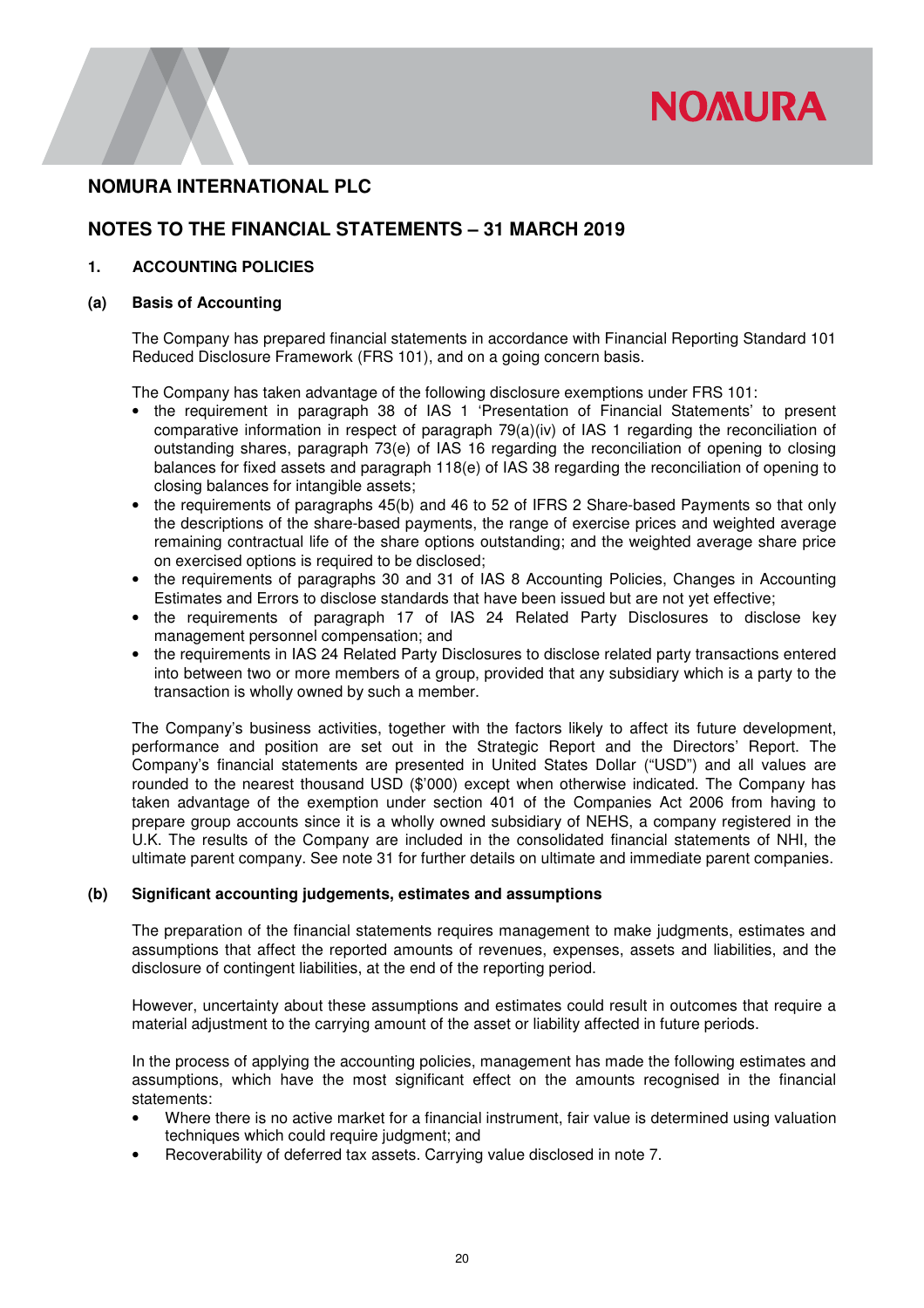# NOMURA INTERNATIONAL PLC

## NOTES TO THE FINANCIAL STATEMENTS – 31 MARCH 2019

### 1. ACCOUNTING POLICIES

#### (a) Basis of Accounting

The Company has prepared financial statements in accordance with Financial Reporting Standard 101 Reduced Disclosure Framework (FRS 101), and on a going concern basis.

The Company has taken advantage of the following disclosure exemptions under FRS 101:

- the requirement in paragraph 38 of IAS 1 'Presentation of Financial Statements' to present comparative information in respect of paragraph 79(a)(iv) of IAS 1 regarding the reconciliation of outstanding shares, paragraph 73(e) of IAS 16 regarding the reconciliation of opening to closing balances for fixed assets and paragraph 118(e) of IAS 38 regarding the reconciliation of opening to closing balances for intangible assets;
- the requirements of paragraphs 45(b) and 46 to 52 of IFRS 2 Share-based Payments so that only the descriptions of the share-based payments, the range of exercise prices and weighted average remaining contractual life of the share options outstanding; and the weighted average share price on exercised options is required to be disclosed;
- the requirements of paragraphs 30 and 31 of IAS 8 Accounting Policies, Changes in Accounting Estimates and Errors to disclose standards that have been issued but are not yet effective;
- the requirements of paragraph 17 of IAS 24 Related Party Disclosures to disclose key management personnel compensation; and
- the requirements in IAS 24 Related Party Disclosures to disclose related party transactions entered into between two or more members of a group, provided that any subsidiary which is a party to the transaction is wholly owned by such a member.

The Company's business activities, together with the factors likely to affect its future development, performance and position are set out in the Strategic Report and the Directors' Report. The Company's financial statements are presented in United States Dollar ("USD") and all values are rounded to the nearest thousand USD ($'000) except when otherwise indicated. The Company has taken advantage of the exemption under section 401 of the Companies Act 2006 from having to prepare group accounts since it is a wholly owned subsidiary of NEHS, a company registered in the U.K. The results of the Company are included in the consolidated financial statements of NHI, the ultimate parent company. See note 31 for further details on ultimate and immediate parent companies.

#### (b) Significant accounting judgements, estimates and assumptions

The preparation of the financial statements requires management to make judgments, estimates and assumptions that affect the reported amounts of revenues, expenses, assets and liabilities, and the disclosure of contingent liabilities, at the end of the reporting period.

However, uncertainty about these assumptions and estimates could result in outcomes that require a material adjustment to the carrying amount of the asset or liability affected in future periods.

In the process of applying the accounting policies, management has made the following estimates and assumptions, which have the most significant effect on the amounts recognised in the financial statements:

- Where there is no active market for a financial instrument, fair value is determined using valuation techniques which could require judgment; and
- Recoverability of deferred tax assets. Carrying value disclosed in note 7.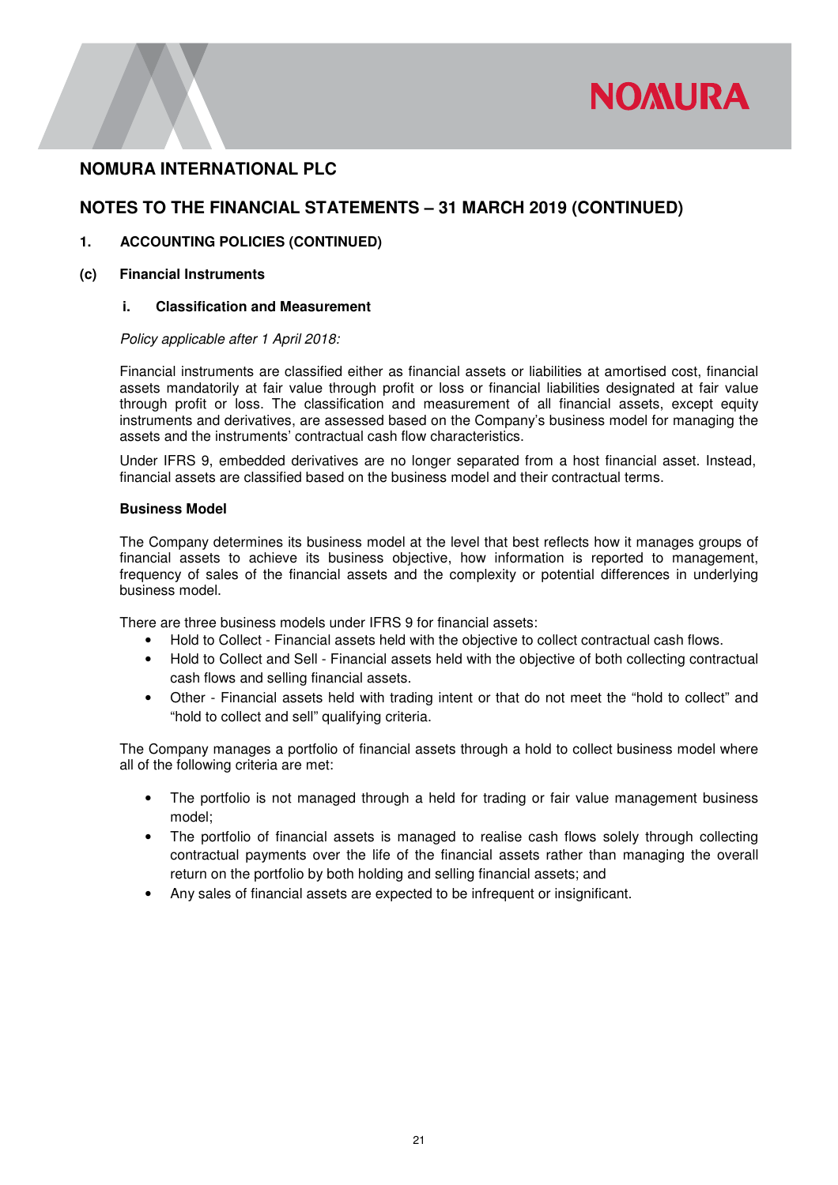# NOMURA INTERNATIONAL PLC

## NOTES TO THE FINANCIAL STATEMENTS – 31 MARCH 2019 (CONTINUED)

### 1. ACCOUNTING POLICIES (CONTINUED)

### (c) Financial Instruments

#### i. Classification and Measurement

*Policy applicable after 1 April 2018:*

Financial instruments are classified either as financial assets or liabilities at amortised cost, financial assets mandatorily at fair value through profit or loss or financial liabilities designated at fair value through profit or loss. The classification and measurement of all financial assets, except equity instruments and derivatives, are assessed based on the Company's business model for managing the assets and the instruments' contractual cash flow characteristics.

Under IFRS 9, embedded derivatives are no longer separated from a host financial asset. Instead, financial assets are classified based on the business model and their contractual terms.

**Business Model**

The Company determines its business model at the level that best reflects how it manages groups of financial assets to achieve its business objective, how information is reported to management, frequency of sales of the financial assets and the complexity or potential differences in underlying business model.

There are three business models under IFRS 9 for financial assets:

- Hold to Collect - Financial assets held with the objective to collect contractual cash flows.
- Hold to Collect and Sell - Financial assets held with the objective of both collecting contractual cash flows and selling financial assets.
- Other - Financial assets held with trading intent or that do not meet the "hold to collect" and "hold to collect and sell" qualifying criteria.

The Company manages a portfolio of financial assets through a hold to collect business model where all of the following criteria are met:

- The portfolio is not managed through a held for trading or fair value management business model;
- The portfolio of financial assets is managed to realise cash flows solely through collecting contractual payments over the life of the financial assets rather than managing the overall return on the portfolio by both holding and selling financial assets; and
- Any sales of financial assets are expected to be infrequent or insignificant.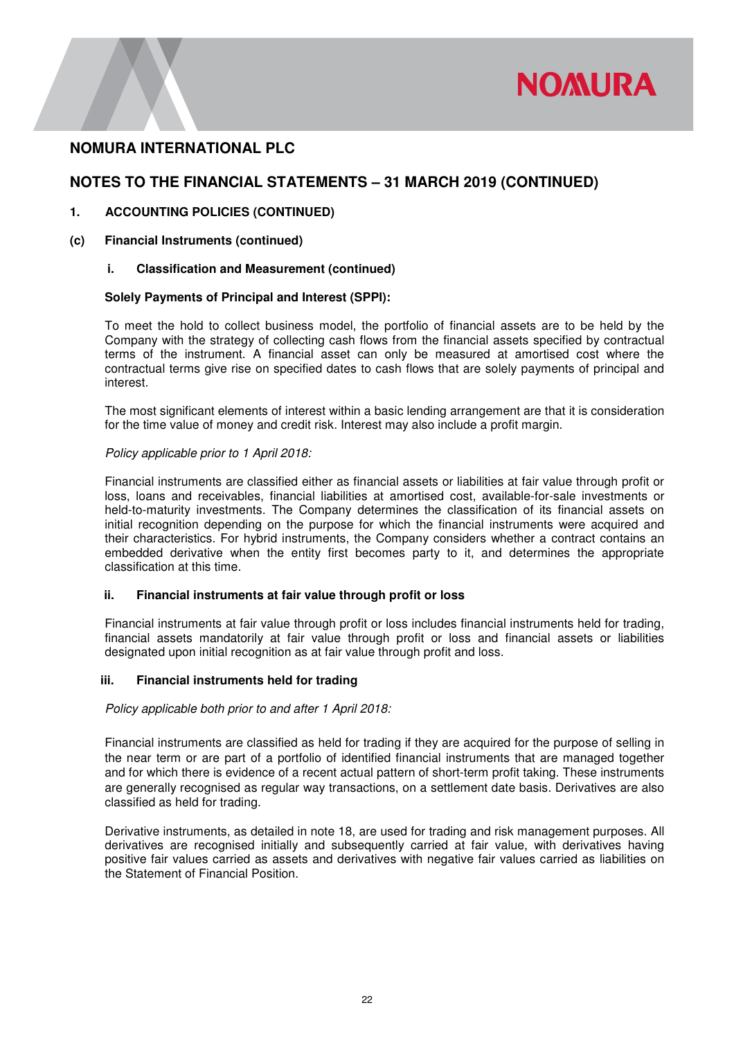# NOMURA INTERNATIONAL PLC

## NOTES TO THE FINANCIAL STATEMENTS – 31 MARCH 2019 (CONTINUED)

### 1. ACCOUNTING POLICIES (CONTINUED)

### (c) Financial Instruments (continued)

#### i. Classification and Measurement (continued)

**Solely Payments of Principal and Interest (SPPI):**

To meet the hold to collect business model, the portfolio of financial assets are to be held by the Company with the strategy of collecting cash flows from the financial assets specified by contractual terms of the instrument. A financial asset can only be measured at amortised cost where the contractual terms give rise on specified dates to cash flows that are solely payments of principal and interest.

The most significant elements of interest within a basic lending arrangement are that it is consideration for the time value of money and credit risk. Interest may also include a profit margin.

*Policy applicable prior to 1 April 2018:*

Financial instruments are classified either as financial assets or liabilities at fair value through profit or loss, loans and receivables, financial liabilities at amortised cost, available-for-sale investments or held-to-maturity investments. The Company determines the classification of its financial assets on initial recognition depending on the purpose for which the financial instruments were acquired and their characteristics. For hybrid instruments, the Company considers whether a contract contains an embedded derivative when the entity first becomes party to it, and determines the appropriate classification at this time.

#### ii. Financial instruments at fair value through profit or loss

Financial instruments at fair value through profit or loss includes financial instruments held for trading, financial assets mandatorily at fair value through profit or loss and financial assets or liabilities designated upon initial recognition as at fair value through profit and loss.

#### iii. Financial instruments held for trading

*Policy applicable both prior to and after 1 April 2018:*

Financial instruments are classified as held for trading if they are acquired for the purpose of selling in the near term or are part of a portfolio of identified financial instruments that are managed together and for which there is evidence of a recent actual pattern of short-term profit taking. These instruments are generally recognised as regular way transactions, on a settlement date basis. Derivatives are also classified as held for trading.

Derivative instruments, as detailed in note 18, are used for trading and risk management purposes. All derivatives are recognised initially and subsequently carried at fair value, with derivatives having positive fair values carried as assets and derivatives with negative fair values carried as liabilities on the Statement of Financial Position.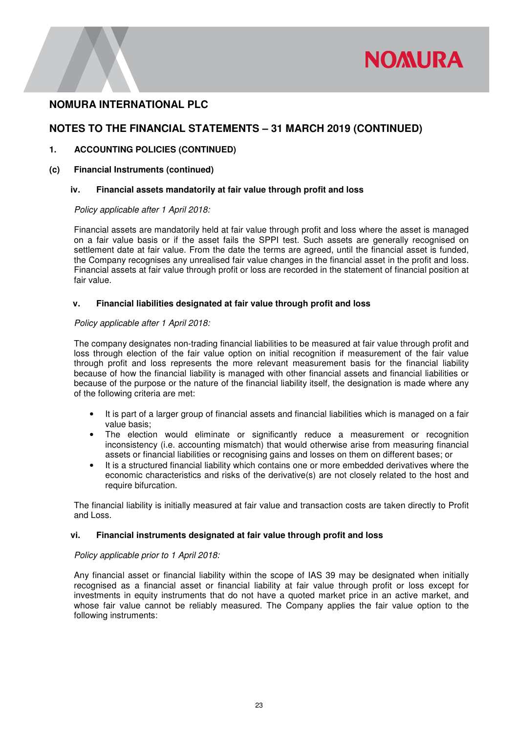# NOMURA INTERNATIONAL PLC

## NOTES TO THE FINANCIAL STATEMENTS – 31 MARCH 2019 (CONTINUED)

### 1. ACCOUNTING POLICIES (CONTINUED)

### (c) Financial Instruments (continued)

#### iv. Financial assets mandatorily at fair value through profit and loss

*Policy applicable after 1 April 2018:*

Financial assets are mandatorily held at fair value through profit and loss where the asset is managed on a fair value basis or if the asset fails the SPPI test. Such assets are generally recognised on settlement date at fair value. From the date the terms are agreed, until the financial asset is funded, the Company recognises any unrealised fair value changes in the financial asset in the profit and loss. Financial assets at fair value through profit or loss are recorded in the statement of financial position at fair value.

#### v. Financial liabilities designated at fair value through profit and loss

*Policy applicable after 1 April 2018:*

The company designates non-trading financial liabilities to be measured at fair value through profit and loss through election of the fair value option on initial recognition if measurement of the fair value through profit and loss represents the more relevant measurement basis for the financial liability because of how the financial liability is managed with other financial assets and financial liabilities or because of the purpose or the nature of the financial liability itself, the designation is made where any of the following criteria are met:

- It is part of a larger group of financial assets and financial liabilities which is managed on a fair value basis;
- The election would eliminate or significantly reduce a measurement or recognition inconsistency (i.e. accounting mismatch) that would otherwise arise from measuring financial assets or financial liabilities or recognising gains and losses on them on different bases; or
- It is a structured financial liability which contains one or more embedded derivatives where the economic characteristics and risks of the derivative(s) are not closely related to the host and require bifurcation.

The financial liability is initially measured at fair value and transaction costs are taken directly to Profit and Loss.

#### vi. Financial instruments designated at fair value through profit and loss

*Policy applicable prior to 1 April 2018:*

Any financial asset or financial liability within the scope of IAS 39 may be designated when initially recognised as a financial asset or financial liability at fair value through profit or loss except for investments in equity instruments that do not have a quoted market price in an active market, and whose fair value cannot be reliably measured. The Company applies the fair value option to the following instruments: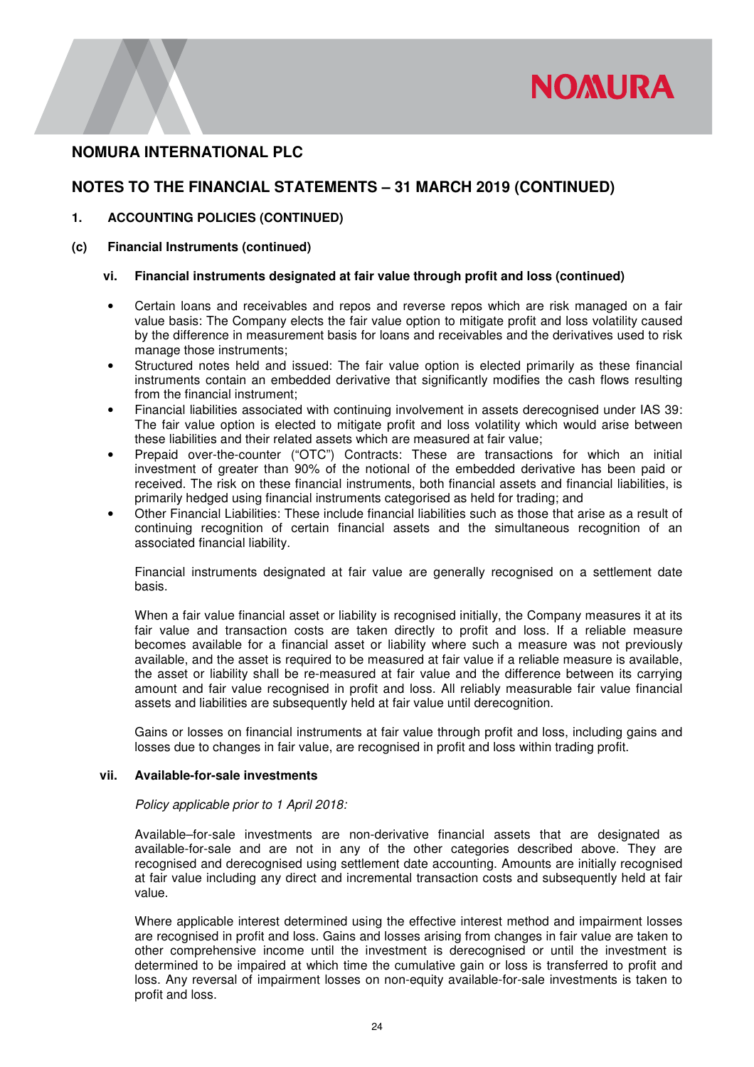## NOMURA INTERNATIONAL PLC

## NOTES TO THE FINANCIAL STATEMENTS – 31 MARCH 2019 (CONTINUED)

### 1. ACCOUNTING POLICIES (CONTINUED)

### (c) Financial Instruments (continued)

#### vi. Financial instruments designated at fair value through profit and loss (continued)

- Certain loans and receivables and repos and reverse repos which are risk managed on a fair value basis: The Company elects the fair value option to mitigate profit and loss volatility caused by the difference in measurement basis for loans and receivables and the derivatives used to risk manage those instruments;
- Structured notes held and issued: The fair value option is elected primarily as these financial instruments contain an embedded derivative that significantly modifies the cash flows resulting from the financial instrument;
- Financial liabilities associated with continuing involvement in assets derecognised under IAS 39: The fair value option is elected to mitigate profit and loss volatility which would arise between these liabilities and their related assets which are measured at fair value;
- Prepaid over-the-counter ("OTC") Contracts: These are transactions for which an initial investment of greater than 90% of the notional of the embedded derivative has been paid or received. The risk on these financial instruments, both financial assets and financial liabilities, is primarily hedged using financial instruments categorised as held for trading; and
- Other Financial Liabilities: These include financial liabilities such as those that arise as a result of continuing recognition of certain financial assets and the simultaneous recognition of an associated financial liability.

Financial instruments designated at fair value are generally recognised on a settlement date basis.

When a fair value financial asset or liability is recognised initially, the Company measures it at its fair value and transaction costs are taken directly to profit and loss. If a reliable measure becomes available for a financial asset or liability where such a measure was not previously available, and the asset is required to be measured at fair value if a reliable measure is available, the asset or liability shall be re-measured at fair value and the difference between its carrying amount and fair value recognised in profit and loss. All reliably measurable fair value financial assets and liabilities are subsequently held at fair value until derecognition.

Gains or losses on financial instruments at fair value through profit and loss, including gains and losses due to changes in fair value, are recognised in profit and loss within trading profit.

#### vii. Available-for-sale investments

*Policy applicable prior to 1 April 2018:*

Available–for-sale investments are non-derivative financial assets that are designated as available-for-sale and are not in any of the other categories described above. They are recognised and derecognised using settlement date accounting. Amounts are initially recognised at fair value including any direct and incremental transaction costs and subsequently held at fair value.

Where applicable interest determined using the effective interest method and impairment losses are recognised in profit and loss. Gains and losses arising from changes in fair value are taken to other comprehensive income until the investment is derecognised or until the investment is determined to be impaired at which time the cumulative gain or loss is transferred to profit and loss. Any reversal of impairment losses on non-equity available-for-sale investments is taken to profit and loss.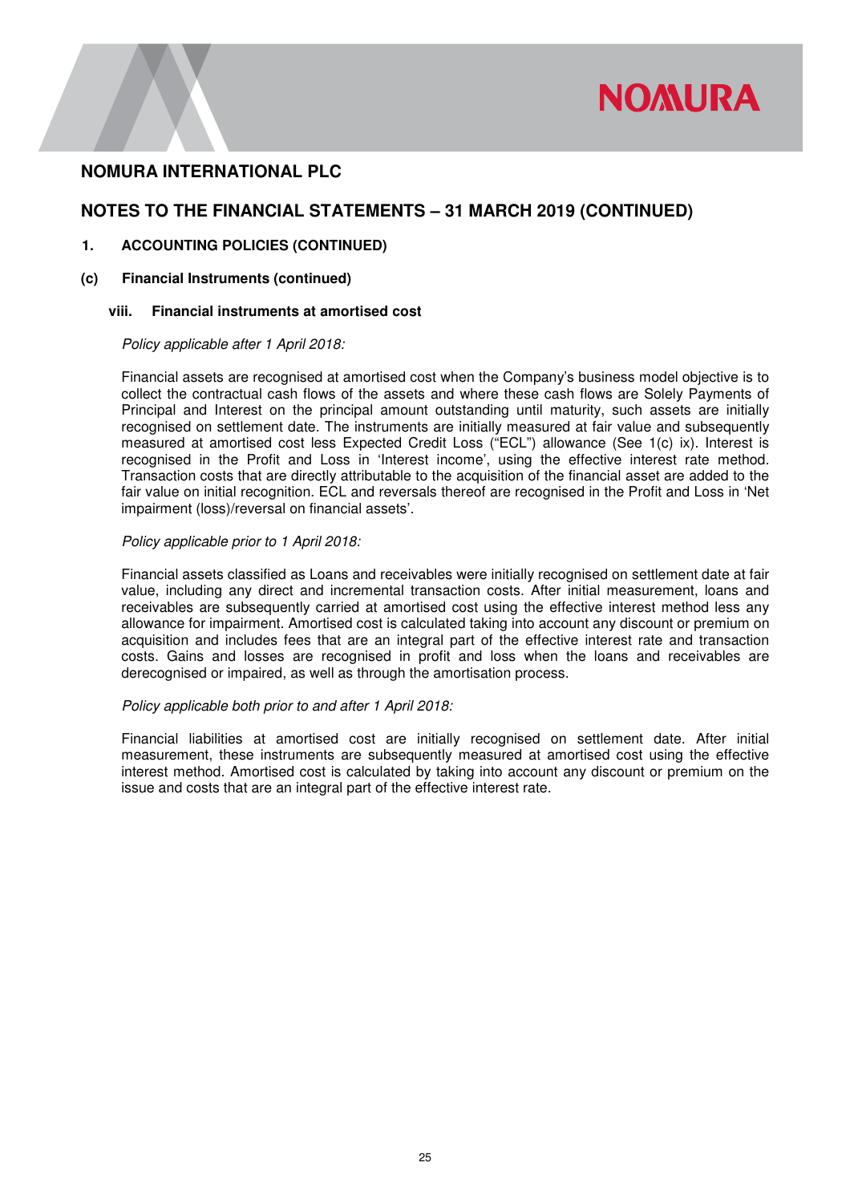# NOMURA INTERNATIONAL PLC

## NOTES TO THE FINANCIAL STATEMENTS – 31 MARCH 2019 (CONTINUED)

### 1. ACCOUNTING POLICIES (CONTINUED)

### (c) Financial Instruments (continued)

#### viii. Financial instruments at amortised cost

*Policy applicable after 1 April 2018:*

Financial assets are recognised at amortised cost when the Company's business model objective is to collect the contractual cash flows of the assets and where these cash flows are Solely Payments of Principal and Interest on the principal amount outstanding until maturity, such assets are initially recognised on settlement date. The instruments are initially measured at fair value and subsequently measured at amortised cost less Expected Credit Loss ("ECL") allowance (See 1(c) ix). Interest is recognised in the Profit and Loss in 'Interest income', using the effective interest rate method. Transaction costs that are directly attributable to the acquisition of the financial asset are added to the fair value on initial recognition. ECL and reversals thereof are recognised in the Profit and Loss in 'Net impairment (loss)/reversal on financial assets'.

*Policy applicable prior to 1 April 2018:*

Financial assets classified as Loans and receivables were initially recognised on settlement date at fair value, including any direct and incremental transaction costs. After initial measurement, loans and receivables are subsequently carried at amortised cost using the effective interest method less any allowance for impairment. Amortised cost is calculated taking into account any discount or premium on acquisition and includes fees that are an integral part of the effective interest rate and transaction costs. Gains and losses are recognised in profit and loss when the loans and receivables are derecognised or impaired, as well as through the amortisation process.

*Policy applicable both prior to and after 1 April 2018:*

Financial liabilities at amortised cost are initially recognised on settlement date. After initial measurement, these instruments are subsequently measured at amortised cost using the effective interest method. Amortised cost is calculated by taking into account any discount or premium on the issue and costs that are an integral part of the effective interest rate.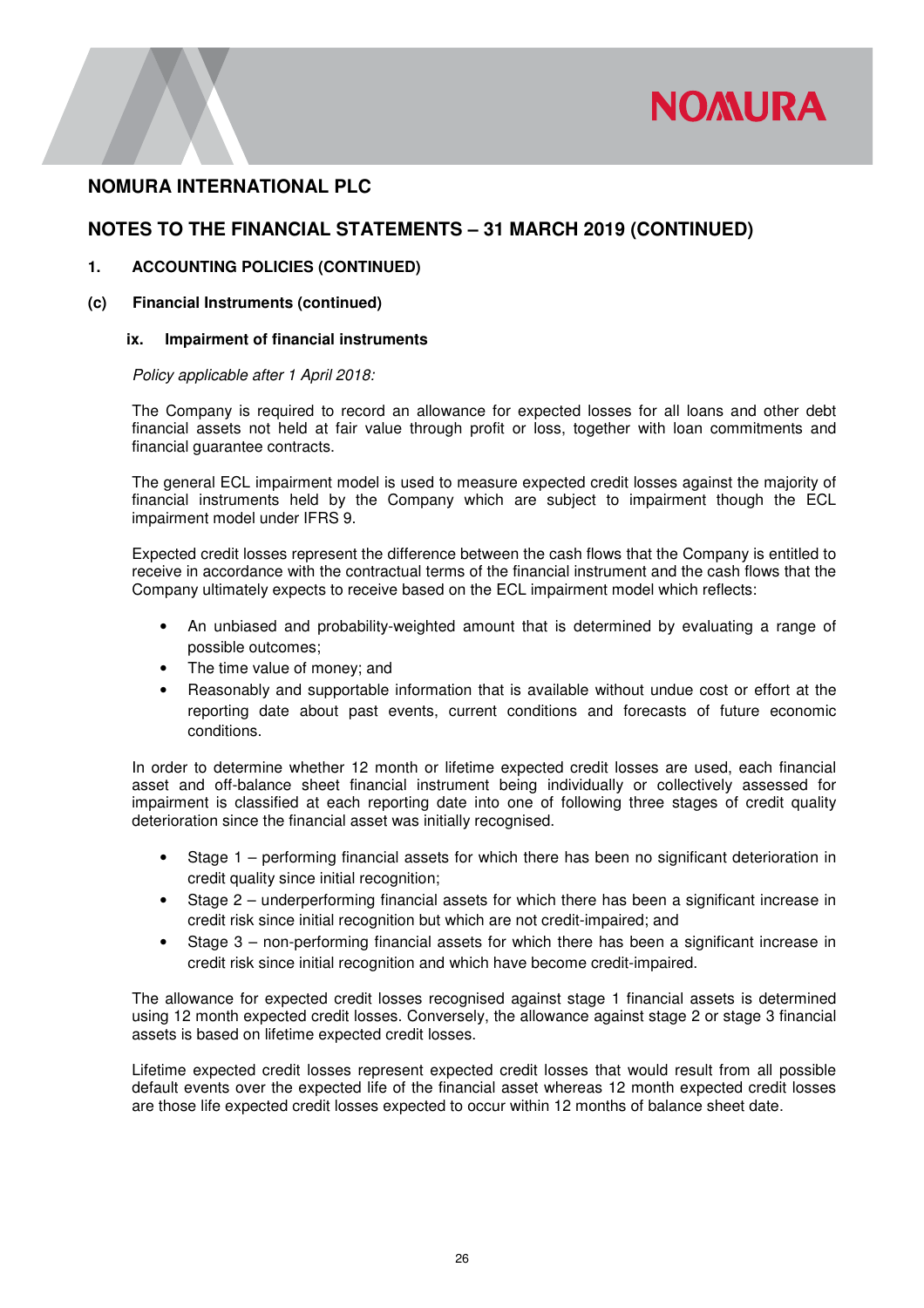# NOMURA INTERNATIONAL PLC

## NOTES TO THE FINANCIAL STATEMENTS – 31 MARCH 2019 (CONTINUED)

### 1. ACCOUNTING POLICIES (CONTINUED)

### (c) Financial Instruments (continued)

#### ix. Impairment of financial instruments

*Policy applicable after 1 April 2018:*

The Company is required to record an allowance for expected losses for all loans and other debt financial assets not held at fair value through profit or loss, together with loan commitments and financial guarantee contracts.

The general ECL impairment model is used to measure expected credit losses against the majority of financial instruments held by the Company which are subject to impairment though the ECL impairment model under IFRS 9.

Expected credit losses represent the difference between the cash flows that the Company is entitled to receive in accordance with the contractual terms of the financial instrument and the cash flows that the Company ultimately expects to receive based on the ECL impairment model which reflects:

- An unbiased and probability-weighted amount that is determined by evaluating a range of possible outcomes;
- The time value of money; and
- Reasonably and supportable information that is available without undue cost or effort at the reporting date about past events, current conditions and forecasts of future economic conditions.

In order to determine whether 12 month or lifetime expected credit losses are used, each financial asset and off-balance sheet financial instrument being individually or collectively assessed for impairment is classified at each reporting date into one of following three stages of credit quality deterioration since the financial asset was initially recognised.

- Stage 1 – performing financial assets for which there has been no significant deterioration in credit quality since initial recognition;
- Stage 2 – underperforming financial assets for which there has been a significant increase in credit risk since initial recognition but which are not credit-impaired; and
- Stage 3 – non-performing financial assets for which there has been a significant increase in credit risk since initial recognition and which have become credit-impaired.

The allowance for expected credit losses recognised against stage 1 financial assets is determined using 12 month expected credit losses. Conversely, the allowance against stage 2 or stage 3 financial assets is based on lifetime expected credit losses.

Lifetime expected credit losses represent expected credit losses that would result from all possible default events over the expected life of the financial asset whereas 12 month expected credit losses are those life expected credit losses expected to occur within 12 months of balance sheet date.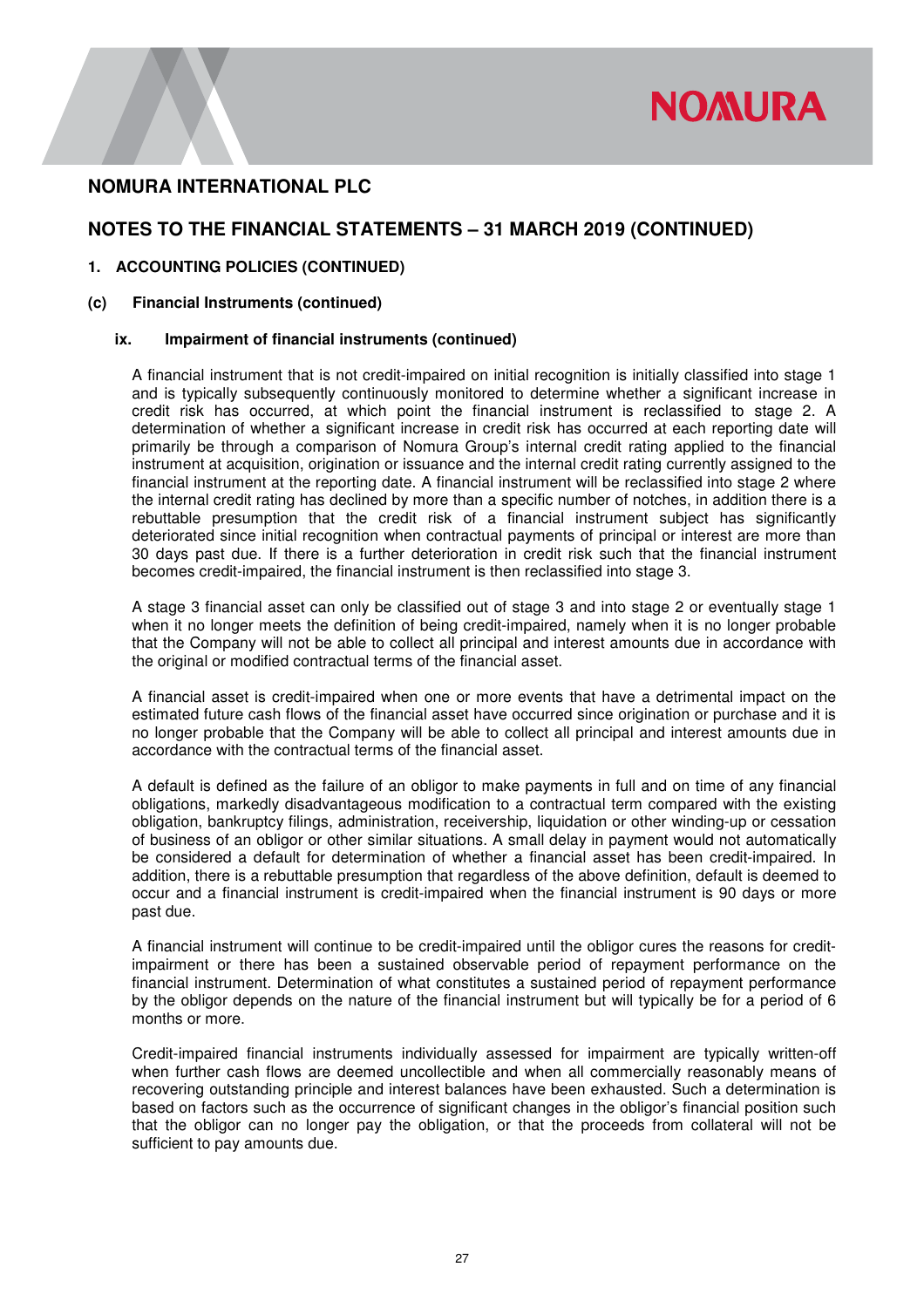# NOMURA INTERNATIONAL PLC

## NOTES TO THE FINANCIAL STATEMENTS – 31 MARCH 2019 (CONTINUED)

### 1. ACCOUNTING POLICIES (CONTINUED)

#### (c) Financial Instruments (continued)

##### ix. Impairment of financial instruments (continued)

A financial instrument that is not credit-impaired on initial recognition is initially classified into stage 1 and is typically subsequently continuously monitored to determine whether a significant increase in credit risk has occurred, at which point the financial instrument is reclassified to stage 2. A determination of whether a significant increase in credit risk has occurred at each reporting date will primarily be through a comparison of Nomura Group's internal credit rating applied to the financial instrument at acquisition, origination or issuance and the internal credit rating currently assigned to the financial instrument at the reporting date. A financial instrument will be reclassified into stage 2 where the internal credit rating has declined by more than a specific number of notches, in addition there is a rebuttable presumption that the credit risk of a financial instrument subject has significantly deteriorated since initial recognition when contractual payments of principal or interest are more than 30 days past due. If there is a further deterioration in credit risk such that the financial instrument becomes credit-impaired, the financial instrument is then reclassified into stage 3.

A stage 3 financial asset can only be classified out of stage 3 and into stage 2 or eventually stage 1 when it no longer meets the definition of being credit-impaired, namely when it is no longer probable that the Company will not be able to collect all principal and interest amounts due in accordance with the original or modified contractual terms of the financial asset.

A financial asset is credit-impaired when one or more events that have a detrimental impact on the estimated future cash flows of the financial asset have occurred since origination or purchase and it is no longer probable that the Company will be able to collect all principal and interest amounts due in accordance with the contractual terms of the financial asset.

A default is defined as the failure of an obligor to make payments in full and on time of any financial obligations, markedly disadvantageous modification to a contractual term compared with the existing obligation, bankruptcy filings, administration, receivership, liquidation or other winding-up or cessation of business of an obligor or other similar situations. A small delay in payment would not automatically be considered a default for determination of whether a financial asset has been credit-impaired. In addition, there is a rebuttable presumption that regardless of the above definition, default is deemed to occur and a financial instrument is credit-impaired when the financial instrument is 90 days or more past due.

A financial instrument will continue to be credit-impaired until the obligor cures the reasons for credit-impairment or there has been a sustained observable period of repayment performance on the financial instrument. Determination of what constitutes a sustained period of repayment performance by the obligor depends on the nature of the financial instrument but will typically be for a period of 6 months or more.

Credit-impaired financial instruments individually assessed for impairment are typically written-off when further cash flows are deemed uncollectible and when all commercially reasonably means of recovering outstanding principle and interest balances have been exhausted. Such a determination is based on factors such as the occurrence of significant changes in the obligor's financial position such that the obligor can no longer pay the obligation, or that the proceeds from collateral will not be sufficient to pay amounts due.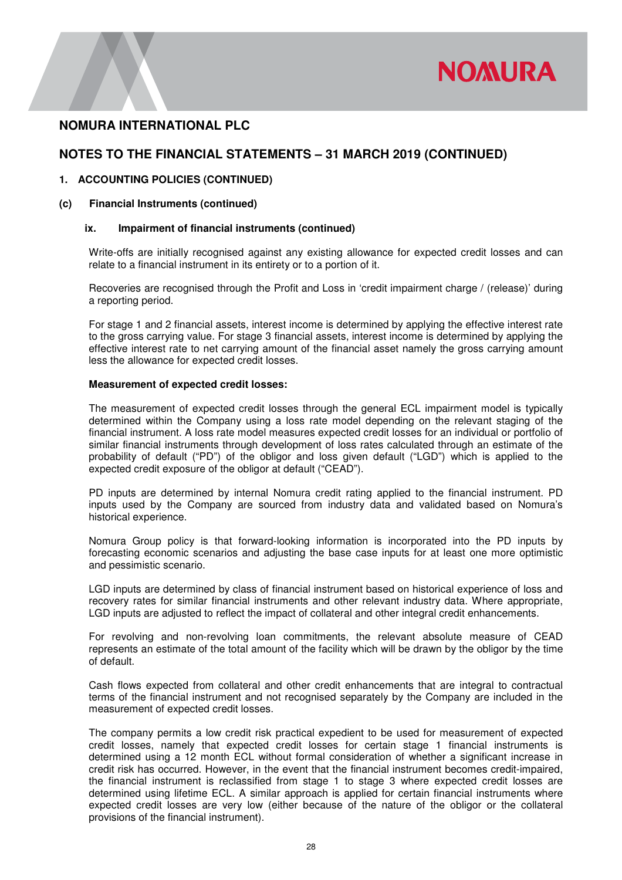# NOMURA INTERNATIONAL PLC

## NOTES TO THE FINANCIAL STATEMENTS – 31 MARCH 2019 (CONTINUED)

### 1. ACCOUNTING POLICIES (CONTINUED)

#### (c) Financial Instruments (continued)

##### ix. Impairment of financial instruments (continued)

Write-offs are initially recognised against any existing allowance for expected credit losses and can relate to a financial instrument in its entirety or to a portion of it.

Recoveries are recognised through the Profit and Loss in 'credit impairment charge / (release)' during a reporting period.

For stage 1 and 2 financial assets, interest income is determined by applying the effective interest rate to the gross carrying value. For stage 3 financial assets, interest income is determined by applying the effective interest rate to net carrying amount of the financial asset namely the gross carrying amount less the allowance for expected credit losses.

**Measurement of expected credit losses:**

The measurement of expected credit losses through the general ECL impairment model is typically determined within the Company using a loss rate model depending on the relevant staging of the financial instrument. A loss rate model measures expected credit losses for an individual or portfolio of similar financial instruments through development of loss rates calculated through an estimate of the probability of default ("PD") of the obligor and loss given default ("LGD") which is applied to the expected credit exposure of the obligor at default ("CEAD").

PD inputs are determined by internal Nomura credit rating applied to the financial instrument. PD inputs used by the Company are sourced from industry data and validated based on Nomura's historical experience.

Nomura Group policy is that forward-looking information is incorporated into the PD inputs by forecasting economic scenarios and adjusting the base case inputs for at least one more optimistic and pessimistic scenario.

LGD inputs are determined by class of financial instrument based on historical experience of loss and recovery rates for similar financial instruments and other relevant industry data. Where appropriate, LGD inputs are adjusted to reflect the impact of collateral and other integral credit enhancements.

For revolving and non-revolving loan commitments, the relevant absolute measure of CEAD represents an estimate of the total amount of the facility which will be drawn by the obligor by the time of default.

Cash flows expected from collateral and other credit enhancements that are integral to contractual terms of the financial instrument and not recognised separately by the Company are included in the measurement of expected credit losses.

The company permits a low credit risk practical expedient to be used for measurement of expected credit losses, namely that expected credit losses for certain stage 1 financial instruments is determined using a 12 month ECL without formal consideration of whether a significant increase in credit risk has occurred. However, in the event that the financial instrument becomes credit-impaired, the financial instrument is reclassified from stage 1 to stage 3 where expected credit losses are determined using lifetime ECL. A similar approach is applied for certain financial instruments where expected credit losses are very low (either because of the nature of the obligor or the collateral provisions of the financial instrument).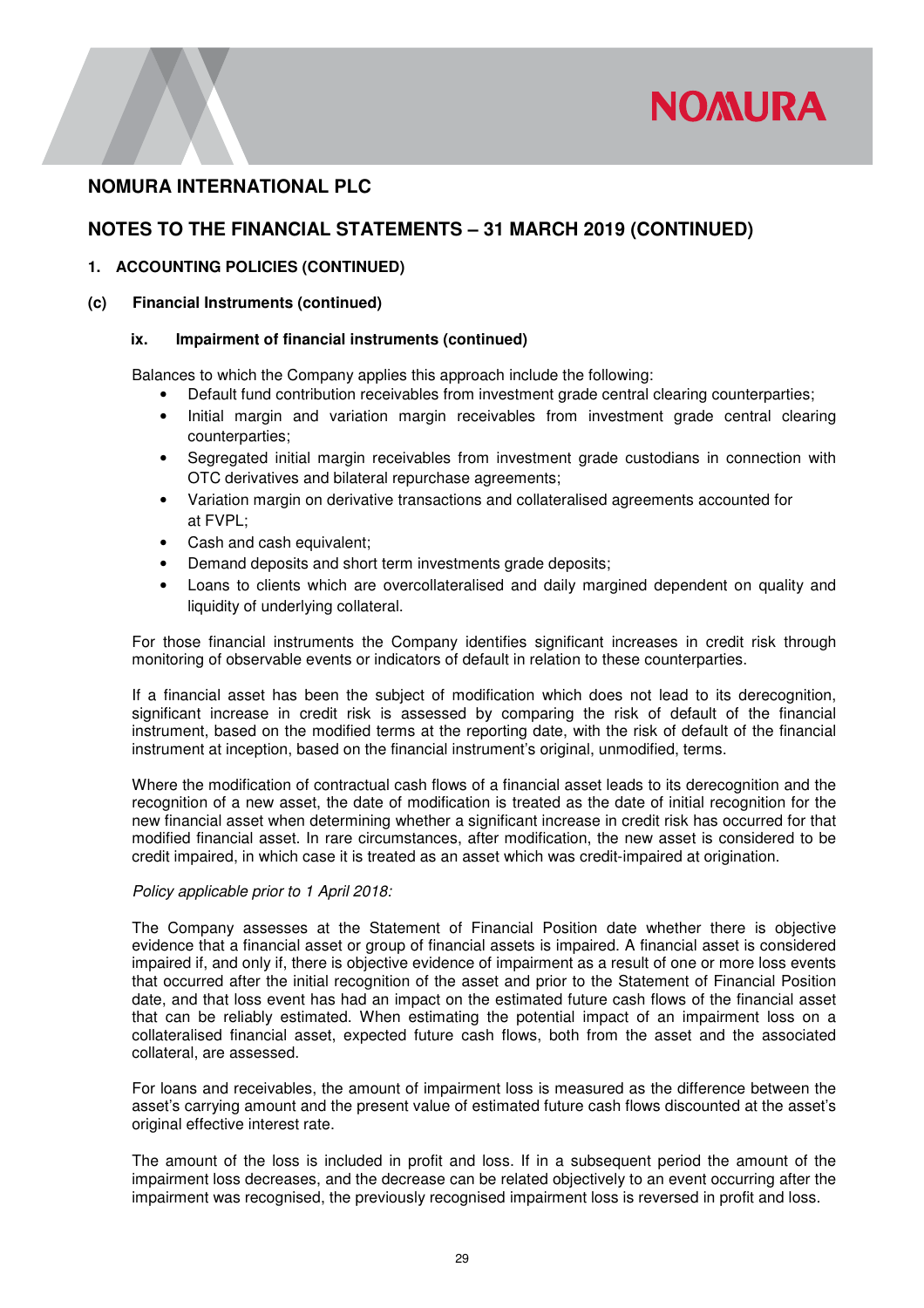## NOMURA INTERNATIONAL PLC

## NOTES TO THE FINANCIAL STATEMENTS – 31 MARCH 2019 (CONTINUED)

### 1. ACCOUNTING POLICIES (CONTINUED)

#### (c) Financial Instruments (continued)

##### ix. Impairment of financial instruments (continued)

Balances to which the Company applies this approach include the following:

- Default fund contribution receivables from investment grade central clearing counterparties;
- Initial margin and variation margin receivables from investment grade central clearing counterparties;
- Segregated initial margin receivables from investment grade custodians in connection with OTC derivatives and bilateral repurchase agreements;
- Variation margin on derivative transactions and collateralised agreements accounted for at FVPL;
- Cash and cash equivalent;
- Demand deposits and short term investments grade deposits;
- Loans to clients which are overcollateralised and daily margined dependent on quality and liquidity of underlying collateral.

For those financial instruments the Company identifies significant increases in credit risk through monitoring of observable events or indicators of default in relation to these counterparties.

If a financial asset has been the subject of modification which does not lead to its derecognition, significant increase in credit risk is assessed by comparing the risk of default of the financial instrument, based on the modified terms at the reporting date, with the risk of default of the financial instrument at inception, based on the financial instrument's original, unmodified, terms.

Where the modification of contractual cash flows of a financial asset leads to its derecognition and the recognition of a new asset, the date of modification is treated as the date of initial recognition for the new financial asset when determining whether a significant increase in credit risk has occurred for that modified financial asset. In rare circumstances, after modification, the new asset is considered to be credit impaired, in which case it is treated as an asset which was credit-impaired at origination.

*Policy applicable prior to 1 April 2018:*

The Company assesses at the Statement of Financial Position date whether there is objective evidence that a financial asset or group of financial assets is impaired. A financial asset is considered impaired if, and only if, there is objective evidence of impairment as a result of one or more loss events that occurred after the initial recognition of the asset and prior to the Statement of Financial Position date, and that loss event has had an impact on the estimated future cash flows of the financial asset that can be reliably estimated. When estimating the potential impact of an impairment loss on a collateralised financial asset, expected future cash flows, both from the asset and the associated collateral, are assessed.

For loans and receivables, the amount of impairment loss is measured as the difference between the asset's carrying amount and the present value of estimated future cash flows discounted at the asset's original effective interest rate.

The amount of the loss is included in profit and loss. If in a subsequent period the amount of the impairment loss decreases, and the decrease can be related objectively to an event occurring after the impairment was recognised, the previously recognised impairment loss is reversed in profit and loss.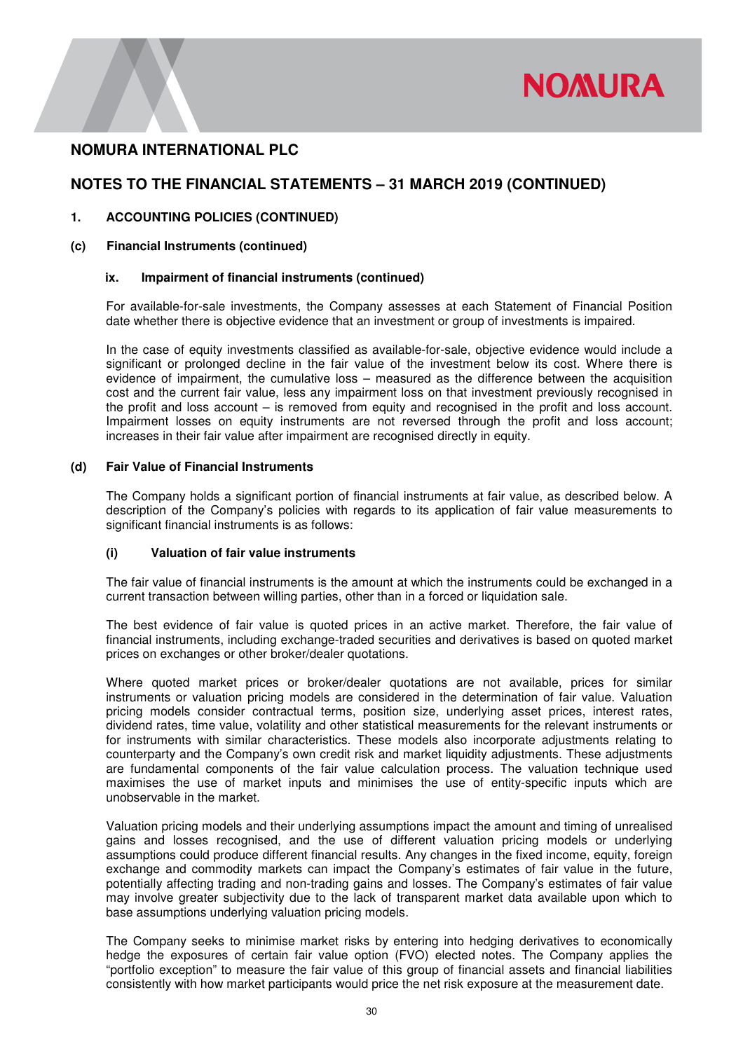# NOMURA INTERNATIONAL PLC

## NOTES TO THE FINANCIAL STATEMENTS – 31 MARCH 2019 (CONTINUED)

### 1. ACCOUNTING POLICIES (CONTINUED)

#### (c) Financial Instruments (continued)

##### ix. Impairment of financial instruments (continued)

For available-for-sale investments, the Company assesses at each Statement of Financial Position date whether there is objective evidence that an investment or group of investments is impaired.

In the case of equity investments classified as available-for-sale, objective evidence would include a significant or prolonged decline in the fair value of the investment below its cost. Where there is evidence of impairment, the cumulative loss – measured as the difference between the acquisition cost and the current fair value, less any impairment loss on that investment previously recognised in the profit and loss account – is removed from equity and recognised in the profit and loss account. Impairment losses on equity instruments are not reversed through the profit and loss account; increases in their fair value after impairment are recognised directly in equity.

#### (d) Fair Value of Financial Instruments

The Company holds a significant portion of financial instruments at fair value, as described below. A description of the Company's policies with regards to its application of fair value measurements to significant financial instruments is as follows:

##### (i) Valuation of fair value instruments

The fair value of financial instruments is the amount at which the instruments could be exchanged in a current transaction between willing parties, other than in a forced or liquidation sale.

The best evidence of fair value is quoted prices in an active market. Therefore, the fair value of financial instruments, including exchange-traded securities and derivatives is based on quoted market prices on exchanges or other broker/dealer quotations.

Where quoted market prices or broker/dealer quotations are not available, prices for similar instruments or valuation pricing models are considered in the determination of fair value. Valuation pricing models consider contractual terms, position size, underlying asset prices, interest rates, dividend rates, time value, volatility and other statistical measurements for the relevant instruments or for instruments with similar characteristics. These models also incorporate adjustments relating to counterparty and the Company's own credit risk and market liquidity adjustments. These adjustments are fundamental components of the fair value calculation process. The valuation technique used maximises the use of market inputs and minimises the use of entity-specific inputs which are unobservable in the market.

Valuation pricing models and their underlying assumptions impact the amount and timing of unrealised gains and losses recognised, and the use of different valuation pricing models or underlying assumptions could produce different financial results. Any changes in the fixed income, equity, foreign exchange and commodity markets can impact the Company's estimates of fair value in the future, potentially affecting trading and non-trading gains and losses. The Company's estimates of fair value may involve greater subjectivity due to the lack of transparent market data available upon which to base assumptions underlying valuation pricing models.

The Company seeks to minimise market risks by entering into hedging derivatives to economically hedge the exposures of certain fair value option (FVO) elected notes. The Company applies the "portfolio exception" to measure the fair value of this group of financial assets and financial liabilities consistently with how market participants would price the net risk exposure at the measurement date.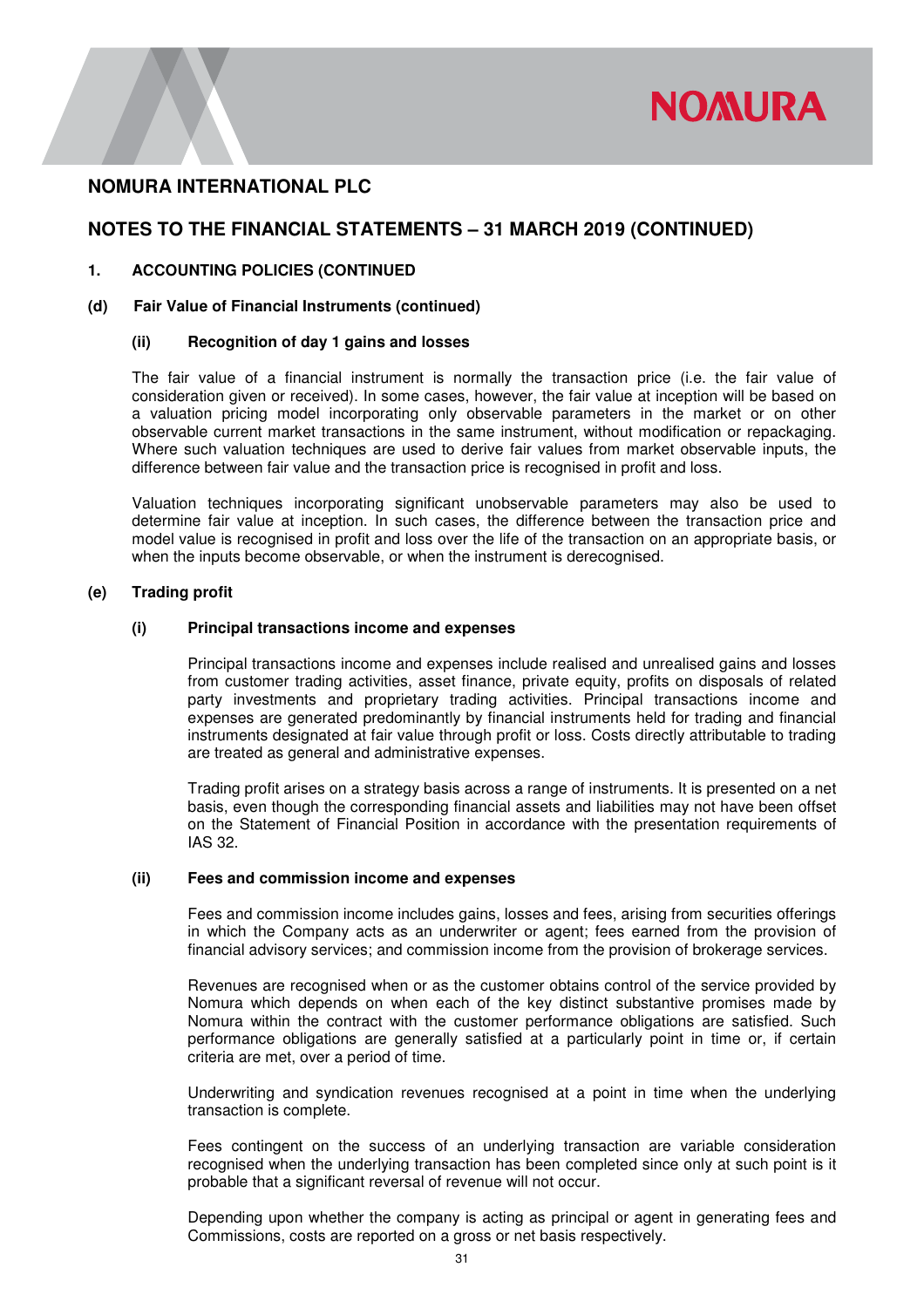# NOMURA INTERNATIONAL PLC

## NOTES TO THE FINANCIAL STATEMENTS – 31 MARCH 2019 (CONTINUED)

### 1. ACCOUNTING POLICIES (CONTINUED

### (d) Fair Value of Financial Instruments (continued)

#### (ii) Recognition of day 1 gains and losses

The fair value of a financial instrument is normally the transaction price (i.e. the fair value of consideration given or received). In some cases, however, the fair value at inception will be based on a valuation pricing model incorporating only observable parameters in the market or on other observable current market transactions in the same instrument, without modification or repackaging. Where such valuation techniques are used to derive fair values from market observable inputs, the difference between fair value and the transaction price is recognised in profit and loss.

Valuation techniques incorporating significant unobservable parameters may also be used to determine fair value at inception. In such cases, the difference between the transaction price and model value is recognised in profit and loss over the life of the transaction on an appropriate basis, or when the inputs become observable, or when the instrument is derecognised.

### (e) Trading profit

#### (i) Principal transactions income and expenses

Principal transactions income and expenses include realised and unrealised gains and losses from customer trading activities, asset finance, private equity, profits on disposals of related party investments and proprietary trading activities. Principal transactions income and expenses are generated predominantly by financial instruments held for trading and financial instruments designated at fair value through profit or loss. Costs directly attributable to trading are treated as general and administrative expenses.

Trading profit arises on a strategy basis across a range of instruments. It is presented on a net basis, even though the corresponding financial assets and liabilities may not have been offset on the Statement of Financial Position in accordance with the presentation requirements of IAS 32.

#### (ii) Fees and commission income and expenses

Fees and commission income includes gains, losses and fees, arising from securities offerings in which the Company acts as an underwriter or agent; fees earned from the provision of financial advisory services; and commission income from the provision of brokerage services.

Revenues are recognised when or as the customer obtains control of the service provided by Nomura which depends on when each of the key distinct substantive promises made by Nomura within the contract with the customer performance obligations are satisfied. Such performance obligations are generally satisfied at a particularly point in time or, if certain criteria are met, over a period of time.

Underwriting and syndication revenues recognised at a point in time when the underlying transaction is complete.

Fees contingent on the success of an underlying transaction are variable consideration recognised when the underlying transaction has been completed since only at such point is it probable that a significant reversal of revenue will not occur.

Depending upon whether the company is acting as principal or agent in generating fees and Commissions, costs are reported on a gross or net basis respectively.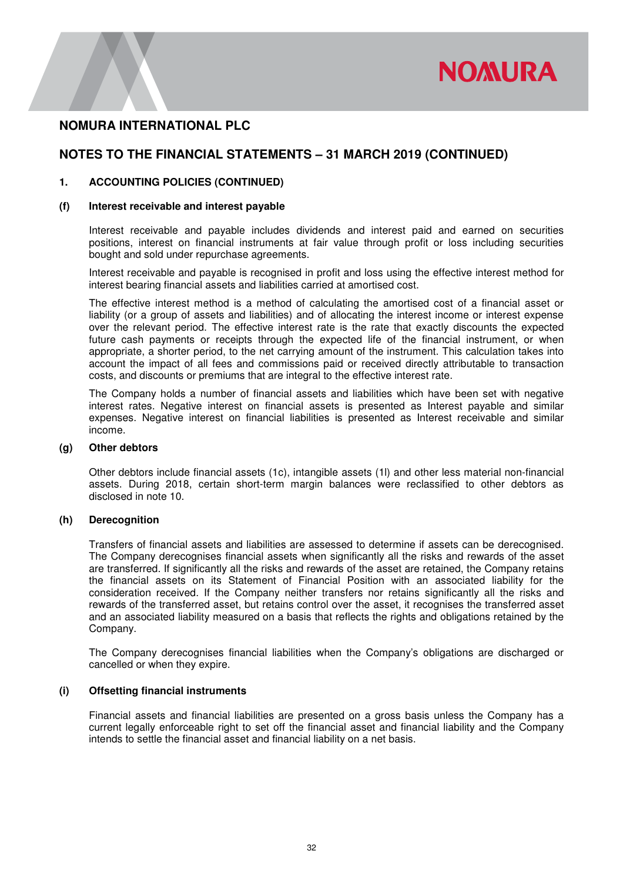# NOMURA INTERNATIONAL PLC

## NOTES TO THE FINANCIAL STATEMENTS – 31 MARCH 2019 (CONTINUED)

### 1. ACCOUNTING POLICIES (CONTINUED)

#### (f) Interest receivable and interest payable

Interest receivable and payable includes dividends and interest paid and earned on securities positions, interest on financial instruments at fair value through profit or loss including securities bought and sold under repurchase agreements.

Interest receivable and payable is recognised in profit and loss using the effective interest method for interest bearing financial assets and liabilities carried at amortised cost.

The effective interest method is a method of calculating the amortised cost of a financial asset or liability (or a group of assets and liabilities) and of allocating the interest income or interest expense over the relevant period. The effective interest rate is the rate that exactly discounts the expected future cash payments or receipts through the expected life of the financial instrument, or when appropriate, a shorter period, to the net carrying amount of the instrument. This calculation takes into account the impact of all fees and commissions paid or received directly attributable to transaction costs, and discounts or premiums that are integral to the effective interest rate.

The Company holds a number of financial assets and liabilities which have been set with negative interest rates. Negative interest on financial assets is presented as Interest payable and similar expenses. Negative interest on financial liabilities is presented as Interest receivable and similar income.

#### (g) Other debtors

Other debtors include financial assets (1c), intangible assets (1l) and other less material non-financial assets. During 2018, certain short-term margin balances were reclassified to other debtors as disclosed in note 10.

#### (h) Derecognition

Transfers of financial assets and liabilities are assessed to determine if assets can be derecognised. The Company derecognises financial assets when significantly all the risks and rewards of the asset are transferred. If significantly all the risks and rewards of the asset are retained, the Company retains the financial assets on its Statement of Financial Position with an associated liability for the consideration received. If the Company neither transfers nor retains significantly all the risks and rewards of the transferred asset, but retains control over the asset, it recognises the transferred asset and an associated liability measured on a basis that reflects the rights and obligations retained by the Company.

The Company derecognises financial liabilities when the Company's obligations are discharged or cancelled or when they expire.

#### (i) Offsetting financial instruments

Financial assets and financial liabilities are presented on a gross basis unless the Company has a current legally enforceable right to set off the financial asset and financial liability and the Company intends to settle the financial asset and financial liability on a net basis.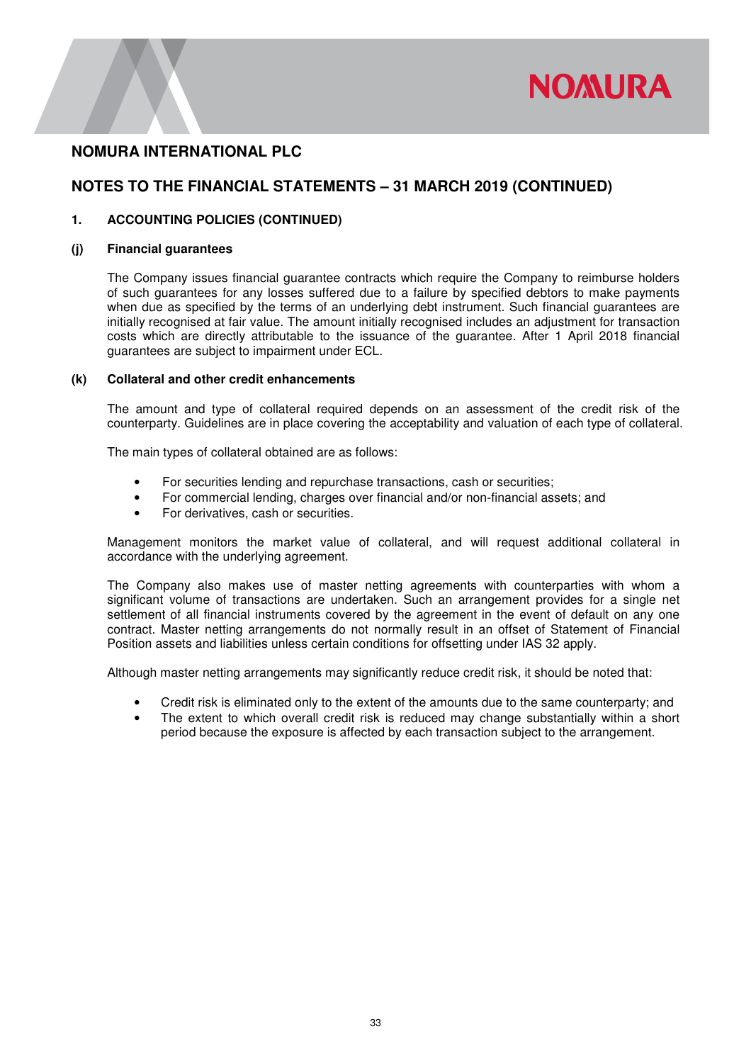## NOMURA INTERNATIONAL PLC

## NOTES TO THE FINANCIAL STATEMENTS – 31 MARCH 2019 (CONTINUED)

### 1. ACCOUNTING POLICIES (CONTINUED)

#### (j) Financial guarantees

The Company issues financial guarantee contracts which require the Company to reimburse holders of such guarantees for any losses suffered due to a failure by specified debtors to make payments when due as specified by the terms of an underlying debt instrument. Such financial guarantees are initially recognised at fair value. The amount initially recognised includes an adjustment for transaction costs which are directly attributable to the issuance of the guarantee. After 1 April 2018 financial guarantees are subject to impairment under ECL.

#### (k) Collateral and other credit enhancements

The amount and type of collateral required depends on an assessment of the credit risk of the counterparty. Guidelines are in place covering the acceptability and valuation of each type of collateral.

The main types of collateral obtained are as follows:

- For securities lending and repurchase transactions, cash or securities;
- For commercial lending, charges over financial and/or non-financial assets; and
- For derivatives, cash or securities.

Management monitors the market value of collateral, and will request additional collateral in accordance with the underlying agreement.

The Company also makes use of master netting agreements with counterparties with whom a significant volume of transactions are undertaken. Such an arrangement provides for a single net settlement of all financial instruments covered by the agreement in the event of default on any one contract. Master netting arrangements do not normally result in an offset of Statement of Financial Position assets and liabilities unless certain conditions for offsetting under IAS 32 apply.

Although master netting arrangements may significantly reduce credit risk, it should be noted that:

- Credit risk is eliminated only to the extent of the amounts due to the same counterparty; and
- The extent to which overall credit risk is reduced may change substantially within a short period because the exposure is affected by each transaction subject to the arrangement.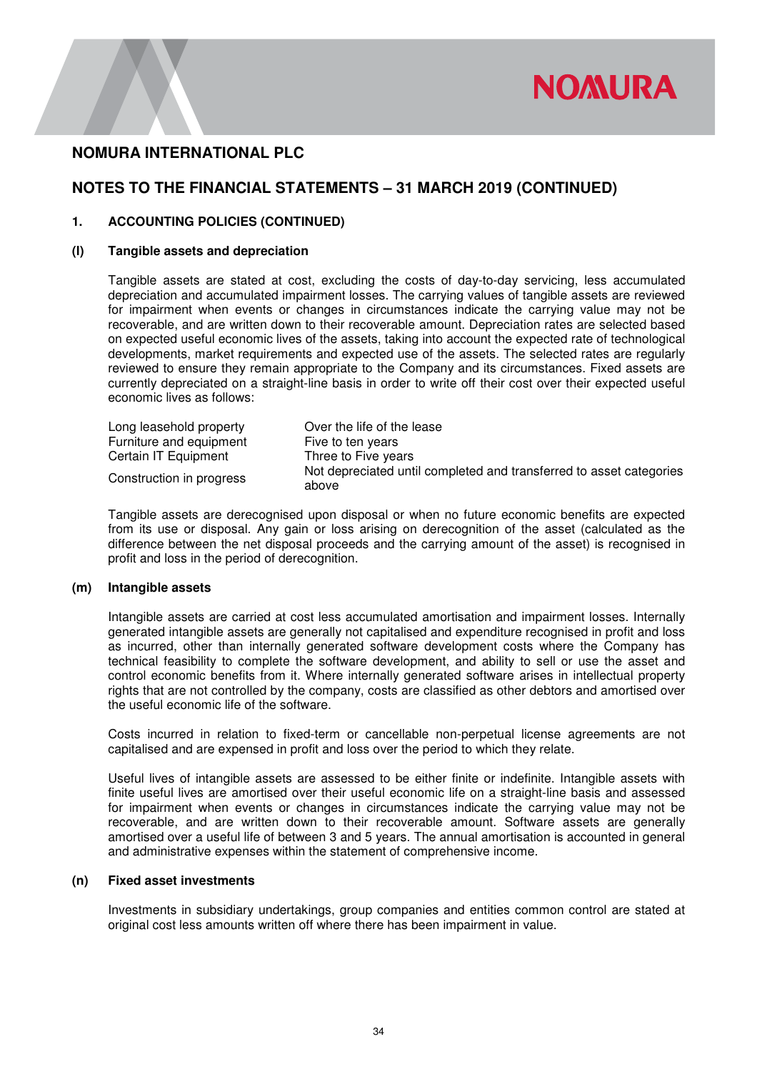# NOMURA INTERNATIONAL PLC

## NOTES TO THE FINANCIAL STATEMENTS – 31 MARCH 2019 (CONTINUED)

### 1. ACCOUNTING POLICIES (CONTINUED)

#### (l) Tangible assets and depreciation

Tangible assets are stated at cost, excluding the costs of day-to-day servicing, less accumulated depreciation and accumulated impairment losses. The carrying values of tangible assets are reviewed for impairment when events or changes in circumstances indicate the carrying value may not be recoverable, and are written down to their recoverable amount. Depreciation rates are selected based on expected useful economic lives of the assets, taking into account the expected rate of technological developments, market requirements and expected use of the assets. The selected rates are regularly reviewed to ensure they remain appropriate to the Company and its circumstances. Fixed assets are currently depreciated on a straight-line basis in order to write off their cost over their expected useful economic lives as follows:

| | |
|---|---|
| Long leasehold property | Over the life of the lease |
| Furniture and equipment | Five to ten years |
| Certain IT Equipment | Three to Five years |
| Construction in progress | Not depreciated until completed and transferred to asset categories above |

Tangible assets are derecognised upon disposal or when no future economic benefits are expected from its use or disposal. Any gain or loss arising on derecognition of the asset (calculated as the difference between the net disposal proceeds and the carrying amount of the asset) is recognised in profit and loss in the period of derecognition.

#### (m) Intangible assets

Intangible assets are carried at cost less accumulated amortisation and impairment losses. Internally generated intangible assets are generally not capitalised and expenditure recognised in profit and loss as incurred, other than internally generated software development costs where the Company has technical feasibility to complete the software development, and ability to sell or use the asset and control economic benefits from it. Where internally generated software arises in intellectual property rights that are not controlled by the company, costs are classified as other debtors and amortised over the useful economic life of the software.

Costs incurred in relation to fixed-term or cancellable non-perpetual license agreements are not capitalised and are expensed in profit and loss over the period to which they relate.

Useful lives of intangible assets are assessed to be either finite or indefinite. Intangible assets with finite useful lives are amortised over their useful economic life on a straight-line basis and assessed for impairment when events or changes in circumstances indicate the carrying value may not be recoverable, and are written down to their recoverable amount. Software assets are generally amortised over a useful life of between 3 and 5 years. The annual amortisation is accounted in general and administrative expenses within the statement of comprehensive income.

#### (n) Fixed asset investments

Investments in subsidiary undertakings, group companies and entities common control are stated at original cost less amounts written off where there has been impairment in value.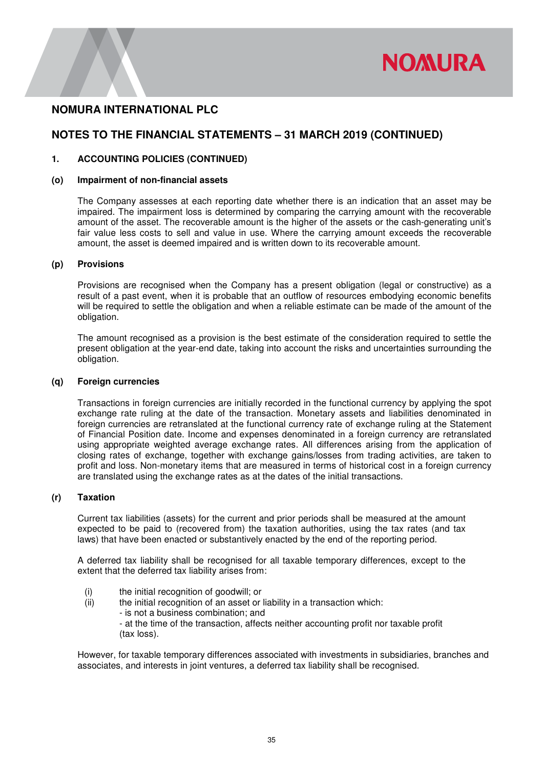## NOMURA INTERNATIONAL PLC

## NOTES TO THE FINANCIAL STATEMENTS – 31 MARCH 2019 (CONTINUED)

### 1. ACCOUNTING POLICIES (CONTINUED)

#### (o) Impairment of non-financial assets

The Company assesses at each reporting date whether there is an indication that an asset may be impaired. The impairment loss is determined by comparing the carrying amount with the recoverable amount of the asset. The recoverable amount is the higher of the assets or the cash-generating unit's fair value less costs to sell and value in use. Where the carrying amount exceeds the recoverable amount, the asset is deemed impaired and is written down to its recoverable amount.

#### (p) Provisions

Provisions are recognised when the Company has a present obligation (legal or constructive) as a result of a past event, when it is probable that an outflow of resources embodying economic benefits will be required to settle the obligation and when a reliable estimate can be made of the amount of the obligation.

The amount recognised as a provision is the best estimate of the consideration required to settle the present obligation at the year-end date, taking into account the risks and uncertainties surrounding the obligation.

#### (q) Foreign currencies

Transactions in foreign currencies are initially recorded in the functional currency by applying the spot exchange rate ruling at the date of the transaction. Monetary assets and liabilities denominated in foreign currencies are retranslated at the functional currency rate of exchange ruling at the Statement of Financial Position date. Income and expenses denominated in a foreign currency are retranslated using appropriate weighted average exchange rates. All differences arising from the application of closing rates of exchange, together with exchange gains/losses from trading activities, are taken to profit and loss. Non-monetary items that are measured in terms of historical cost in a foreign currency are translated using the exchange rates as at the dates of the initial transactions.

#### (r) Taxation

Current tax liabilities (assets) for the current and prior periods shall be measured at the amount expected to be paid to (recovered from) the taxation authorities, using the tax rates (and tax laws) that have been enacted or substantively enacted by the end of the reporting period.

A deferred tax liability shall be recognised for all taxable temporary differences, except to the extent that the deferred tax liability arises from:

(i) the initial recognition of goodwill; or
(ii) the initial recognition of an asset or liability in a transaction which:
- is not a business combination; and
- at the time of the transaction, affects neither accounting profit nor taxable profit (tax loss).

However, for taxable temporary differences associated with investments in subsidiaries, branches and associates, and interests in joint ventures, a deferred tax liability shall be recognised.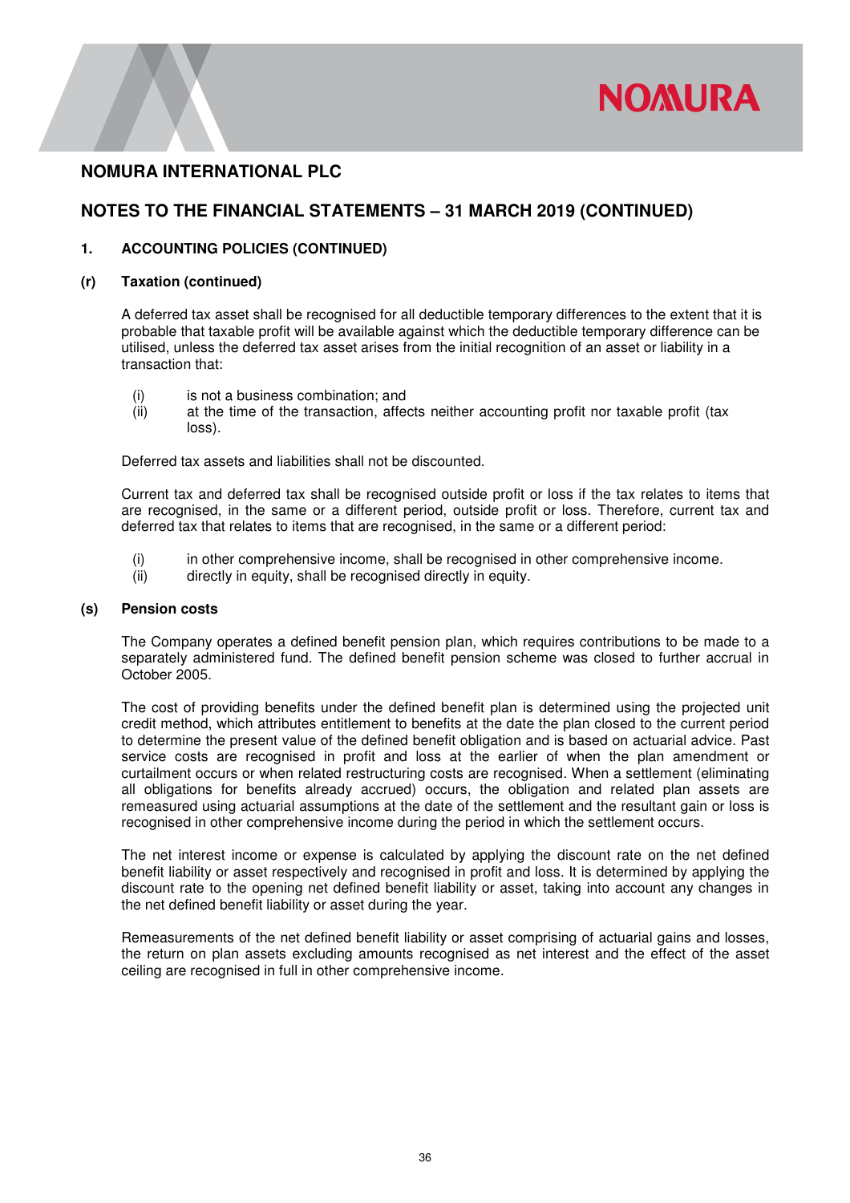# NOMURA INTERNATIONAL PLC

## NOTES TO THE FINANCIAL STATEMENTS – 31 MARCH 2019 (CONTINUED)

### 1. ACCOUNTING POLICIES (CONTINUED)

#### (r) Taxation (continued)

A deferred tax asset shall be recognised for all deductible temporary differences to the extent that it is probable that taxable profit will be available against which the deductible temporary difference can be utilised, unless the deferred tax asset arises from the initial recognition of an asset or liability in a transaction that:

(i) is not a business combination; and
(ii) at the time of the transaction, affects neither accounting profit nor taxable profit (tax loss).

Deferred tax assets and liabilities shall not be discounted.

Current tax and deferred tax shall be recognised outside profit or loss if the tax relates to items that are recognised, in the same or a different period, outside profit or loss. Therefore, current tax and deferred tax that relates to items that are recognised, in the same or a different period:

(i) in other comprehensive income, shall be recognised in other comprehensive income.
(ii) directly in equity, shall be recognised directly in equity.

#### (s) Pension costs

The Company operates a defined benefit pension plan, which requires contributions to be made to a separately administered fund. The defined benefit pension scheme was closed to further accrual in October 2005.

The cost of providing benefits under the defined benefit plan is determined using the projected unit credit method, which attributes entitlement to benefits at the date the plan closed to the current period to determine the present value of the defined benefit obligation and is based on actuarial advice. Past service costs are recognised in profit and loss at the earlier of when the plan amendment or curtailment occurs or when related restructuring costs are recognised. When a settlement (eliminating all obligations for benefits already accrued) occurs, the obligation and related plan assets are remeasured using actuarial assumptions at the date of the settlement and the resultant gain or loss is recognised in other comprehensive income during the period in which the settlement occurs.

The net interest income or expense is calculated by applying the discount rate on the net defined benefit liability or asset respectively and recognised in profit and loss. It is determined by applying the discount rate to the opening net defined benefit liability or asset, taking into account any changes in the net defined benefit liability or asset during the year.

Remeasurements of the net defined benefit liability or asset comprising of actuarial gains and losses, the return on plan assets excluding amounts recognised as net interest and the effect of the asset ceiling are recognised in full in other comprehensive income.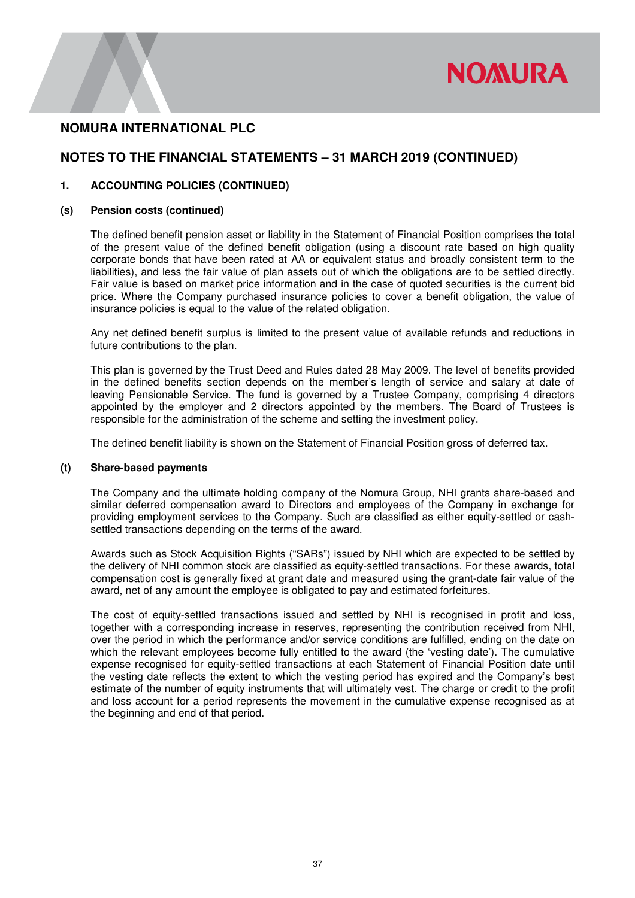# NOMURA INTERNATIONAL PLC

## NOTES TO THE FINANCIAL STATEMENTS – 31 MARCH 2019 (CONTINUED)

### 1. ACCOUNTING POLICIES (CONTINUED)

#### (s) Pension costs (continued)

The defined benefit pension asset or liability in the Statement of Financial Position comprises the total of the present value of the defined benefit obligation (using a discount rate based on high quality corporate bonds that have been rated at AA or equivalent status and broadly consistent term to the liabilities), and less the fair value of plan assets out of which the obligations are to be settled directly. Fair value is based on market price information and in the case of quoted securities is the current bid price. Where the Company purchased insurance policies to cover a benefit obligation, the value of insurance policies is equal to the value of the related obligation.

Any net defined benefit surplus is limited to the present value of available refunds and reductions in future contributions to the plan.

This plan is governed by the Trust Deed and Rules dated 28 May 2009. The level of benefits provided in the defined benefits section depends on the member's length of service and salary at date of leaving Pensionable Service. The fund is governed by a Trustee Company, comprising 4 directors appointed by the employer and 2 directors appointed by the members. The Board of Trustees is responsible for the administration of the scheme and setting the investment policy.

The defined benefit liability is shown on the Statement of Financial Position gross of deferred tax.

#### (t) Share-based payments

The Company and the ultimate holding company of the Nomura Group, NHI grants share-based and similar deferred compensation award to Directors and employees of the Company in exchange for providing employment services to the Company. Such are classified as either equity-settled or cash-settled transactions depending on the terms of the award.

Awards such as Stock Acquisition Rights ("SARs") issued by NHI which are expected to be settled by the delivery of NHI common stock are classified as equity-settled transactions. For these awards, total compensation cost is generally fixed at grant date and measured using the grant-date fair value of the award, net of any amount the employee is obligated to pay and estimated forfeitures.

The cost of equity-settled transactions issued and settled by NHI is recognised in profit and loss, together with a corresponding increase in reserves, representing the contribution received from NHI, over the period in which the performance and/or service conditions are fulfilled, ending on the date on which the relevant employees become fully entitled to the award (the 'vesting date'). The cumulative expense recognised for equity-settled transactions at each Statement of Financial Position date until the vesting date reflects the extent to which the vesting period has expired and the Company's best estimate of the number of equity instruments that will ultimately vest. The charge or credit to the profit and loss account for a period represents the movement in the cumulative expense recognised as at the beginning and end of that period.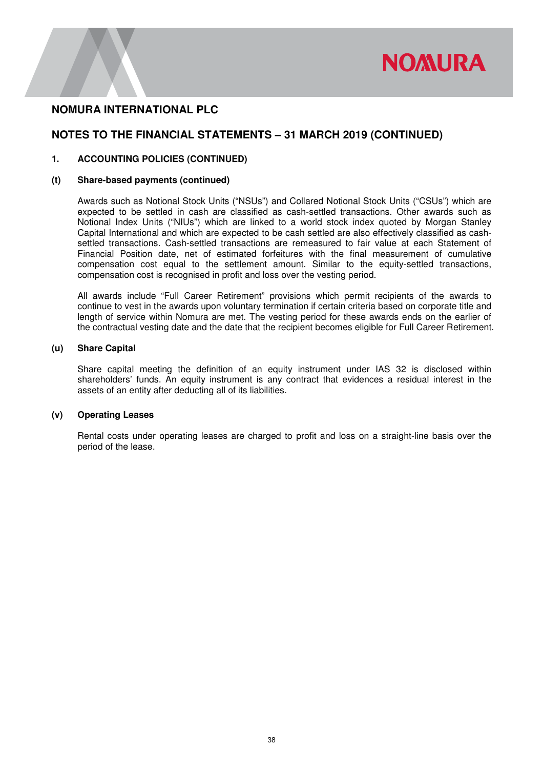# NOMURA INTERNATIONAL PLC

## NOTES TO THE FINANCIAL STATEMENTS – 31 MARCH 2019 (CONTINUED)

### 1. ACCOUNTING POLICIES (CONTINUED)

#### (t) Share-based payments (continued)

Awards such as Notional Stock Units ("NSUs") and Collared Notional Stock Units ("CSUs") which are expected to be settled in cash are classified as cash-settled transactions. Other awards such as Notional Index Units ("NIUs") which are linked to a world stock index quoted by Morgan Stanley Capital International and which are expected to be cash settled are also effectively classified as cash-settled transactions. Cash-settled transactions are remeasured to fair value at each Statement of Financial Position date, net of estimated forfeitures with the final measurement of cumulative compensation cost equal to the settlement amount. Similar to the equity-settled transactions, compensation cost is recognised in profit and loss over the vesting period.

All awards include "Full Career Retirement" provisions which permit recipients of the awards to continue to vest in the awards upon voluntary termination if certain criteria based on corporate title and length of service within Nomura are met. The vesting period for these awards ends on the earlier of the contractual vesting date and the date that the recipient becomes eligible for Full Career Retirement.

#### (u) Share Capital

Share capital meeting the definition of an equity instrument under IAS 32 is disclosed within shareholders' funds. An equity instrument is any contract that evidences a residual interest in the assets of an entity after deducting all of its liabilities.

#### (v) Operating Leases

Rental costs under operating leases are charged to profit and loss on a straight-line basis over the period of the lease.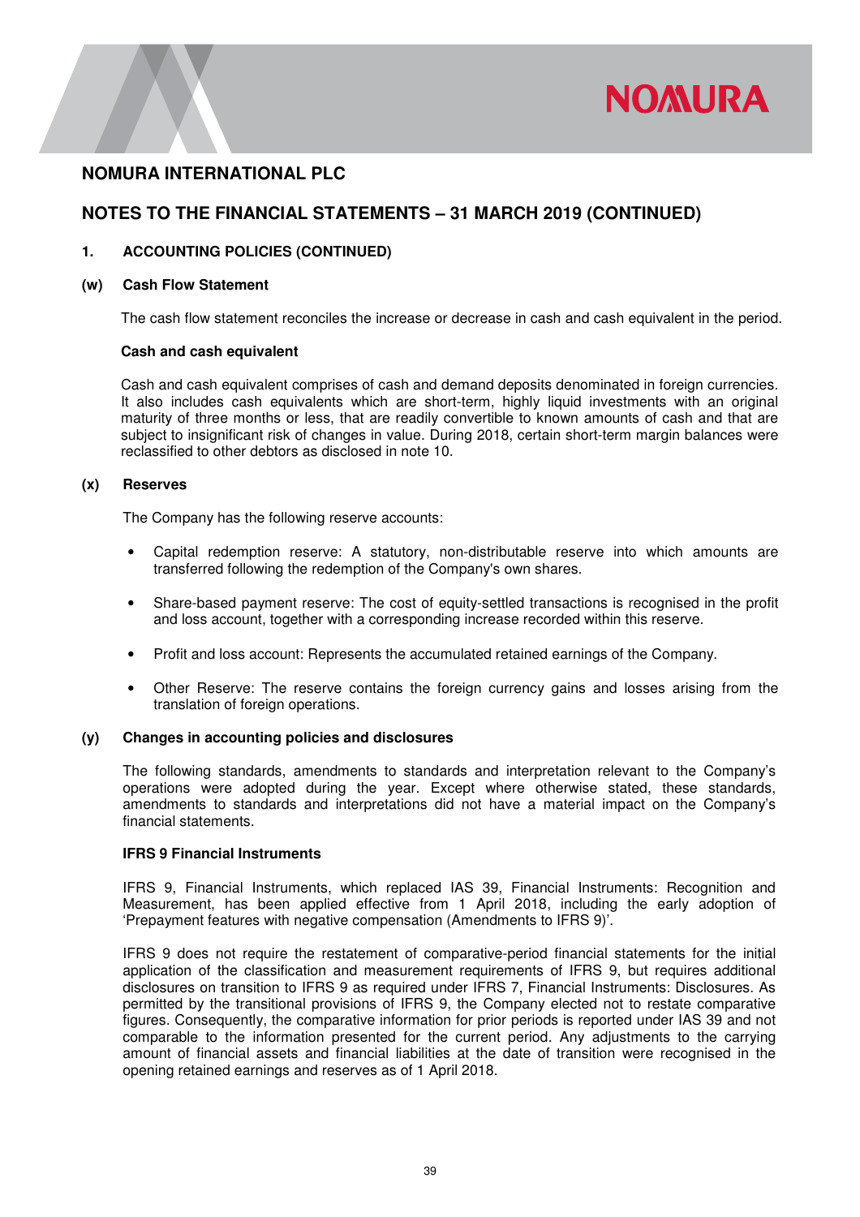## NOMURA INTERNATIONAL PLC

## NOTES TO THE FINANCIAL STATEMENTS – 31 MARCH 2019 (CONTINUED)

### 1. ACCOUNTING POLICIES (CONTINUED)

#### (w) Cash Flow Statement

The cash flow statement reconciles the increase or decrease in cash and cash equivalent in the period.

**Cash and cash equivalent**

Cash and cash equivalent comprises of cash and demand deposits denominated in foreign currencies. It also includes cash equivalents which are short-term, highly liquid investments with an original maturity of three months or less, that are readily convertible to known amounts of cash and that are subject to insignificant risk of changes in value. During 2018, certain short-term margin balances were reclassified to other debtors as disclosed in note 10.

#### (x) Reserves

The Company has the following reserve accounts:

- Capital redemption reserve: A statutory, non-distributable reserve into which amounts are transferred following the redemption of the Company's own shares.
- Share-based payment reserve: The cost of equity-settled transactions is recognised in the profit and loss account, together with a corresponding increase recorded within this reserve.
- Profit and loss account: Represents the accumulated retained earnings of the Company.
- Other Reserve: The reserve contains the foreign currency gains and losses arising from the translation of foreign operations.

#### (y) Changes in accounting policies and disclosures

The following standards, amendments to standards and interpretation relevant to the Company's operations were adopted during the year. Except where otherwise stated, these standards, amendments to standards and interpretations did not have a material impact on the Company's financial statements.

**IFRS 9 Financial Instruments**

IFRS 9, Financial Instruments, which replaced IAS 39, Financial Instruments: Recognition and Measurement, has been applied effective from 1 April 2018, including the early adoption of 'Prepayment features with negative compensation (Amendments to IFRS 9)'.

IFRS 9 does not require the restatement of comparative-period financial statements for the initial application of the classification and measurement requirements of IFRS 9, but requires additional disclosures on transition to IFRS 9 as required under IFRS 7, Financial Instruments: Disclosures. As permitted by the transitional provisions of IFRS 9, the Company elected not to restate comparative figures. Consequently, the comparative information for prior periods is reported under IAS 39 and not comparable to the information presented for the current period. Any adjustments to the carrying amount of financial assets and financial liabilities at the date of transition were recognised in the opening retained earnings and reserves as of 1 April 2018.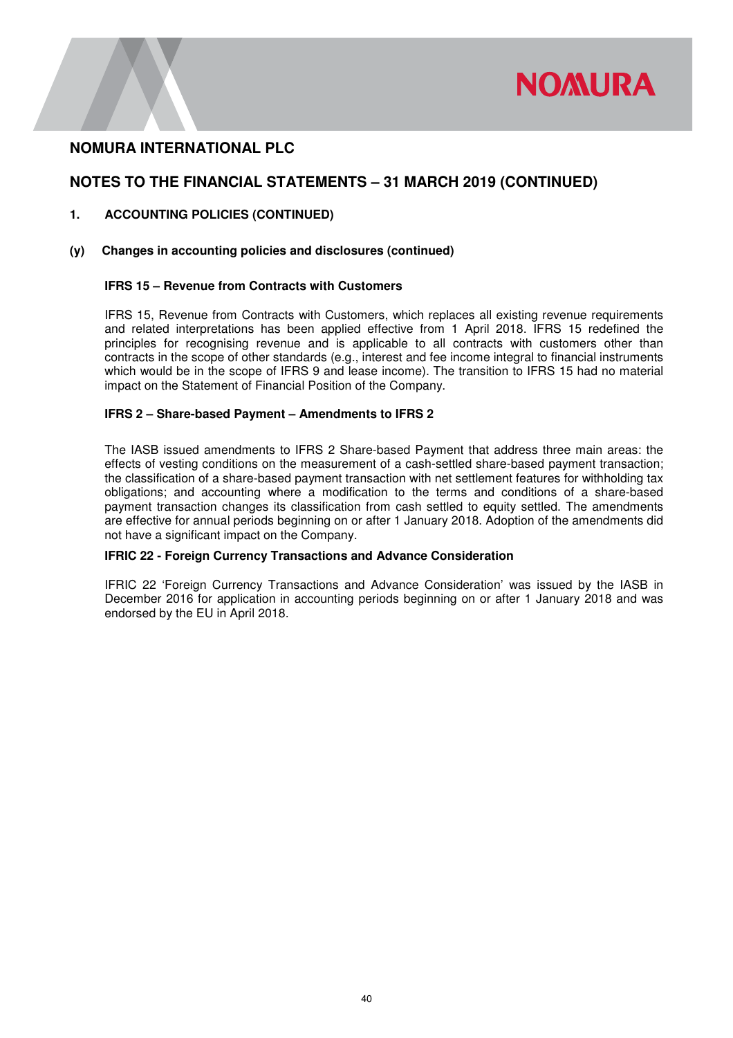## NOMURA INTERNATIONAL PLC

## NOTES TO THE FINANCIAL STATEMENTS – 31 MARCH 2019 (CONTINUED)

### 1. ACCOUNTING POLICIES (CONTINUED)

#### (y) Changes in accounting policies and disclosures (continued)

**IFRS 15 – Revenue from Contracts with Customers**

IFRS 15, Revenue from Contracts with Customers, which replaces all existing revenue requirements and related interpretations has been applied effective from 1 April 2018. IFRS 15 redefined the principles for recognising revenue and is applicable to all contracts with customers other than contracts in the scope of other standards (e.g., interest and fee income integral to financial instruments which would be in the scope of IFRS 9 and lease income). The transition to IFRS 15 had no material impact on the Statement of Financial Position of the Company.

**IFRS 2 – Share-based Payment – Amendments to IFRS 2**

The IASB issued amendments to IFRS 2 Share-based Payment that address three main areas: the effects of vesting conditions on the measurement of a cash-settled share-based payment transaction; the classification of a share-based payment transaction with net settlement features for withholding tax obligations; and accounting where a modification to the terms and conditions of a share-based payment transaction changes its classification from cash settled to equity settled. The amendments are effective for annual periods beginning on or after 1 January 2018. Adoption of the amendments did not have a significant impact on the Company.

**IFRIC 22 - Foreign Currency Transactions and Advance Consideration**

IFRIC 22 'Foreign Currency Transactions and Advance Consideration' was issued by the IASB in December 2016 for application in accounting periods beginning on or after 1 January 2018 and was endorsed by the EU in April 2018.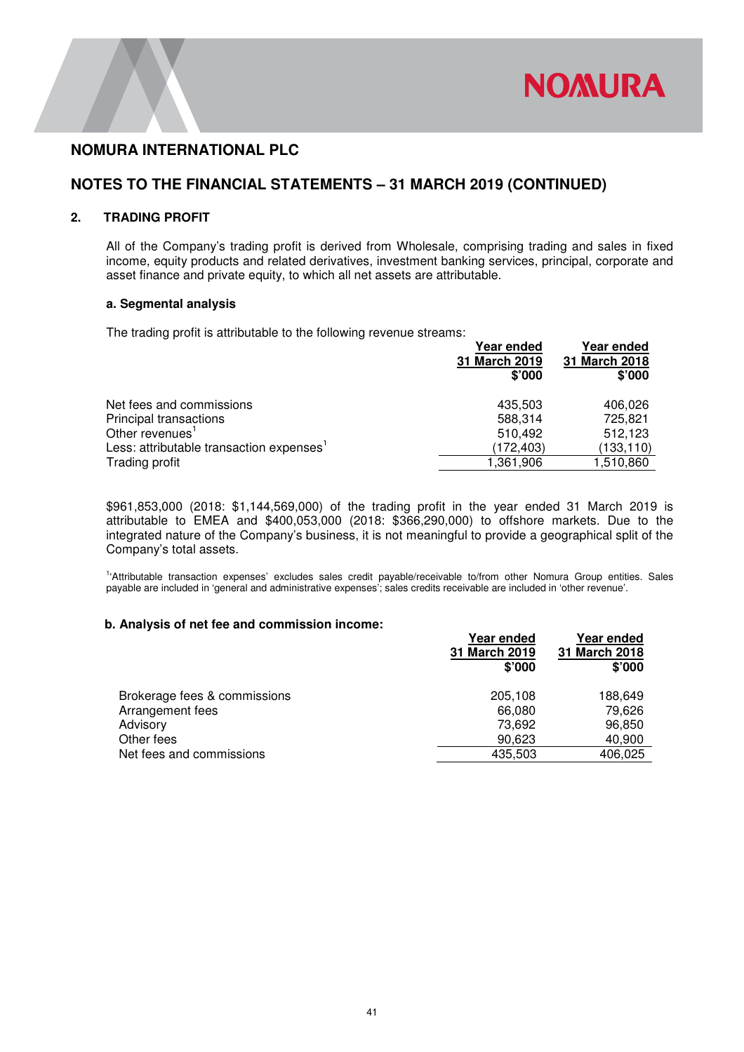# NOMURA INTERNATIONAL PLC

## NOTES TO THE FINANCIAL STATEMENTS – 31 MARCH 2019 (CONTINUED)

### 2. TRADING PROFIT

All of the Company's trading profit is derived from Wholesale, comprising trading and sales in fixed income, equity products and related derivatives, investment banking services, principal, corporate and asset finance and private equity, to which all net assets are attributable.

#### a. Segmental analysis

The trading profit is attributable to the following revenue streams:

| | Year ended 31 March 2019 $'000 | Year ended 31 March 2018 $'000 |
|---|---|---|
| Net fees and commissions | 435,503 | 406,026 |
| Principal transactions | 588,314 | 725,821 |
| Other revenues[1] | 510,492 | 512,123 |
| Less: attributable transaction expenses[1] | (172,403) | (133,110) |
| Trading profit | 1,361,906 | 1,510,860 |

$961,853,000 (2018: $1,144,569,000) of the trading profit in the year ended 31 March 2019 is attributable to EMEA and $400,053,000 (2018: $366,290,000) to offshore markets. Due to the integrated nature of the Company's business, it is not meaningful to provide a geographical split of the Company's total assets.

[1]'Attributable transaction expenses' excludes sales credit payable/receivable to/from other Nomura Group entities. Sales payable are included in 'general and administrative expenses'; sales credits receivable are included in 'other revenue'.

#### b. Analysis of net fee and commission income:

| | Year ended 31 March 2019 $'000 | Year ended 31 March 2018 $'000 |
|---|---|---|
| Brokerage fees & commissions | 205,108 | 188,649 |
| Arrangement fees | 66,080 | 79,626 |
| Advisory | 73,692 | 96,850 |
| Other fees | 90,623 | 40,900 |
| Net fees and commissions | 435,503 | 406,025 |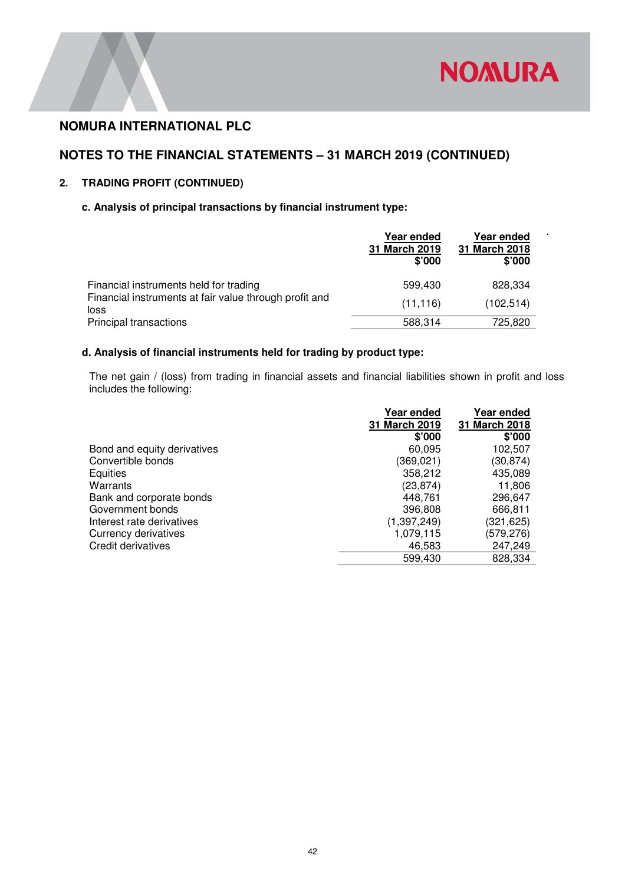# NOMURA INTERNATIONAL PLC

## NOTES TO THE FINANCIAL STATEMENTS – 31 MARCH 2019 (CONTINUED)

### 2. TRADING PROFIT (CONTINUED)

**c. Analysis of principal transactions by financial instrument type:**

| | Year ended 31 March 2019 $'000 | Year ended 31 March 2018 $'000 |
|---|---|---|
| Financial instruments held for trading | 599,430 | 828,334 |
| Financial instruments at fair value through profit and loss | (11,116) | (102,514) |
| Principal transactions | 588,314 | 725,820 |

**d. Analysis of financial instruments held for trading by product type:**

The net gain / (loss) from trading in financial assets and financial liabilities shown in profit and loss includes the following:

| | Year ended 31 March 2019 $'000 | Year ended 31 March 2018 $'000 |
|---|---|---|
| Bond and equity derivatives | 60,095 | 102,507 |
| Convertible bonds | (369,021) | (30,874) |
| Equities | 358,212 | 435,089 |
| Warrants | (23,874) | 11,806 |
| Bank and corporate bonds | 448,761 | 296,647 |
| Government bonds | 396,808 | 666,811 |
| Interest rate derivatives | (1,397,249) | (321,625) |
| Currency derivatives | 1,079,115 | (579,276) |
| Credit derivatives | 46,583 | 247,249 |
| | 599,430 | 828,334 |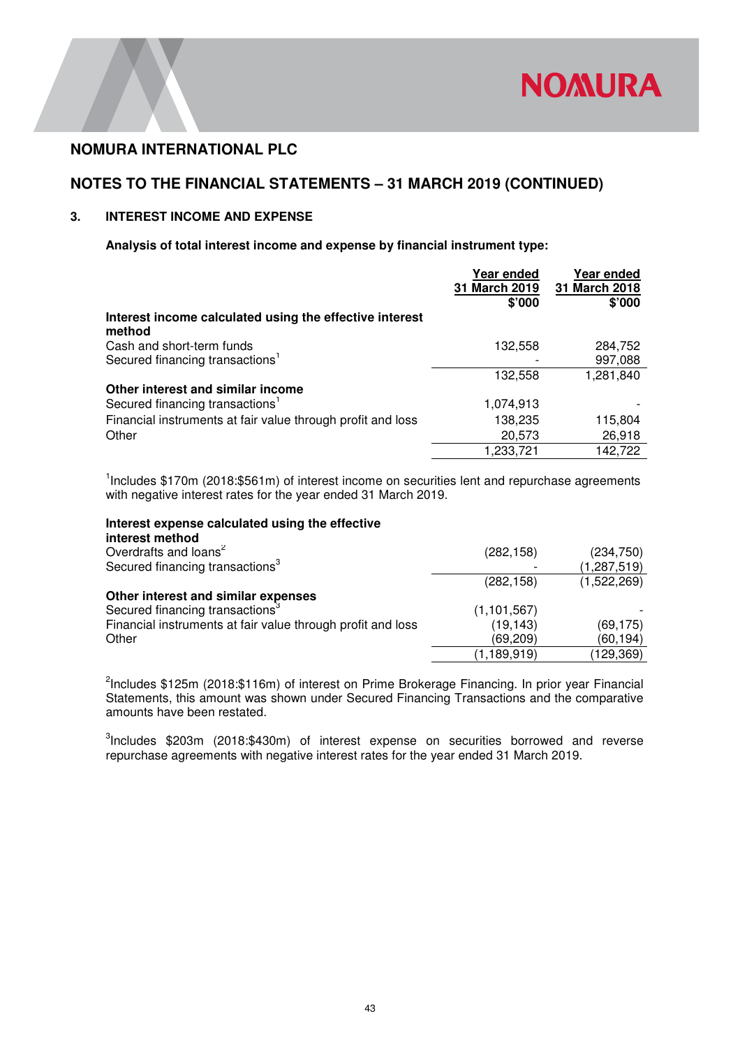# NOMURA INTERNATIONAL PLC

## NOTES TO THE FINANCIAL STATEMENTS – 31 MARCH 2019 (CONTINUED)

### 3. INTEREST INCOME AND EXPENSE

**Analysis of total interest income and expense by financial instrument type:**

| | Year ended 31 March 2019 $'000 | Year ended 31 March 2018 $'000 |
|---|---|---|
| **Interest income calculated using the effective interest method** | | |
| Cash and short-term funds | 132,558 | 284,752 |
| Secured financing transactions[1] | - | 997,088 |
| | 132,558 | 1,281,840 |
| **Other interest and similar income** | | |
| Secured financing transactions[1] | 1,074,913 | - |
| Financial instruments at fair value through profit and loss | 138,235 | 115,804 |
| Other | 20,573 | 26,918 |
| | 1,233,721 | 142,722 |

[1]Includes $170m (2018:$561m) of interest income on securities lent and repurchase agreements with negative interest rates for the year ended 31 March 2019.

| | Year ended 31 March 2019 $'000 | Year ended 31 March 2018 $'000 |
|---|---|---|
| **Interest expense calculated using the effective interest method** | | |
| Overdrafts and loans[2] | (282,158) | (234,750) |
| Secured financing transactions[3] | - | (1,287,519) |
| | (282,158) | (1,522,269) |
| **Other interest and similar expenses** | | |
| Secured financing transactions[3] | (1,101,567) | - |
| Financial instruments at fair value through profit and loss | (19,143) | (69,175) |
| Other | (69,209) | (60,194) |
| | (1,189,919) | (129,369) |

[2]Includes $125m (2018:$116m) of interest on Prime Brokerage Financing. In prior year Financial Statements, this amount was shown under Secured Financing Transactions and the comparative amounts have been restated.

[3]Includes $203m (2018:$430m) of interest expense on securities borrowed and reverse repurchase agreements with negative interest rates for the year ended 31 March 2019.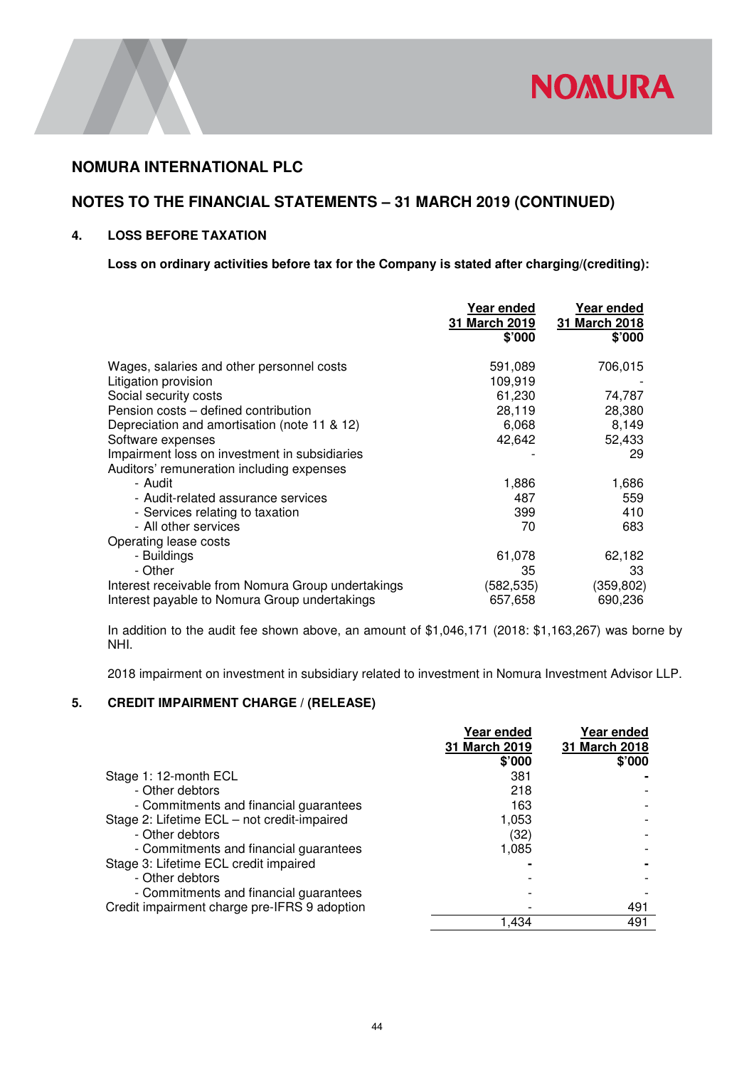## NOMURA INTERNATIONAL PLC

## NOTES TO THE FINANCIAL STATEMENTS – 31 MARCH 2019 (CONTINUED)

### 4. LOSS BEFORE TAXATION

**Loss on ordinary activities before tax for the Company is stated after charging/(crediting):**

| | Year ended 31 March 2019 $'000 | Year ended 31 March 2018 $'000 |
|---|---:|---:|
| Wages, salaries and other personnel costs | 591,089 | 706,015 |
| Litigation provision | 109,919 | - |
| Social security costs | 61,230 | 74,787 |
| Pension costs – defined contribution | 28,119 | 28,380 |
| Depreciation and amortisation (note 11 & 12) | 6,068 | 8,149 |
| Software expenses | 42,642 | 52,433 |
| Impairment loss on investment in subsidiaries | - | 29 |
| Auditors' remuneration including expenses | | |
| - Audit | 1,886 | 1,686 |
| - Audit-related assurance services | 487 | 559 |
| - Services relating to taxation | 399 | 410 |
| - All other services | 70 | 683 |
| Operating lease costs | | |
| - Buildings | 61,078 | 62,182 |
| - Other | 35 | 33 |
| Interest receivable from Nomura Group undertakings | (582,535) | (359,802) |
| Interest payable to Nomura Group undertakings | 657,658 | 690,236 |

In addition to the audit fee shown above, an amount of $1,046,171 (2018: $1,163,267) was borne by NHI.

2018 impairment on investment in subsidiary related to investment in Nomura Investment Advisor LLP.

### 5. CREDIT IMPAIRMENT CHARGE / (RELEASE)

| | Year ended 31 March 2019 $'000 | Year ended 31 March 2018 $'000 |
|---|---:|---:|
| Stage 1: 12-month ECL | 381 | - |
| - Other debtors | 218 | - |
| - Commitments and financial guarantees | 163 | - |
| Stage 2: Lifetime ECL – not credit-impaired | 1,053 | - |
| - Other debtors | (32) | - |
| - Commitments and financial guarantees | 1,085 | - |
| Stage 3: Lifetime ECL credit impaired | - | - |
| - Other debtors | - | - |
| - Commitments and financial guarantees | - | - |
| Credit impairment charge pre-IFRS 9 adoption | - | 491 |
| | 1,434 | 491 |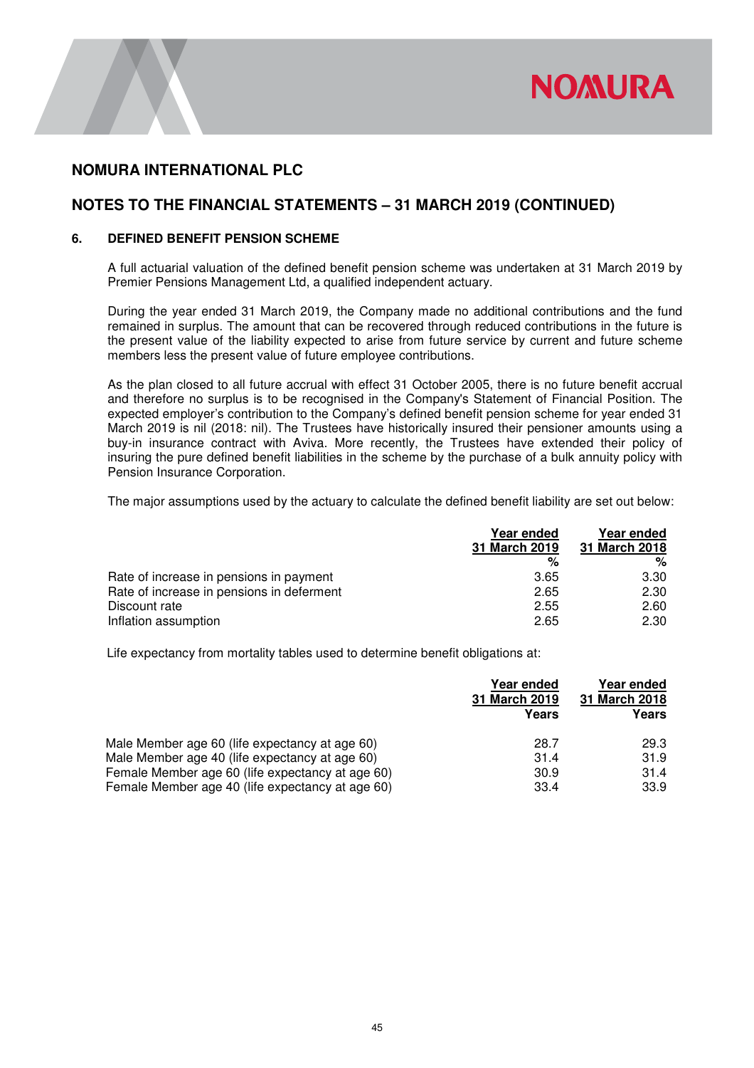# NOMURA INTERNATIONAL PLC

## NOTES TO THE FINANCIAL STATEMENTS – 31 MARCH 2019 (CONTINUED)

### 6. DEFINED BENEFIT PENSION SCHEME

A full actuarial valuation of the defined benefit pension scheme was undertaken at 31 March 2019 by Premier Pensions Management Ltd, a qualified independent actuary.

During the year ended 31 March 2019, the Company made no additional contributions and the fund remained in surplus. The amount that can be recovered through reduced contributions in the future is the present value of the liability expected to arise from future service by current and future scheme members less the present value of future employee contributions.

As the plan closed to all future accrual with effect 31 October 2005, there is no future benefit accrual and therefore no surplus is to be recognised in the Company's Statement of Financial Position. The expected employer's contribution to the Company's defined benefit pension scheme for year ended 31 March 2019 is nil (2018: nil). The Trustees have historically insured their pensioner amounts using a buy-in insurance contract with Aviva. More recently, the Trustees have extended their policy of insuring the pure defined benefit liabilities in the scheme by the purchase of a bulk annuity policy with Pension Insurance Corporation.

The major assumptions used by the actuary to calculate the defined benefit liability are set out below:

| | Year ended 31 March 2019 | Year ended 31 March 2018 |
|---|---|---|
| | % | % |
| Rate of increase in pensions in payment | 3.65 | 3.30 |
| Rate of increase in pensions in deferment | 2.65 | 2.30 |
| Discount rate | 2.55 | 2.60 |
| Inflation assumption | 2.65 | 2.30 |

Life expectancy from mortality tables used to determine benefit obligations at:

| | Year ended 31 March 2019 | Year ended 31 March 2018 |
|---|---|---|
| | Years | Years |
| Male Member age 60 (life expectancy at age 60) | 28.7 | 29.3 |
| Male Member age 40 (life expectancy at age 60) | 31.4 | 31.9 |
| Female Member age 60 (life expectancy at age 60) | 30.9 | 31.4 |
| Female Member age 40 (life expectancy at age 60) | 33.4 | 33.9 |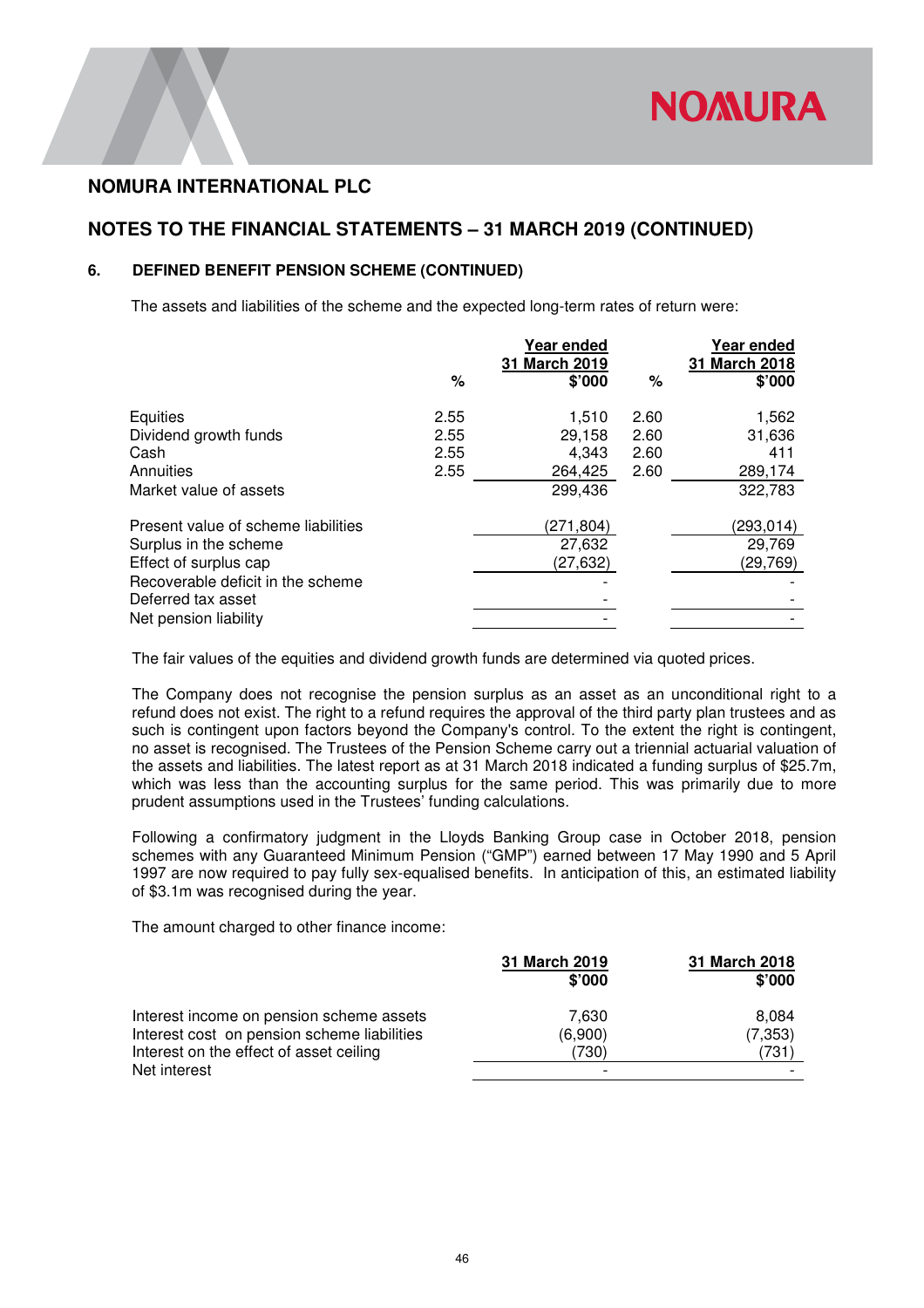## NOMURA INTERNATIONAL PLC

## NOTES TO THE FINANCIAL STATEMENTS – 31 MARCH 2019 (CONTINUED)

### 6. DEFINED BENEFIT PENSION SCHEME (CONTINUED)

The assets and liabilities of the scheme and the expected long-term rates of return were:

| | % | Year ended 31 March 2019 $'000 | % | Year ended 31 March 2018 $'000 |
|---|---|---|---|---|
| Equities | 2.55 | 1,510 | 2.60 | 1,562 |
| Dividend growth funds | 2.55 | 29,158 | 2.60 | 31,636 |
| Cash | 2.55 | 4,343 | 2.60 | 411 |
| Annuities | 2.55 | 264,425 | 2.60 | 289,174 |
| Market value of assets | | 299,436 | | 322,783 |
| | | | | |
| Present value of scheme liabilities | | (271,804) | | (293,014) |
| Surplus in the scheme | | 27,632 | | 29,769 |
| Effect of surplus cap | | (27,632) | | (29,769) |
| Recoverable deficit in the scheme | | - | | - |
| Deferred tax asset | | - | | - |
| Net pension liability | | - | | - |

The fair values of the equities and dividend growth funds are determined via quoted prices.

The Company does not recognise the pension surplus as an asset as an unconditional right to a refund does not exist. The right to a refund requires the approval of the third party plan trustees and as such is contingent upon factors beyond the Company's control. To the extent the right is contingent, no asset is recognised. The Trustees of the Pension Scheme carry out a triennial actuarial valuation of the assets and liabilities. The latest report as at 31 March 2018 indicated a funding surplus of $25.7m, which was less than the accounting surplus for the same period. This was primarily due to more prudent assumptions used in the Trustees' funding calculations.

Following a confirmatory judgment in the Lloyds Banking Group case in October 2018, pension schemes with any Guaranteed Minimum Pension ("GMP") earned between 17 May 1990 and 5 April 1997 are now required to pay fully sex-equalised benefits. In anticipation of this, an estimated liability of $3.1m was recognised during the year.

The amount charged to other finance income:

| | 31 March 2019 $'000 | 31 March 2018 $'000 |
|---|---|---|
| Interest income on pension scheme assets | 7,630 | 8,084 |
| Interest cost on pension scheme liabilities | (6,900) | (7,353) |
| Interest on the effect of asset ceiling | (730) | (731) |
| Net interest | - | - |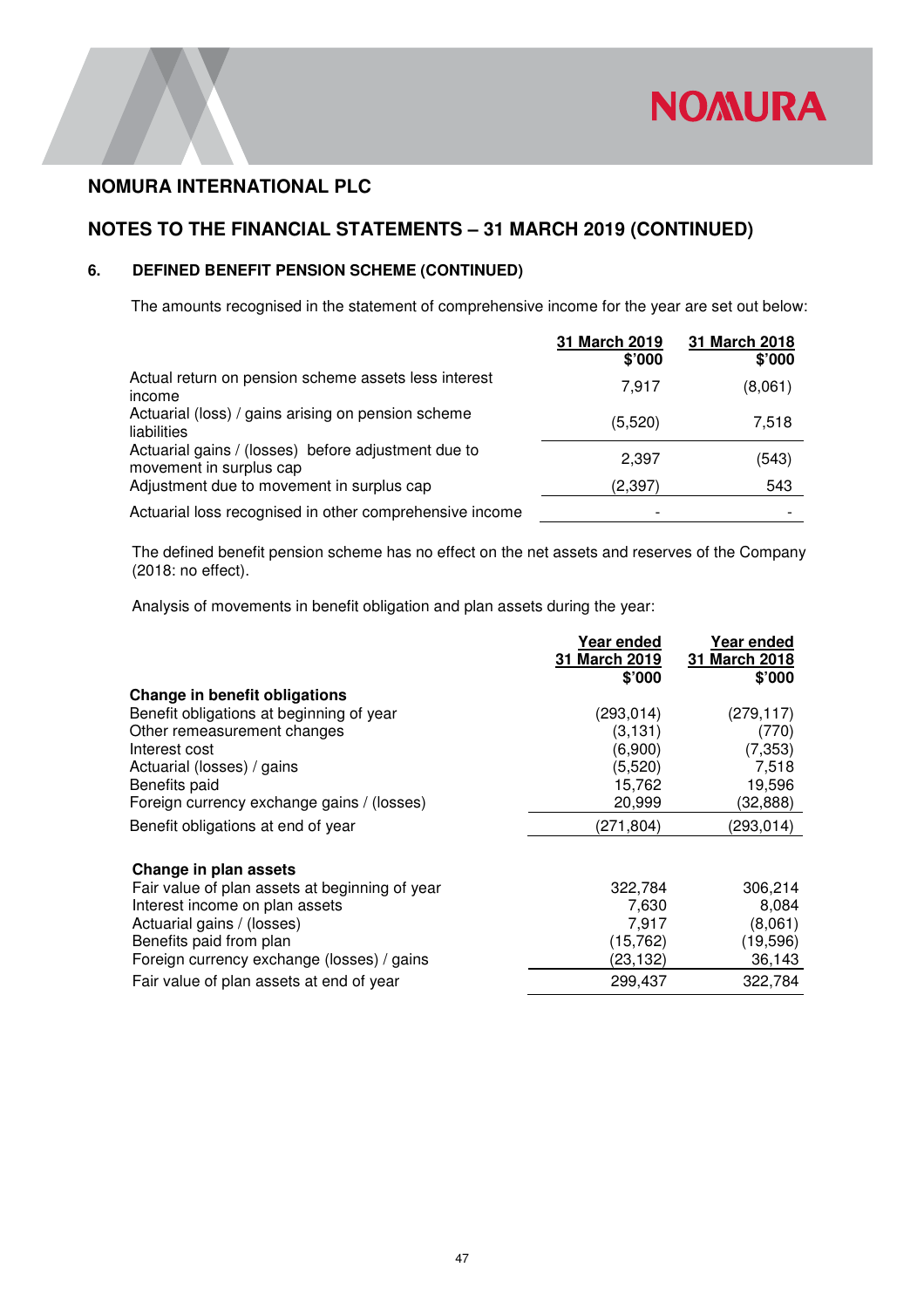## NOMURA INTERNATIONAL PLC

## NOTES TO THE FINANCIAL STATEMENTS – 31 MARCH 2019 (CONTINUED)

### 6. DEFINED BENEFIT PENSION SCHEME (CONTINUED)

The amounts recognised in the statement of comprehensive income for the year are set out below:

| | 31 March 2019<br>$'000 | 31 March 2018<br>$'000 |
|---|---|---|
| Actual return on pension scheme assets less interest income | 7,917 | (8,061) |
| Actuarial (loss) / gains arising on pension scheme liabilities | (5,520) | 7,518 |
| Actuarial gains / (losses) before adjustment due to movement in surplus cap | 2,397 | (543) |
| Adjustment due to movement in surplus cap | (2,397) | 543 |
| Actuarial loss recognised in other comprehensive income | - | - |

The defined benefit pension scheme has no effect on the net assets and reserves of the Company (2018: no effect).

Analysis of movements in benefit obligation and plan assets during the year:

| | Year ended<br>31 March 2019<br>$'000 | Year ended<br>31 March 2018<br>$'000 |
|---|---|---|
| **Change in benefit obligations** | | |
| Benefit obligations at beginning of year | (293,014) | (279,117) |
| Other remeasurement changes | (3,131) | (770) |
| Interest cost | (6,900) | (7,353) |
| Actuarial (losses) / gains | (5,520) | 7,518 |
| Benefits paid | 15,762 | 19,596 |
| Foreign currency exchange gains / (losses) | 20,999 | (32,888) |
| Benefit obligations at end of year | (271,804) | (293,014) |
| | | |
| **Change in plan assets** | | |
| Fair value of plan assets at beginning of year | 322,784 | 306,214 |
| Interest income on plan assets | 7,630 | 8,084 |
| Actuarial gains / (losses) | 7,917 | (8,061) |
| Benefits paid from plan | (15,762) | (19,596) |
| Foreign currency exchange (losses) / gains | (23,132) | 36,143 |
| Fair value of plan assets at end of year | 299,437 | 322,784 |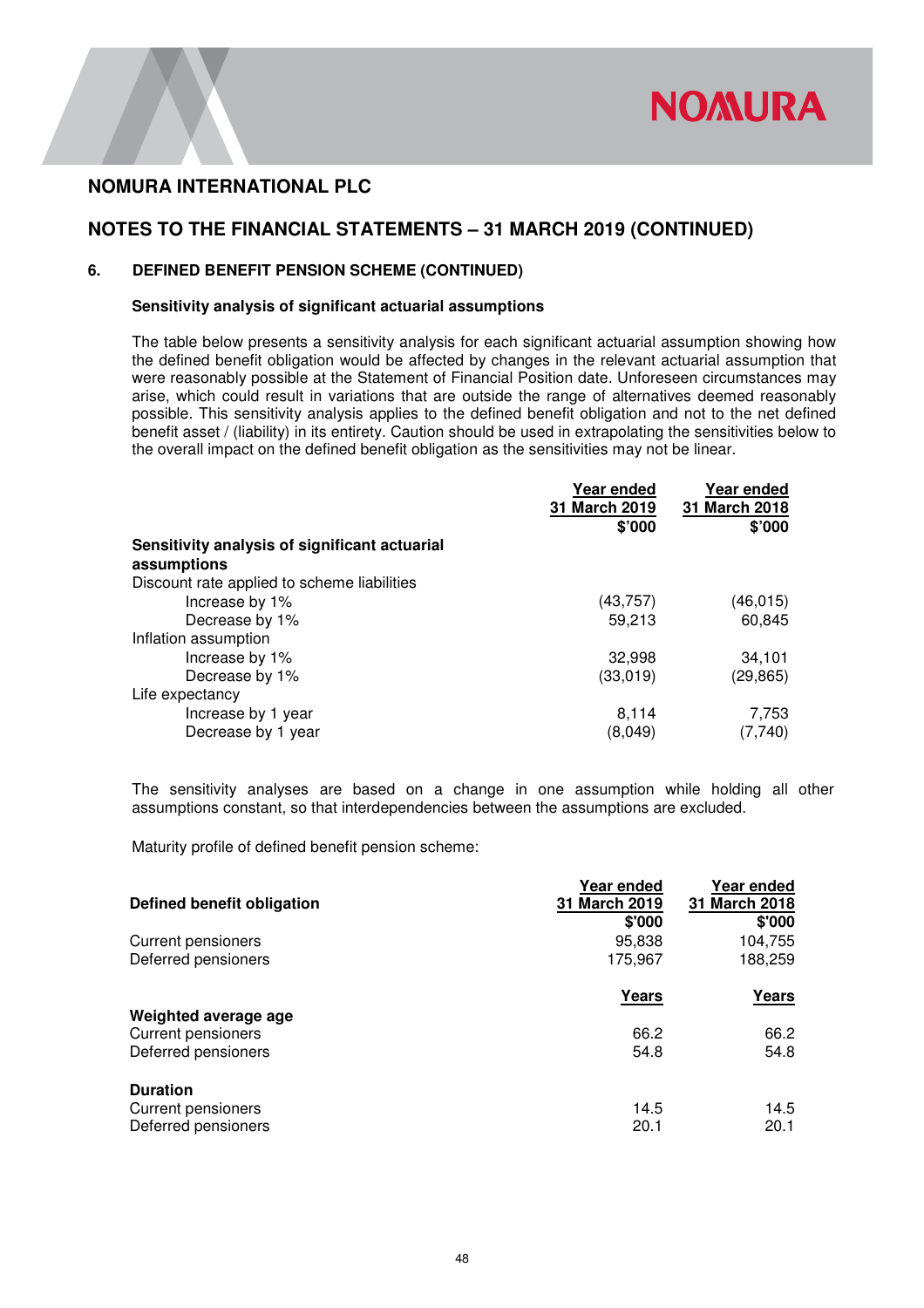## NOMURA INTERNATIONAL PLC

## NOTES TO THE FINANCIAL STATEMENTS – 31 MARCH 2019 (CONTINUED)

### 6. DEFINED BENEFIT PENSION SCHEME (CONTINUED)

**Sensitivity analysis of significant actuarial assumptions**

The table below presents a sensitivity analysis for each significant actuarial assumption showing how the defined benefit obligation would be affected by changes in the relevant actuarial assumption that were reasonably possible at the Statement of Financial Position date. Unforeseen circumstances may arise, which could result in variations that are outside the range of alternatives deemed reasonably possible. This sensitivity analysis applies to the defined benefit obligation and not to the net defined benefit asset / (liability) in its entirety. Caution should be used in extrapolating the sensitivities below to the overall impact on the defined benefit obligation as the sensitivities may not be linear.

| | Year ended 31 March 2019 $'000 | Year ended 31 March 2018 $'000 |
|---|---|---|
| **Sensitivity analysis of significant actuarial assumptions** | | |
| Discount rate applied to scheme liabilities | | |
| Increase by 1% | (43,757) | (46,015) |
| Decrease by 1% | 59,213 | 60,845 |
| Inflation assumption | | |
| Increase by 1% | 32,998 | 34,101 |
| Decrease by 1% | (33,019) | (29,865) |
| Life expectancy | | |
| Increase by 1 year | 8,114 | 7,753 |
| Decrease by 1 year | (8,049) | (7,740) |

The sensitivity analyses are based on a change in one assumption while holding all other assumptions constant, so that interdependencies between the assumptions are excluded.

Maturity profile of defined benefit pension scheme:

| **Defined benefit obligation** | Year ended 31 March 2019 $'000 | Year ended 31 March 2018 $'000 |
|---|---|---|
| Current pensioners | 95,838 | 104,755 |
| Deferred pensioners | 175,967 | 188,259 |
| | **Years** | **Years** |
| **Weighted average age** | | |
| Current pensioners | 66.2 | 66.2 |
| Deferred pensioners | 54.8 | 54.8 |
| **Duration** | | |
| Current pensioners | 14.5 | 14.5 |
| Deferred pensioners | 20.1 | 20.1 |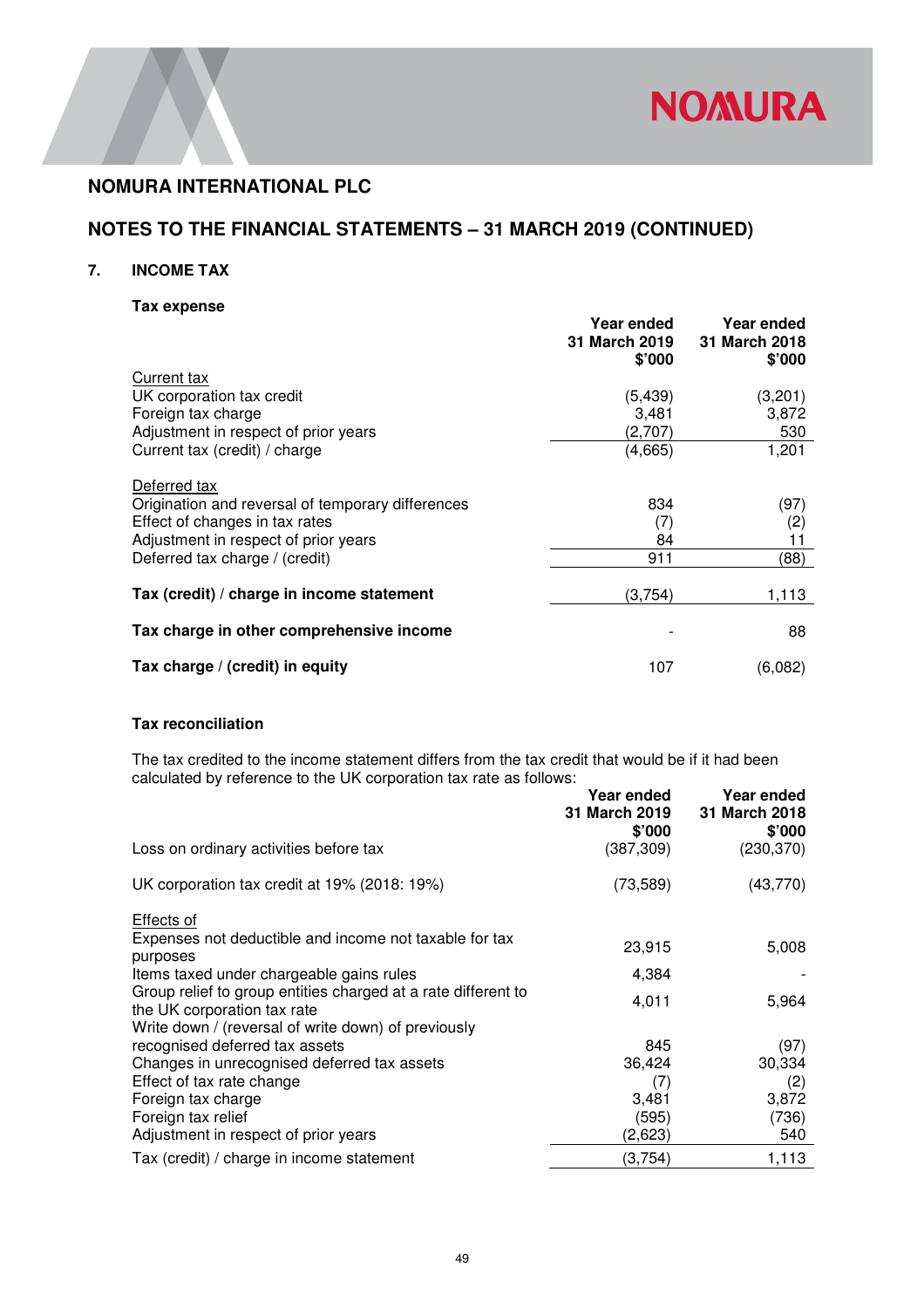## NOMURA INTERNATIONAL PLC

## NOTES TO THE FINANCIAL STATEMENTS – 31 MARCH 2019 (CONTINUED)

### 7. INCOME TAX

**Tax expense**

| | Year ended 31 March 2019 $'000 | Year ended 31 March 2018 $'000 |
|---|---|---|
| Current tax | | |
| UK corporation tax credit | (5,439) | (3,201) |
| Foreign tax charge | 3,481 | 3,872 |
| Adjustment in respect of prior years | (2,707) | 530 |
| Current tax (credit) / charge | (4,665) | 1,201 |
| | | |
| Deferred tax | | |
| Origination and reversal of temporary differences | 834 | (97) |
| Effect of changes in tax rates | (7) | (2) |
| Adjustment in respect of prior years | 84 | 11 |
| Deferred tax charge / (credit) | 911 | (88) |
| | | |
| **Tax (credit) / charge in income statement** | (3,754) | 1,113 |
| | | |
| **Tax charge in other comprehensive income** | - | 88 |
| | | |
| **Tax charge / (credit) in equity** | 107 | (6,082) |

**Tax reconciliation**

The tax credited to the income statement differs from the tax credit that would be if it had been calculated by reference to the UK corporation tax rate as follows:

| | Year ended 31 March 2019 $'000 | Year ended 31 March 2018 $'000 |
|---|---|---|
| Loss on ordinary activities before tax | (387,309) | (230,370) |
| | | |
| UK corporation tax credit at 19% (2018: 19%) | (73,589) | (43,770) |
| | | |
| Effects of | | |
| Expenses not deductible and income not taxable for tax purposes | 23,915 | 5,008 |
| Items taxed under chargeable gains rules | 4,384 | - |
| Group relief to group entities charged at a rate different to the UK corporation tax rate | 4,011 | 5,964 |
| Write down / (reversal of write down) of previously recognised deferred tax assets | 845 | (97) |
| Changes in unrecognised deferred tax assets | 36,424 | 30,334 |
| Effect of tax rate change | (7) | (2) |
| Foreign tax charge | 3,481 | 3,872 |
| Foreign tax relief | (595) | (736) |
| Adjustment in respect of prior years | (2,623) | 540 |
| Tax (credit) / charge in income statement | (3,754) | 1,113 |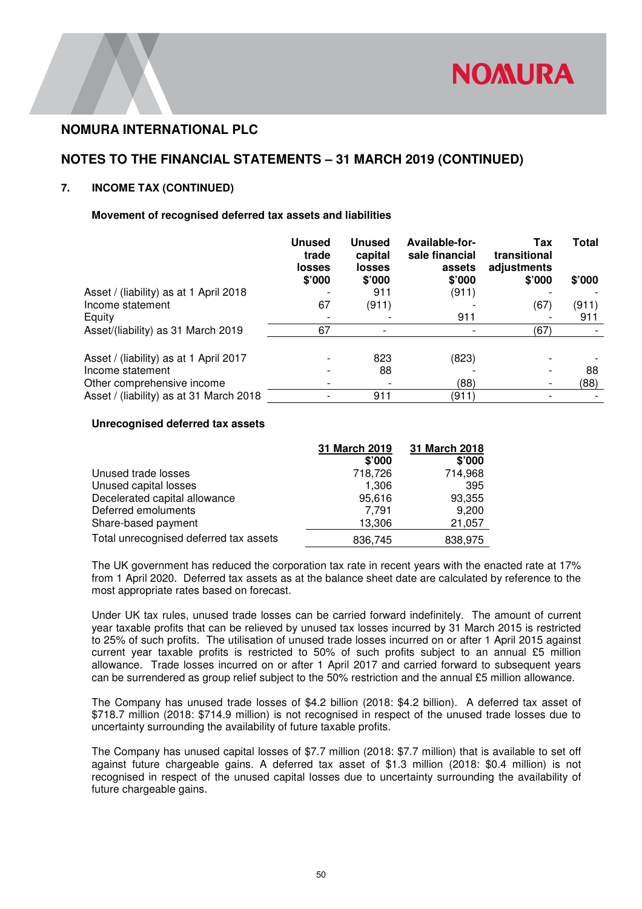## NOMURA INTERNATIONAL PLC

## NOTES TO THE FINANCIAL STATEMENTS – 31 MARCH 2019 (CONTINUED)

### 7. INCOME TAX (CONTINUED)

**Movement of recognised deferred tax assets and liabilities**

| | Unused trade losses $'000 | Unused capital losses $'000 | Available-for-sale financial assets $'000 | Tax transitional adjustments $'000 | Total $'000 |
|---|---|---|---|---|---|
| Asset / (liability) as at 1 April 2018 | - | 911 | (911) | - | - |
| Income statement | 67 | (911) | - | (67) | (911) |
| Equity | - | - | 911 | - | 911 |
| Asset/(liability) as 31 March 2019 | 67 | - | - | (67) | - |
| | | | | | |
| Asset / (liability) as at 1 April 2017 | - | 823 | (823) | - | - |
| Income statement | - | 88 | - | - | 88 |
| Other comprehensive income | - | - | (88) | - | (88) |
| Asset / (liability) as at 31 March 2018 | - | 911 | (911) | - | - |

**Unrecognised deferred tax assets**

| | 31 March 2019 $'000 | 31 March 2018 $'000 |
|---|---|---|
| Unused trade losses | 718,726 | 714,968 |
| Unused capital losses | 1,306 | 395 |
| Decelerated capital allowance | 95,616 | 93,355 |
| Deferred emoluments | 7,791 | 9,200 |
| Share-based payment | 13,306 | 21,057 |
| Total unrecognised deferred tax assets | 836,745 | 838,975 |

The UK government has reduced the corporation tax rate in recent years with the enacted rate at 17% from 1 April 2020. Deferred tax assets as at the balance sheet date are calculated by reference to the most appropriate rates based on forecast.

Under UK tax rules, unused trade losses can be carried forward indefinitely. The amount of current year taxable profits that can be relieved by unused tax losses incurred by 31 March 2015 is restricted to 25% of such profits. The utilisation of unused trade losses incurred on or after 1 April 2015 against current year taxable profits is restricted to 50% of such profits subject to an annual £5 million allowance. Trade losses incurred on or after 1 April 2017 and carried forward to subsequent years can be surrendered as group relief subject to the 50% restriction and the annual £5 million allowance.

The Company has unused trade losses of $4.2 billion (2018: $4.2 billion). A deferred tax asset of $718.7 million (2018: $714.9 million) is not recognised in respect of the unused trade losses due to uncertainty surrounding the availability of future taxable profits.

The Company has unused capital losses of $7.7 million (2018: $7.7 million) that is available to set off against future chargeable gains. A deferred tax asset of $1.3 million (2018: $0.4 million) is not recognised in respect of the unused capital losses due to uncertainty surrounding the availability of future chargeable gains.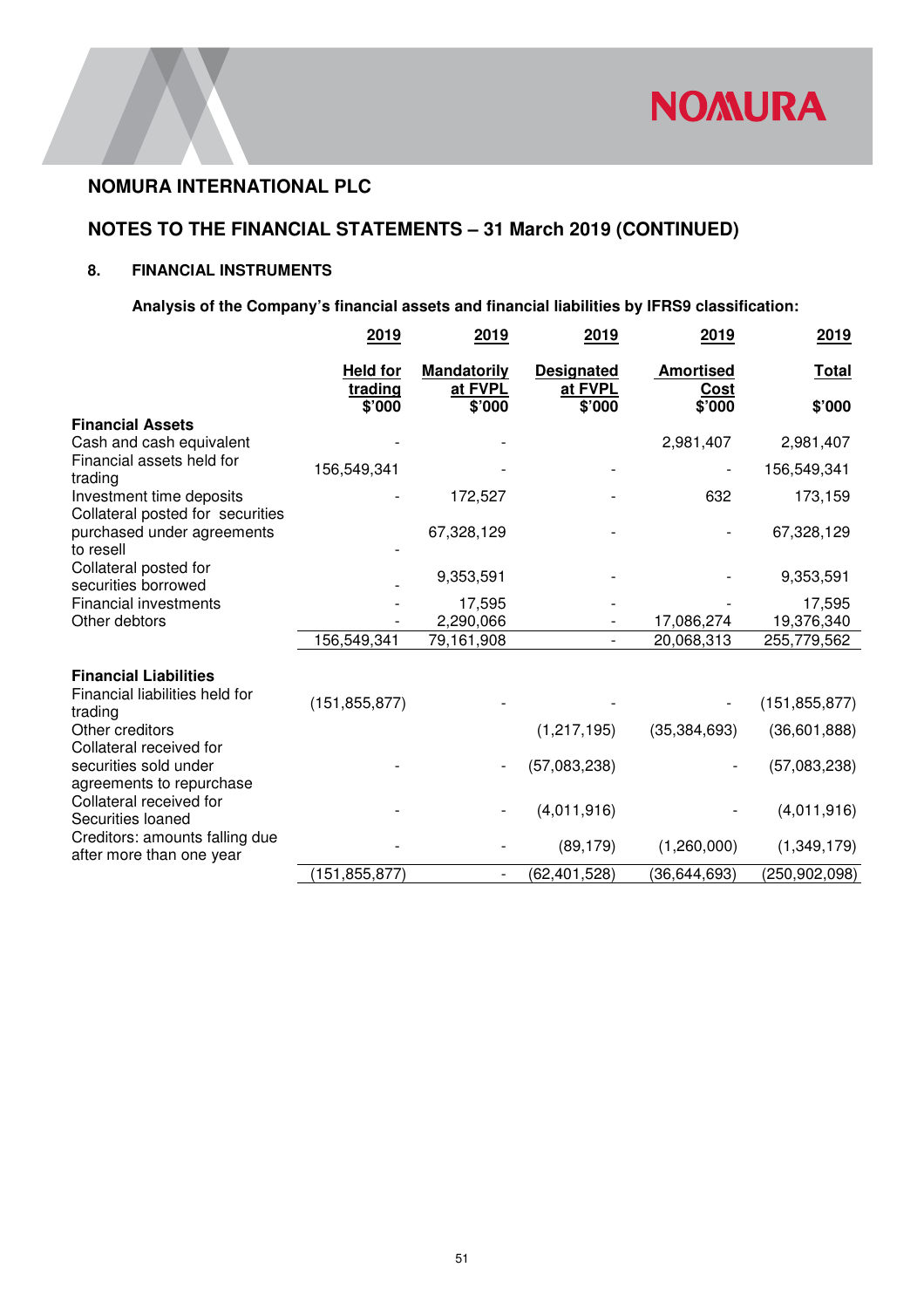# NOMURA INTERNATIONAL PLC

## NOTES TO THE FINANCIAL STATEMENTS – 31 March 2019 (CONTINUED)

### 8. FINANCIAL INSTRUMENTS

**Analysis of the Company's financial assets and financial liabilities by IFRS9 classification:**

| | 2019 | 2019 | 2019 | 2019 | 2019 |
|---|---|---|---|---|---|
| | Held for trading | Mandatorily at FVPL | Designated at FVPL | Amortised Cost | Total |
| | $'000 | $'000 | $'000 | $'000 | $'000 |
| **Financial Assets** | | | | | |
| Cash and cash equivalent | - | - | | 2,981,407 | 2,981,407 |
| Financial assets held for trading | 156,549,341 | - | - | - | 156,549,341 |
| Investment time deposits | - | 172,527 | - | 632 | 173,159 |
| Collateral posted for securities purchased under agreements to resell | - | 67,328,129 | - | - | 67,328,129 |
| Collateral posted for securities borrowed | - | 9,353,591 | - | - | 9,353,591 |
| Financial investments | - | 17,595 | - | - | 17,595 |
| Other debtors | - | 2,290,066 | - | 17,086,274 | 19,376,340 |
| | 156,549,341 | 79,161,908 | - | 20,068,313 | 255,779,562 |
| **Financial Liabilities** | | | | | |
| Financial liabilities held for trading | (151,855,877) | - | - | - | (151,855,877) |
| Other creditors | | | (1,217,195) | (35,384,693) | (36,601,888) |
| Collateral received for securities sold under agreements to repurchase | - | - | (57,083,238) | - | (57,083,238) |
| Collateral received for Securities loaned | - | - | (4,011,916) | - | (4,011,916) |
| Creditors: amounts falling due after more than one year | - | - | (89,179) | (1,260,000) | (1,349,179) |
| | (151,855,877) | - | (62,401,528) | (36,644,693) | (250,902,098) |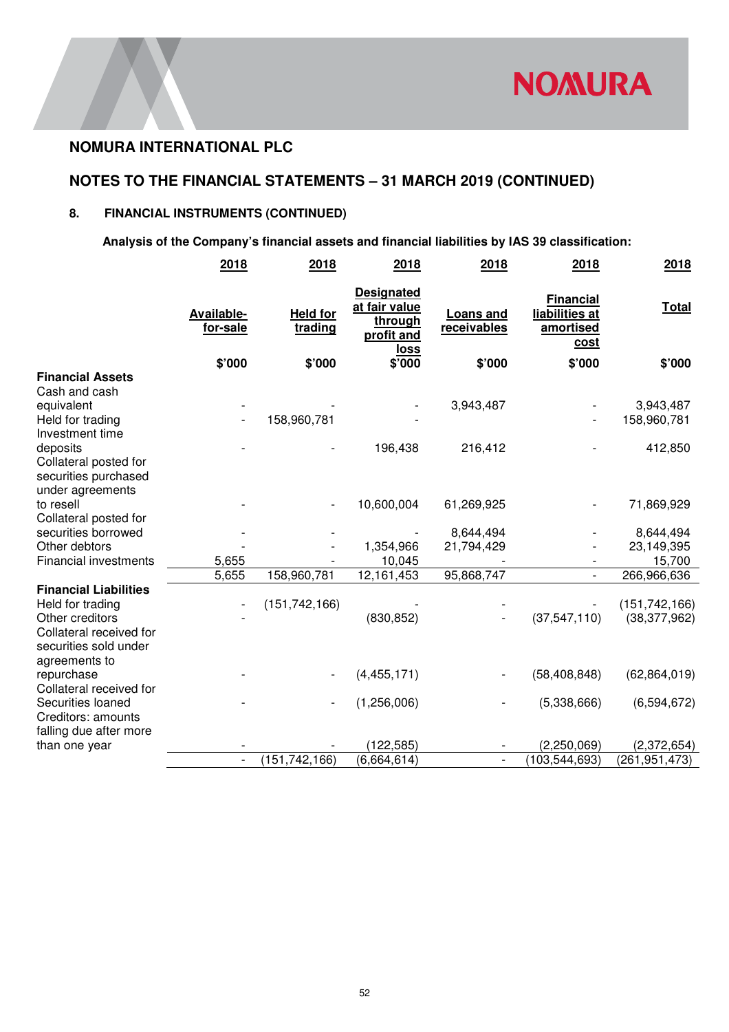## NOMURA INTERNATIONAL PLC

## NOTES TO THE FINANCIAL STATEMENTS – 31 MARCH 2019 (CONTINUED)

### 8. FINANCIAL INSTRUMENTS (CONTINUED)

**Analysis of the Company's financial assets and financial liabilities by IAS 39 classification:**

| | 2018 | 2018 | 2018 | 2018 | 2018 | 2018 |
|---|---|---|---|---|---|---|
| | Available-for-sale | Held for trading | Designated at fair value through profit and loss | Loans and receivables | Financial liabilities at amortised cost | Total |
| | $'000 | $'000 | $'000 | $'000 | $'000 | $'000 |
| **Financial Assets** | | | | | | |
| Cash and cash equivalent | - | - | - | 3,943,487 | - | 3,943,487 |
| Held for trading | - | 158,960,781 | - | | - | 158,960,781 |
| Investment time deposits | - | - | 196,438 | 216,412 | - | 412,850 |
| Collateral posted for securities purchased under agreements to resell | - | - | 10,600,004 | 61,269,925 | - | 71,869,929 |
| Collateral posted for securities borrowed | - | - | - | 8,644,494 | - | 8,644,494 |
| Other debtors | - | - | 1,354,966 | 21,794,429 | - | 23,149,395 |
| Financial investments | 5,655 | - | 10,045 | - | - | 15,700 |
| | 5,655 | 158,960,781 | 12,161,453 | 95,868,747 | - | 266,966,636 |
| **Financial Liabilities** | | | | | | |
| Held for trading | - | (151,742,166) | - | - | - | (151,742,166) |
| Other creditors | - | | (830,852) | - | (37,547,110) | (38,377,962) |
| Collateral received for securities sold under agreements to repurchase | - | - | (4,455,171) | - | (58,408,848) | (62,864,019) |
| Collateral received for Securities loaned | - | - | (1,256,006) | - | (5,338,666) | (6,594,672) |
| Creditors: amounts falling due after more than one year | - | - | (122,585) | - | (2,250,069) | (2,372,654) |
| | - | (151,742,166) | (6,664,614) | - | (103,544,693) | (261,951,473) |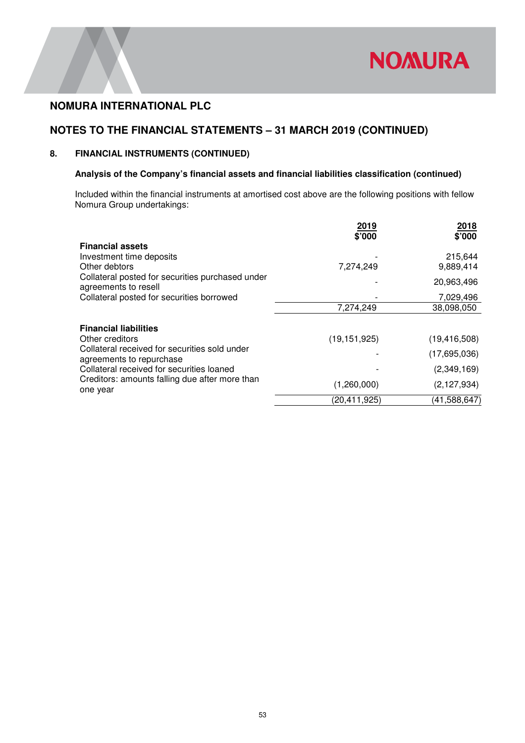# NOMURA INTERNATIONAL PLC

## NOTES TO THE FINANCIAL STATEMENTS – 31 MARCH 2019 (CONTINUED)

### 8. FINANCIAL INSTRUMENTS (CONTINUED)

**Analysis of the Company's financial assets and financial liabilities classification (continued)**

Included within the financial instruments at amortised cost above are the following positions with fellow Nomura Group undertakings:

| | 2019 $'000 | 2018 $'000 |
|---|---|---|
| **Financial assets** | | |
| Investment time deposits | - | 215,644 |
| Other debtors | 7,274,249 | 9,889,414 |
| Collateral posted for securities purchased under agreements to resell | - | 20,963,496 |
| Collateral posted for securities borrowed | - | 7,029,496 |
| | 7,274,249 | 38,098,050 |
| **Financial liabilities** | | |
| Other creditors | (19,151,925) | (19,416,508) |
| Collateral received for securities sold under agreements to repurchase | - | (17,695,036) |
| Collateral received for securities loaned | - | (2,349,169) |
| Creditors: amounts falling due after more than one year | (1,260,000) | (2,127,934) |
| | (20,411,925) | (41,588,647) |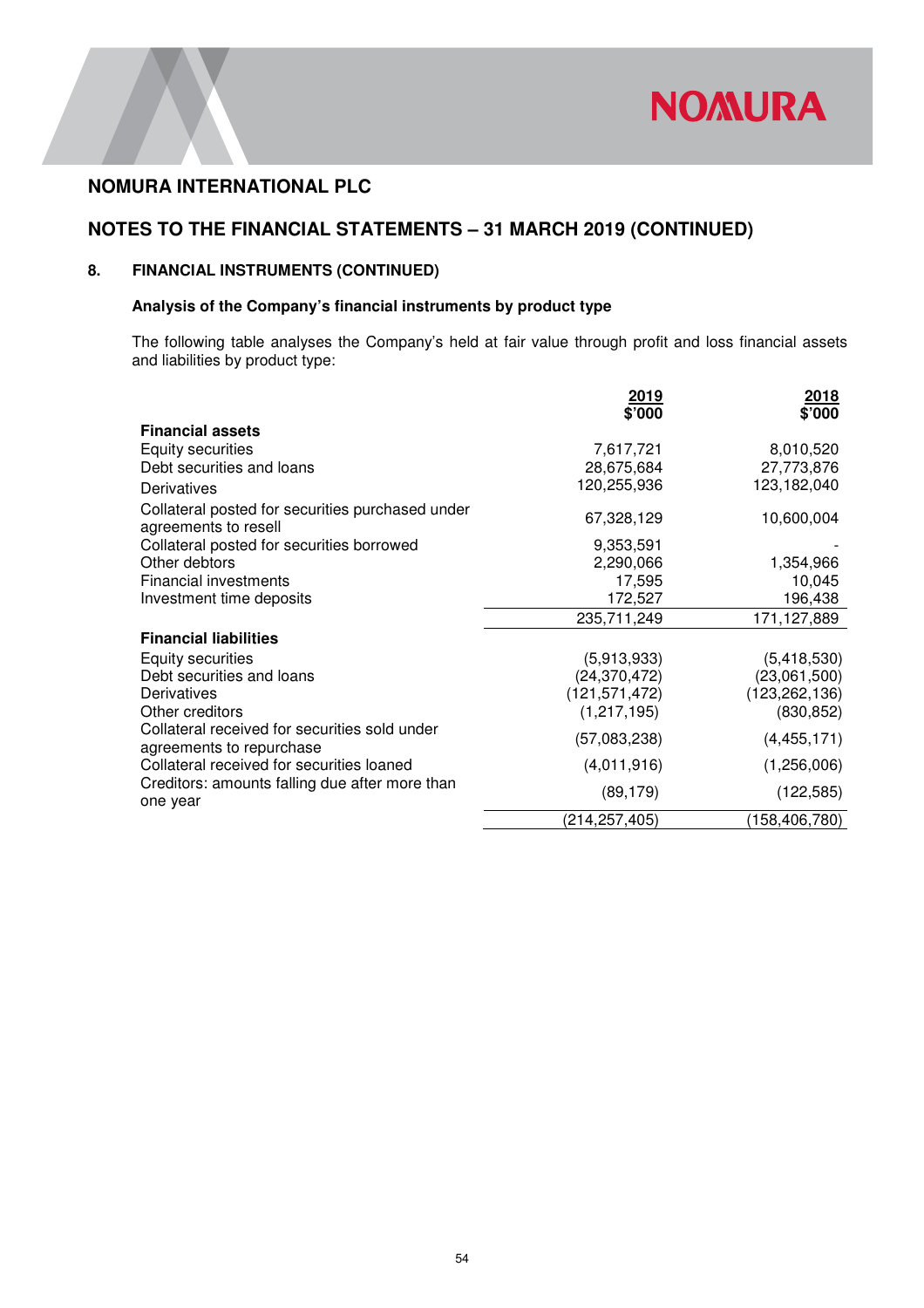# NOMURA INTERNATIONAL PLC

## NOTES TO THE FINANCIAL STATEMENTS – 31 MARCH 2019 (CONTINUED)

### 8. FINANCIAL INSTRUMENTS (CONTINUED)

#### Analysis of the Company's financial instruments by product type

The following table analyses the Company's held at fair value through profit and loss financial assets and liabilities by product type:

| | 2019 $'000 | 2018 $'000 |
|---|---|---|
| **Financial assets** | | |
| Equity securities | 7,617,721 | 8,010,520 |
| Debt securities and loans | 28,675,684 | 27,773,876 |
| Derivatives | 120,255,936 | 123,182,040 |
| Collateral posted for securities purchased under agreements to resell | 67,328,129 | 10,600,004 |
| Collateral posted for securities borrowed | 9,353,591 | - |
| Other debtors | 2,290,066 | 1,354,966 |
| Financial investments | 17,595 | 10,045 |
| Investment time deposits | 172,527 | 196,438 |
| | 235,711,249 | 171,127,889 |
| **Financial liabilities** | | |
| Equity securities | (5,913,933) | (5,418,530) |
| Debt securities and loans | (24,370,472) | (23,061,500) |
| Derivatives | (121,571,472) | (123,262,136) |
| Other creditors | (1,217,195) | (830,852) |
| Collateral received for securities sold under agreements to repurchase | (57,083,238) | (4,455,171) |
| Collateral received for securities loaned | (4,011,916) | (1,256,006) |
| Creditors: amounts falling due after more than one year | (89,179) | (122,585) |
| | (214,257,405) | (158,406,780) |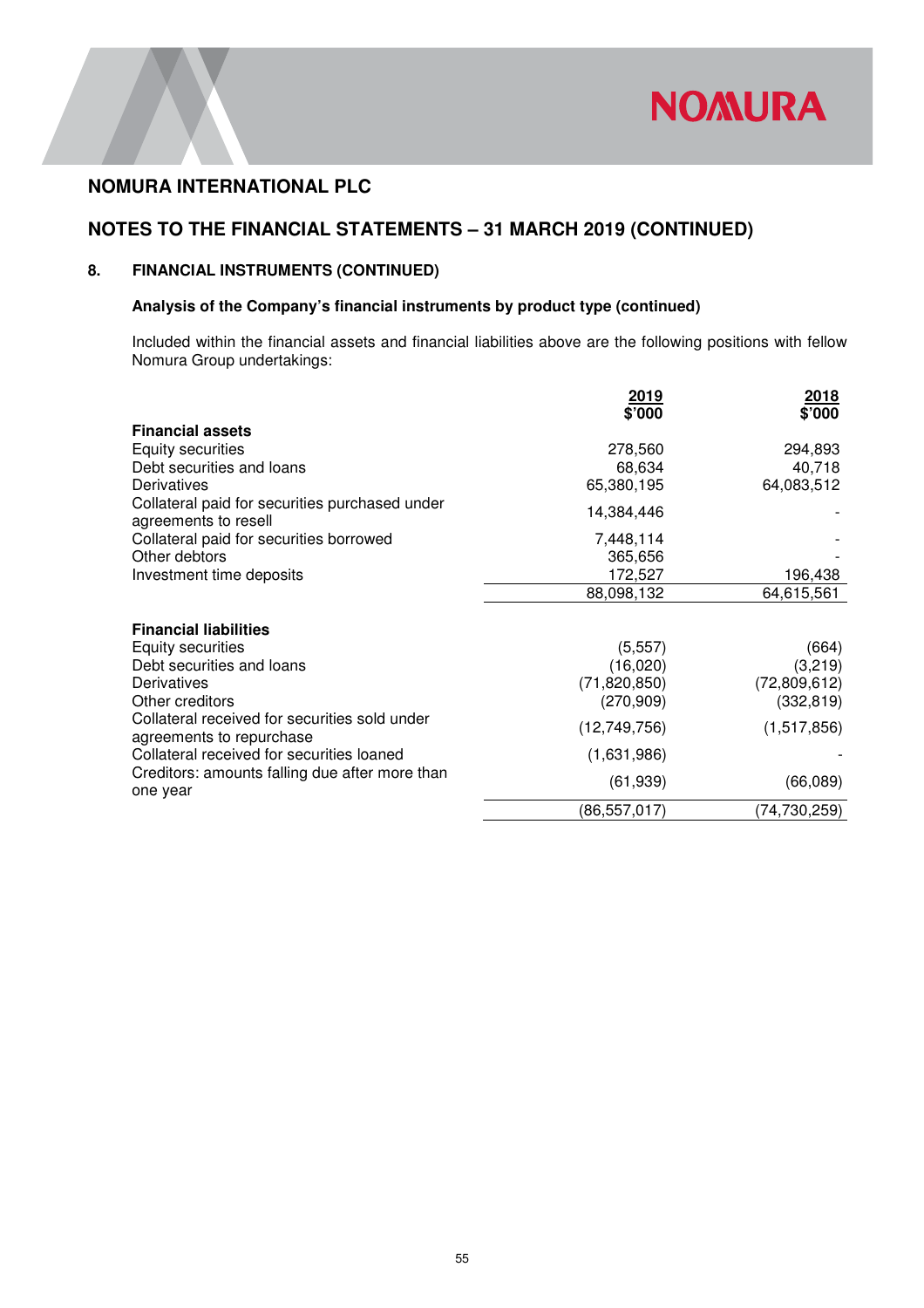# NOMURA INTERNATIONAL PLC

## NOTES TO THE FINANCIAL STATEMENTS – 31 MARCH 2019 (CONTINUED)

### 8. FINANCIAL INSTRUMENTS (CONTINUED)

**Analysis of the Company's financial instruments by product type (continued)**

Included within the financial assets and financial liabilities above are the following positions with fellow Nomura Group undertakings:

| | 2019 $'000 | 2018 $'000 |
|---|---|---|
| **Financial assets** | | |
| Equity securities | 278,560 | 294,893 |
| Debt securities and loans | 68,634 | 40,718 |
| Derivatives | 65,380,195 | 64,083,512 |
| Collateral paid for securities purchased under agreements to resell | 14,384,446 | - |
| Collateral paid for securities borrowed | 7,448,114 | - |
| Other debtors | 365,656 | - |
| Investment time deposits | 172,527 | 196,438 |
| | 88,098,132 | 64,615,561 |
| **Financial liabilities** | | |
| Equity securities | (5,557) | (664) |
| Debt securities and loans | (16,020) | (3,219) |
| Derivatives | (71,820,850) | (72,809,612) |
| Other creditors | (270,909) | (332,819) |
| Collateral received for securities sold under agreements to repurchase | (12,749,756) | (1,517,856) |
| Collateral received for securities loaned | (1,631,986) | - |
| Creditors: amounts falling due after more than one year | (61,939) | (66,089) |
| | (86,557,017) | (74,730,259) |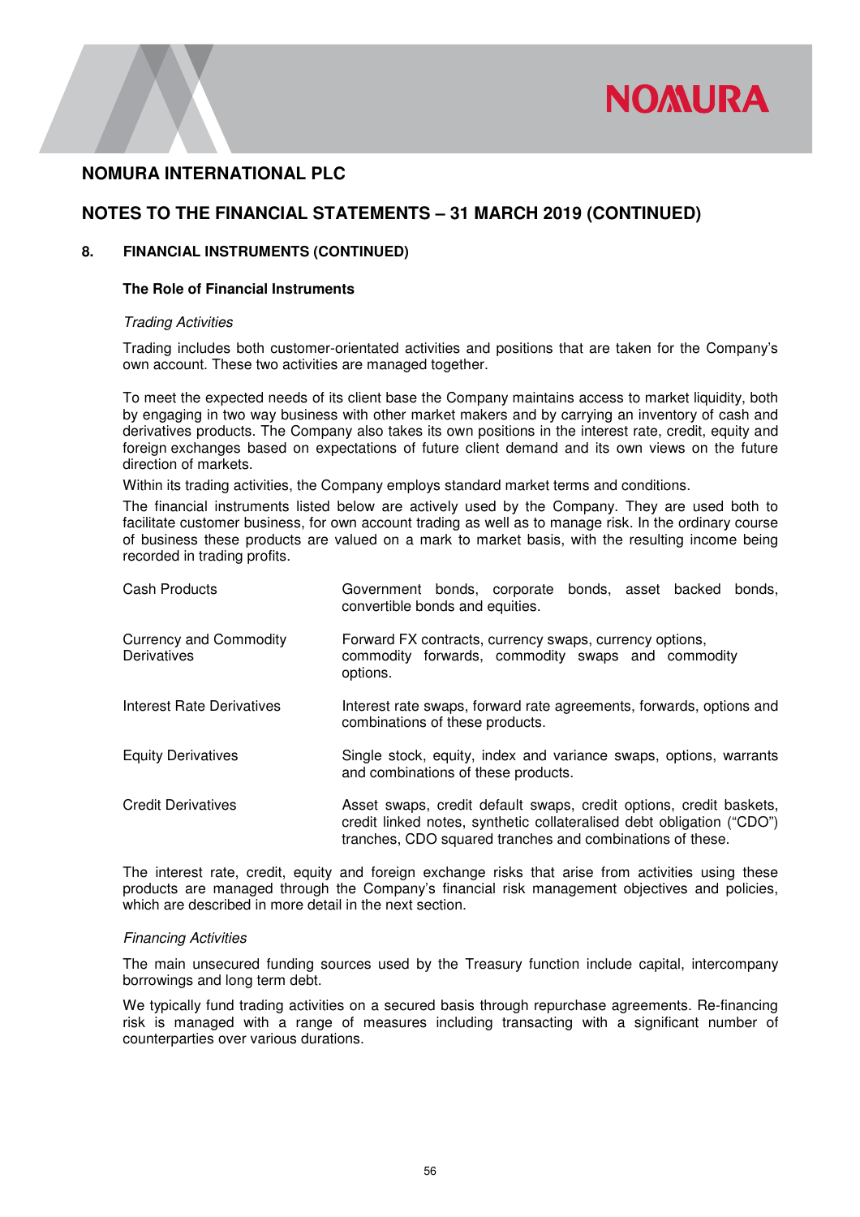# NOMURA INTERNATIONAL PLC

## NOTES TO THE FINANCIAL STATEMENTS – 31 MARCH 2019 (CONTINUED)

### 8. FINANCIAL INSTRUMENTS (CONTINUED)

**The Role of Financial Instruments**

*Trading Activities*

Trading includes both customer-orientated activities and positions that are taken for the Company's own account. These two activities are managed together.

To meet the expected needs of its client base the Company maintains access to market liquidity, both by engaging in two way business with other market makers and by carrying an inventory of cash and derivatives products. The Company also takes its own positions in the interest rate, credit, equity and foreign exchanges based on expectations of future client demand and its own views on the future direction of markets.

Within its trading activities, the Company employs standard market terms and conditions.

The financial instruments listed below are actively used by the Company. They are used both to facilitate customer business, for own account trading as well as to manage risk. In the ordinary course of business these products are valued on a mark to market basis, with the resulting income being recorded in trading profits.

| | |
|---|---|
| Cash Products | Government bonds, corporate bonds, asset backed bonds, convertible bonds and equities. |
| Currency and Commodity Derivatives | Forward FX contracts, currency swaps, currency options, commodity forwards, commodity swaps and commodity options. |
| Interest Rate Derivatives | Interest rate swaps, forward rate agreements, forwards, options and combinations of these products. |
| Equity Derivatives | Single stock, equity, index and variance swaps, options, warrants and combinations of these products. |
| Credit Derivatives | Asset swaps, credit default swaps, credit options, credit baskets, credit linked notes, synthetic collateralised debt obligation ("CDO") tranches, CDO squared tranches and combinations of these. |

The interest rate, credit, equity and foreign exchange risks that arise from activities using these products are managed through the Company's financial risk management objectives and policies, which are described in more detail in the next section.

*Financing Activities*

The main unsecured funding sources used by the Treasury function include capital, intercompany borrowings and long term debt.

We typically fund trading activities on a secured basis through repurchase agreements. Re-financing risk is managed with a range of measures including transacting with a significant number of counterparties over various durations.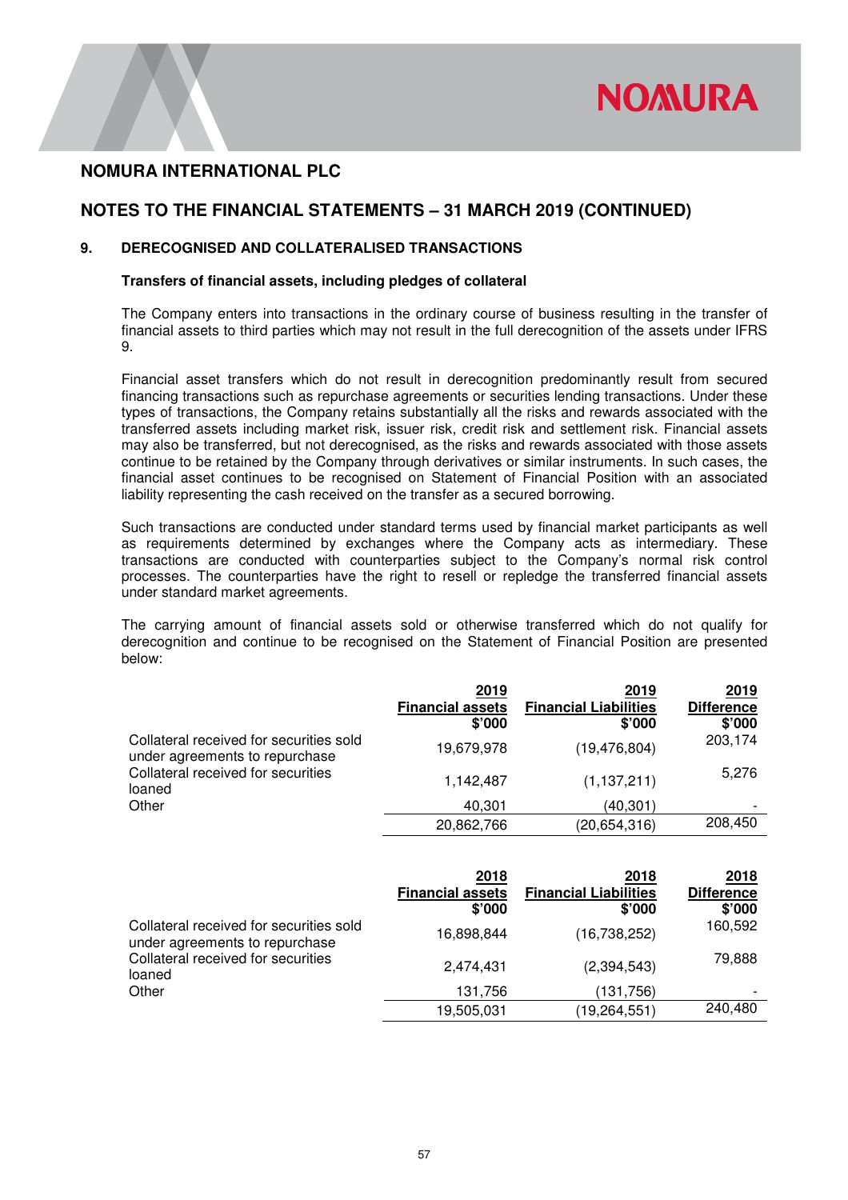# NOMURA INTERNATIONAL PLC

## NOTES TO THE FINANCIAL STATEMENTS – 31 MARCH 2019 (CONTINUED)

### 9. DERECOGNISED AND COLLATERALISED TRANSACTIONS

**Transfers of financial assets, including pledges of collateral**

The Company enters into transactions in the ordinary course of business resulting in the transfer of financial assets to third parties which may not result in the full derecognition of the assets under IFRS 9.

Financial asset transfers which do not result in derecognition predominantly result from secured financing transactions such as repurchase agreements or securities lending transactions. Under these types of transactions, the Company retains substantially all the risks and rewards associated with the transferred assets including market risk, issuer risk, credit risk and settlement risk. Financial assets may also be transferred, but not derecognised, as the risks and rewards associated with those assets continue to be retained by the Company through derivatives or similar instruments. In such cases, the financial asset continues to be recognised on Statement of Financial Position with an associated liability representing the cash received on the transfer as a secured borrowing.

Such transactions are conducted under standard terms used by financial market participants as well as requirements determined by exchanges where the Company acts as intermediary. These transactions are conducted with counterparties subject to the Company's normal risk control processes. The counterparties have the right to resell or repledge the transferred financial assets under standard market agreements.

The carrying amount of financial assets sold or otherwise transferred which do not qualify for derecognition and continue to be recognised on the Statement of Financial Position are presented below:

| | 2019 Financial assets $'000 | 2019 Financial Liabilities $'000 | 2019 Difference $'000 |
|---|---|---|---|
| Collateral received for securities sold under agreements to repurchase | 19,679,978 | (19,476,804) | 203,174 |
| Collateral received for securities loaned | 1,142,487 | (1,137,211) | 5,276 |
| Other | 40,301 | (40,301) | - |
| | 20,862,766 | (20,654,316) | 208,450 |

| | 2018 Financial assets $'000 | 2018 Financial Liabilities $'000 | 2018 Difference $'000 |
|---|---|---|---|
| Collateral received for securities sold under agreements to repurchase | 16,898,844 | (16,738,252) | 160,592 |
| Collateral received for securities loaned | 2,474,431 | (2,394,543) | 79,888 |
| Other | 131,756 | (131,756) | - |
| | 19,505,031 | (19,264,551) | 240,480 |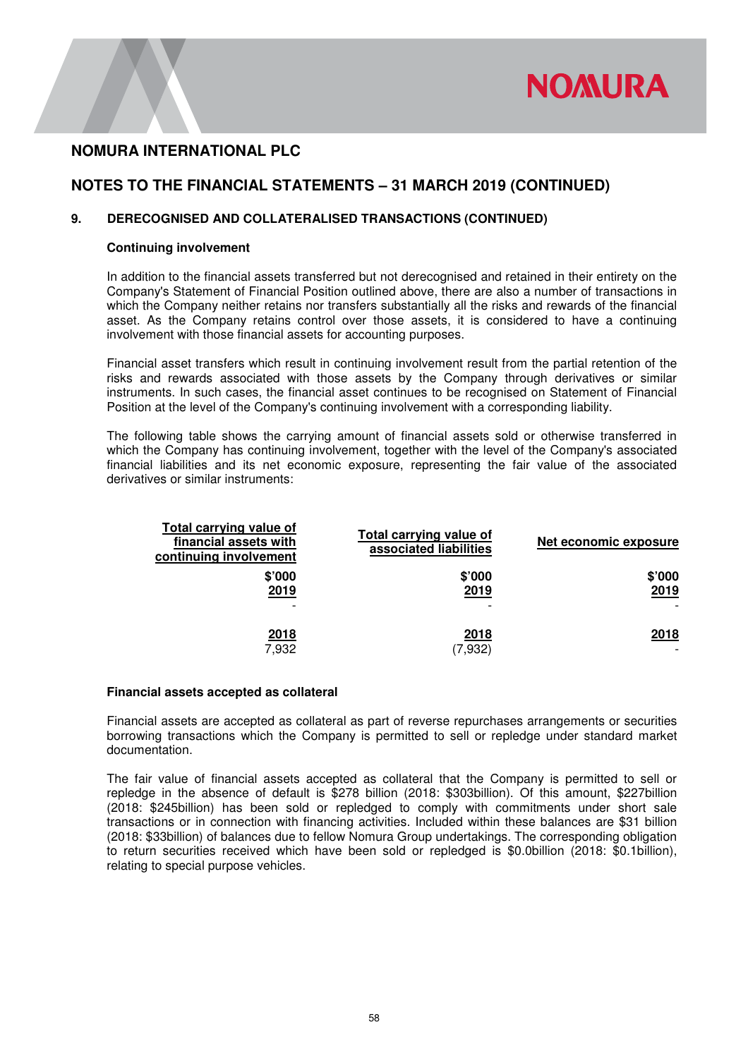## NOMURA INTERNATIONAL PLC

## NOTES TO THE FINANCIAL STATEMENTS – 31 MARCH 2019 (CONTINUED)

### 9. DERECOGNISED AND COLLATERALISED TRANSACTIONS (CONTINUED)

**Continuing involvement**

In addition to the financial assets transferred but not derecognised and retained in their entirety on the Company's Statement of Financial Position outlined above, there are also a number of transactions in which the Company neither retains nor transfers substantially all the risks and rewards of the financial asset. As the Company retains control over those assets, it is considered to have a continuing involvement with those financial assets for accounting purposes.

Financial asset transfers which result in continuing involvement result from the partial retention of the risks and rewards associated with those assets by the Company through derivatives or similar instruments. In such cases, the financial asset continues to be recognised on Statement of Financial Position at the level of the Company's continuing involvement with a corresponding liability.

The following table shows the carrying amount of financial assets sold or otherwise transferred in which the Company has continuing involvement, together with the level of the Company's associated financial liabilities and its net economic exposure, representing the fair value of the associated derivatives or similar instruments:

| Total carrying value of financial assets with continuing involvement | Total carrying value of associated liabilities | Net economic exposure |
|---|---|---|
| $'000 | $'000 | $'000 |
| 2019 | 2019 | 2019 |
| - | - | - |
| 2018 | 2018 | 2018 |
| 7,932 | (7,932) | - |

**Financial assets accepted as collateral**

Financial assets are accepted as collateral as part of reverse repurchases arrangements or securities borrowing transactions which the Company is permitted to sell or repledge under standard market documentation.

The fair value of financial assets accepted as collateral that the Company is permitted to sell or repledge in the absence of default is $278 billion (2018: $303billion). Of this amount, $227billion (2018: $245billion) has been sold or repledged to comply with commitments under short sale transactions or in connection with financing activities. Included within these balances are $31 billion (2018: $33billion) of balances due to fellow Nomura Group undertakings. The corresponding obligation to return securities received which have been sold or repledged is $0.0billion (2018: $0.1billion), relating to special purpose vehicles.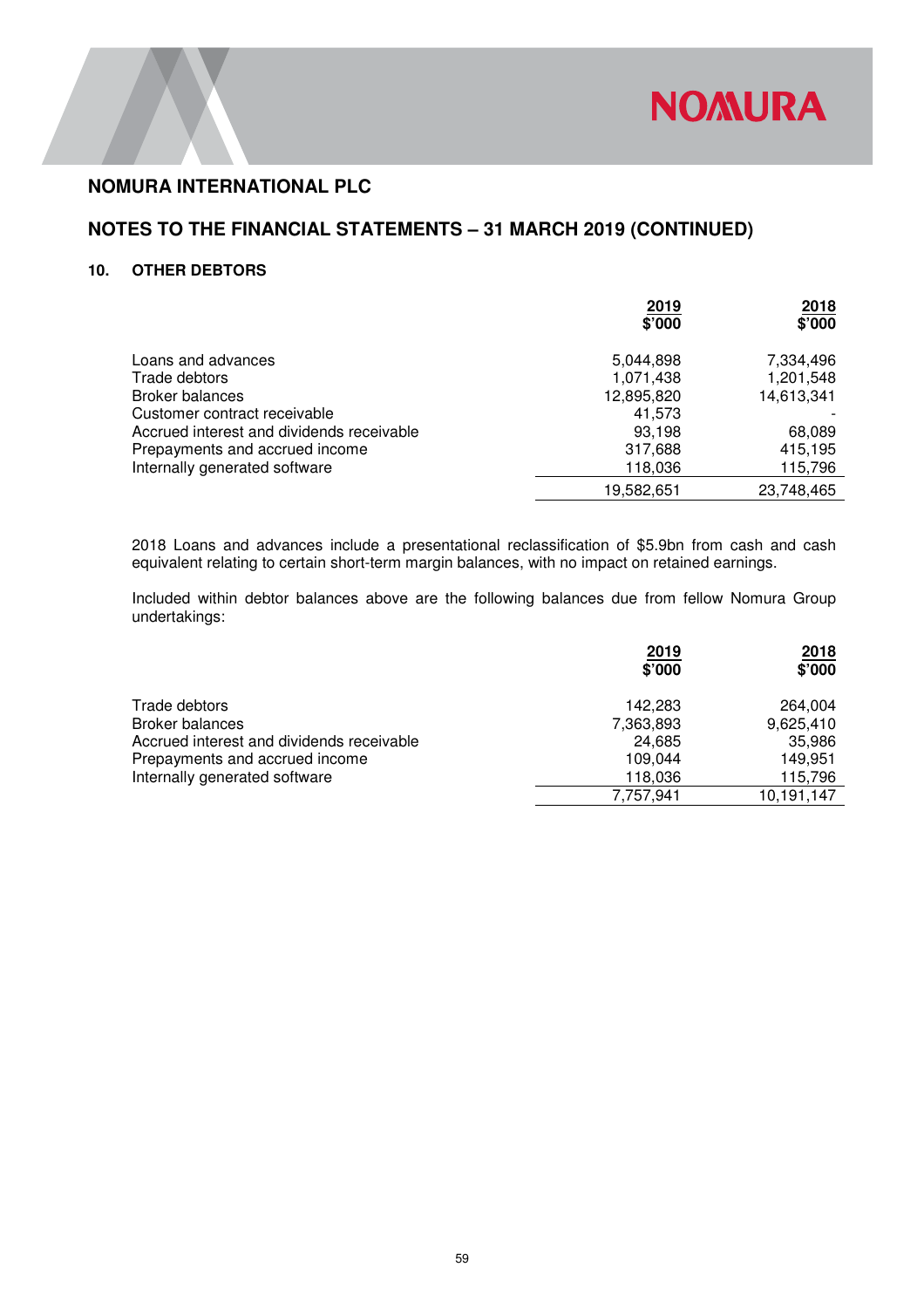# NOMURA INTERNATIONAL PLC

## NOTES TO THE FINANCIAL STATEMENTS – 31 MARCH 2019 (CONTINUED)

### 10. OTHER DEBTORS

| | 2019<br>$'000 | 2018<br>$'000 |
|---|---|---|
| Loans and advances | 5,044,898 | 7,334,496 |
| Trade debtors | 1,071,438 | 1,201,548 |
| Broker balances | 12,895,820 | 14,613,341 |
| Customer contract receivable | 41,573 | - |
| Accrued interest and dividends receivable | 93,198 | 68,089 |
| Prepayments and accrued income | 317,688 | 415,195 |
| Internally generated software | 118,036 | 115,796 |
| | 19,582,651 | 23,748,465 |

2018 Loans and advances include a presentational reclassification of $5.9bn from cash and cash equivalent relating to certain short-term margin balances, with no impact on retained earnings.

Included within debtor balances above are the following balances due from fellow Nomura Group undertakings:

| | 2019<br>$'000 | 2018<br>$'000 |
|---|---|---|
| Trade debtors | 142,283 | 264,004 |
| Broker balances | 7,363,893 | 9,625,410 |
| Accrued interest and dividends receivable | 24,685 | 35,986 |
| Prepayments and accrued income | 109,044 | 149,951 |
| Internally generated software | 118,036 | 115,796 |
| | 7,757,941 | 10,191,147 |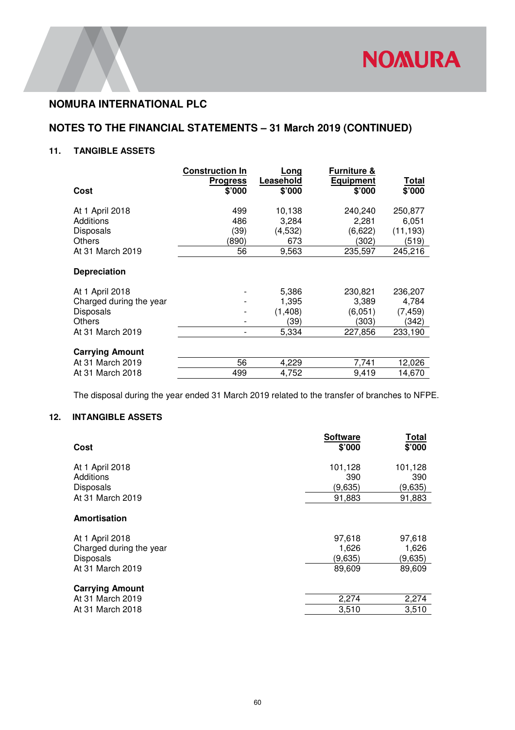## NOMURA INTERNATIONAL PLC

## NOTES TO THE FINANCIAL STATEMENTS – 31 March 2019 (CONTINUED)

### 11. TANGIBLE ASSETS

| Cost | Construction In Progress $'000 | Long Leasehold $'000 | Furniture & Equipment $'000 | Total $'000 |
|---|---|---|---|---|
| At 1 April 2018 | 499 | 10,138 | 240,240 | 250,877 |
| Additions | 486 | 3,284 | 2,281 | 6,051 |
| Disposals | (39) | (4,532) | (6,622) | (11,193) |
| Others | (890) | 673 | (302) | (519) |
| At 31 March 2019 | 56 | 9,563 | 235,597 | 245,216 |
| **Depreciation** | | | | |
| At 1 April 2018 | - | 5,386 | 230,821 | 236,207 |
| Charged during the year | - | 1,395 | 3,389 | 4,784 |
| Disposals | - | (1,408) | (6,051) | (7,459) |
| Others | - | (39) | (303) | (342) |
| At 31 March 2019 | - | 5,334 | 227,856 | 233,190 |
| **Carrying Amount** | | | | |
| At 31 March 2019 | 56 | 4,229 | 7,741 | 12,026 |
| At 31 March 2018 | 499 | 4,752 | 9,419 | 14,670 |

The disposal during the year ended 31 March 2019 related to the transfer of branches to NFPE.

### 12. INTANGIBLE ASSETS

| Cost | Software $'000 | Total $'000 |
|---|---|---|
| At 1 April 2018 | 101,128 | 101,128 |
| Additions | 390 | 390 |
| Disposals | (9,635) | (9,635) |
| At 31 March 2019 | 91,883 | 91,883 |
| **Amortisation** | | |
| At 1 April 2018 | 97,618 | 97,618 |
| Charged during the year | 1,626 | 1,626 |
| Disposals | (9,635) | (9,635) |
| At 31 March 2019 | 89,609 | 89,609 |
| **Carrying Amount** | | |
| At 31 March 2019 | 2,274 | 2,274 |
| At 31 March 2018 | 3,510 | 3,510 |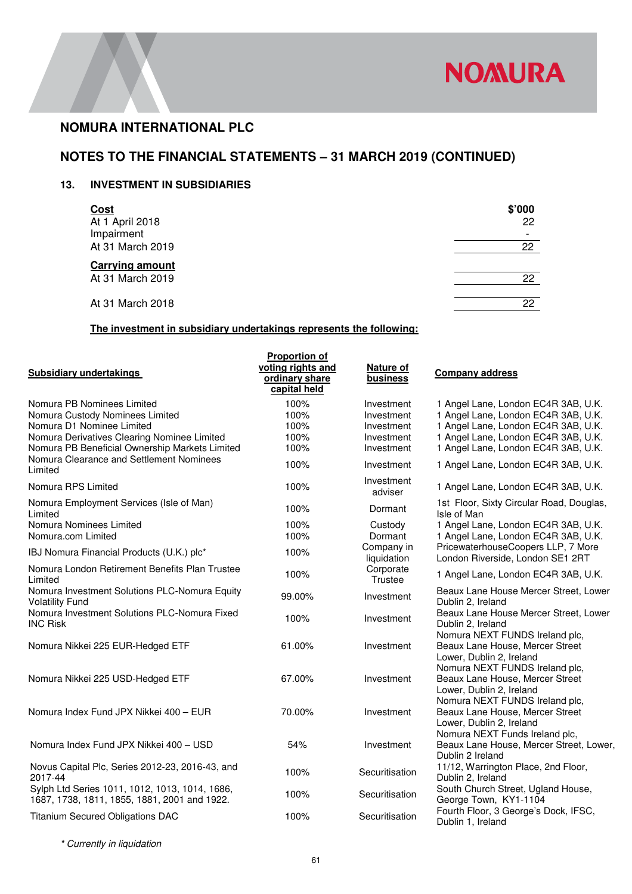# NOMURA INTERNATIONAL PLC

## NOTES TO THE FINANCIAL STATEMENTS – 31 MARCH 2019 (CONTINUED)

### 13. INVESTMENT IN SUBSIDIARIES

| | $'000 |
|---|---|
| **Cost** | |
| At 1 April 2018 | 22 |
| Impairment | - |
| At 31 March 2019 | 22 |
| **Carrying amount** | |
| At 31 March 2019 | 22 |
| At 31 March 2018 | 22 |

**The investment in subsidiary undertakings represents the following:**

| Subsidiary undertakings | Proportion of voting rights and ordinary share capital held | Nature of business | Company address |
|---|---|---|---|
| Nomura PB Nominees Limited | 100% | Investment | 1 Angel Lane, London EC4R 3AB, U.K. |
| Nomura Custody Nominees Limited | 100% | Investment | 1 Angel Lane, London EC4R 3AB, U.K. |
| Nomura D1 Nominee Limited | 100% | Investment | 1 Angel Lane, London EC4R 3AB, U.K. |
| Nomura Derivatives Clearing Nominee Limited | 100% | Investment | 1 Angel Lane, London EC4R 3AB, U.K. |
| Nomura PB Beneficial Ownership Markets Limited | 100% | Investment | 1 Angel Lane, London EC4R 3AB, U.K. |
| Nomura Clearance and Settlement Nominees Limited | 100% | Investment | 1 Angel Lane, London EC4R 3AB, U.K. |
| Nomura RPS Limited | 100% | Investment adviser | 1 Angel Lane, London EC4R 3AB, U.K. |
| Nomura Employment Services (Isle of Man) Limited | 100% | Dormant | 1st Floor, Sixty Circular Road, Douglas, Isle of Man |
| Nomura Nominees Limited | 100% | Custody | 1 Angel Lane, London EC4R 3AB, U.K. |
| Nomura.com Limited | 100% | Dormant | 1 Angel Lane, London EC4R 3AB, U.K. |
| IBJ Nomura Financial Products (U.K.) plc* | 100% | Company in liquidation | PricewaterhouseCoopers LLP, 7 More London Riverside, London SE1 2RT |
| Nomura London Retirement Benefits Plan Trustee Limited | 100% | Corporate Trustee | 1 Angel Lane, London EC4R 3AB, U.K. |
| Nomura Investment Solutions PLC-Nomura Equity Volatility Fund | 99.00% | Investment | Beaux Lane House Mercer Street, Lower Dublin 2, Ireland |
| Nomura Investment Solutions PLC-Nomura Fixed INC Risk | 100% | Investment | Beaux Lane House Mercer Street, Lower Dublin 2, Ireland |
| Nomura Nikkei 225 EUR-Hedged ETF | 61.00% | Investment | Nomura NEXT FUNDS Ireland plc, Beaux Lane House, Mercer Street Lower, Dublin 2, Ireland |
| Nomura Nikkei 225 USD-Hedged ETF | 67.00% | Investment | Nomura NEXT FUNDS Ireland plc, Beaux Lane House, Mercer Street Lower, Dublin 2, Ireland |
| Nomura Index Fund JPX Nikkei 400 – EUR | 70.00% | Investment | Nomura NEXT FUNDS Ireland plc, Beaux Lane House, Mercer Street Lower, Dublin 2, Ireland |
| Nomura Index Fund JPX Nikkei 400 – USD | 54% | Investment | Nomura NEXT Funds Ireland plc, Beaux Lane House, Mercer Street, Lower, Dublin 2 Ireland |
| Novus Capital Plc, Series 2012-23, 2016-43, and 2017-44 | 100% | Securitisation | 11/12, Warrington Place, 2nd Floor, Dublin 2, Ireland |
| Sylph Ltd Series 1011, 1012, 1013, 1014, 1686, 1687, 1738, 1811, 1855, 1881, 2001 and 1922. | 100% | Securitisation | South Church Street, Ugland House, George Town, KY1-1104 |
| Titanium Secured Obligations DAC | 100% | Securitisation | Fourth Floor, 3 George's Dock, IFSC, Dublin 1, Ireland |

*\* Currently in liquidation*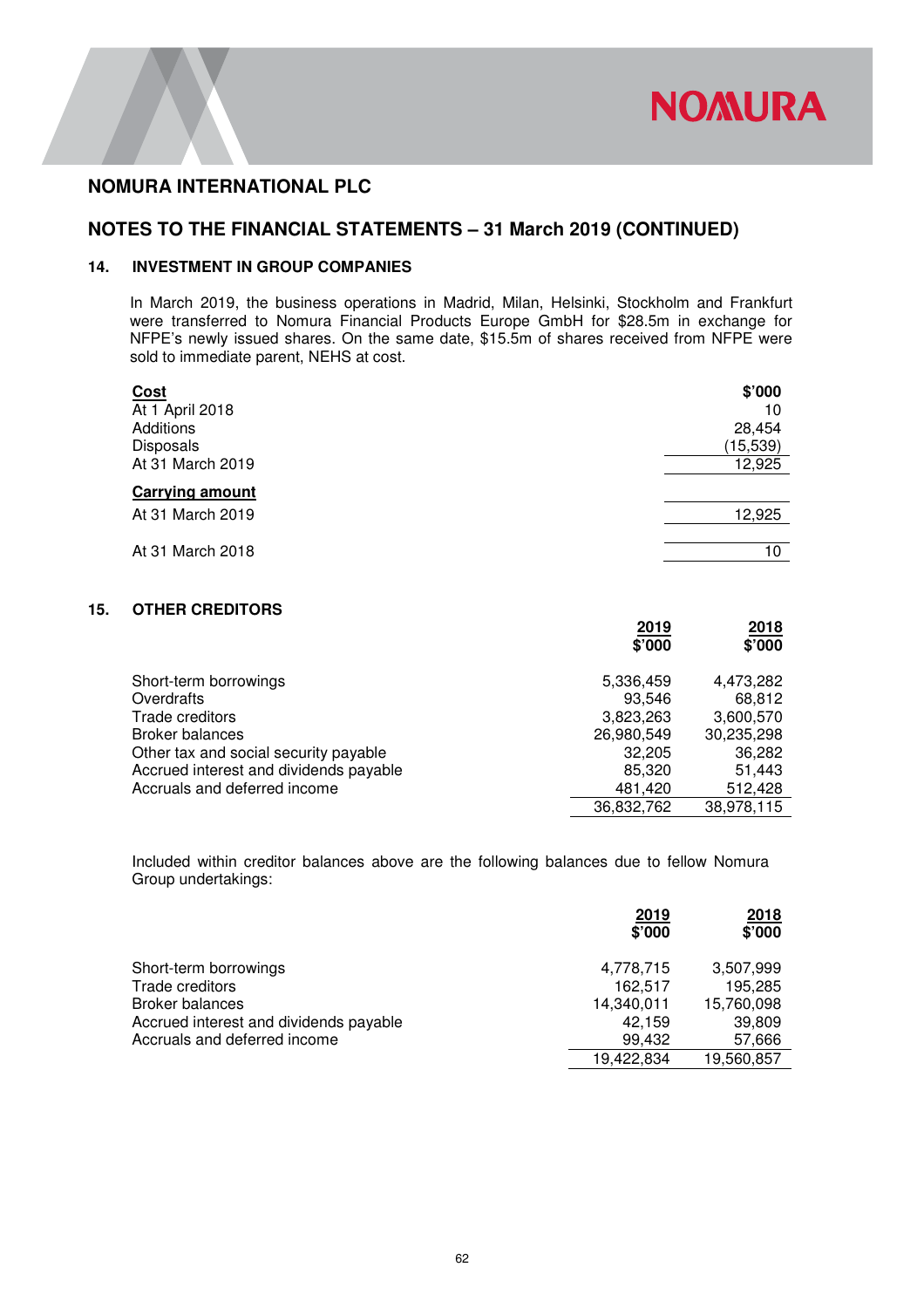# NOMURA INTERNATIONAL PLC

## NOTES TO THE FINANCIAL STATEMENTS – 31 March 2019 (CONTINUED)

### 14. INVESTMENT IN GROUP COMPANIES

In March 2019, the business operations in Madrid, Milan, Helsinki, Stockholm and Frankfurt were transferred to Nomura Financial Products Europe GmbH for $28.5m in exchange for NFPE's newly issued shares. On the same date, $15.5m of shares received from NFPE were sold to immediate parent, NEHS at cost.

| **Cost** | **$'000** |
|---|---|
| At 1 April 2018 | 10 |
| Additions | 28,454 |
| Disposals | (15,539) |
| At 31 March 2019 | 12,925 |
| **Carrying amount** | |
| At 31 March 2019 | 12,925 |
| At 31 March 2018 | 10 |

### 15. OTHER CREDITORS

| | 2019 $'000 | 2018 $'000 |
|---|---|---|
| Short-term borrowings | 5,336,459 | 4,473,282 |
| Overdrafts | 93,546 | 68,812 |
| Trade creditors | 3,823,263 | 3,600,570 |
| Broker balances | 26,980,549 | 30,235,298 |
| Other tax and social security payable | 32,205 | 36,282 |
| Accrued interest and dividends payable | 85,320 | 51,443 |
| Accruals and deferred income | 481,420 | 512,428 |
| | 36,832,762 | 38,978,115 |

Included within creditor balances above are the following balances due to fellow Nomura Group undertakings:

| | 2019 $'000 | 2018 $'000 |
|---|---|---|
| Short-term borrowings | 4,778,715 | 3,507,999 |
| Trade creditors | 162,517 | 195,285 |
| Broker balances | 14,340,011 | 15,760,098 |
| Accrued interest and dividends payable | 42,159 | 39,809 |
| Accruals and deferred income | 99,432 | 57,666 |
| | 19,422,834 | 19,560,857 |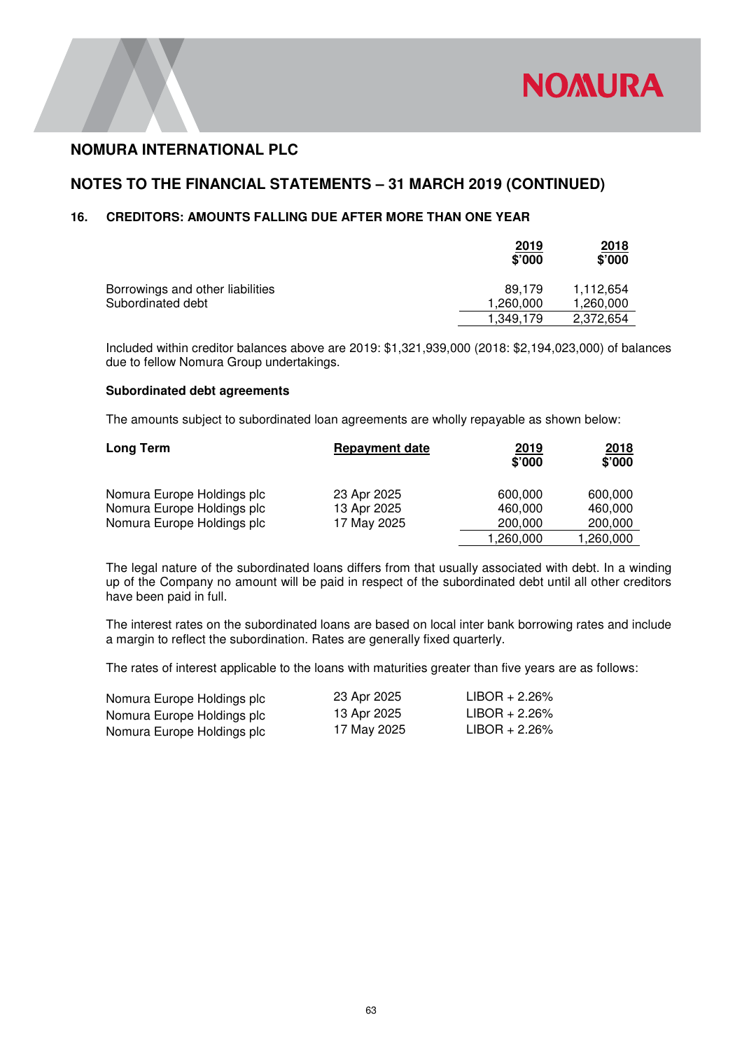## NOMURA INTERNATIONAL PLC

## NOTES TO THE FINANCIAL STATEMENTS – 31 MARCH 2019 (CONTINUED)

### 16. CREDITORS: AMOUNTS FALLING DUE AFTER MORE THAN ONE YEAR

| | 2019<br>$'000 | 2018<br>$'000 |
|---|---|---|
| Borrowings and other liabilities | 89,179 | 1,112,654 |
| Subordinated debt | 1,260,000 | 1,260,000 |
| | 1,349,179 | 2,372,654 |

Included within creditor balances above are 2019: $1,321,939,000 (2018: $2,194,023,000) of balances due to fellow Nomura Group undertakings.

**Subordinated debt agreements**

The amounts subject to subordinated loan agreements are wholly repayable as shown below:

| **Long Term** | Repayment date | 2019<br>$'000 | 2018<br>$'000 |
|---|---|---|---|
| Nomura Europe Holdings plc | 23 Apr 2025 | 600,000 | 600,000 |
| Nomura Europe Holdings plc | 13 Apr 2025 | 460,000 | 460,000 |
| Nomura Europe Holdings plc | 17 May 2025 | 200,000 | 200,000 |
| | | 1,260,000 | 1,260,000 |

The legal nature of the subordinated loans differs from that usually associated with debt. In a winding up of the Company no amount will be paid in respect of the subordinated debt until all other creditors have been paid in full.

The interest rates on the subordinated loans are based on local inter bank borrowing rates and include a margin to reflect the subordination. Rates are generally fixed quarterly.

The rates of interest applicable to the loans with maturities greater than five years are as follows:

| | | |
|---|---|---|
| Nomura Europe Holdings plc | 23 Apr 2025 | LIBOR + 2.26% |
| Nomura Europe Holdings plc | 13 Apr 2025 | LIBOR + 2.26% |
| Nomura Europe Holdings plc | 17 May 2025 | LIBOR + 2.26% |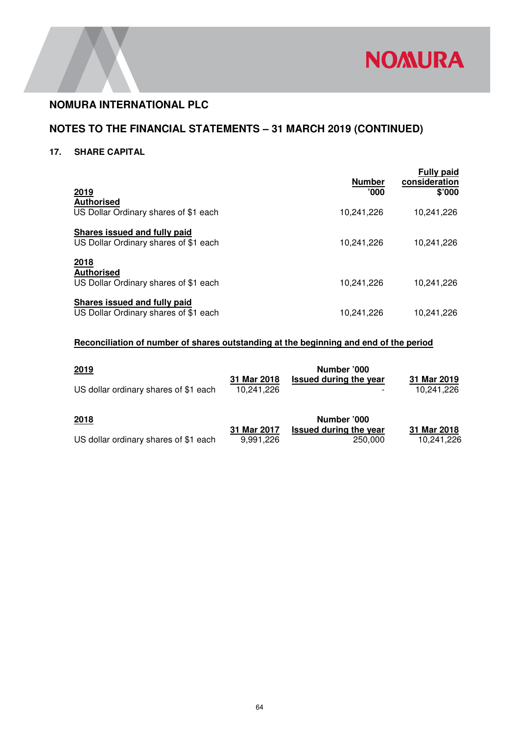## NOMURA INTERNATIONAL PLC

## NOTES TO THE FINANCIAL STATEMENTS – 31 MARCH 2019 (CONTINUED)

### 17. SHARE CAPITAL

| | Number '000 | Fully paid consideration $'000 |
|---|---|---|
| **2019** | | |
| **Authorised** | | |
| US Dollar Ordinary shares of $1 each | 10,241,226 | 10,241,226 |
| **Shares issued and fully paid** | | |
| US Dollar Ordinary shares of $1 each | 10,241,226 | 10,241,226 |
| **2018** | | |
| **Authorised** | | |
| US Dollar Ordinary shares of $1 each | 10,241,226 | 10,241,226 |
| **Shares issued and fully paid** | | |
| US Dollar Ordinary shares of $1 each | 10,241,226 | 10,241,226 |

**Reconciliation of number of shares outstanding at the beginning and end of the period**

| 2019 | 31 Mar 2018 | Number '000 Issued during the year | 31 Mar 2019 |
|---|---|---|---|
| US dollar ordinary shares of $1 each | 10,241,226 | - | 10,241,226 |

| 2018 | 31 Mar 2017 | Number '000 Issued during the year | 31 Mar 2018 |
|---|---|---|---|
| US dollar ordinary shares of $1 each | 9,991,226 | 250,000 | 10,241,226 |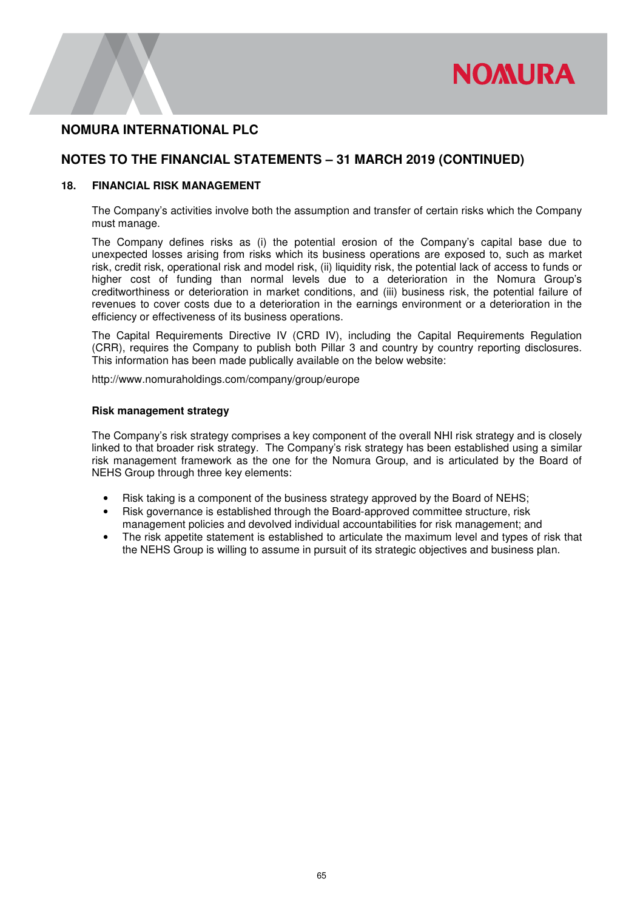# NOMURA INTERNATIONAL PLC

## NOTES TO THE FINANCIAL STATEMENTS – 31 MARCH 2019 (CONTINUED)

### 18. FINANCIAL RISK MANAGEMENT

The Company's activities involve both the assumption and transfer of certain risks which the Company must manage.

The Company defines risks as (i) the potential erosion of the Company's capital base due to unexpected losses arising from risks which its business operations are exposed to, such as market risk, credit risk, operational risk and model risk, (ii) liquidity risk, the potential lack of access to funds or higher cost of funding than normal levels due to a deterioration in the Nomura Group's creditworthiness or deterioration in market conditions, and (iii) business risk, the potential failure of revenues to cover costs due to a deterioration in the earnings environment or a deterioration in the efficiency or effectiveness of its business operations.

The Capital Requirements Directive IV (CRD IV), including the Capital Requirements Regulation (CRR), requires the Company to publish both Pillar 3 and country by country reporting disclosures. This information has been made publically available on the below website:

http://www.nomuraholdings.com/company/group/europe

**Risk management strategy**

The Company's risk strategy comprises a key component of the overall NHI risk strategy and is closely linked to that broader risk strategy. The Company's risk strategy has been established using a similar risk management framework as the one for the Nomura Group, and is articulated by the Board of NEHS Group through three key elements:

- Risk taking is a component of the business strategy approved by the Board of NEHS;
- Risk governance is established through the Board-approved committee structure, risk management policies and devolved individual accountabilities for risk management; and
- The risk appetite statement is established to articulate the maximum level and types of risk that the NEHS Group is willing to assume in pursuit of its strategic objectives and business plan.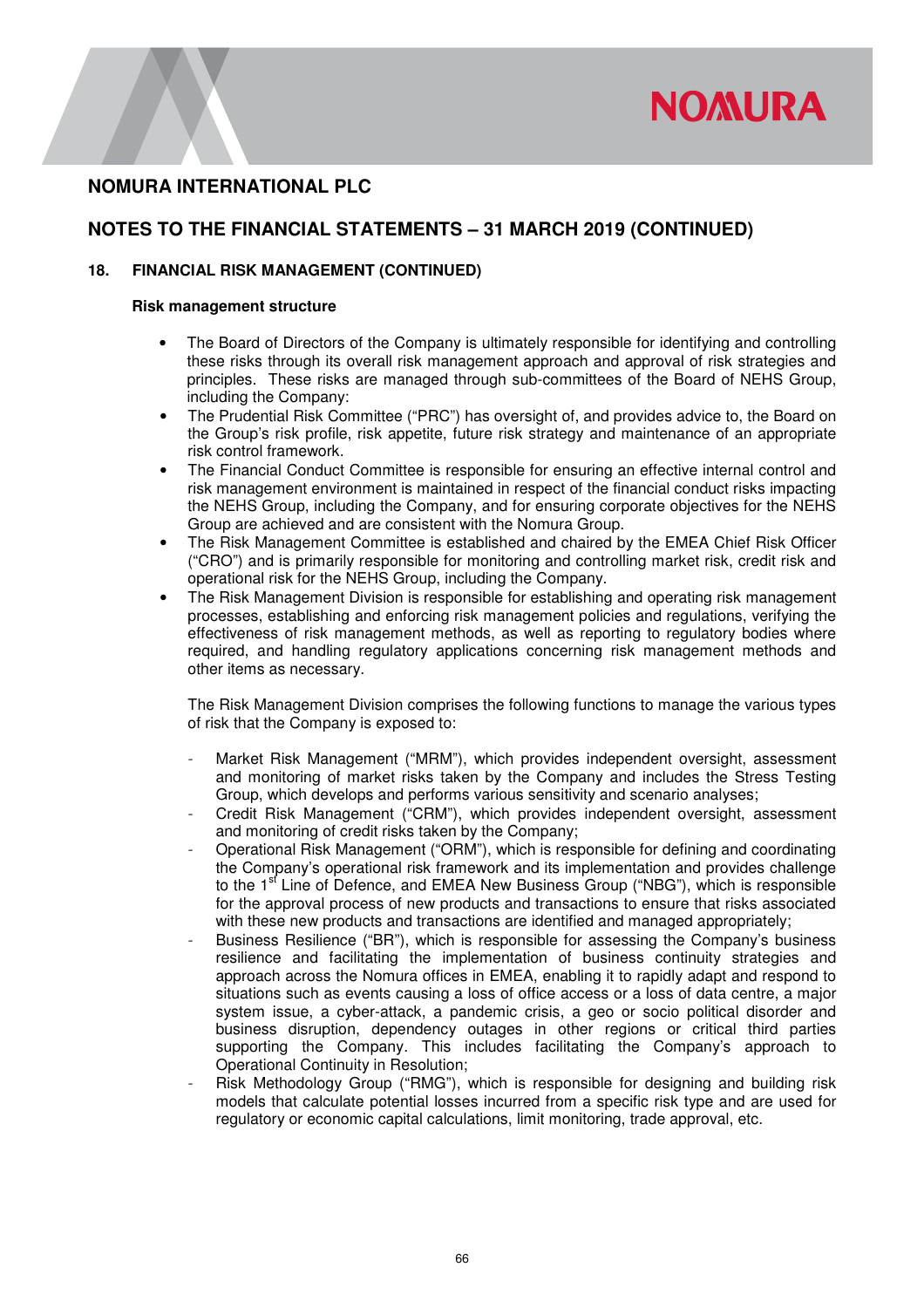# NOMURA INTERNATIONAL PLC

## NOTES TO THE FINANCIAL STATEMENTS – 31 MARCH 2019 (CONTINUED)

### 18. FINANCIAL RISK MANAGEMENT (CONTINUED)

**Risk management structure**

- The Board of Directors of the Company is ultimately responsible for identifying and controlling these risks through its overall risk management approach and approval of risk strategies and principles. These risks are managed through sub-committees of the Board of NEHS Group, including the Company:
- The Prudential Risk Committee ("PRC") has oversight of, and provides advice to, the Board on the Group's risk profile, risk appetite, future risk strategy and maintenance of an appropriate risk control framework.
- The Financial Conduct Committee is responsible for ensuring an effective internal control and risk management environment is maintained in respect of the financial conduct risks impacting the NEHS Group, including the Company, and for ensuring corporate objectives for the NEHS Group are achieved and are consistent with the Nomura Group.
- The Risk Management Committee is established and chaired by the EMEA Chief Risk Officer ("CRO") and is primarily responsible for monitoring and controlling market risk, credit risk and operational risk for the NEHS Group, including the Company.
- The Risk Management Division is responsible for establishing and operating risk management processes, establishing and enforcing risk management policies and regulations, verifying the effectiveness of risk management methods, as well as reporting to regulatory bodies where required, and handling regulatory applications concerning risk management methods and other items as necessary.

  The Risk Management Division comprises the following functions to manage the various types of risk that the Company is exposed to:

  - Market Risk Management ("MRM"), which provides independent oversight, assessment and monitoring of market risks taken by the Company and includes the Stress Testing Group, which develops and performs various sensitivity and scenario analyses;
  - Credit Risk Management ("CRM"), which provides independent oversight, assessment and monitoring of credit risks taken by the Company;
  - Operational Risk Management ("ORM"), which is responsible for defining and coordinating the Company's operational risk framework and its implementation and provides challenge to the 1st Line of Defence, and EMEA New Business Group ("NBG"), which is responsible for the approval process of new products and transactions to ensure that risks associated with these new products and transactions are identified and managed appropriately;
  - Business Resilience ("BR"), which is responsible for assessing the Company's business resilience and facilitating the implementation of business continuity strategies and approach across the Nomura offices in EMEA, enabling it to rapidly adapt and respond to situations such as events causing a loss of office access or a loss of data centre, a major system issue, a cyber-attack, a pandemic crisis, a geo or socio political disorder and business disruption, dependency outages in other regions or critical third parties supporting the Company. This includes facilitating the Company's approach to Operational Continuity in Resolution;
  - Risk Methodology Group ("RMG"), which is responsible for designing and building risk models that calculate potential losses incurred from a specific risk type and are used for regulatory or economic capital calculations, limit monitoring, trade approval, etc.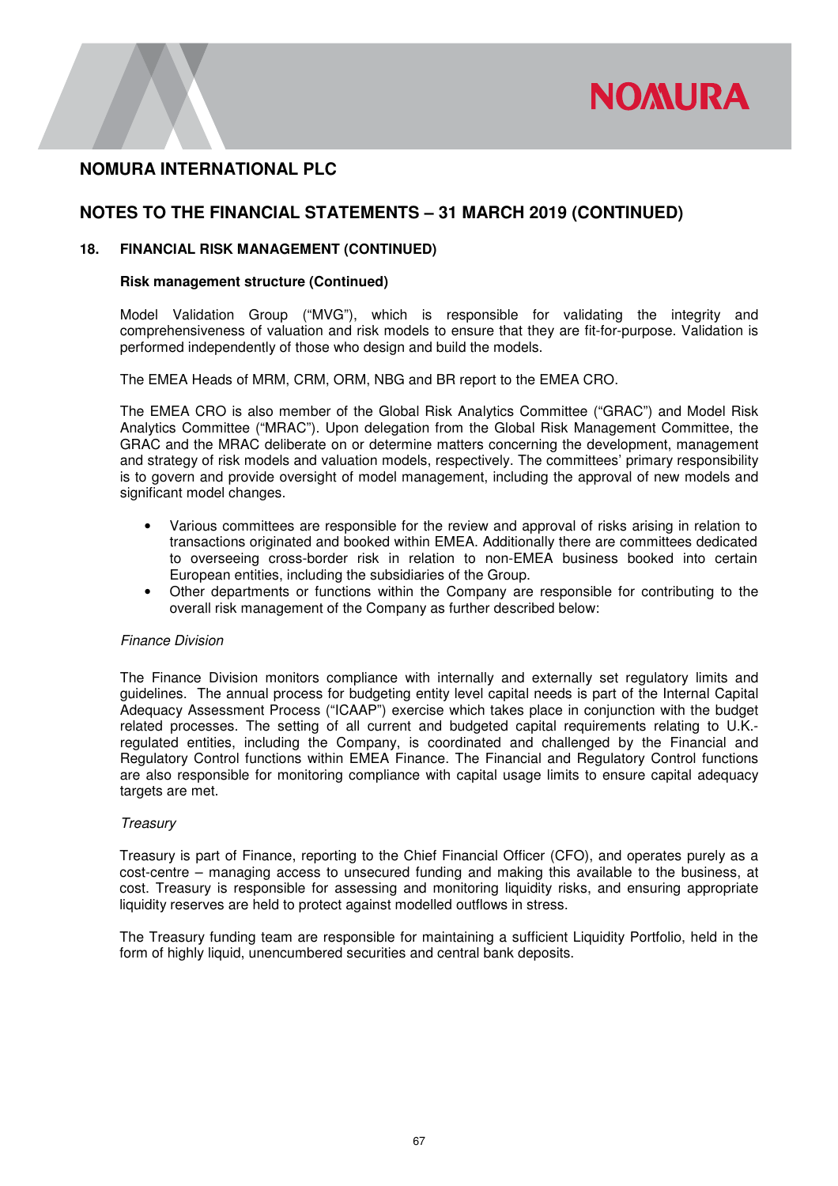## NOMURA INTERNATIONAL PLC

## NOTES TO THE FINANCIAL STATEMENTS – 31 MARCH 2019 (CONTINUED)

### 18. FINANCIAL RISK MANAGEMENT (CONTINUED)

**Risk management structure (Continued)**

Model Validation Group ("MVG"), which is responsible for validating the integrity and comprehensiveness of valuation and risk models to ensure that they are fit-for-purpose. Validation is performed independently of those who design and build the models.

The EMEA Heads of MRM, CRM, ORM, NBG and BR report to the EMEA CRO.

The EMEA CRO is also member of the Global Risk Analytics Committee ("GRAC") and Model Risk Analytics Committee ("MRAC"). Upon delegation from the Global Risk Management Committee, the GRAC and the MRAC deliberate on or determine matters concerning the development, management and strategy of risk models and valuation models, respectively. The committees' primary responsibility is to govern and provide oversight of model management, including the approval of new models and significant model changes.

- Various committees are responsible for the review and approval of risks arising in relation to transactions originated and booked within EMEA. Additionally there are committees dedicated to overseeing cross-border risk in relation to non-EMEA business booked into certain European entities, including the subsidiaries of the Group.
- Other departments or functions within the Company are responsible for contributing to the overall risk management of the Company as further described below:

*Finance Division*

The Finance Division monitors compliance with internally and externally set regulatory limits and guidelines. The annual process for budgeting entity level capital needs is part of the Internal Capital Adequacy Assessment Process ("ICAAP") exercise which takes place in conjunction with the budget related processes. The setting of all current and budgeted capital requirements relating to U.K.-regulated entities, including the Company, is coordinated and challenged by the Financial and Regulatory Control functions within EMEA Finance. The Financial and Regulatory Control functions are also responsible for monitoring compliance with capital usage limits to ensure capital adequacy targets are met.

*Treasury*

Treasury is part of Finance, reporting to the Chief Financial Officer (CFO), and operates purely as a cost-centre – managing access to unsecured funding and making this available to the business, at cost. Treasury is responsible for assessing and monitoring liquidity risks, and ensuring appropriate liquidity reserves are held to protect against modelled outflows in stress.

The Treasury funding team are responsible for maintaining a sufficient Liquidity Portfolio, held in the form of highly liquid, unencumbered securities and central bank deposits.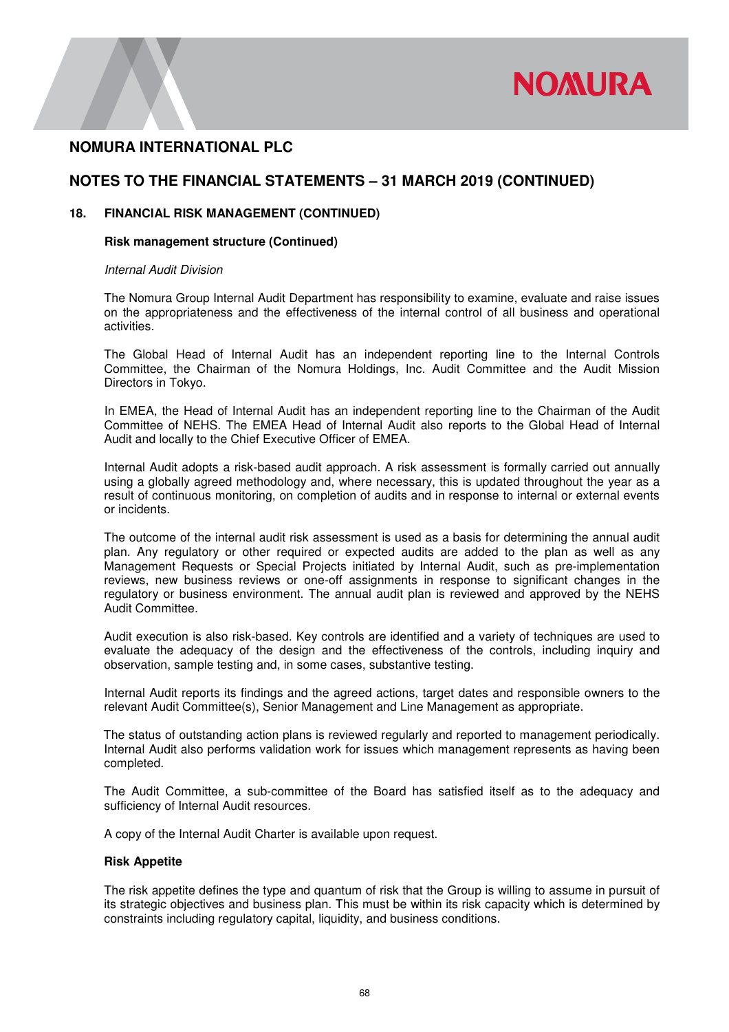# NOMURA INTERNATIONAL PLC

## NOTES TO THE FINANCIAL STATEMENTS – 31 MARCH 2019 (CONTINUED)

### 18. FINANCIAL RISK MANAGEMENT (CONTINUED)

**Risk management structure (Continued)**

*Internal Audit Division*

The Nomura Group Internal Audit Department has responsibility to examine, evaluate and raise issues on the appropriateness and the effectiveness of the internal control of all business and operational activities.

The Global Head of Internal Audit has an independent reporting line to the Internal Controls Committee, the Chairman of the Nomura Holdings, Inc. Audit Committee and the Audit Mission Directors in Tokyo.

In EMEA, the Head of Internal Audit has an independent reporting line to the Chairman of the Audit Committee of NEHS. The EMEA Head of Internal Audit also reports to the Global Head of Internal Audit and locally to the Chief Executive Officer of EMEA.

Internal Audit adopts a risk-based audit approach. A risk assessment is formally carried out annually using a globally agreed methodology and, where necessary, this is updated throughout the year as a result of continuous monitoring, on completion of audits and in response to internal or external events or incidents.

The outcome of the internal audit risk assessment is used as a basis for determining the annual audit plan. Any regulatory or other required or expected audits are added to the plan as well as any Management Requests or Special Projects initiated by Internal Audit, such as pre-implementation reviews, new business reviews or one-off assignments in response to significant changes in the regulatory or business environment. The annual audit plan is reviewed and approved by the NEHS Audit Committee.

Audit execution is also risk-based. Key controls are identified and a variety of techniques are used to evaluate the adequacy of the design and the effectiveness of the controls, including inquiry and observation, sample testing and, in some cases, substantive testing.

Internal Audit reports its findings and the agreed actions, target dates and responsible owners to the relevant Audit Committee(s), Senior Management and Line Management as appropriate.

The status of outstanding action plans is reviewed regularly and reported to management periodically. Internal Audit also performs validation work for issues which management represents as having been completed.

The Audit Committee, a sub-committee of the Board has satisfied itself as to the adequacy and sufficiency of Internal Audit resources.

A copy of the Internal Audit Charter is available upon request.

**Risk Appetite**

The risk appetite defines the type and quantum of risk that the Group is willing to assume in pursuit of its strategic objectives and business plan. This must be within its risk capacity which is determined by constraints including regulatory capital, liquidity, and business conditions.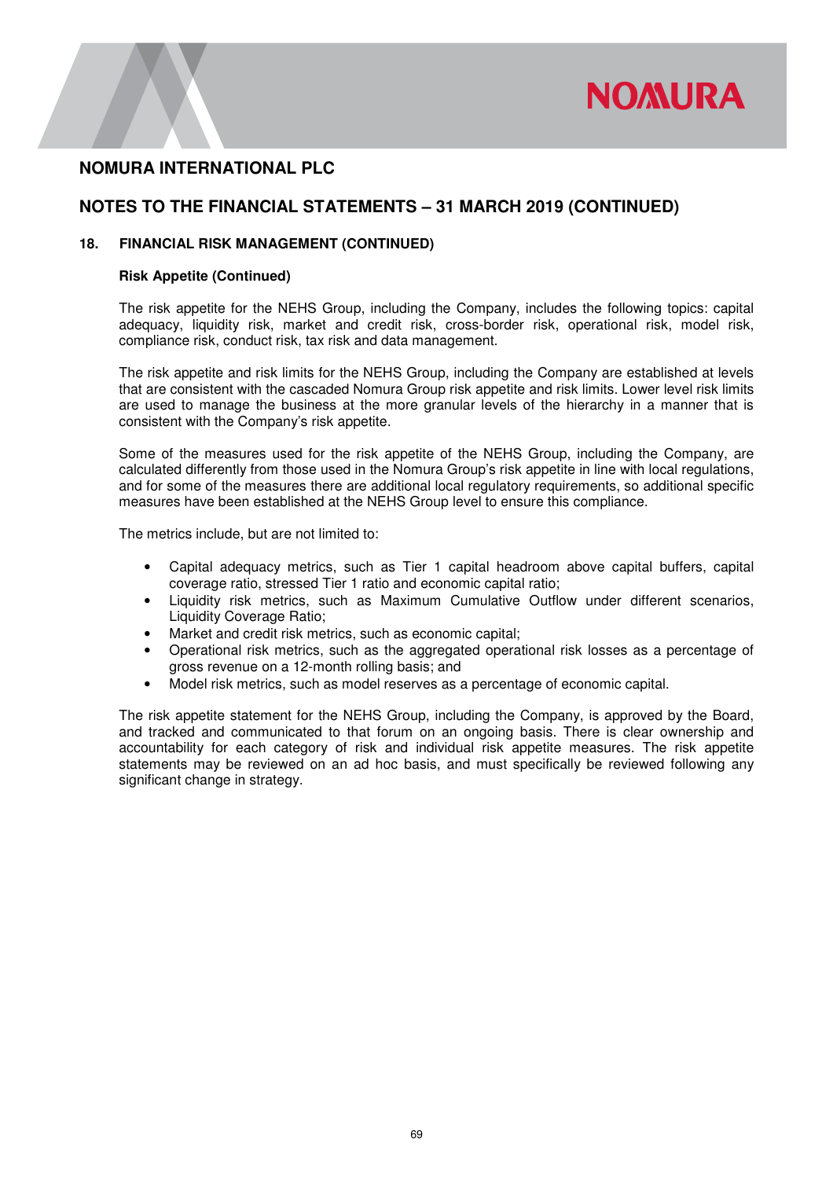# NOMURA INTERNATIONAL PLC

## NOTES TO THE FINANCIAL STATEMENTS – 31 MARCH 2019 (CONTINUED)

### 18. FINANCIAL RISK MANAGEMENT (CONTINUED)

**Risk Appetite (Continued)**

The risk appetite for the NEHS Group, including the Company, includes the following topics: capital adequacy, liquidity risk, market and credit risk, cross-border risk, operational risk, model risk, compliance risk, conduct risk, tax risk and data management.

The risk appetite and risk limits for the NEHS Group, including the Company are established at levels that are consistent with the cascaded Nomura Group risk appetite and risk limits. Lower level risk limits are used to manage the business at the more granular levels of the hierarchy in a manner that is consistent with the Company's risk appetite.

Some of the measures used for the risk appetite of the NEHS Group, including the Company, are calculated differently from those used in the Nomura Group's risk appetite in line with local regulations, and for some of the measures there are additional local regulatory requirements, so additional specific measures have been established at the NEHS Group level to ensure this compliance.

The metrics include, but are not limited to:

- Capital adequacy metrics, such as Tier 1 capital headroom above capital buffers, capital coverage ratio, stressed Tier 1 ratio and economic capital ratio;
- Liquidity risk metrics, such as Maximum Cumulative Outflow under different scenarios, Liquidity Coverage Ratio;
- Market and credit risk metrics, such as economic capital;
- Operational risk metrics, such as the aggregated operational risk losses as a percentage of gross revenue on a 12-month rolling basis; and
- Model risk metrics, such as model reserves as a percentage of economic capital.

The risk appetite statement for the NEHS Group, including the Company, is approved by the Board, and tracked and communicated to that forum on an ongoing basis. There is clear ownership and accountability for each category of risk and individual risk appetite measures. The risk appetite statements may be reviewed on an ad hoc basis, and must specifically be reviewed following any significant change in strategy.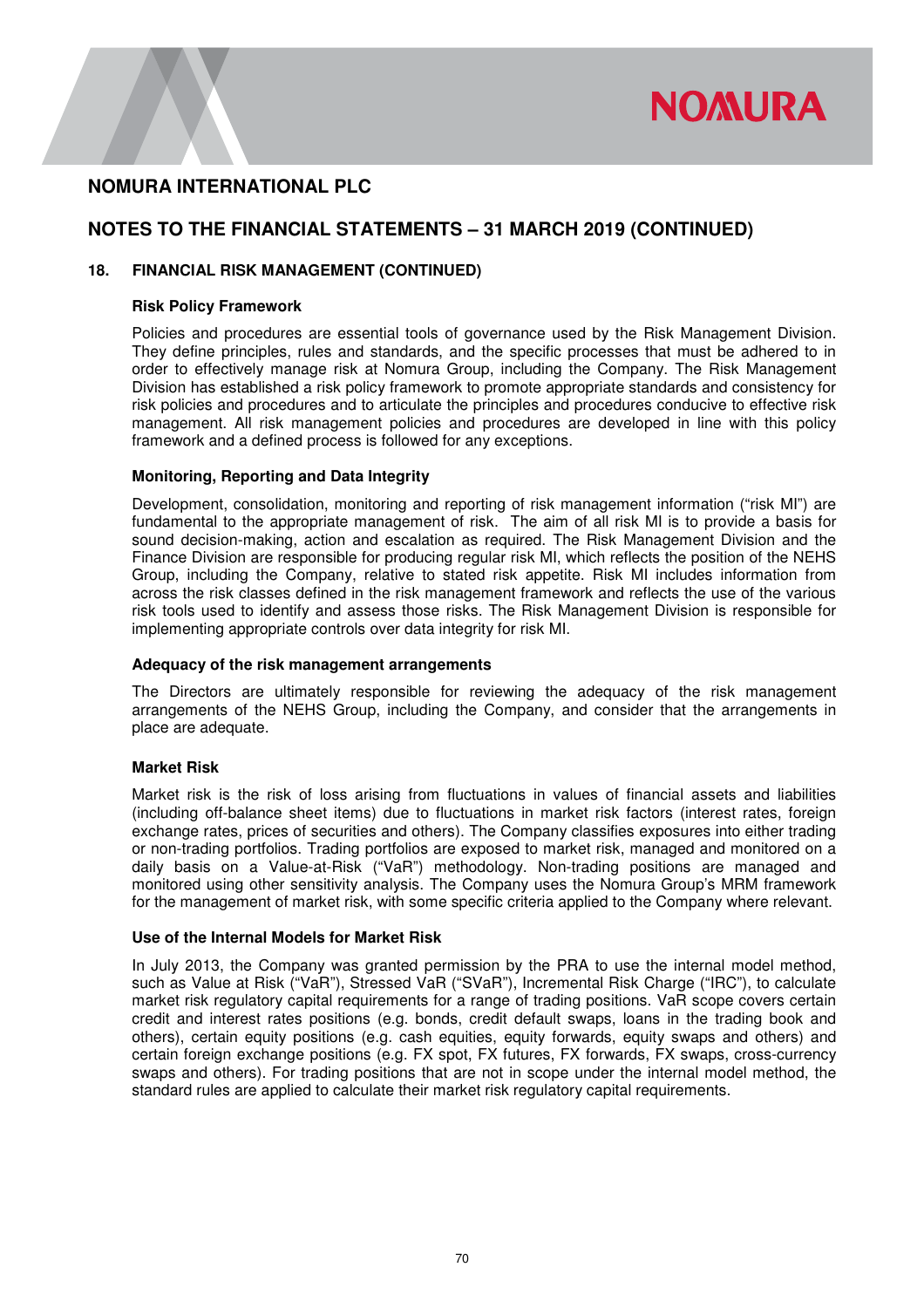# NOMURA INTERNATIONAL PLC

## NOTES TO THE FINANCIAL STATEMENTS – 31 MARCH 2019 (CONTINUED)

### 18. FINANCIAL RISK MANAGEMENT (CONTINUED)

**Risk Policy Framework**

Policies and procedures are essential tools of governance used by the Risk Management Division. They define principles, rules and standards, and the specific processes that must be adhered to in order to effectively manage risk at Nomura Group, including the Company. The Risk Management Division has established a risk policy framework to promote appropriate standards and consistency for risk policies and procedures and to articulate the principles and procedures conducive to effective risk management. All risk management policies and procedures are developed in line with this policy framework and a defined process is followed for any exceptions.

**Monitoring, Reporting and Data Integrity**

Development, consolidation, monitoring and reporting of risk management information ("risk MI") are fundamental to the appropriate management of risk. The aim of all risk MI is to provide a basis for sound decision-making, action and escalation as required. The Risk Management Division and the Finance Division are responsible for producing regular risk MI, which reflects the position of the NEHS Group, including the Company, relative to stated risk appetite. Risk MI includes information from across the risk classes defined in the risk management framework and reflects the use of the various risk tools used to identify and assess those risks. The Risk Management Division is responsible for implementing appropriate controls over data integrity for risk MI.

**Adequacy of the risk management arrangements**

The Directors are ultimately responsible for reviewing the adequacy of the risk management arrangements of the NEHS Group, including the Company, and consider that the arrangements in place are adequate.

**Market Risk**

Market risk is the risk of loss arising from fluctuations in values of financial assets and liabilities (including off-balance sheet items) due to fluctuations in market risk factors (interest rates, foreign exchange rates, prices of securities and others). The Company classifies exposures into either trading or non-trading portfolios. Trading portfolios are exposed to market risk, managed and monitored on a daily basis on a Value-at-Risk ("VaR") methodology. Non-trading positions are managed and monitored using other sensitivity analysis. The Company uses the Nomura Group's MRM framework for the management of market risk, with some specific criteria applied to the Company where relevant.

**Use of the Internal Models for Market Risk**

In July 2013, the Company was granted permission by the PRA to use the internal model method, such as Value at Risk ("VaR"), Stressed VaR ("SVaR"), Incremental Risk Charge ("IRC"), to calculate market risk regulatory capital requirements for a range of trading positions. VaR scope covers certain credit and interest rates positions (e.g. bonds, credit default swaps, loans in the trading book and others), certain equity positions (e.g. cash equities, equity forwards, equity swaps and others) and certain foreign exchange positions (e.g. FX spot, FX futures, FX forwards, FX swaps, cross-currency swaps and others). For trading positions that are not in scope under the internal model method, the standard rules are applied to calculate their market risk regulatory capital requirements.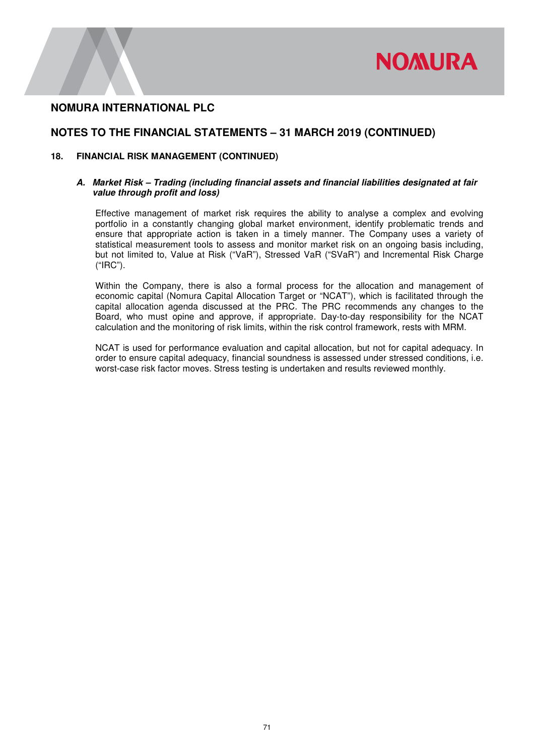## 18. FINANCIAL RISK MANAGEMENT (CONTINUED)

### *A. Market Risk – Trading (including financial assets and financial liabilities designated at fair value through profit and loss)*

Effective management of market risk requires the ability to analyse a complex and evolving portfolio in a constantly changing global market environment, identify problematic trends and ensure that appropriate action is taken in a timely manner. The Company uses a variety of statistical measurement tools to assess and monitor market risk on an ongoing basis including, but not limited to, Value at Risk ("VaR"), Stressed VaR ("SVaR") and Incremental Risk Charge ("IRC").

Within the Company, there is also a formal process for the allocation and management of economic capital (Nomura Capital Allocation Target or "NCAT"), which is facilitated through the capital allocation agenda discussed at the PRC. The PRC recommends any changes to the Board, who must opine and approve, if appropriate. Day-to-day responsibility for the NCAT calculation and the monitoring of risk limits, within the risk control framework, rests with MRM.

NCAT is used for performance evaluation and capital allocation, but not for capital adequacy. In order to ensure capital adequacy, financial soundness is assessed under stressed conditions, i.e. worst-case risk factor moves. Stress testing is undertaken and results reviewed monthly.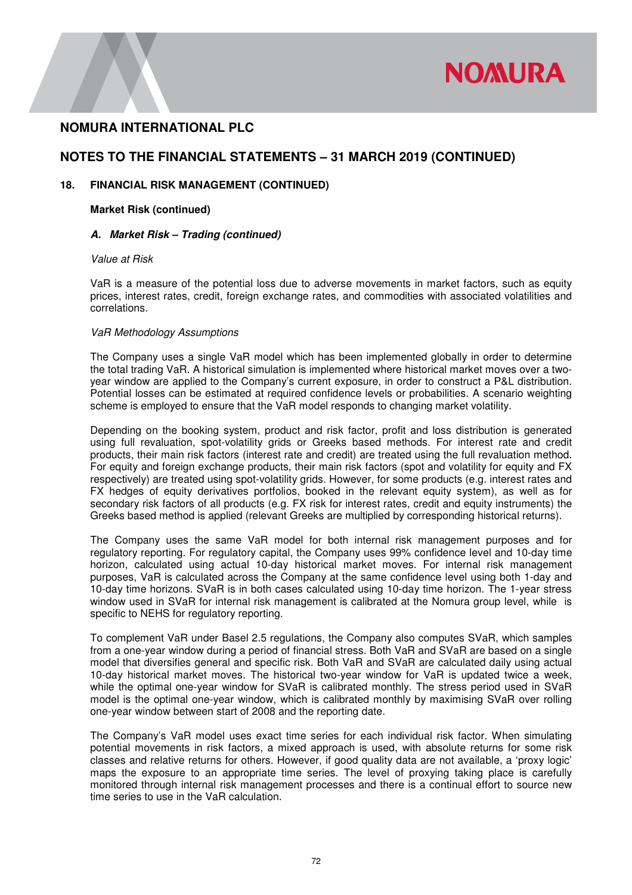# NOMURA INTERNATIONAL PLC

## NOTES TO THE FINANCIAL STATEMENTS – 31 MARCH 2019 (CONTINUED)

### 18. FINANCIAL RISK MANAGEMENT (CONTINUED)

**Market Risk (continued)**

***A. Market Risk – Trading (continued)***

*Value at Risk*

VaR is a measure of the potential loss due to adverse movements in market factors, such as equity prices, interest rates, credit, foreign exchange rates, and commodities with associated volatilities and correlations.

*VaR Methodology Assumptions*

The Company uses a single VaR model which has been implemented globally in order to determine the total trading VaR. A historical simulation is implemented where historical market moves over a two-year window are applied to the Company's current exposure, in order to construct a P&L distribution. Potential losses can be estimated at required confidence levels or probabilities. A scenario weighting scheme is employed to ensure that the VaR model responds to changing market volatility.

Depending on the booking system, product and risk factor, profit and loss distribution is generated using full revaluation, spot-volatility grids or Greeks based methods. For interest rate and credit products, their main risk factors (interest rate and credit) are treated using the full revaluation method. For equity and foreign exchange products, their main risk factors (spot and volatility for equity and FX respectively) are treated using spot-volatility grids. However, for some products (e.g. interest rates and FX hedges of equity derivatives portfolios, booked in the relevant equity system), as well as for secondary risk factors of all products (e.g. FX risk for interest rates, credit and equity instruments) the Greeks based method is applied (relevant Greeks are multiplied by corresponding historical returns).

The Company uses the same VaR model for both internal risk management purposes and for regulatory reporting. For regulatory capital, the Company uses 99% confidence level and 10-day time horizon, calculated using actual 10-day historical market moves. For internal risk management purposes, VaR is calculated across the Company at the same confidence level using both 1-day and 10-day time horizons. SVaR is in both cases calculated using 10-day time horizon. The 1-year stress window used in SVaR for internal risk management is calibrated at the Nomura group level, while is specific to NEHS for regulatory reporting.

To complement VaR under Basel 2.5 regulations, the Company also computes SVaR, which samples from a one-year window during a period of financial stress. Both VaR and SVaR are based on a single model that diversifies general and specific risk. Both VaR and SVaR are calculated daily using actual 10-day historical market moves. The historical two-year window for VaR is updated twice a week, while the optimal one-year window for SVaR is calibrated monthly. The stress period used in SVaR model is the optimal one-year window, which is calibrated monthly by maximising SVaR over rolling one-year window between start of 2008 and the reporting date.

The Company's VaR model uses exact time series for each individual risk factor. When simulating potential movements in risk factors, a mixed approach is used, with absolute returns for some risk classes and relative returns for others. However, if good quality data are not available, a 'proxy logic' maps the exposure to an appropriate time series. The level of proxying taking place is carefully monitored through internal risk management processes and there is a continual effort to source new time series to use in the VaR calculation.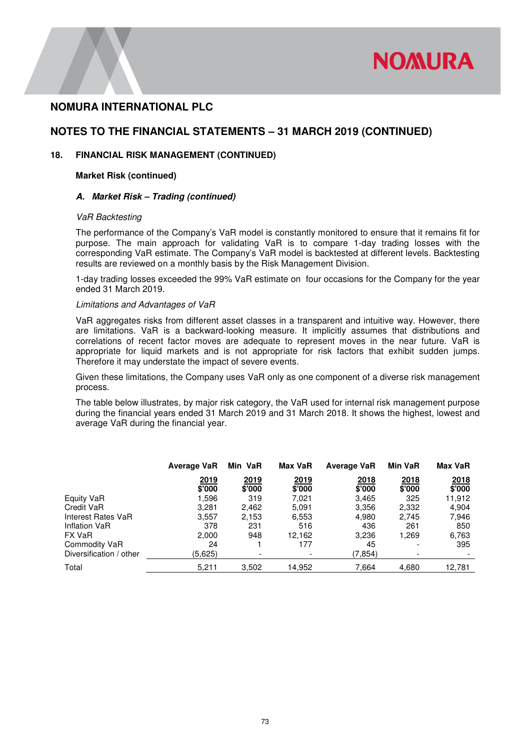## NOMURA INTERNATIONAL PLC

## NOTES TO THE FINANCIAL STATEMENTS – 31 MARCH 2019 (CONTINUED)

### 18. FINANCIAL RISK MANAGEMENT (CONTINUED)

**Market Risk (continued)**

***A. Market Risk – Trading (continued)***

*VaR Backtesting*

The performance of the Company's VaR model is constantly monitored to ensure that it remains fit for purpose. The main approach for validating VaR is to compare 1-day trading losses with the corresponding VaR estimate. The Company's VaR model is backtested at different levels. Backtesting results are reviewed on a monthly basis by the Risk Management Division.

1-day trading losses exceeded the 99% VaR estimate on four occasions for the Company for the year ended 31 March 2019.

*Limitations and Advantages of VaR*

VaR aggregates risks from different asset classes in a transparent and intuitive way. However, there are limitations. VaR is a backward-looking measure. It implicitly assumes that distributions and correlations of recent factor moves are adequate to represent moves in the near future. VaR is appropriate for liquid markets and is not appropriate for risk factors that exhibit sudden jumps. Therefore it may understate the impact of severe events.

Given these limitations, the Company uses VaR only as one component of a diverse risk management process.

The table below illustrates, by major risk category, the VaR used for internal risk management purpose during the financial years ended 31 March 2019 and 31 March 2018. It shows the highest, lowest and average VaR during the financial year.

| | Average VaR | Min VaR | Max VaR | Average VaR | Min VaR | Max VaR |
|---|---|---|---|---|---|---|
| | 2019<br>$'000 | 2019<br>$'000 | 2019<br>$'000 | 2018<br>$'000 | 2018<br>$'000 | 2018<br>$'000 |
| Equity VaR | 1,596 | 319 | 7,021 | 3,465 | 325 | 11,912 |
| Credit VaR | 3,281 | 2,462 | 5,091 | 3,356 | 2,332 | 4,904 |
| Interest Rates VaR | 3,557 | 2,153 | 6,553 | 4,980 | 2,745 | 7,946 |
| Inflation VaR | 378 | 231 | 516 | 436 | 261 | 850 |
| FX VaR | 2,000 | 948 | 12,162 | 3,236 | 1,269 | 6,763 |
| Commodity VaR | 24 | 1 | 177 | 45 | - | 395 |
| Diversification / other | (5,625) | - | - | (7,854) | - | - |
| Total | 5,211 | 3,502 | 14,952 | 7,664 | 4,680 | 12,781 |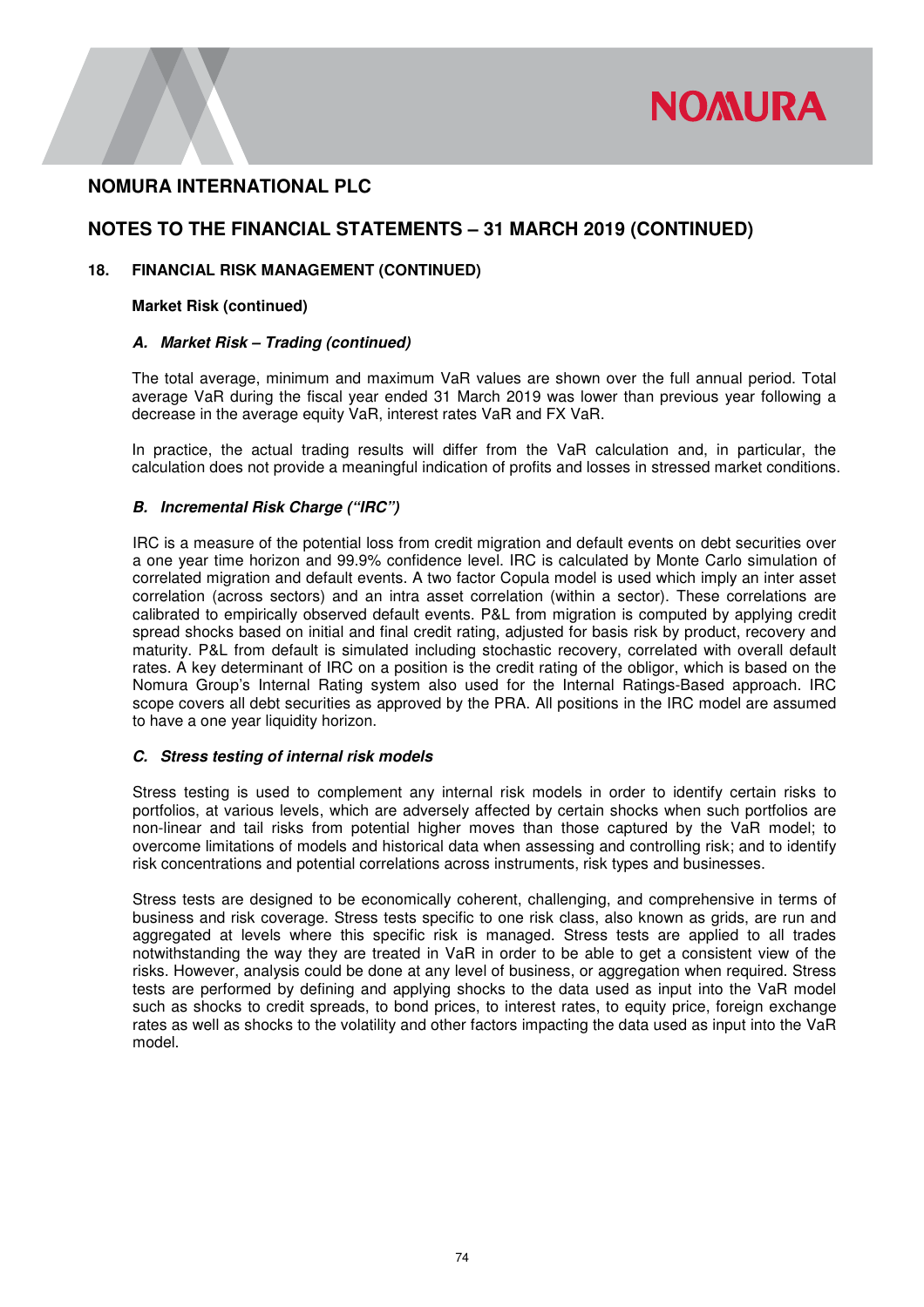## NOMURA INTERNATIONAL PLC

## NOTES TO THE FINANCIAL STATEMENTS – 31 MARCH 2019 (CONTINUED)

### 18. FINANCIAL RISK MANAGEMENT (CONTINUED)

**Market Risk (continued)**

***A. Market Risk – Trading (continued)***

The total average, minimum and maximum VaR values are shown over the full annual period. Total average VaR during the fiscal year ended 31 March 2019 was lower than previous year following a decrease in the average equity VaR, interest rates VaR and FX VaR.

In practice, the actual trading results will differ from the VaR calculation and, in particular, the calculation does not provide a meaningful indication of profits and losses in stressed market conditions.

***B. Incremental Risk Charge ("IRC")***

IRC is a measure of the potential loss from credit migration and default events on debt securities over a one year time horizon and 99.9% confidence level. IRC is calculated by Monte Carlo simulation of correlated migration and default events. A two factor Copula model is used which imply an inter asset correlation (across sectors) and an intra asset correlation (within a sector). These correlations are calibrated to empirically observed default events. P&L from migration is computed by applying credit spread shocks based on initial and final credit rating, adjusted for basis risk by product, recovery and maturity. P&L from default is simulated including stochastic recovery, correlated with overall default rates. A key determinant of IRC on a position is the credit rating of the obligor, which is based on the Nomura Group's Internal Rating system also used for the Internal Ratings-Based approach. IRC scope covers all debt securities as approved by the PRA. All positions in the IRC model are assumed to have a one year liquidity horizon.

***C. Stress testing of internal risk models***

Stress testing is used to complement any internal risk models in order to identify certain risks to portfolios, at various levels, which are adversely affected by certain shocks when such portfolios are non-linear and tail risks from potential higher moves than those captured by the VaR model; to overcome limitations of models and historical data when assessing and controlling risk; and to identify risk concentrations and potential correlations across instruments, risk types and businesses.

Stress tests are designed to be economically coherent, challenging, and comprehensive in terms of business and risk coverage. Stress tests specific to one risk class, also known as grids, are run and aggregated at levels where this specific risk is managed. Stress tests are applied to all trades notwithstanding the way they are treated in VaR in order to be able to get a consistent view of the risks. However, analysis could be done at any level of business, or aggregation when required. Stress tests are performed by defining and applying shocks to the data used as input into the VaR model such as shocks to credit spreads, to bond prices, to interest rates, to equity price, foreign exchange rates as well as shocks to the volatility and other factors impacting the data used as input into the VaR model.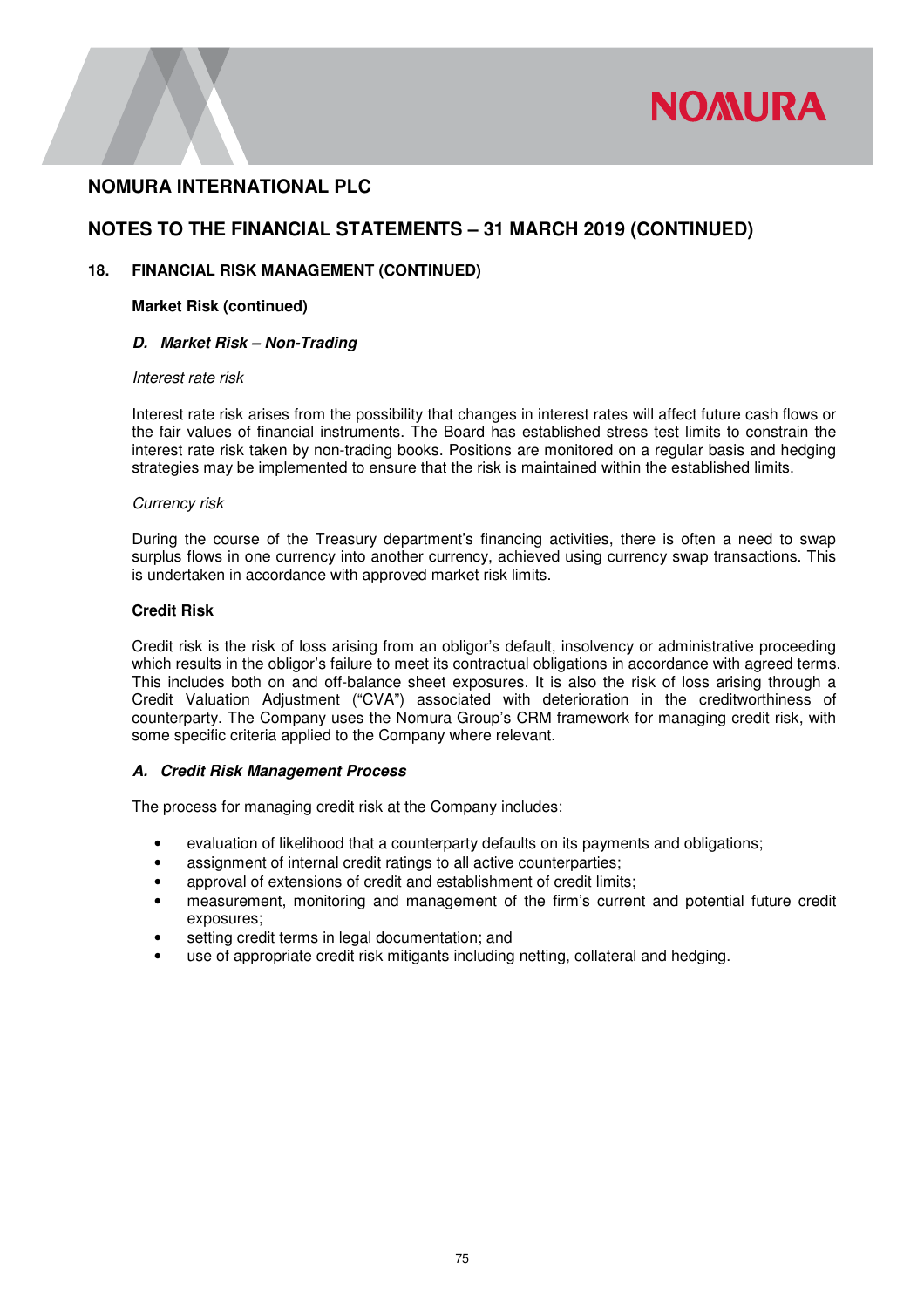# NOMURA INTERNATIONAL PLC

## NOTES TO THE FINANCIAL STATEMENTS – 31 MARCH 2019 (CONTINUED)

### 18. FINANCIAL RISK MANAGEMENT (CONTINUED)

**Market Risk (continued)**

***D. Market Risk – Non-Trading***

*Interest rate risk*

Interest rate risk arises from the possibility that changes in interest rates will affect future cash flows or the fair values of financial instruments. The Board has established stress test limits to constrain the interest rate risk taken by non-trading books. Positions are monitored on a regular basis and hedging strategies may be implemented to ensure that the risk is maintained within the established limits.

*Currency risk*

During the course of the Treasury department's financing activities, there is often a need to swap surplus flows in one currency into another currency, achieved using currency swap transactions. This is undertaken in accordance with approved market risk limits.

**Credit Risk**

Credit risk is the risk of loss arising from an obligor's default, insolvency or administrative proceeding which results in the obligor's failure to meet its contractual obligations in accordance with agreed terms. This includes both on and off-balance sheet exposures. It is also the risk of loss arising through a Credit Valuation Adjustment ("CVA") associated with deterioration in the creditworthiness of counterparty. The Company uses the Nomura Group's CRM framework for managing credit risk, with some specific criteria applied to the Company where relevant.

***A. Credit Risk Management Process***

The process for managing credit risk at the Company includes:

- evaluation of likelihood that a counterparty defaults on its payments and obligations;
- assignment of internal credit ratings to all active counterparties;
- approval of extensions of credit and establishment of credit limits;
- measurement, monitoring and management of the firm's current and potential future credit exposures;
- setting credit terms in legal documentation; and
- use of appropriate credit risk mitigants including netting, collateral and hedging.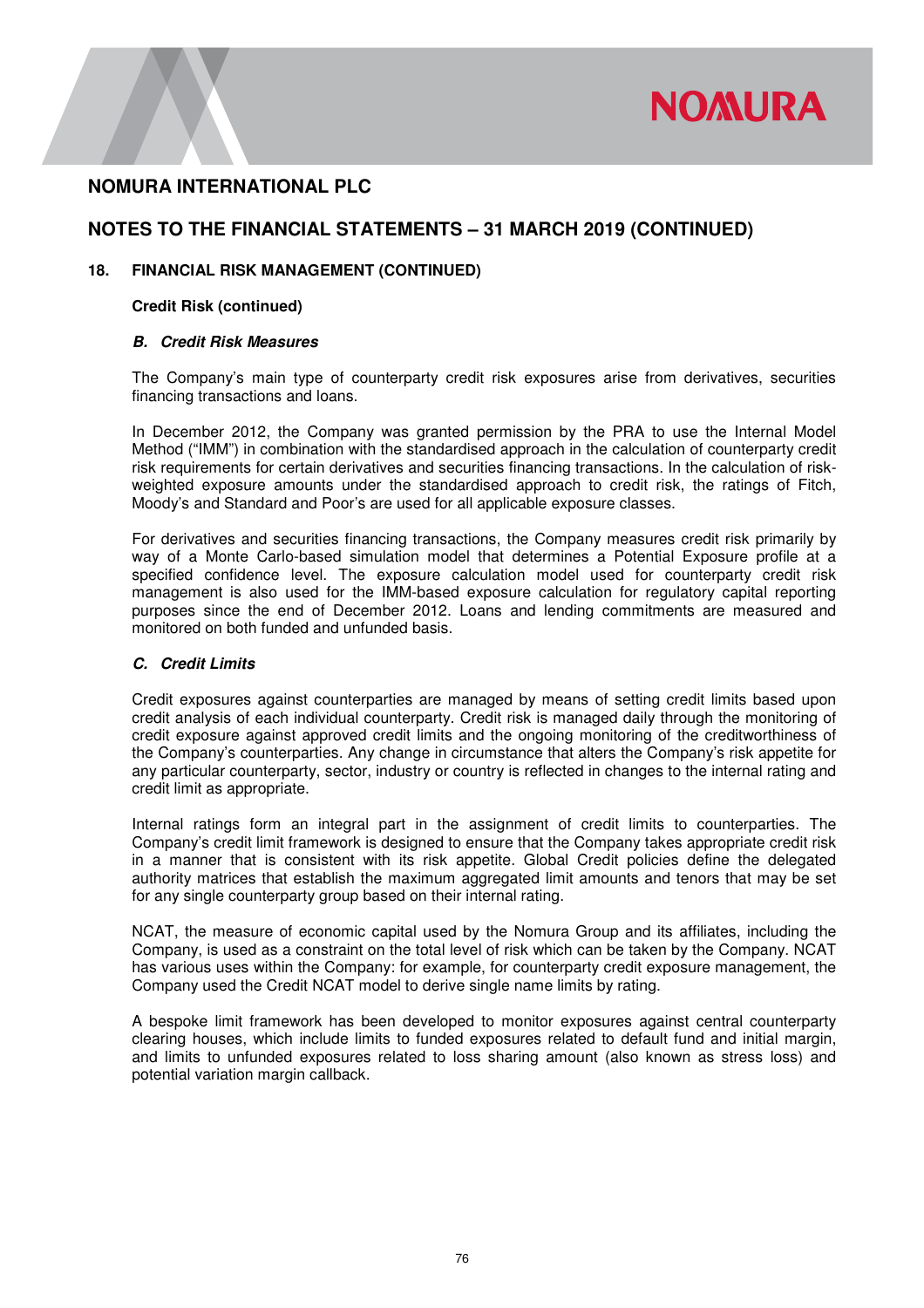# NOMURA INTERNATIONAL PLC

## NOTES TO THE FINANCIAL STATEMENTS – 31 MARCH 2019 (CONTINUED)

### 18. FINANCIAL RISK MANAGEMENT (CONTINUED)

**Credit Risk (continued)**

***B. Credit Risk Measures***

The Company's main type of counterparty credit risk exposures arise from derivatives, securities financing transactions and loans.

In December 2012, the Company was granted permission by the PRA to use the Internal Model Method ("IMM") in combination with the standardised approach in the calculation of counterparty credit risk requirements for certain derivatives and securities financing transactions. In the calculation of risk-weighted exposure amounts under the standardised approach to credit risk, the ratings of Fitch, Moody's and Standard and Poor's are used for all applicable exposure classes.

For derivatives and securities financing transactions, the Company measures credit risk primarily by way of a Monte Carlo-based simulation model that determines a Potential Exposure profile at a specified confidence level. The exposure calculation model used for counterparty credit risk management is also used for the IMM-based exposure calculation for regulatory capital reporting purposes since the end of December 2012. Loans and lending commitments are measured and monitored on both funded and unfunded basis.

***C. Credit Limits***

Credit exposures against counterparties are managed by means of setting credit limits based upon credit analysis of each individual counterparty. Credit risk is managed daily through the monitoring of credit exposure against approved credit limits and the ongoing monitoring of the creditworthiness of the Company's counterparties. Any change in circumstance that alters the Company's risk appetite for any particular counterparty, sector, industry or country is reflected in changes to the internal rating and credit limit as appropriate.

Internal ratings form an integral part in the assignment of credit limits to counterparties. The Company's credit limit framework is designed to ensure that the Company takes appropriate credit risk in a manner that is consistent with its risk appetite. Global Credit policies define the delegated authority matrices that establish the maximum aggregated limit amounts and tenors that may be set for any single counterparty group based on their internal rating.

NCAT, the measure of economic capital used by the Nomura Group and its affiliates, including the Company, is used as a constraint on the total level of risk which can be taken by the Company. NCAT has various uses within the Company: for example, for counterparty credit exposure management, the Company used the Credit NCAT model to derive single name limits by rating.

A bespoke limit framework has been developed to monitor exposures against central counterparty clearing houses, which include limits to funded exposures related to default fund and initial margin, and limits to unfunded exposures related to loss sharing amount (also known as stress loss) and potential variation margin callback.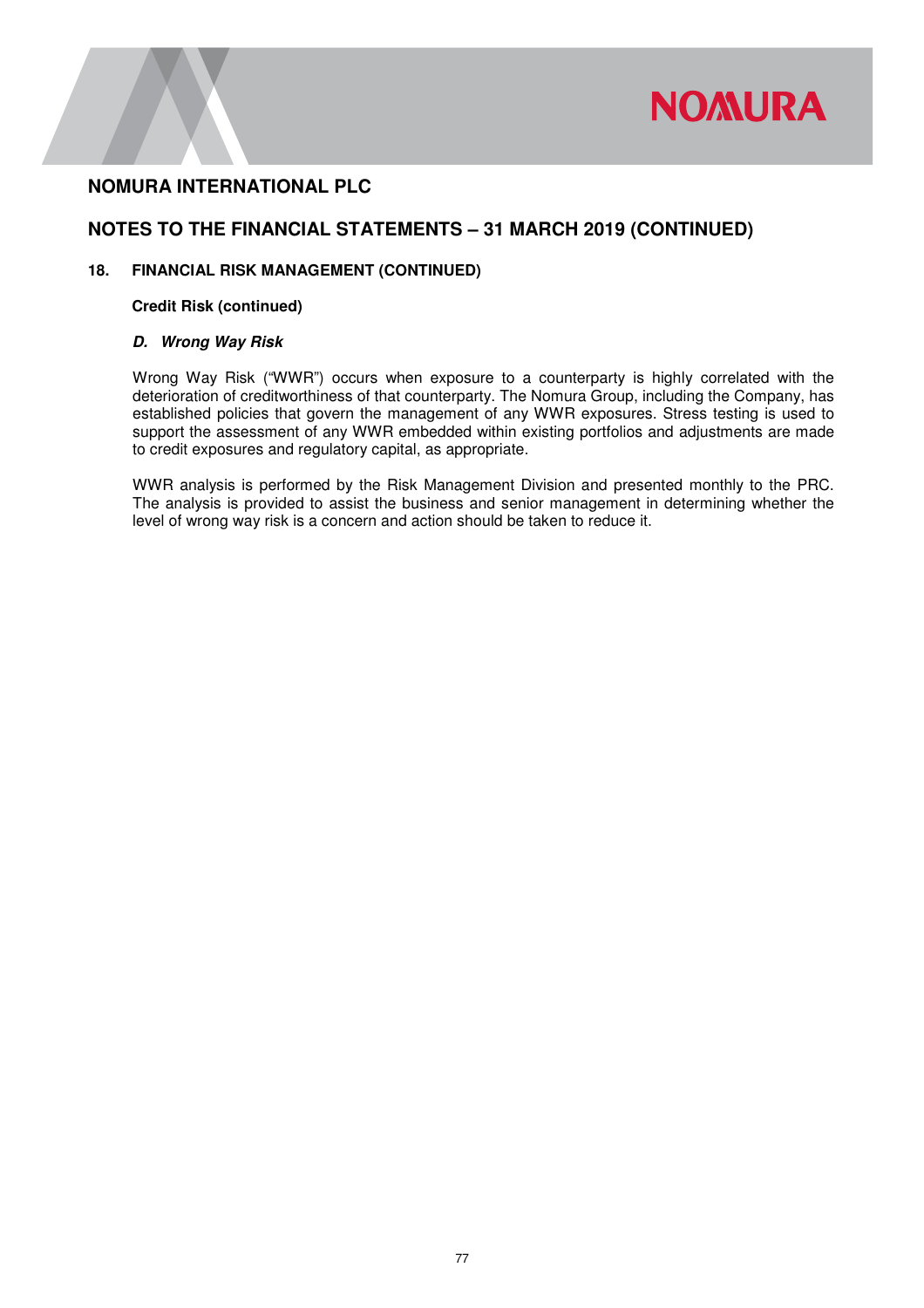## NOMURA INTERNATIONAL PLC

## NOTES TO THE FINANCIAL STATEMENTS – 31 MARCH 2019 (CONTINUED)

### 18. FINANCIAL RISK MANAGEMENT (CONTINUED)

**Credit Risk (continued)**

***D. Wrong Way Risk***

Wrong Way Risk ("WWR") occurs when exposure to a counterparty is highly correlated with the deterioration of creditworthiness of that counterparty. The Nomura Group, including the Company, has established policies that govern the management of any WWR exposures. Stress testing is used to support the assessment of any WWR embedded within existing portfolios and adjustments are made to credit exposures and regulatory capital, as appropriate.

WWR analysis is performed by the Risk Management Division and presented monthly to the PRC. The analysis is provided to assist the business and senior management in determining whether the level of wrong way risk is a concern and action should be taken to reduce it.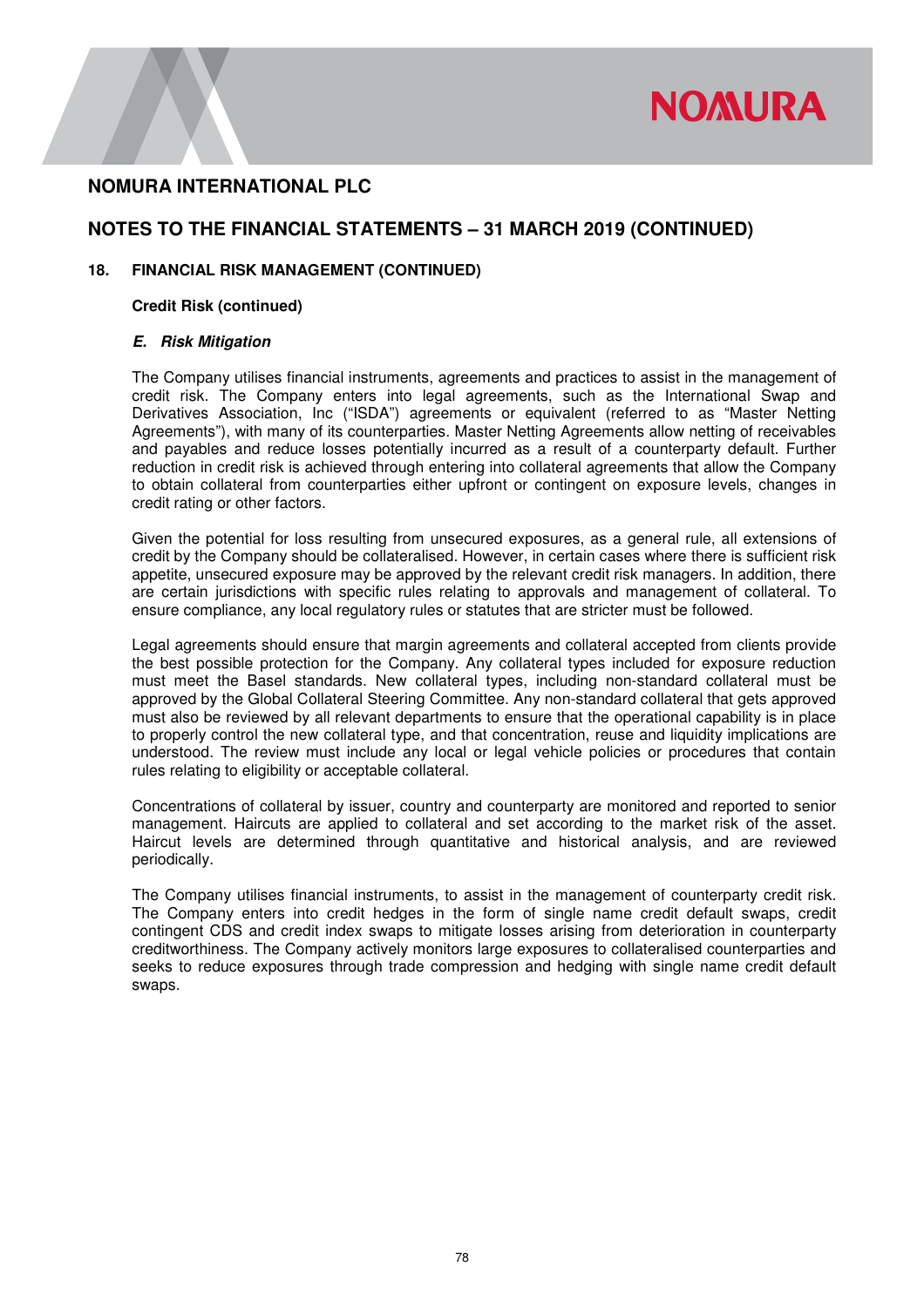# NOMURA INTERNATIONAL PLC

## NOTES TO THE FINANCIAL STATEMENTS – 31 MARCH 2019 (CONTINUED)

### 18. FINANCIAL RISK MANAGEMENT (CONTINUED)

**Credit Risk (continued)**

***E. Risk Mitigation***

The Company utilises financial instruments, agreements and practices to assist in the management of credit risk. The Company enters into legal agreements, such as the International Swap and Derivatives Association, Inc ("ISDA") agreements or equivalent (referred to as "Master Netting Agreements"), with many of its counterparties. Master Netting Agreements allow netting of receivables and payables and reduce losses potentially incurred as a result of a counterparty default. Further reduction in credit risk is achieved through entering into collateral agreements that allow the Company to obtain collateral from counterparties either upfront or contingent on exposure levels, changes in credit rating or other factors.

Given the potential for loss resulting from unsecured exposures, as a general rule, all extensions of credit by the Company should be collateralised. However, in certain cases where there is sufficient risk appetite, unsecured exposure may be approved by the relevant credit risk managers. In addition, there are certain jurisdictions with specific rules relating to approvals and management of collateral. To ensure compliance, any local regulatory rules or statutes that are stricter must be followed.

Legal agreements should ensure that margin agreements and collateral accepted from clients provide the best possible protection for the Company. Any collateral types included for exposure reduction must meet the Basel standards. New collateral types, including non-standard collateral must be approved by the Global Collateral Steering Committee. Any non-standard collateral that gets approved must also be reviewed by all relevant departments to ensure that the operational capability is in place to properly control the new collateral type, and that concentration, reuse and liquidity implications are understood. The review must include any local or legal vehicle policies or procedures that contain rules relating to eligibility or acceptable collateral.

Concentrations of collateral by issuer, country and counterparty are monitored and reported to senior management. Haircuts are applied to collateral and set according to the market risk of the asset. Haircut levels are determined through quantitative and historical analysis, and are reviewed periodically.

The Company utilises financial instruments, to assist in the management of counterparty credit risk. The Company enters into credit hedges in the form of single name credit default swaps, credit contingent CDS and credit index swaps to mitigate losses arising from deterioration in counterparty creditworthiness. The Company actively monitors large exposures to collateralised counterparties and seeks to reduce exposures through trade compression and hedging with single name credit default swaps.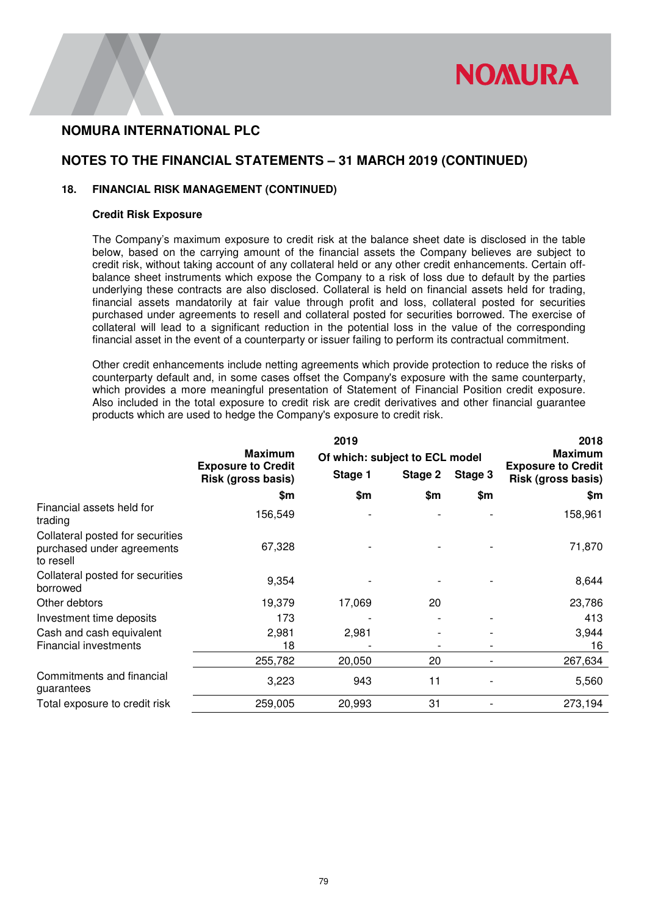## 18. FINANCIAL RISK MANAGEMENT (CONTINUED)

### Credit Risk Exposure

The Company's maximum exposure to credit risk at the balance sheet date is disclosed in the table below, based on the carrying amount of the financial assets the Company believes are subject to credit risk, without taking account of any collateral held or any other credit enhancements. Certain off-balance sheet instruments which expose the Company to a risk of loss due to default by the parties underlying these contracts are also disclosed. Collateral is held on financial assets held for trading, financial assets mandatorily at fair value through profit and loss, collateral posted for securities purchased under agreements to resell and collateral posted for securities borrowed. The exercise of collateral will lead to a significant reduction in the potential loss in the value of the corresponding financial asset in the event of a counterparty or issuer failing to perform its contractual commitment.

Other credit enhancements include netting agreements which provide protection to reduce the risks of counterparty default and, in some cases offset the Company's exposure with the same counterparty, which provides a more meaningful presentation of Statement of Financial Position credit exposure. Also included in the total exposure to credit risk are credit derivatives and other financial guarantee products which are used to hedge the Company's exposure to credit risk.

| | 2019 | | | | 2018 |
|---|---|---|---|---|---|
| | Maximum Exposure to Credit Risk (gross basis) | Of which: subject to ECL model | | | Maximum Exposure to Credit Risk (gross basis) |
| | | Stage 1 | Stage 2 | Stage 3 | |
| | $m | $m | $m | $m | $m |
| Financial assets held for trading | 156,549 | - | - | - | 158,961 |
| Collateral posted for securities purchased under agreements to resell | 67,328 | - | - | - | 71,870 |
| Collateral posted for securities borrowed | 9,354 | - | - | - | 8,644 |
| Other debtors | 19,379 | 17,069 | 20 | | 23,786 |
| Investment time deposits | 173 | - | - | - | 413 |
| Cash and cash equivalent | 2,981 | 2,981 | - | - | 3,944 |
| Financial investments | 18 | - | - | - | 16 |
| | 255,782 | 20,050 | 20 | - | 267,634 |
| Commitments and financial guarantees | 3,223 | 943 | 11 | - | 5,560 |
| Total exposure to credit risk | 259,005 | 20,993 | 31 | - | 273,194 |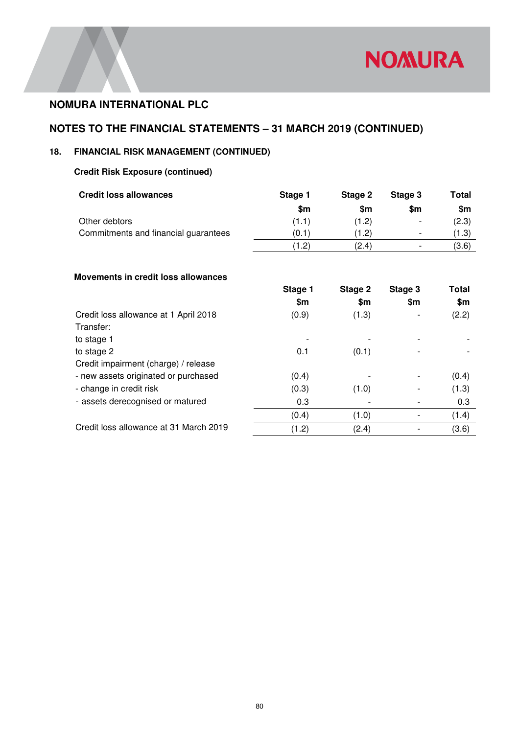## NOMURA INTERNATIONAL PLC

## NOTES TO THE FINANCIAL STATEMENTS – 31 MARCH 2019 (CONTINUED)

### 18. FINANCIAL RISK MANAGEMENT (CONTINUED)

**Credit Risk Exposure (continued)**

| **Credit loss allowances** | **Stage 1** | **Stage 2** | **Stage 3** | **Total** |
|---|---|---|---|---|
| | **$m** | **$m** | **$m** | **$m** |
| Other debtors | (1.1) | (1.2) | - | (2.3) |
| Commitments and financial guarantees | (0.1) | (1.2) | - | (1.3) |
| | (1.2) | (2.4) | - | (3.6) |

**Movements in credit loss allowances**

| | **Stage 1** | **Stage 2** | **Stage 3** | **Total** |
|---|---|---|---|---|
| | **$m** | **$m** | **$m** | **$m** |
| Credit loss allowance at 1 April 2018 | (0.9) | (1.3) | - | (2.2) |
| Transfer: | | | | |
| to stage 1 | - | - | - | - |
| to stage 2 | 0.1 | (0.1) | - | - |
| Credit impairment (charge) / release | | | | |
| - new assets originated or purchased | (0.4) | - | - | (0.4) |
| - change in credit risk | (0.3) | (1.0) | - | (1.3) |
| - assets derecognised or matured | 0.3 | - | - | 0.3 |
| | (0.4) | (1.0) | - | (1.4) |
| Credit loss allowance at 31 March 2019 | (1.2) | (2.4) | - | (3.6) |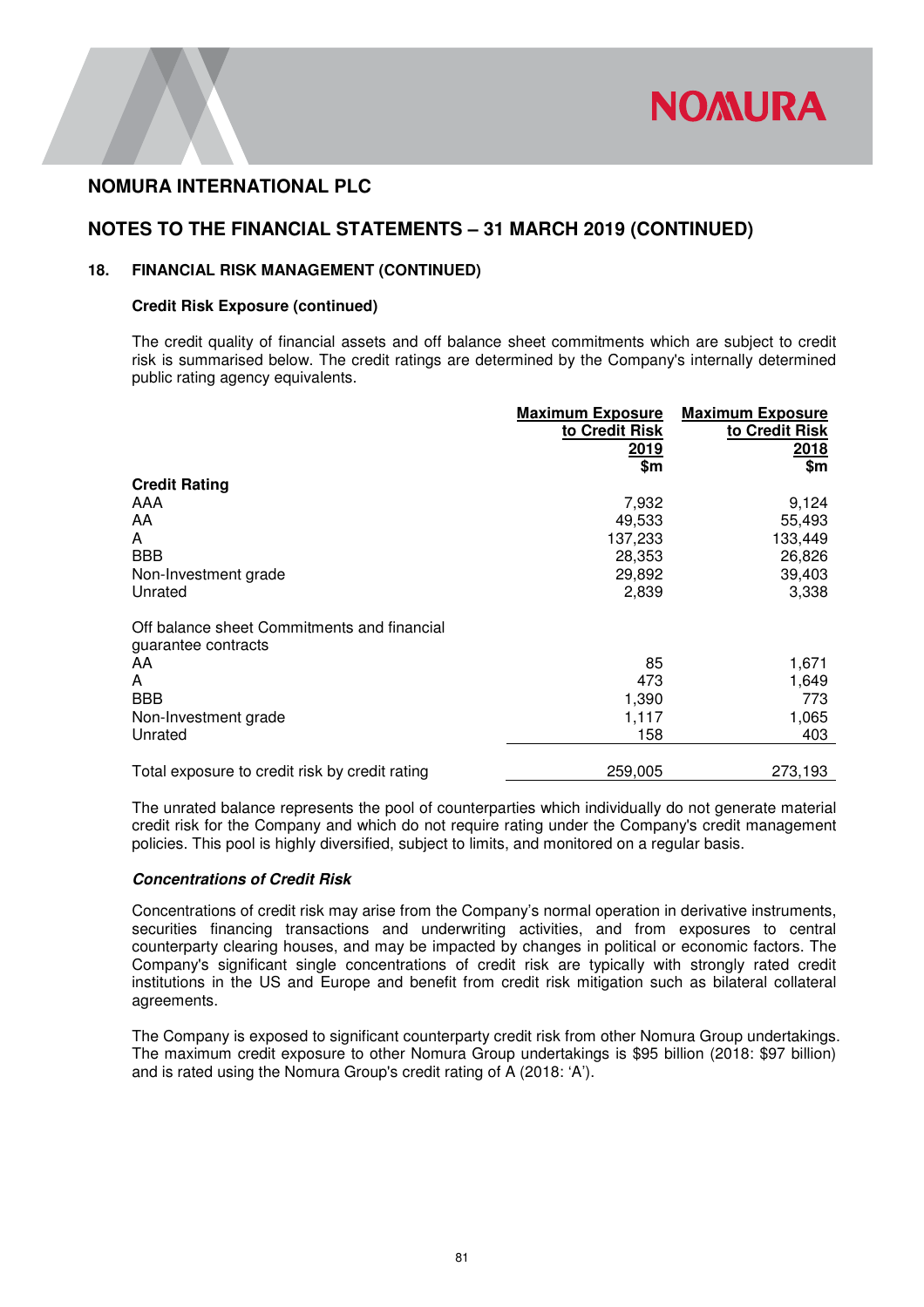## NOMURA INTERNATIONAL PLC

## NOTES TO THE FINANCIAL STATEMENTS – 31 MARCH 2019 (CONTINUED)

### 18. FINANCIAL RISK MANAGEMENT (CONTINUED)

**Credit Risk Exposure (continued)**

The credit quality of financial assets and off balance sheet commitments which are subject to credit risk is summarised below. The credit ratings are determined by the Company's internally determined public rating agency equivalents.

| | Maximum Exposure to Credit Risk 2019 $m | Maximum Exposure to Credit Risk 2018 $m |
|---|---|---|
| **Credit Rating** | | |
| AAA | 7,932 | 9,124 |
| AA | 49,533 | 55,493 |
| A | 137,233 | 133,449 |
| BBB | 28,353 | 26,826 |
| Non-Investment grade | 29,892 | 39,403 |
| Unrated | 2,839 | 3,338 |
| Off balance sheet Commitments and financial guarantee contracts | | |
| AA | 85 | 1,671 |
| A | 473 | 1,649 |
| BBB | 1,390 | 773 |
| Non-Investment grade | 1,117 | 1,065 |
| Unrated | 158 | 403 |
| Total exposure to credit risk by credit rating | 259,005 | 273,193 |

The unrated balance represents the pool of counterparties which individually do not generate material credit risk for the Company and which do not require rating under the Company's credit management policies. This pool is highly diversified, subject to limits, and monitored on a regular basis.

***Concentrations of Credit Risk***

Concentrations of credit risk may arise from the Company's normal operation in derivative instruments, securities financing transactions and underwriting activities, and from exposures to central counterparty clearing houses, and may be impacted by changes in political or economic factors. The Company's significant single concentrations of credit risk are typically with strongly rated credit institutions in the US and Europe and benefit from credit risk mitigation such as bilateral collateral agreements.

The Company is exposed to significant counterparty credit risk from other Nomura Group undertakings. The maximum credit exposure to other Nomura Group undertakings is $95 billion (2018: $97 billion) and is rated using the Nomura Group's credit rating of A (2018: 'A').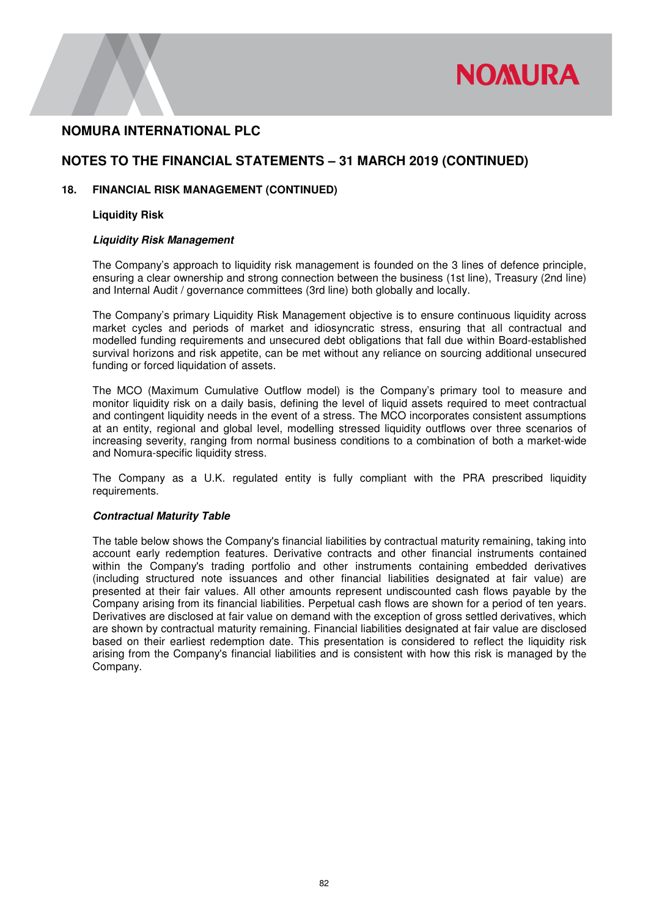# NOMURA INTERNATIONAL PLC

## NOTES TO THE FINANCIAL STATEMENTS – 31 MARCH 2019 (CONTINUED)

### 18. FINANCIAL RISK MANAGEMENT (CONTINUED)

**Liquidity Risk**

***Liquidity Risk Management***

The Company's approach to liquidity risk management is founded on the 3 lines of defence principle, ensuring a clear ownership and strong connection between the business (1st line), Treasury (2nd line) and Internal Audit / governance committees (3rd line) both globally and locally.

The Company's primary Liquidity Risk Management objective is to ensure continuous liquidity across market cycles and periods of market and idiosyncratic stress, ensuring that all contractual and modelled funding requirements and unsecured debt obligations that fall due within Board-established survival horizons and risk appetite, can be met without any reliance on sourcing additional unsecured funding or forced liquidation of assets.

The MCO (Maximum Cumulative Outflow model) is the Company's primary tool to measure and monitor liquidity risk on a daily basis, defining the level of liquid assets required to meet contractual and contingent liquidity needs in the event of a stress. The MCO incorporates consistent assumptions at an entity, regional and global level, modelling stressed liquidity outflows over three scenarios of increasing severity, ranging from normal business conditions to a combination of both a market-wide and Nomura-specific liquidity stress.

The Company as a U.K. regulated entity is fully compliant with the PRA prescribed liquidity requirements.

***Contractual Maturity Table***

The table below shows the Company's financial liabilities by contractual maturity remaining, taking into account early redemption features. Derivative contracts and other financial instruments contained within the Company's trading portfolio and other instruments containing embedded derivatives (including structured note issuances and other financial liabilities designated at fair value) are presented at their fair values. All other amounts represent undiscounted cash flows payable by the Company arising from its financial liabilities. Perpetual cash flows are shown for a period of ten years. Derivatives are disclosed at fair value on demand with the exception of gross settled derivatives, which are shown by contractual maturity remaining. Financial liabilities designated at fair value are disclosed based on their earliest redemption date. This presentation is considered to reflect the liquidity risk arising from the Company's financial liabilities and is consistent with how this risk is managed by the Company.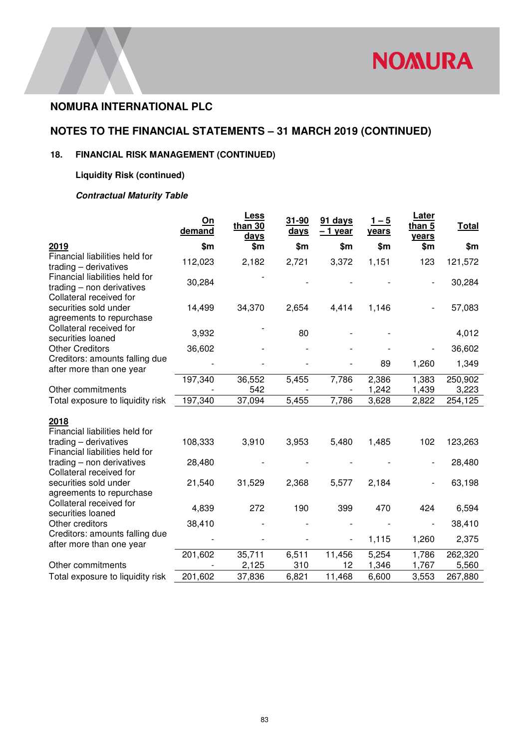## NOMURA INTERNATIONAL PLC

## NOTES TO THE FINANCIAL STATEMENTS – 31 MARCH 2019 (CONTINUED)

### 18. FINANCIAL RISK MANAGEMENT (CONTINUED)

**Liquidity Risk (continued)**

***Contractual Maturity Table***

| | On demand | Less than 30 days | 31-90 days | 91 days – 1 year | 1 – 5 years | Later than 5 years | Total |
|---|---|---|---|---|---|---|---|
| **2019** | $m | $m | $m | $m | $m | $m | $m |
| Financial liabilities held for trading – derivatives | 112,023 | 2,182 | 2,721 | 3,372 | 1,151 | 123 | 121,572 |
| Financial liabilities held for trading – non derivatives | 30,284 | - | - | - | - | - | 30,284 |
| Collateral received for securities sold under agreements to repurchase | 14,499 | 34,370 | 2,654 | 4,414 | 1,146 | - | 57,083 |
| Collateral received for securities loaned | 3,932 | - | 80 | - | - | | 4,012 |
| Other Creditors | 36,602 | - | - | - | - | - | 36,602 |
| Creditors: amounts falling due after more than one year | - | - | - | - | 89 | 1,260 | 1,349 |
| | 197,340 | 36,552 | 5,455 | 7,786 | 2,386 | 1,383 | 250,902 |
| Other commitments | - | 542 | - | - | 1,242 | 1,439 | 3,223 |
| Total exposure to liquidity risk | 197,340 | 37,094 | 5,455 | 7,786 | 3,628 | 2,822 | 254,125 |
| **2018** | | | | | | | |
| Financial liabilities held for trading – derivatives | 108,333 | 3,910 | 3,953 | 5,480 | 1,485 | 102 | 123,263 |
| Financial liabilities held for trading – non derivatives | 28,480 | - | - | - | - | - | 28,480 |
| Collateral received for securities sold under agreements to repurchase | 21,540 | 31,529 | 2,368 | 5,577 | 2,184 | - | 63,198 |
| Collateral received for securities loaned | 4,839 | 272 | 190 | 399 | 470 | 424 | 6,594 |
| Other creditors | 38,410 | - | - | - | - | - | 38,410 |
| Creditors: amounts falling due after more than one year | - | - | - | - | 1,115 | 1,260 | 2,375 |
| | 201,602 | 35,711 | 6,511 | 11,456 | 5,254 | 1,786 | 262,320 |
| Other commitments | - | 2,125 | 310 | 12 | 1,346 | 1,767 | 5,560 |
| Total exposure to liquidity risk | 201,602 | 37,836 | 6,821 | 11,468 | 6,600 | 3,553 | 267,880 |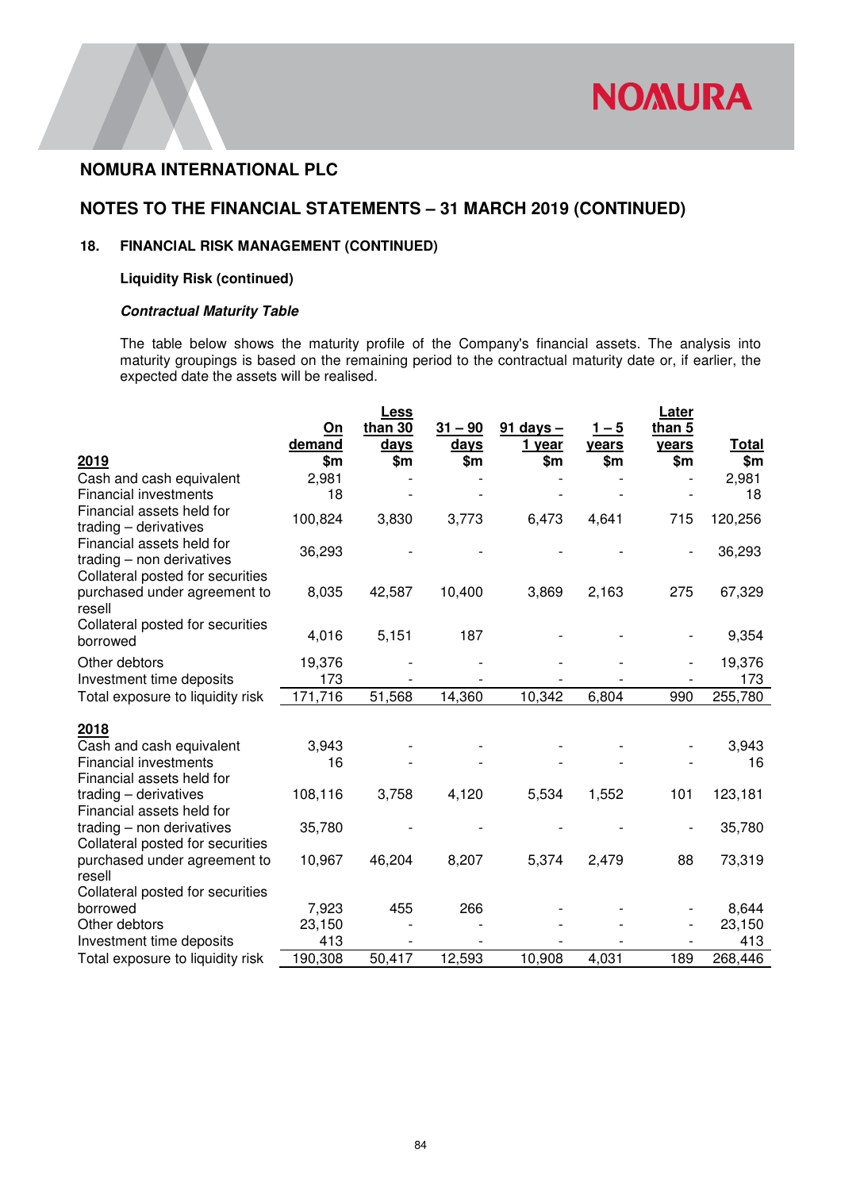## NOMURA INTERNATIONAL PLC

## NOTES TO THE FINANCIAL STATEMENTS – 31 MARCH 2019 (CONTINUED)

### 18. FINANCIAL RISK MANAGEMENT (CONTINUED)

**Liquidity Risk (continued)**

***Contractual Maturity Table***

The table below shows the maturity profile of the Company's financial assets. The analysis into maturity groupings is based on the remaining period to the contractual maturity date or, if earlier, the expected date the assets will be realised.

| 2019 | On demand $m | Less than 30 days $m | 31 – 90 days $m | 91 days – 1 year $m | 1 – 5 years $m | Later than 5 years $m | Total $m |
|---|---|---|---|---|---|---|---|
| Cash and cash equivalent | 2,981 | - | - | - | - | - | 2,981 |
| Financial investments | 18 | - | - | - | - | - | 18 |
| Financial assets held for trading – derivatives | 100,824 | 3,830 | 3,773 | 6,473 | 4,641 | 715 | 120,256 |
| Financial assets held for trading – non derivatives | 36,293 | - | - | - | - | - | 36,293 |
| Collateral posted for securities purchased under agreement to resell | 8,035 | 42,587 | 10,400 | 3,869 | 2,163 | 275 | 67,329 |
| Collateral posted for securities borrowed | 4,016 | 5,151 | 187 | - | - | - | 9,354 |
| Other debtors | 19,376 | - | - | - | - | - | 19,376 |
| Investment time deposits | 173 | - | - | - | - | - | 173 |
| Total exposure to liquidity risk | 171,716 | 51,568 | 14,360 | 10,342 | 6,804 | 990 | 255,780 |
| **2018** | | | | | | | |
| Cash and cash equivalent | 3,943 | - | - | - | - | - | 3,943 |
| Financial investments | 16 | - | - | - | - | - | 16 |
| Financial assets held for trading – derivatives | 108,116 | 3,758 | 4,120 | 5,534 | 1,552 | 101 | 123,181 |
| Financial assets held for trading – non derivatives | 35,780 | - | - | - | - | - | 35,780 |
| Collateral posted for securities purchased under agreement to resell | 10,967 | 46,204 | 8,207 | 5,374 | 2,479 | 88 | 73,319 |
| Collateral posted for securities borrowed | 7,923 | 455 | 266 | - | - | - | 8,644 |
| Other debtors | 23,150 | - | - | - | - | - | 23,150 |
| Investment time deposits | 413 | - | - | - | - | - | 413 |
| Total exposure to liquidity risk | 190,308 | 50,417 | 12,593 | 10,908 | 4,031 | 189 | 268,446 |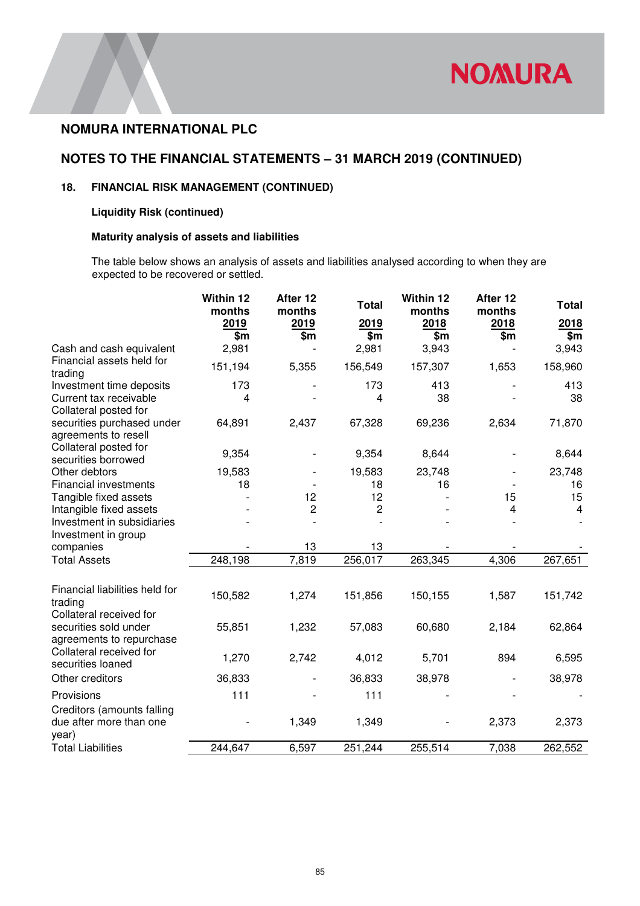## NOMURA INTERNATIONAL PLC

## NOTES TO THE FINANCIAL STATEMENTS – 31 MARCH 2019 (CONTINUED)

### 18. FINANCIAL RISK MANAGEMENT (CONTINUED)

**Liquidity Risk (continued)**

**Maturity analysis of assets and liabilities**

The table below shows an analysis of assets and liabilities analysed according to when they are expected to be recovered or settled.

| | Within 12 months 2019 $m | After 12 months 2019 $m | Total 2019 $m | Within 12 months 2018 $m | After 12 months 2018 $m | Total 2018 $m |
|---|---|---|---|---|---|---|
| Cash and cash equivalent | 2,981 | - | 2,981 | 3,943 | - | 3,943 |
| Financial assets held for trading | 151,194 | 5,355 | 156,549 | 157,307 | 1,653 | 158,960 |
| Investment time deposits | 173 | - | 173 | 413 | - | 413 |
| Current tax receivable | 4 | - | 4 | 38 | - | 38 |
| Collateral posted for securities purchased under agreements to resell | 64,891 | 2,437 | 67,328 | 69,236 | 2,634 | 71,870 |
| Collateral posted for securities borrowed | 9,354 | - | 9,354 | 8,644 | - | 8,644 |
| Other debtors | 19,583 | - | 19,583 | 23,748 | - | 23,748 |
| Financial investments | 18 | - | 18 | 16 | - | 16 |
| Tangible fixed assets | - | 12 | 12 | - | 15 | 15 |
| Intangible fixed assets | - | 2 | 2 | - | 4 | 4 |
| Investment in subsidiaries | - | - | - | - | - | - |
| Investment in group companies | - | 13 | 13 | - | - | - |
| Total Assets | 248,198 | 7,819 | 256,017 | 263,345 | 4,306 | 267,651 |
| | | | | | | |
| Financial liabilities held for trading | 150,582 | 1,274 | 151,856 | 150,155 | 1,587 | 151,742 |
| Collateral received for securities sold under agreements to repurchase | 55,851 | 1,232 | 57,083 | 60,680 | 2,184 | 62,864 |
| Collateral received for securities loaned | 1,270 | 2,742 | 4,012 | 5,701 | 894 | 6,595 |
| Other creditors | 36,833 | - | 36,833 | 38,978 | - | 38,978 |
| Provisions | 111 | - | 111 | - | - | - |
| Creditors (amounts falling due after more than one year) | - | 1,349 | 1,349 | - | 2,373 | 2,373 |
| Total Liabilities | 244,647 | 6,597 | 251,244 | 255,514 | 7,038 | 262,552 |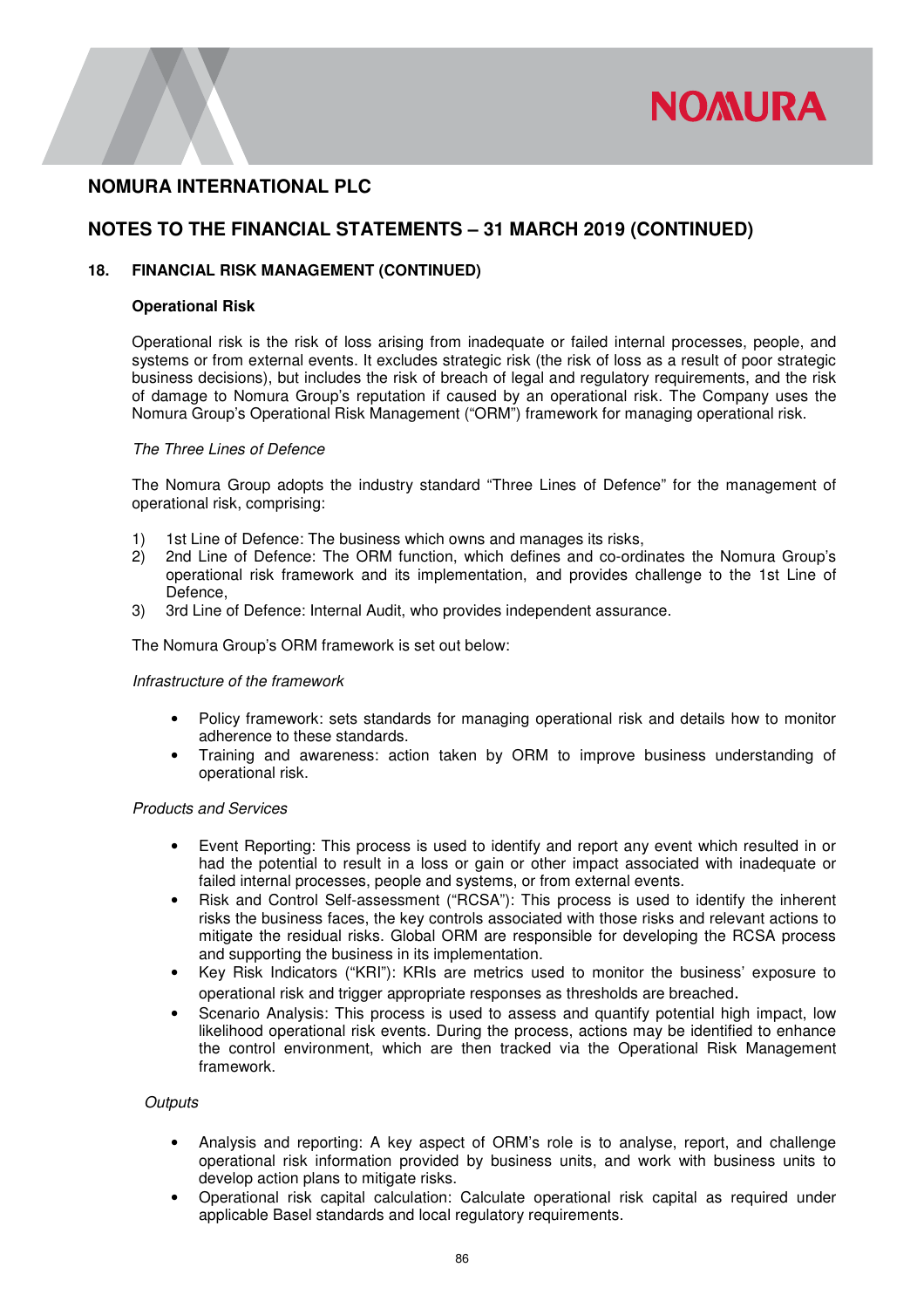# NOMURA INTERNATIONAL PLC

## NOTES TO THE FINANCIAL STATEMENTS – 31 MARCH 2019 (CONTINUED)

### 18. FINANCIAL RISK MANAGEMENT (CONTINUED)

**Operational Risk**

Operational risk is the risk of loss arising from inadequate or failed internal processes, people, and systems or from external events. It excludes strategic risk (the risk of loss as a result of poor strategic business decisions), but includes the risk of breach of legal and regulatory requirements, and the risk of damage to Nomura Group's reputation if caused by an operational risk. The Company uses the Nomura Group's Operational Risk Management ("ORM") framework for managing operational risk.

*The Three Lines of Defence*

The Nomura Group adopts the industry standard "Three Lines of Defence" for the management of operational risk, comprising:

1) 1st Line of Defence: The business which owns and manages its risks,
2) 2nd Line of Defence: The ORM function, which defines and co-ordinates the Nomura Group's operational risk framework and its implementation, and provides challenge to the 1st Line of Defence,
3) 3rd Line of Defence: Internal Audit, who provides independent assurance.

The Nomura Group's ORM framework is set out below:

*Infrastructure of the framework*

- Policy framework: sets standards for managing operational risk and details how to monitor adherence to these standards.
- Training and awareness: action taken by ORM to improve business understanding of operational risk.

*Products and Services*

- Event Reporting: This process is used to identify and report any event which resulted in or had the potential to result in a loss or gain or other impact associated with inadequate or failed internal processes, people and systems, or from external events.
- Risk and Control Self-assessment ("RCSA"): This process is used to identify the inherent risks the business faces, the key controls associated with those risks and relevant actions to mitigate the residual risks. Global ORM are responsible for developing the RCSA process and supporting the business in its implementation.
- Key Risk Indicators ("KRI"): KRIs are metrics used to monitor the business' exposure to operational risk and trigger appropriate responses as thresholds are breached.
- Scenario Analysis: This process is used to assess and quantify potential high impact, low likelihood operational risk events. During the process, actions may be identified to enhance the control environment, which are then tracked via the Operational Risk Management framework.

*Outputs*

- Analysis and reporting: A key aspect of ORM's role is to analyse, report, and challenge operational risk information provided by business units, and work with business units to develop action plans to mitigate risks.
- Operational risk capital calculation: Calculate operational risk capital as required under applicable Basel standards and local regulatory requirements.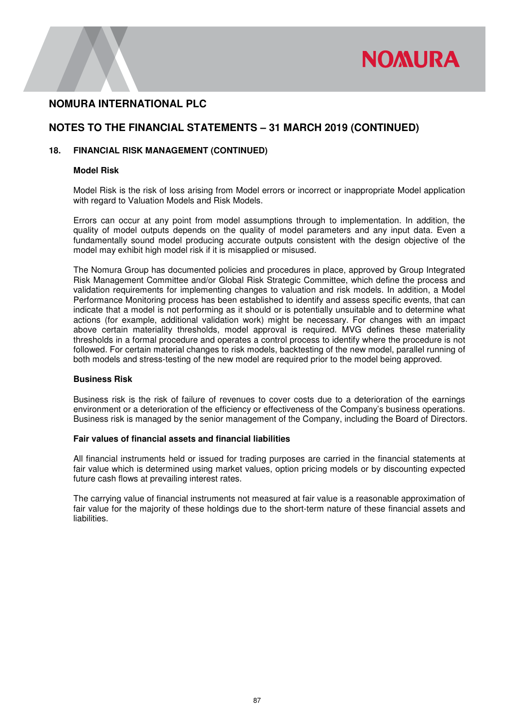# NOMURA INTERNATIONAL PLC

## NOTES TO THE FINANCIAL STATEMENTS – 31 MARCH 2019 (CONTINUED)

### 18. FINANCIAL RISK MANAGEMENT (CONTINUED)

**Model Risk**

Model Risk is the risk of loss arising from Model errors or incorrect or inappropriate Model application with regard to Valuation Models and Risk Models.

Errors can occur at any point from model assumptions through to implementation. In addition, the quality of model outputs depends on the quality of model parameters and any input data. Even a fundamentally sound model producing accurate outputs consistent with the design objective of the model may exhibit high model risk if it is misapplied or misused.

The Nomura Group has documented policies and procedures in place, approved by Group Integrated Risk Management Committee and/or Global Risk Strategic Committee, which define the process and validation requirements for implementing changes to valuation and risk models. In addition, a Model Performance Monitoring process has been established to identify and assess specific events, that can indicate that a model is not performing as it should or is potentially unsuitable and to determine what actions (for example, additional validation work) might be necessary. For changes with an impact above certain materiality thresholds, model approval is required. MVG defines these materiality thresholds in a formal procedure and operates a control process to identify where the procedure is not followed. For certain material changes to risk models, backtesting of the new model, parallel running of both models and stress-testing of the new model are required prior to the model being approved.

**Business Risk**

Business risk is the risk of failure of revenues to cover costs due to a deterioration of the earnings environment or a deterioration of the efficiency or effectiveness of the Company's business operations. Business risk is managed by the senior management of the Company, including the Board of Directors.

**Fair values of financial assets and financial liabilities**

All financial instruments held or issued for trading purposes are carried in the financial statements at fair value which is determined using market values, option pricing models or by discounting expected future cash flows at prevailing interest rates.

The carrying value of financial instruments not measured at fair value is a reasonable approximation of fair value for the majority of these holdings due to the short-term nature of these financial assets and liabilities.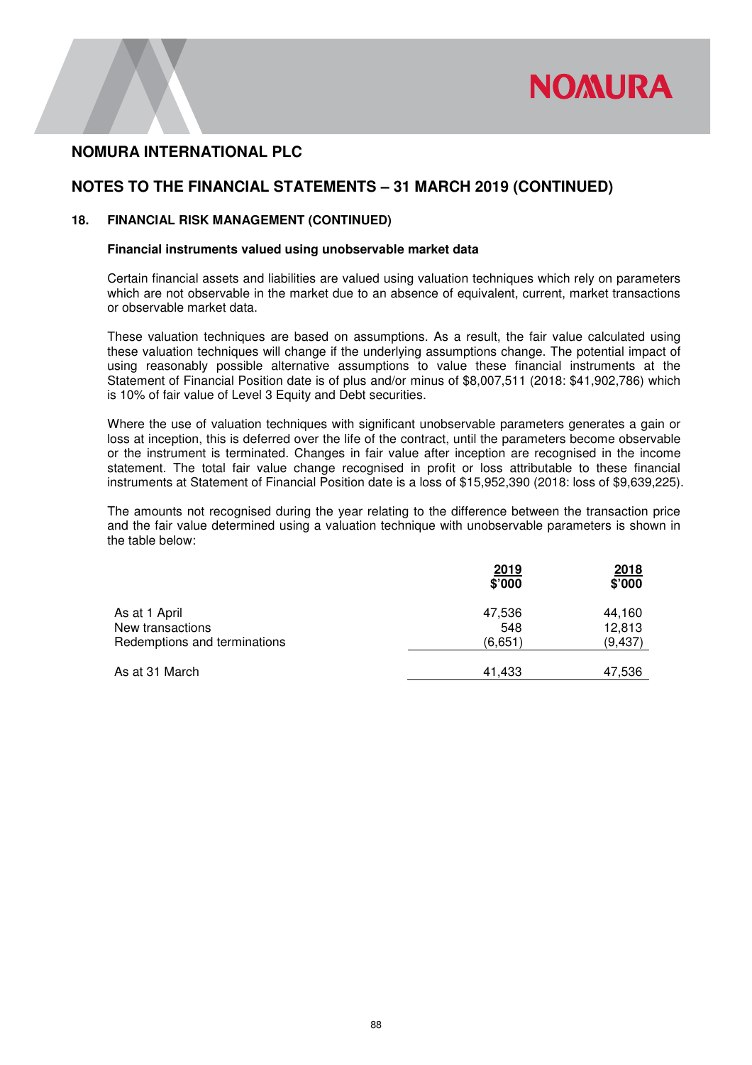## NOMURA INTERNATIONAL PLC

## NOTES TO THE FINANCIAL STATEMENTS – 31 MARCH 2019 (CONTINUED)

### 18. FINANCIAL RISK MANAGEMENT (CONTINUED)

**Financial instruments valued using unobservable market data**

Certain financial assets and liabilities are valued using valuation techniques which rely on parameters which are not observable in the market due to an absence of equivalent, current, market transactions or observable market data.

These valuation techniques are based on assumptions. As a result, the fair value calculated using these valuation techniques will change if the underlying assumptions change. The potential impact of using reasonably possible alternative assumptions to value these financial instruments at the Statement of Financial Position date is of plus and/or minus of $8,007,511 (2018: $41,902,786) which is 10% of fair value of Level 3 Equity and Debt securities.

Where the use of valuation techniques with significant unobservable parameters generates a gain or loss at inception, this is deferred over the life of the contract, until the parameters become observable or the instrument is terminated. Changes in fair value after inception are recognised in the income statement. The total fair value change recognised in profit or loss attributable to these financial instruments at Statement of Financial Position date is a loss of $15,952,390 (2018: loss of $9,639,225).

The amounts not recognised during the year relating to the difference between the transaction price and the fair value determined using a valuation technique with unobservable parameters is shown in the table below:

| | 2019<br>$'000 | 2018<br>$'000 |
|---|---|---|
| As at 1 April | 47,536 | 44,160 |
| New transactions | 548 | 12,813 |
| Redemptions and terminations | (6,651) | (9,437) |
| As at 31 March | 41,433 | 47,536 |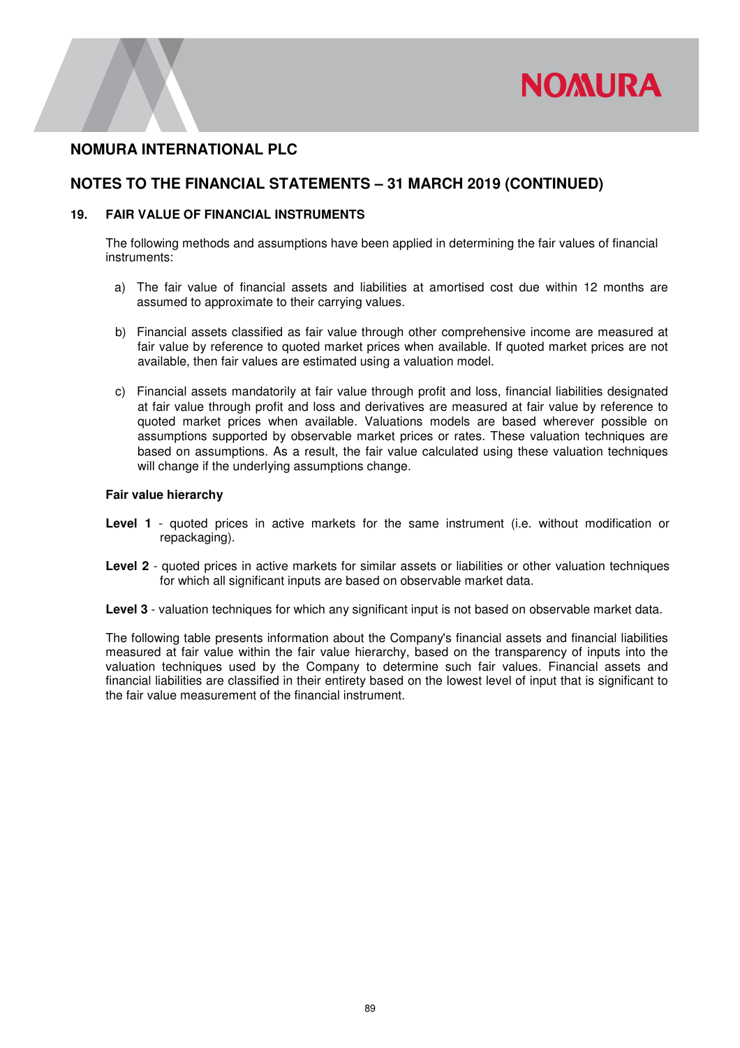# NOMURA INTERNATIONAL PLC

## NOTES TO THE FINANCIAL STATEMENTS – 31 MARCH 2019 (CONTINUED)

### 19. FAIR VALUE OF FINANCIAL INSTRUMENTS

The following methods and assumptions have been applied in determining the fair values of financial instruments:

a) The fair value of financial assets and liabilities at amortised cost due within 12 months are assumed to approximate to their carrying values.

b) Financial assets classified as fair value through other comprehensive income are measured at fair value by reference to quoted market prices when available. If quoted market prices are not available, then fair values are estimated using a valuation model.

c) Financial assets mandatorily at fair value through profit and loss, financial liabilities designated at fair value through profit and loss and derivatives are measured at fair value by reference to quoted market prices when available. Valuations models are based wherever possible on assumptions supported by observable market prices or rates. These valuation techniques are based on assumptions. As a result, the fair value calculated using these valuation techniques will change if the underlying assumptions change.

**Fair value hierarchy**

**Level 1** - quoted prices in active markets for the same instrument (i.e. without modification or repackaging).

**Level 2** - quoted prices in active markets for similar assets or liabilities or other valuation techniques for which all significant inputs are based on observable market data.

**Level 3** - valuation techniques for which any significant input is not based on observable market data.

The following table presents information about the Company's financial assets and financial liabilities measured at fair value within the fair value hierarchy, based on the transparency of inputs into the valuation techniques used by the Company to determine such fair values. Financial assets and financial liabilities are classified in their entirety based on the lowest level of input that is significant to the fair value measurement of the financial instrument.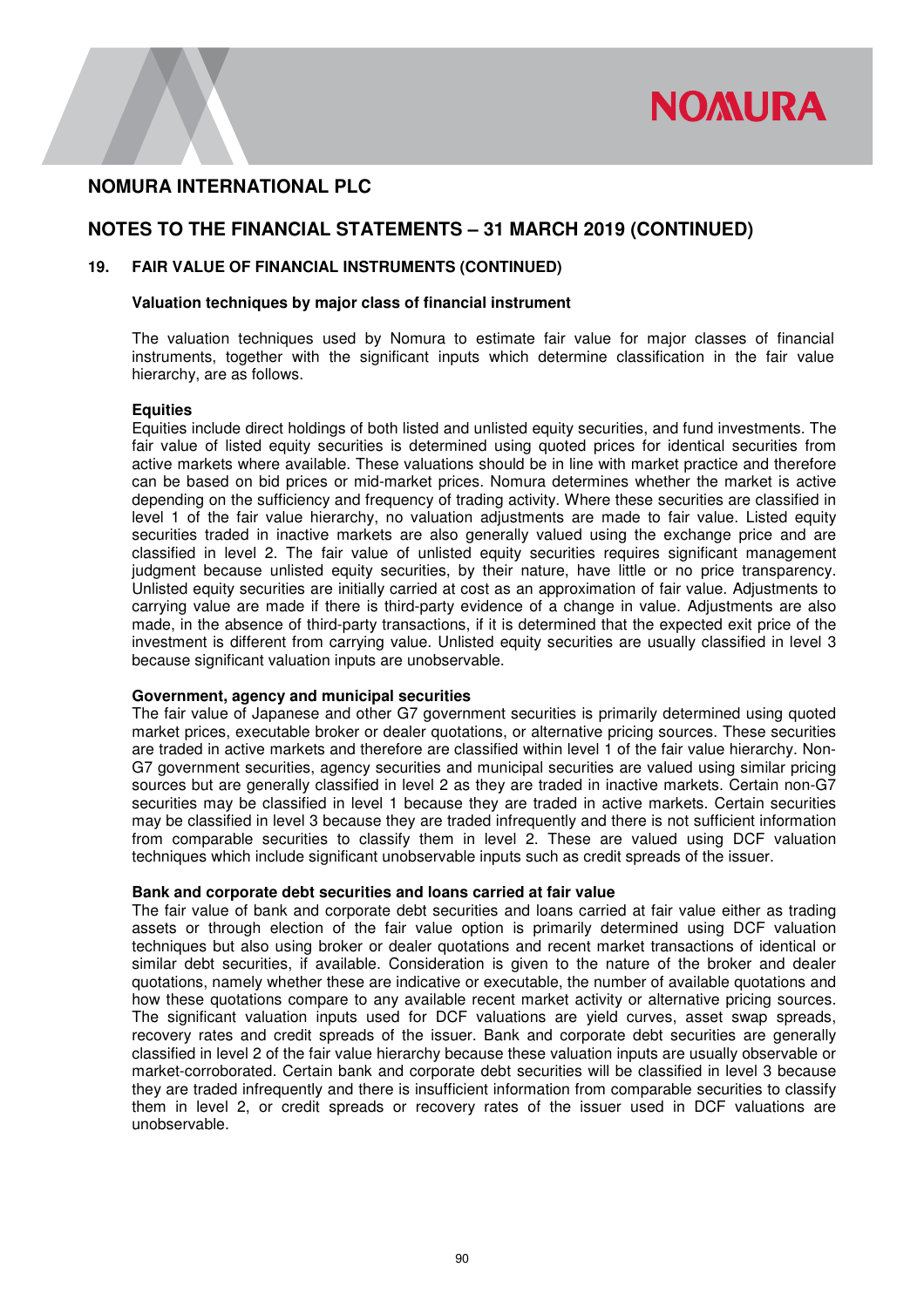# NOMURA INTERNATIONAL PLC

## NOTES TO THE FINANCIAL STATEMENTS – 31 MARCH 2019 (CONTINUED)

### 19. FAIR VALUE OF FINANCIAL INSTRUMENTS (CONTINUED)

**Valuation techniques by major class of financial instrument**

The valuation techniques used by Nomura to estimate fair value for major classes of financial instruments, together with the significant inputs which determine classification in the fair value hierarchy, are as follows.

**Equities**

Equities include direct holdings of both listed and unlisted equity securities, and fund investments. The fair value of listed equity securities is determined using quoted prices for identical securities from active markets where available. These valuations should be in line with market practice and therefore can be based on bid prices or mid-market prices. Nomura determines whether the market is active depending on the sufficiency and frequency of trading activity. Where these securities are classified in level 1 of the fair value hierarchy, no valuation adjustments are made to fair value. Listed equity securities traded in inactive markets are also generally valued using the exchange price and are classified in level 2. The fair value of unlisted equity securities requires significant management judgment because unlisted equity securities, by their nature, have little or no price transparency. Unlisted equity securities are initially carried at cost as an approximation of fair value. Adjustments to carrying value are made if there is third-party evidence of a change in value. Adjustments are also made, in the absence of third-party transactions, if it is determined that the expected exit price of the investment is different from carrying value. Unlisted equity securities are usually classified in level 3 because significant valuation inputs are unobservable.

**Government, agency and municipal securities**

The fair value of Japanese and other G7 government securities is primarily determined using quoted market prices, executable broker or dealer quotations, or alternative pricing sources. These securities are traded in active markets and therefore are classified within level 1 of the fair value hierarchy. Non-G7 government securities, agency securities and municipal securities are valued using similar pricing sources but are generally classified in level 2 as they are traded in inactive markets. Certain non-G7 securities may be classified in level 1 because they are traded in active markets. Certain securities may be classified in level 3 because they are traded infrequently and there is not sufficient information from comparable securities to classify them in level 2. These are valued using DCF valuation techniques which include significant unobservable inputs such as credit spreads of the issuer.

**Bank and corporate debt securities and loans carried at fair value**

The fair value of bank and corporate debt securities and loans carried at fair value either as trading assets or through election of the fair value option is primarily determined using DCF valuation techniques but also using broker or dealer quotations and recent market transactions of identical or similar debt securities, if available. Consideration is given to the nature of the broker and dealer quotations, namely whether these are indicative or executable, the number of available quotations and how these quotations compare to any available recent market activity or alternative pricing sources. The significant valuation inputs used for DCF valuations are yield curves, asset swap spreads, recovery rates and credit spreads of the issuer. Bank and corporate debt securities are generally classified in level 2 of the fair value hierarchy because these valuation inputs are usually observable or market-corroborated. Certain bank and corporate debt securities will be classified in level 3 because they are traded infrequently and there is insufficient information from comparable securities to classify them in level 2, or credit spreads or recovery rates of the issuer used in DCF valuations are unobservable.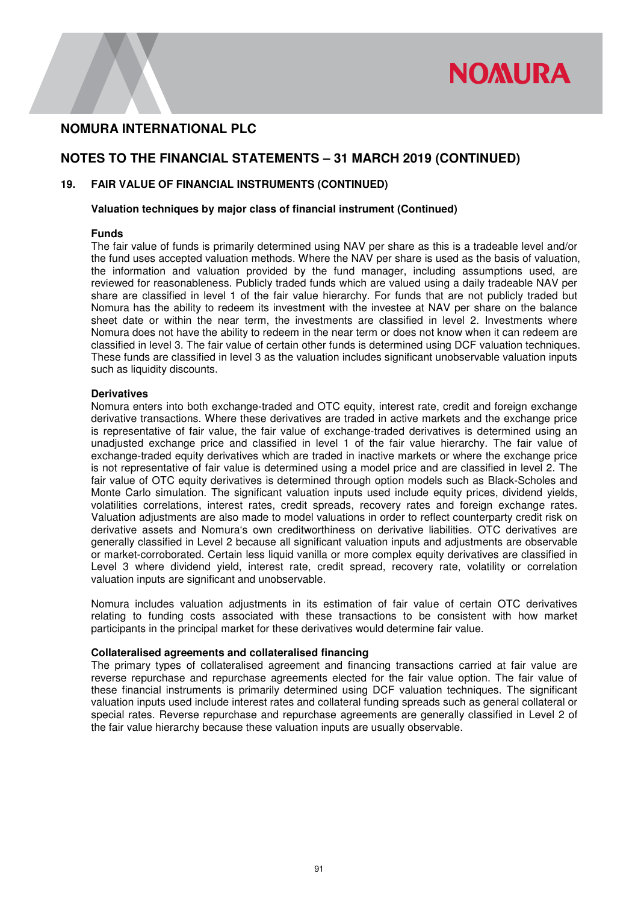# NOMURA INTERNATIONAL PLC

## NOTES TO THE FINANCIAL STATEMENTS – 31 MARCH 2019 (CONTINUED)

### 19. FAIR VALUE OF FINANCIAL INSTRUMENTS (CONTINUED)

**Valuation techniques by major class of financial instrument (Continued)**

**Funds**

The fair value of funds is primarily determined using NAV per share as this is a tradeable level and/or the fund uses accepted valuation methods. Where the NAV per share is used as the basis of valuation, the information and valuation provided by the fund manager, including assumptions used, are reviewed for reasonableness. Publicly traded funds which are valued using a daily tradeable NAV per share are classified in level 1 of the fair value hierarchy. For funds that are not publicly traded but Nomura has the ability to redeem its investment with the investee at NAV per share on the balance sheet date or within the near term, the investments are classified in level 2. Investments where Nomura does not have the ability to redeem in the near term or does not know when it can redeem are classified in level 3. The fair value of certain other funds is determined using DCF valuation techniques. These funds are classified in level 3 as the valuation includes significant unobservable valuation inputs such as liquidity discounts.

**Derivatives**

Nomura enters into both exchange-traded and OTC equity, interest rate, credit and foreign exchange derivative transactions. Where these derivatives are traded in active markets and the exchange price is representative of fair value, the fair value of exchange-traded derivatives is determined using an unadjusted exchange price and classified in level 1 of the fair value hierarchy. The fair value of exchange-traded equity derivatives which are traded in inactive markets or where the exchange price is not representative of fair value is determined using a model price and are classified in level 2. The fair value of OTC equity derivatives is determined through option models such as Black-Scholes and Monte Carlo simulation. The significant valuation inputs used include equity prices, dividend yields, volatilities correlations, interest rates, credit spreads, recovery rates and foreign exchange rates. Valuation adjustments are also made to model valuations in order to reflect counterparty credit risk on derivative assets and Nomura's own creditworthiness on derivative liabilities. OTC derivatives are generally classified in Level 2 because all significant valuation inputs and adjustments are observable or market-corroborated. Certain less liquid vanilla or more complex equity derivatives are classified in Level 3 where dividend yield, interest rate, credit spread, recovery rate, volatility or correlation valuation inputs are significant and unobservable.

Nomura includes valuation adjustments in its estimation of fair value of certain OTC derivatives relating to funding costs associated with these transactions to be consistent with how market participants in the principal market for these derivatives would determine fair value.

**Collateralised agreements and collateralised financing**

The primary types of collateralised agreement and financing transactions carried at fair value are reverse repurchase and repurchase agreements elected for the fair value option. The fair value of these financial instruments is primarily determined using DCF valuation techniques. The significant valuation inputs used include interest rates and collateral funding spreads such as general collateral or special rates. Reverse repurchase and repurchase agreements are generally classified in Level 2 of the fair value hierarchy because these valuation inputs are usually observable.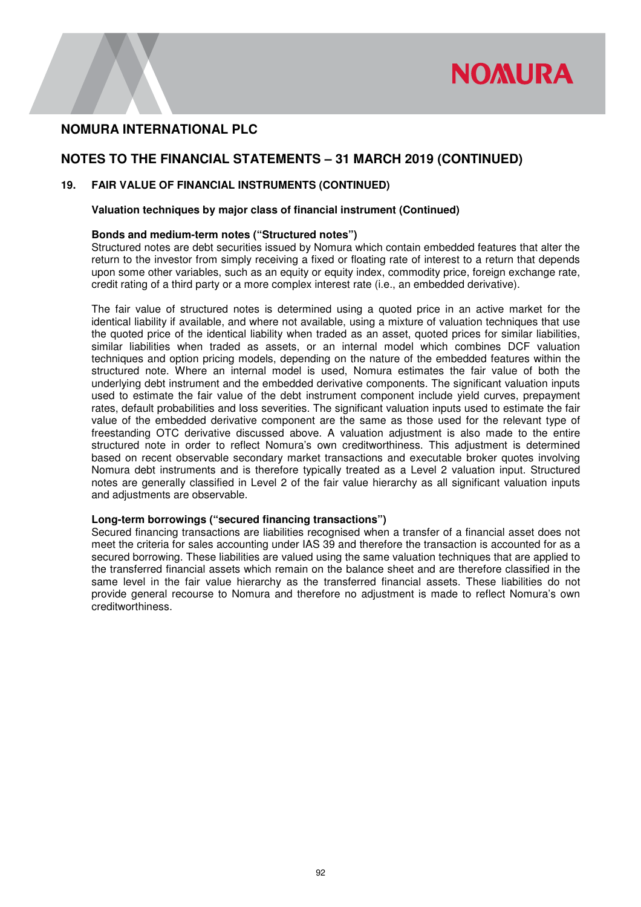# NOMURA INTERNATIONAL PLC

## NOTES TO THE FINANCIAL STATEMENTS – 31 MARCH 2019 (CONTINUED)

### 19. FAIR VALUE OF FINANCIAL INSTRUMENTS (CONTINUED)

**Valuation techniques by major class of financial instrument (Continued)**

**Bonds and medium-term notes ("Structured notes")**

Structured notes are debt securities issued by Nomura which contain embedded features that alter the return to the investor from simply receiving a fixed or floating rate of interest to a return that depends upon some other variables, such as an equity or equity index, commodity price, foreign exchange rate, credit rating of a third party or a more complex interest rate (i.e., an embedded derivative).

The fair value of structured notes is determined using a quoted price in an active market for the identical liability if available, and where not available, using a mixture of valuation techniques that use the quoted price of the identical liability when traded as an asset, quoted prices for similar liabilities, similar liabilities when traded as assets, or an internal model which combines DCF valuation techniques and option pricing models, depending on the nature of the embedded features within the structured note. Where an internal model is used, Nomura estimates the fair value of both the underlying debt instrument and the embedded derivative components. The significant valuation inputs used to estimate the fair value of the debt instrument component include yield curves, prepayment rates, default probabilities and loss severities. The significant valuation inputs used to estimate the fair value of the embedded derivative component are the same as those used for the relevant type of freestanding OTC derivative discussed above. A valuation adjustment is also made to the entire structured note in order to reflect Nomura's own creditworthiness. This adjustment is determined based on recent observable secondary market transactions and executable broker quotes involving Nomura debt instruments and is therefore typically treated as a Level 2 valuation input. Structured notes are generally classified in Level 2 of the fair value hierarchy as all significant valuation inputs and adjustments are observable.

**Long-term borrowings ("secured financing transactions")**

Secured financing transactions are liabilities recognised when a transfer of a financial asset does not meet the criteria for sales accounting under IAS 39 and therefore the transaction is accounted for as a secured borrowing. These liabilities are valued using the same valuation techniques that are applied to the transferred financial assets which remain on the balance sheet and are therefore classified in the same level in the fair value hierarchy as the transferred financial assets. These liabilities do not provide general recourse to Nomura and therefore no adjustment is made to reflect Nomura's own creditworthiness.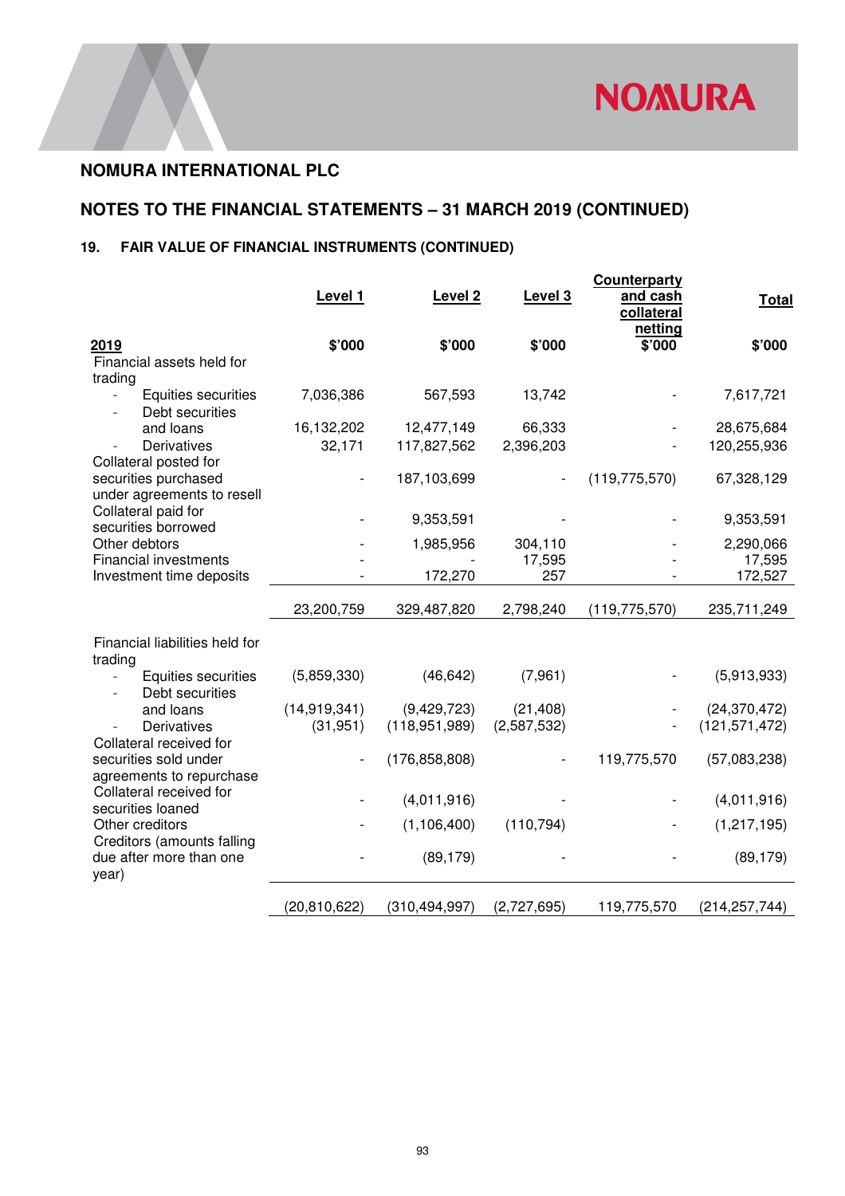## NOMURA INTERNATIONAL PLC

## NOTES TO THE FINANCIAL STATEMENTS – 31 MARCH 2019 (CONTINUED)

### 19. FAIR VALUE OF FINANCIAL INSTRUMENTS (CONTINUED)

| | Level 1 | Level 2 | Level 3 | Counterparty and cash collateral netting | Total |
|---|---|---|---|---|---|
| **2019** | **$'000** | **$'000** | **$'000** | **$'000** | **$'000** |
| Financial assets held for trading | | | | | |
| - Equities securities | 7,036,386 | 567,593 | 13,742 | - | 7,617,721 |
| - Debt securities and loans | 16,132,202 | 12,477,149 | 66,333 | - | 28,675,684 |
| - Derivatives | 32,171 | 117,827,562 | 2,396,203 | - | 120,255,936 |
| Collateral posted for securities purchased under agreements to resell | - | 187,103,699 | - | (119,775,570) | 67,328,129 |
| Collateral paid for securities borrowed | - | 9,353,591 | - | - | 9,353,591 |
| Other debtors | - | 1,985,956 | 304,110 | - | 2,290,066 |
| Financial investments | - | - | 17,595 | - | 17,595 |
| Investment time deposits | - | 172,270 | 257 | - | 172,527 |
| | 23,200,759 | 329,487,820 | 2,798,240 | (119,775,570) | 235,711,249 |
| Financial liabilities held for trading | | | | | |
| - Equities securities | (5,859,330) | (46,642) | (7,961) | - | (5,913,933) |
| - Debt securities and loans | (14,919,341) | (9,429,723) | (21,408) | - | (24,370,472) |
| - Derivatives | (31,951) | (118,951,989) | (2,587,532) | - | (121,571,472) |
| Collateral received for securities sold under agreements to repurchase | - | (176,858,808) | - | 119,775,570 | (57,083,238) |
| Collateral received for securities loaned | - | (4,011,916) | - | - | (4,011,916) |
| Other creditors | - | (1,106,400) | (110,794) | - | (1,217,195) |
| Creditors (amounts falling due after more than one year) | - | (89,179) | - | - | (89,179) |
| | (20,810,622) | (310,494,997) | (2,727,695) | 119,775,570 | (214,257,744) |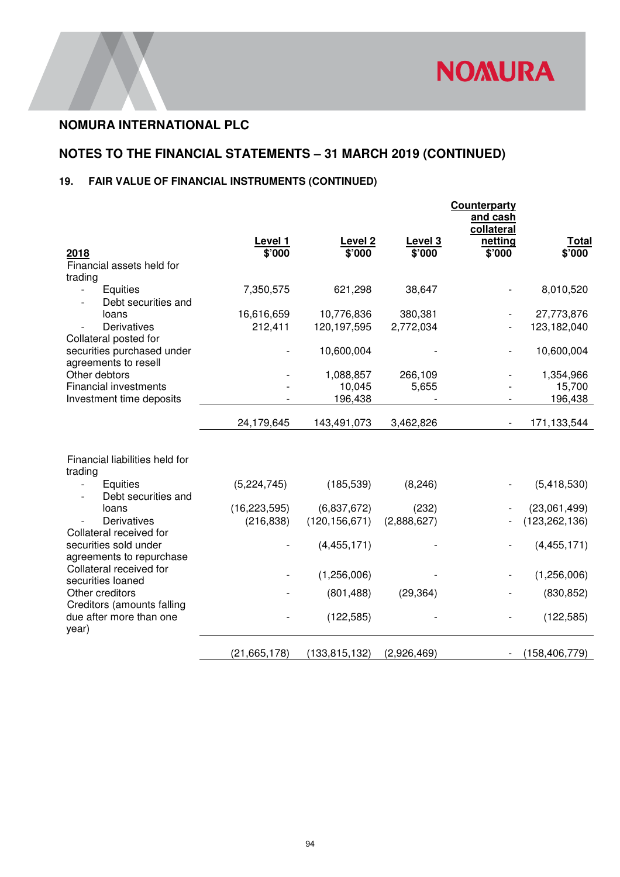## NOMURA INTERNATIONAL PLC

## NOTES TO THE FINANCIAL STATEMENTS – 31 MARCH 2019 (CONTINUED)

### 19. FAIR VALUE OF FINANCIAL INSTRUMENTS (CONTINUED)

| 2018 | Level 1 $'000 | Level 2 $'000 | Level 3 $'000 | Counterparty and cash collateral netting $'000 | Total $'000 |
|---|---|---|---|---|---|
| Financial assets held for trading | | | | | |
| - Equities | 7,350,575 | 621,298 | 38,647 | - | 8,010,520 |
| - Debt securities and loans | 16,616,659 | 10,776,836 | 380,381 | - | 27,773,876 |
| - Derivatives | 212,411 | 120,197,595 | 2,772,034 | - | 123,182,040 |
| Collateral posted for securities purchased under agreements to resell | - | 10,600,004 | - | - | 10,600,004 |
| Other debtors | - | 1,088,857 | 266,109 | - | 1,354,966 |
| Financial investments | - | 10,045 | 5,655 | - | 15,700 |
| Investment time deposits | - | 196,438 | - | - | 196,438 |
| | 24,179,645 | 143,491,073 | 3,462,826 | - | 171,133,544 |
| Financial liabilities held for trading | | | | | |
| - Equities | (5,224,745) | (185,539) | (8,246) | - | (5,418,530) |
| - Debt securities and loans | (16,223,595) | (6,837,672) | (232) | - | (23,061,499) |
| - Derivatives | (216,838) | (120,156,671) | (2,888,627) | - | (123,262,136) |
| Collateral received for securities sold under agreements to repurchase | - | (4,455,171) | - | - | (4,455,171) |
| Collateral received for securities loaned | - | (1,256,006) | - | - | (1,256,006) |
| Other creditors | - | (801,488) | (29,364) | - | (830,852) |
| Creditors (amounts falling due after more than one year) | - | (122,585) | - | - | (122,585) |
| | (21,665,178) | (133,815,132) | (2,926,469) | - | (158,406,779) |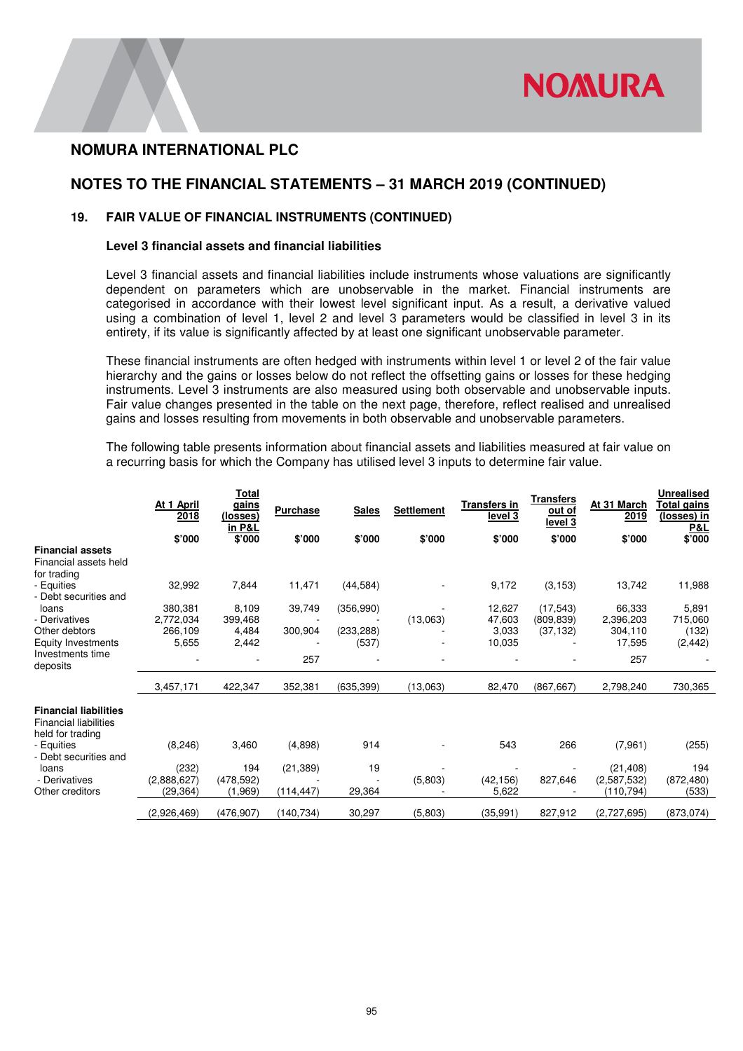## NOMURA INTERNATIONAL PLC

## NOTES TO THE FINANCIAL STATEMENTS – 31 MARCH 2019 (CONTINUED)

### 19. FAIR VALUE OF FINANCIAL INSTRUMENTS (CONTINUED)

#### Level 3 financial assets and financial liabilities

Level 3 financial assets and financial liabilities include instruments whose valuations are significantly dependent on parameters which are unobservable in the market. Financial instruments are categorised in accordance with their lowest level significant input. As a result, a derivative valued using a combination of level 1, level 2 and level 3 parameters would be classified in level 3 in its entirety, if its value is significantly affected by at least one significant unobservable parameter.

These financial instruments are often hedged with instruments within level 1 or level 2 of the fair value hierarchy and the gains or losses below do not reflect the offsetting gains or losses for these hedging instruments. Level 3 instruments are also measured using both observable and unobservable inputs. Fair value changes presented in the table on the next page, therefore, reflect realised and unrealised gains and losses resulting from movements in both observable and unobservable parameters.

The following table presents information about financial assets and liabilities measured at fair value on a recurring basis for which the Company has utilised level 3 inputs to determine fair value.

| | At 1 April 2018 | Total gains (losses) in P&L | Purchase | Sales | Settlement | Transfers in level 3 | Transfers out of level 3 | At 31 March 2019 | Unrealised Total gains (losses) in P&L |
|---|---|---|---|---|---|---|---|---|---|
| | $'000 | $'000 | $'000 | $'000 | $'000 | $'000 | $'000 | $'000 | $'000 |
| **Financial assets** | | | | | | | | | |
| Financial assets held for trading | | | | | | | | | |
| - Equities | 32,992 | 7,844 | 11,471 | (44,584) | - | 9,172 | (3,153) | 13,742 | 11,988 |
| - Debt securities and loans | 380,381 | 8,109 | 39,749 | (356,990) | - | 12,627 | (17,543) | 66,333 | 5,891 |
| - Derivatives | 2,772,034 | 399,468 | - | - | (13,063) | 47,603 | (809,839) | 2,396,203 | 715,060 |
| Other debtors | 266,109 | 4,484 | 300,904 | (233,288) | - | 3,033 | (37,132) | 304,110 | (132) |
| Equity Investments | 5,655 | 2,442 | - | (537) | - | 10,035 | - | 17,595 | (2,442) |
| Investments time deposits | - | - | 257 | - | - | - | - | 257 | - |
| | 3,457,171 | 422,347 | 352,381 | (635,399) | (13,063) | 82,470 | (867,667) | 2,798,240 | 730,365 |
| **Financial liabilities** | | | | | | | | | |
| Financial liabilities held for trading | | | | | | | | | |
| - Equities | (8,246) | 3,460 | (4,898) | 914 | - | 543 | 266 | (7,961) | (255) |
| - Debt securities and loans | (232) | 194 | (21,389) | 19 | - | - | - | (21,408) | 194 |
| - Derivatives | (2,888,627) | (478,592) | - | - | (5,803) | (42,156) | 827,646 | (2,587,532) | (872,480) |
| Other creditors | (29,364) | (1,969) | (114,447) | 29,364 | - | 5,622 | - | (110,794) | (533) |
| | (2,926,469) | (476,907) | (140,734) | 30,297 | (5,803) | (35,991) | 827,912 | (2,727,695) | (873,074) |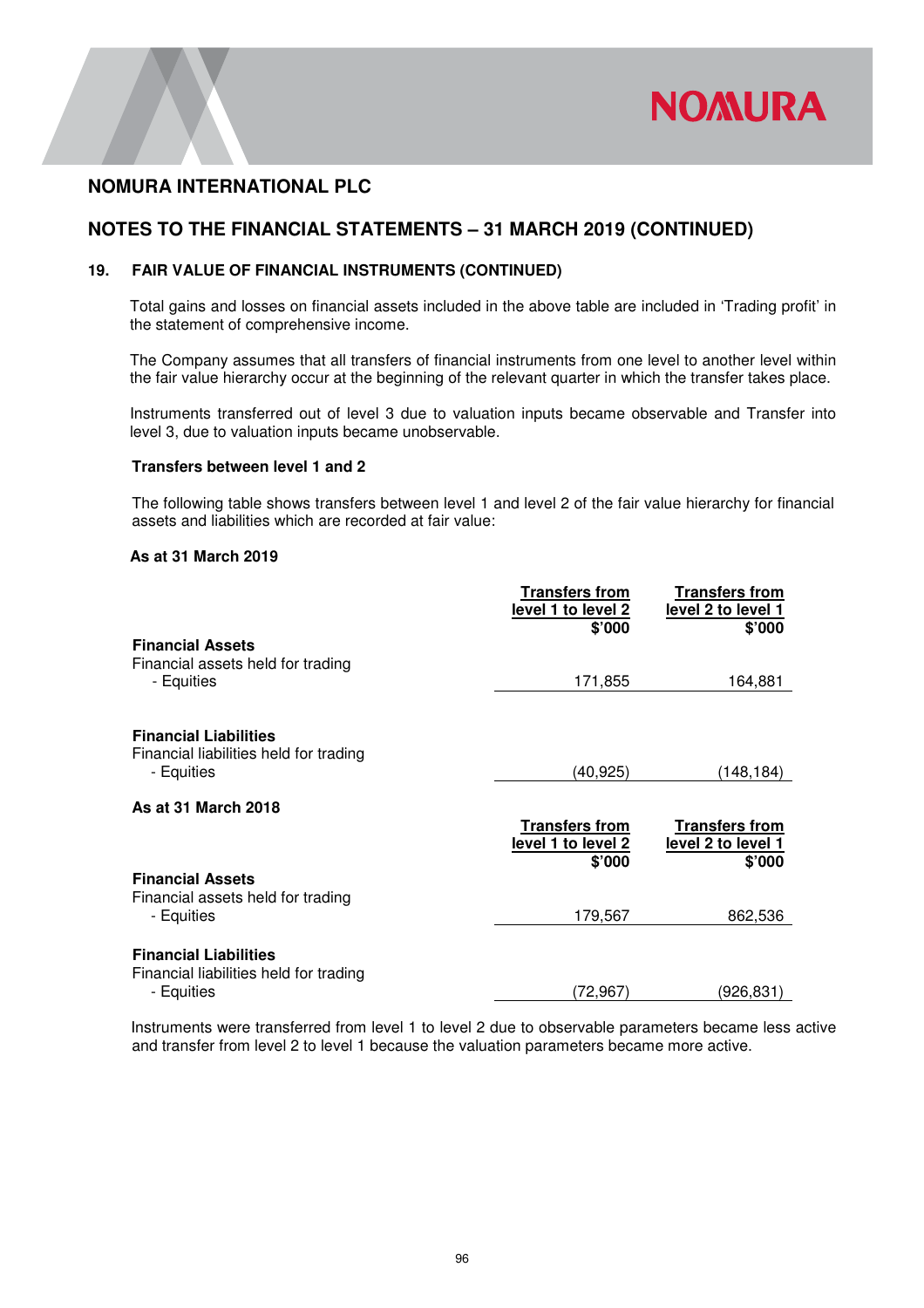## NOMURA INTERNATIONAL PLC

## NOTES TO THE FINANCIAL STATEMENTS – 31 MARCH 2019 (CONTINUED)

### 19. FAIR VALUE OF FINANCIAL INSTRUMENTS (CONTINUED)

Total gains and losses on financial assets included in the above table are included in 'Trading profit' in the statement of comprehensive income.

The Company assumes that all transfers of financial instruments from one level to another level within the fair value hierarchy occur at the beginning of the relevant quarter in which the transfer takes place.

Instruments transferred out of level 3 due to valuation inputs became observable and Transfer into level 3, due to valuation inputs became unobservable.

**Transfers between level 1 and 2**

The following table shows transfers between level 1 and level 2 of the fair value hierarchy for financial assets and liabilities which are recorded at fair value:

**As at 31 March 2019**

| | Transfers from level 1 to level 2 $'000 | Transfers from level 2 to level 1 $'000 |
|---|---|---|
| **Financial Assets** | | |
| Financial assets held for trading | | |
| - Equities | 171,855 | 164,881 |
| **Financial Liabilities** | | |
| Financial liabilities held for trading | | |
| - Equities | (40,925) | (148,184) |

**As at 31 March 2018**

| | Transfers from level 1 to level 2 $'000 | Transfers from level 2 to level 1 $'000 |
|---|---|---|
| **Financial Assets** | | |
| Financial assets held for trading | | |
| - Equities | 179,567 | 862,536 |
| **Financial Liabilities** | | |
| Financial liabilities held for trading | | |
| - Equities | (72,967) | (926,831) |

Instruments were transferred from level 1 to level 2 due to observable parameters became less active and transfer from level 2 to level 1 because the valuation parameters became more active.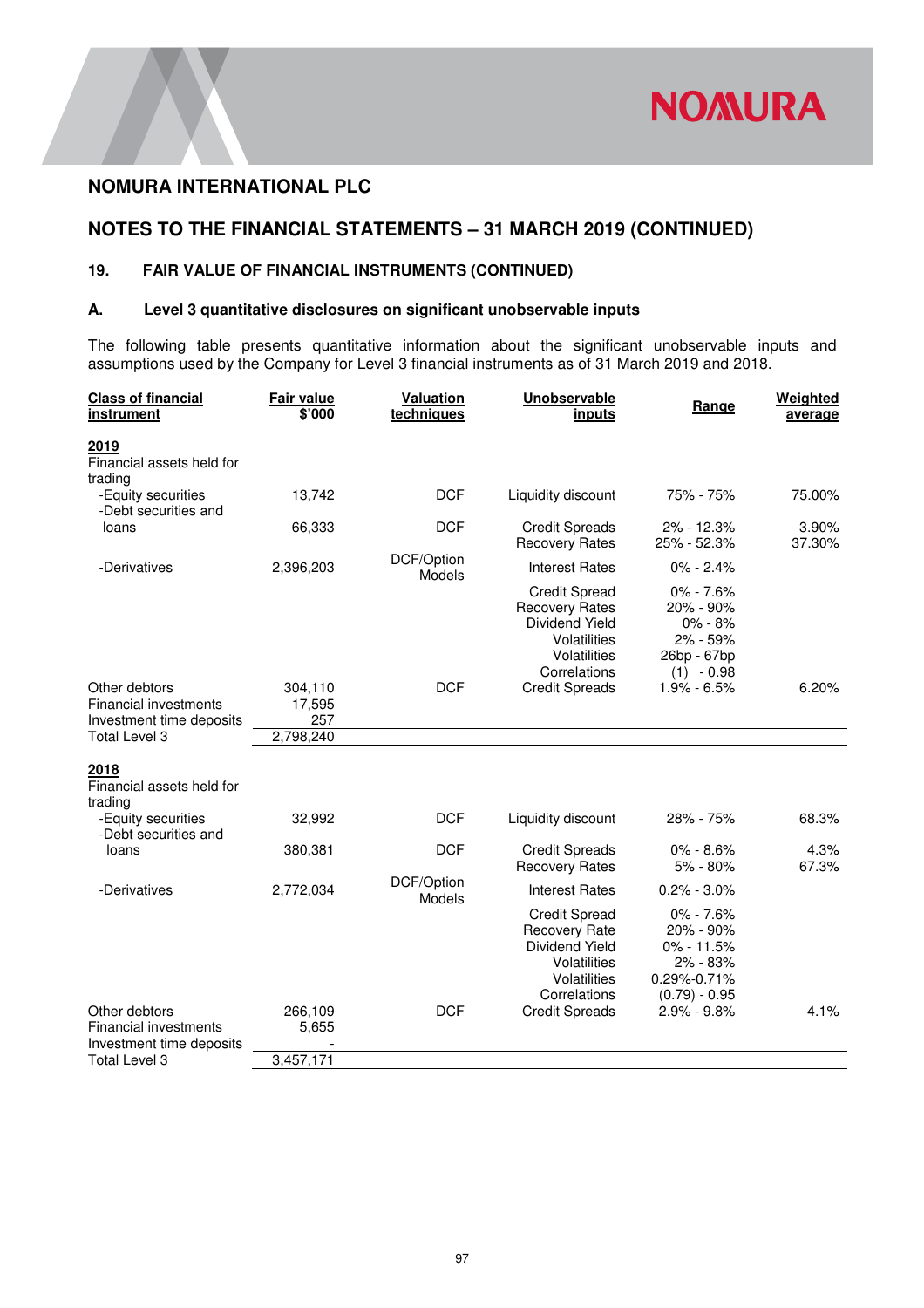## NOMURA INTERNATIONAL PLC

## NOTES TO THE FINANCIAL STATEMENTS – 31 MARCH 2019 (CONTINUED)

### 19. FAIR VALUE OF FINANCIAL INSTRUMENTS (CONTINUED)

### A. Level 3 quantitative disclosures on significant unobservable inputs

The following table presents quantitative information about the significant unobservable inputs and assumptions used by the Company for Level 3 financial instruments as of 31 March 2019 and 2018.

| Class of financial instrument | Fair value $'000 | Valuation techniques | Unobservable inputs | Range | Weighted average |
|---|---|---|---|---|---|
| **2019** | | | | | |
| Financial assets held for trading | | | | | |
| -Equity securities | 13,742 | DCF | Liquidity discount | 75% - 75% | 75.00% |
| -Debt securities and loans | 66,333 | DCF | Credit Spreads | 2% - 12.3% | 3.90% |
| | | | Recovery Rates | 25% - 52.3% | 37.30% |
| -Derivatives | 2,396,203 | DCF/Option Models | Interest Rates | 0% - 2.4% | |
| | | | Credit Spread | 0% - 7.6% | |
| | | | Recovery Rates | 20% - 90% | |
| | | | Dividend Yield | 0% - 8% | |
| | | | Volatilities | 2% - 59% | |
| | | | Volatilities | 26bp - 67bp | |
| | | | Correlations | (1) - 0.98 | |
| Other debtors | 304,110 | DCF | Credit Spreads | 1.9% - 6.5% | 6.20% |
| Financial investments | 17,595 | | | | |
| Investment time deposits | 257 | | | | |
| Total Level 3 | 2,798,240 | | | | |
| **2018** | | | | | |
| Financial assets held for trading | | | | | |
| -Equity securities | 32,992 | DCF | Liquidity discount | 28% - 75% | 68.3% |
| -Debt securities and loans | 380,381 | DCF | Credit Spreads | 0% - 8.6% | 4.3% |
| | | | Recovery Rates | 5% - 80% | 67.3% |
| -Derivatives | 2,772,034 | DCF/Option Models | Interest Rates | 0.2% - 3.0% | |
| | | | Credit Spread | 0% - 7.6% | |
| | | | Recovery Rate | 20% - 90% | |
| | | | Dividend Yield | 0% - 11.5% | |
| | | | Volatilities | 2% - 83% | |
| | | | Volatilities | 0.29%-0.71% | |
| | | | Correlations | (0.79) - 0.95 | |
| Other debtors | 266,109 | DCF | Credit Spreads | 2.9% - 9.8% | 4.1% |
| Financial investments | 5,655 | | | | |
| Investment time deposits | - | | | | |
| Total Level 3 | 3,457,171 | | | | |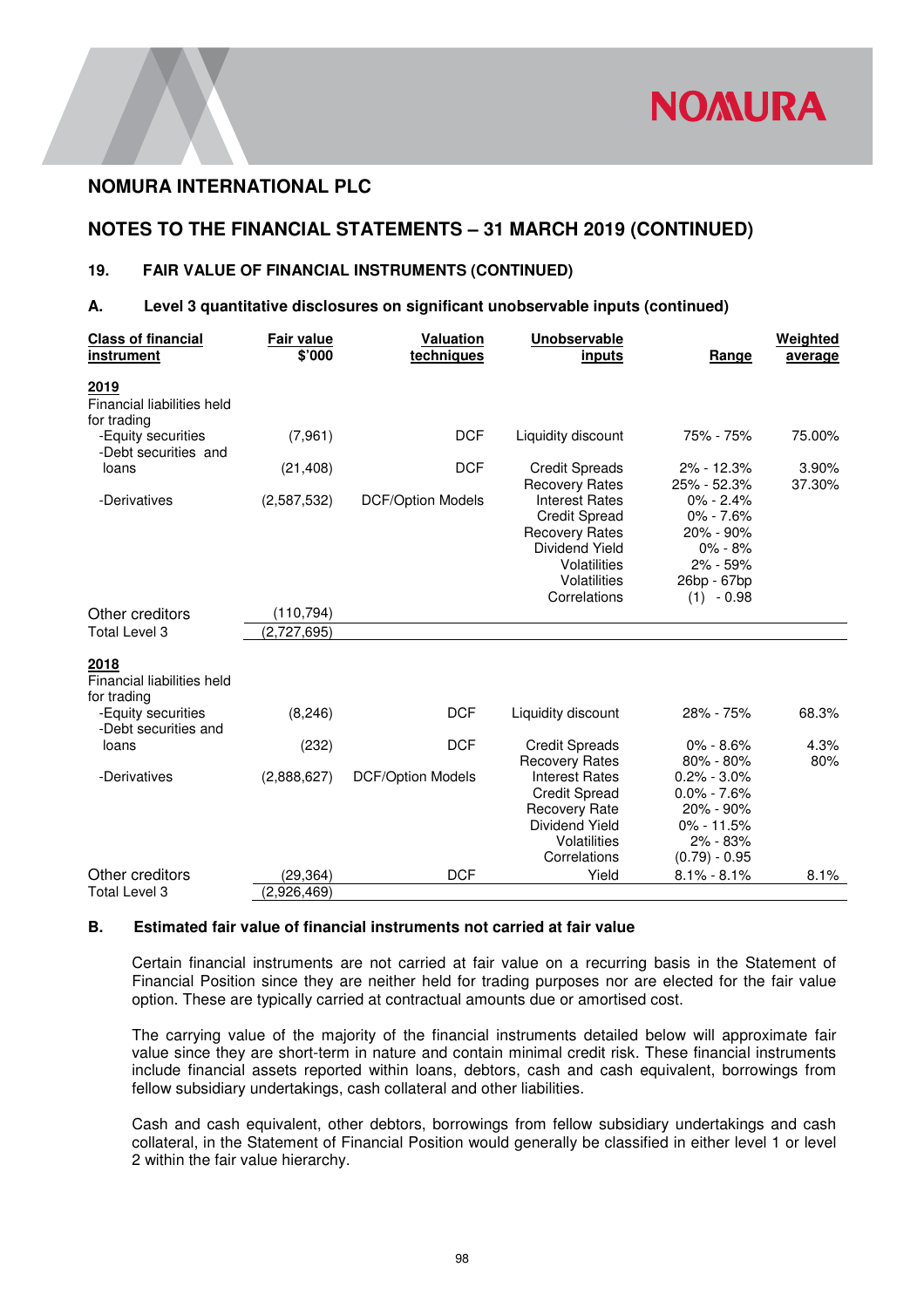## NOMURA INTERNATIONAL PLC

## NOTES TO THE FINANCIAL STATEMENTS – 31 MARCH 2019 (CONTINUED)

### 19. FAIR VALUE OF FINANCIAL INSTRUMENTS (CONTINUED)

### A. Level 3 quantitative disclosures on significant unobservable inputs (continued)

| Class of financial instrument | Fair value $'000 | Valuation techniques | Unobservable inputs | Range | Weighted average |
|---|---|---|---|---|---|
| **2019** | | | | | |
| Financial liabilities held for trading | | | | | |
| -Equity securities | (7,961) | DCF | Liquidity discount | 75% - 75% | 75.00% |
| -Debt securities and loans | (21,408) | DCF | Credit Spreads | 2% - 12.3% | 3.90% |
| | | | Recovery Rates | 25% - 52.3% | 37.30% |
| -Derivatives | (2,587,532) | DCF/Option Models | Interest Rates | 0% - 2.4% | |
| | | | Credit Spread | 0% - 7.6% | |
| | | | Recovery Rates | 20% - 90% | |
| | | | Dividend Yield | 0% - 8% | |
| | | | Volatilities | 2% - 59% | |
| | | | Volatilities | 26bp - 67bp | |
| | | | Correlations | (1) - 0.98 | |
| Other creditors | (110,794) | | | | |
| Total Level 3 | (2,727,695) | | | | |
| **2018** | | | | | |
| Financial liabilities held for trading | | | | | |
| -Equity securities | (8,246) | DCF | Liquidity discount | 28% - 75% | 68.3% |
| -Debt securities and loans | (232) | DCF | Credit Spreads | 0% - 8.6% | 4.3% |
| | | | Recovery Rates | 80% - 80% | 80% |
| -Derivatives | (2,888,627) | DCF/Option Models | Interest Rates | 0.2% - 3.0% | |
| | | | Credit Spread | 0.0% - 7.6% | |
| | | | Recovery Rate | 20% - 90% | |
| | | | Dividend Yield | 0% - 11.5% | |
| | | | Volatilities | 2% - 83% | |
| | | | Correlations | (0.79) - 0.95 | |
| Other creditors | (29,364) | DCF | Yield | 8.1% - 8.1% | 8.1% |
| Total Level 3 | (2,926,469) | | | | |

### B. Estimated fair value of financial instruments not carried at fair value

Certain financial instruments are not carried at fair value on a recurring basis in the Statement of Financial Position since they are neither held for trading purposes nor are elected for the fair value option. These are typically carried at contractual amounts due or amortised cost.

The carrying value of the majority of the financial instruments detailed below will approximate fair value since they are short-term in nature and contain minimal credit risk. These financial instruments include financial assets reported within loans, debtors, cash and cash equivalent, borrowings from fellow subsidiary undertakings, cash collateral and other liabilities.

Cash and cash equivalent, other debtors, borrowings from fellow subsidiary undertakings and cash collateral, in the Statement of Financial Position would generally be classified in either level 1 or level 2 within the fair value hierarchy.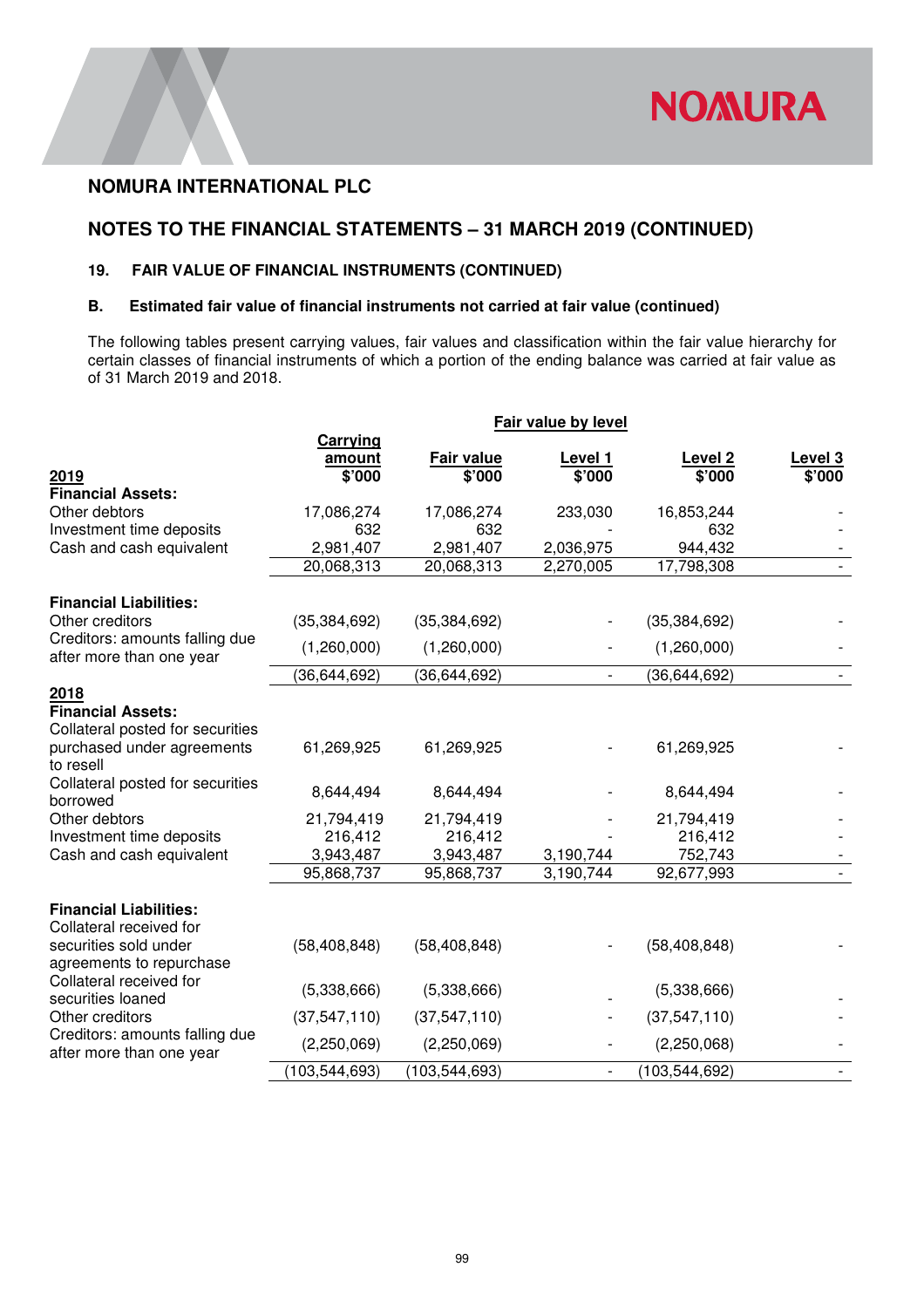# NOMURA INTERNATIONAL PLC

## NOTES TO THE FINANCIAL STATEMENTS – 31 MARCH 2019 (CONTINUED)

### 19. FAIR VALUE OF FINANCIAL INSTRUMENTS (CONTINUED)

### B. Estimated fair value of financial instruments not carried at fair value (continued)

The following tables present carrying values, fair values and classification within the fair value hierarchy for certain classes of financial instruments of which a portion of the ending balance was carried at fair value as of 31 March 2019 and 2018.

| | Carrying amount | Fair value | Fair value by level | | |
|---|---|---|---|---|---|
| **2019** | **$'000** | **$'000** | **Level 1 $'000** | **Level 2 $'000** | **Level 3 $'000** |
| **Financial Assets:** | | | | | |
| Other debtors | 17,086,274 | 17,086,274 | 233,030 | 16,853,244 | - |
| Investment time deposits | 632 | 632 | - | 632 | - |
| Cash and cash equivalent | 2,981,407 | 2,981,407 | 2,036,975 | 944,432 | - |
| | 20,068,313 | 20,068,313 | 2,270,005 | 17,798,308 | - |
| **Financial Liabilities:** | | | | | |
| Other creditors | (35,384,692) | (35,384,692) | - | (35,384,692) | - |
| Creditors: amounts falling due after more than one year | (1,260,000) | (1,260,000) | - | (1,260,000) | - |
| | (36,644,692) | (36,644,692) | - | (36,644,692) | - |
| **2018** | | | | | |
| **Financial Assets:** | | | | | |
| Collateral posted for securities purchased under agreements to resell | 61,269,925 | 61,269,925 | - | 61,269,925 | - |
| Collateral posted for securities borrowed | 8,644,494 | 8,644,494 | - | 8,644,494 | - |
| Other debtors | 21,794,419 | 21,794,419 | - | 21,794,419 | - |
| Investment time deposits | 216,412 | 216,412 | - | 216,412 | - |
| Cash and cash equivalent | 3,943,487 | 3,943,487 | 3,190,744 | 752,743 | - |
| | 95,868,737 | 95,868,737 | 3,190,744 | 92,677,993 | - |
| **Financial Liabilities:** | | | | | |
| Collateral received for securities sold under agreements to repurchase | (58,408,848) | (58,408,848) | - | (58,408,848) | - |
| Collateral received for securities loaned | (5,338,666) | (5,338,666) | - | (5,338,666) | - |
| Other creditors | (37,547,110) | (37,547,110) | - | (37,547,110) | - |
| Creditors: amounts falling due after more than one year | (2,250,069) | (2,250,069) | - | (2,250,068) | - |
| | (103,544,693) | (103,544,693) | - | (103,544,692) | - |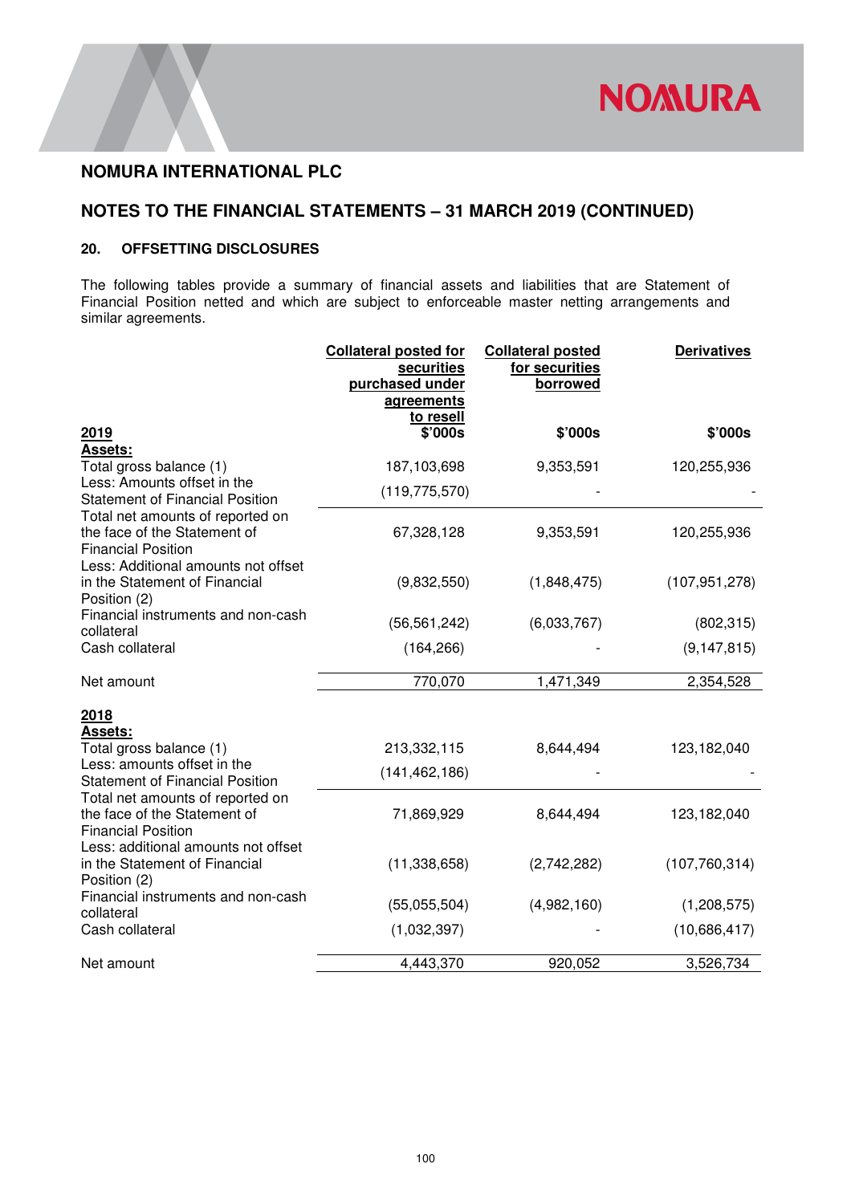## NOMURA INTERNATIONAL PLC

## NOTES TO THE FINANCIAL STATEMENTS – 31 MARCH 2019 (CONTINUED)

### 20. OFFSETTING DISCLOSURES

The following tables provide a summary of financial assets and liabilities that are Statement of Financial Position netted and which are subject to enforceable master netting arrangements and similar agreements.

| | Collateral posted for securities purchased under agreements to resell | Collateral posted for securities borrowed | Derivatives |
|---|---|---|---|
| **2019** | **$'000s** | **$'000s** | **$'000s** |
| **Assets:** | | | |
| Total gross balance (1) | 187,103,698 | 9,353,591 | 120,255,936 |
| Less: Amounts offset in the Statement of Financial Position | (119,775,570) | - | - |
| Total net amounts of reported on the face of the Statement of Financial Position | 67,328,128 | 9,353,591 | 120,255,936 |
| Less: Additional amounts not offset in the Statement of Financial Position (2) | (9,832,550) | (1,848,475) | (107,951,278) |
| Financial instruments and non-cash collateral | (56,561,242) | (6,033,767) | (802,315) |
| Cash collateral | (164,266) | - | (9,147,815) |
| Net amount | 770,070 | 1,471,349 | 2,354,528 |
| **2018** | | | |
| **Assets:** | | | |
| Total gross balance (1) | 213,332,115 | 8,644,494 | 123,182,040 |
| Less: amounts offset in the Statement of Financial Position | (141,462,186) | - | - |
| Total net amounts of reported on the face of the Statement of Financial Position | 71,869,929 | 8,644,494 | 123,182,040 |
| Less: additional amounts not offset in the Statement of Financial Position (2) | (11,338,658) | (2,742,282) | (107,760,314) |
| Financial instruments and non-cash collateral | (55,055,504) | (4,982,160) | (1,208,575) |
| Cash collateral | (1,032,397) | - | (10,686,417) |
| Net amount | 4,443,370 | 920,052 | 3,526,734 |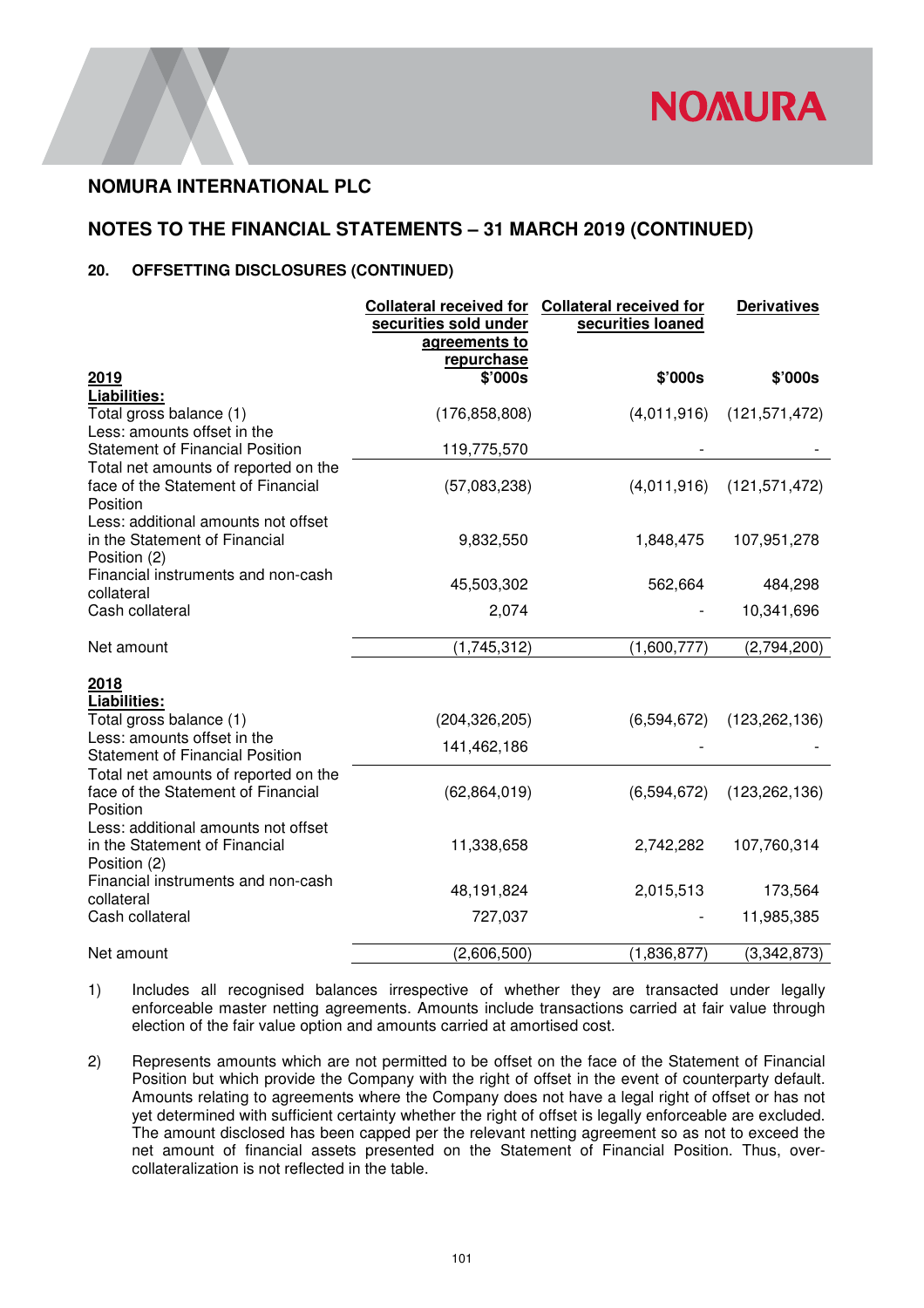## NOMURA INTERNATIONAL PLC

## NOTES TO THE FINANCIAL STATEMENTS – 31 MARCH 2019 (CONTINUED)

### 20. OFFSETTING DISCLOSURES (CONTINUED)

| 2019 | Collateral received for securities sold under agreements to repurchase | Collateral received for securities loaned | Derivatives |
|---|---|---|---|
| | $'000s | $'000s | $'000s |
| **Liabilities:** | | | |
| Total gross balance (1) | (176,858,808) | (4,011,916) | (121,571,472) |
| Less: amounts offset in the Statement of Financial Position | 119,775,570 | - | - |
| Total net amounts of reported on the face of the Statement of Financial Position | (57,083,238) | (4,011,916) | (121,571,472) |
| Less: additional amounts not offset in the Statement of Financial Position (2) | 9,832,550 | 1,848,475 | 107,951,278 |
| Financial instruments and non-cash collateral | 45,503,302 | 562,664 | 484,298 |
| Cash collateral | 2,074 | - | 10,341,696 |
| Net amount | (1,745,312) | (1,600,777) | (2,794,200) |
| **2018** | | | |
| **Liabilities:** | | | |
| Total gross balance (1) | (204,326,205) | (6,594,672) | (123,262,136) |
| Less: amounts offset in the Statement of Financial Position | 141,462,186 | - | - |
| Total net amounts of reported on the face of the Statement of Financial Position | (62,864,019) | (6,594,672) | (123,262,136) |
| Less: additional amounts not offset in the Statement of Financial Position (2) | 11,338,658 | 2,742,282 | 107,760,314 |
| Financial instruments and non-cash collateral | 48,191,824 | 2,015,513 | 173,564 |
| Cash collateral | 727,037 | - | 11,985,385 |
| Net amount | (2,606,500) | (1,836,877) | (3,342,873) |

1) Includes all recognised balances irrespective of whether they are transacted under legally enforceable master netting agreements. Amounts include transactions carried at fair value through election of the fair value option and amounts carried at amortised cost.

2) Represents amounts which are not permitted to be offset on the face of the Statement of Financial Position but which provide the Company with the right of offset in the event of counterparty default. Amounts relating to agreements where the Company does not have a legal right of offset or has not yet determined with sufficient certainty whether the right of offset is legally enforceable are excluded. The amount disclosed has been capped per the relevant netting agreement so as not to exceed the net amount of financial assets presented on the Statement of Financial Position. Thus, over-collateralization is not reflected in the table.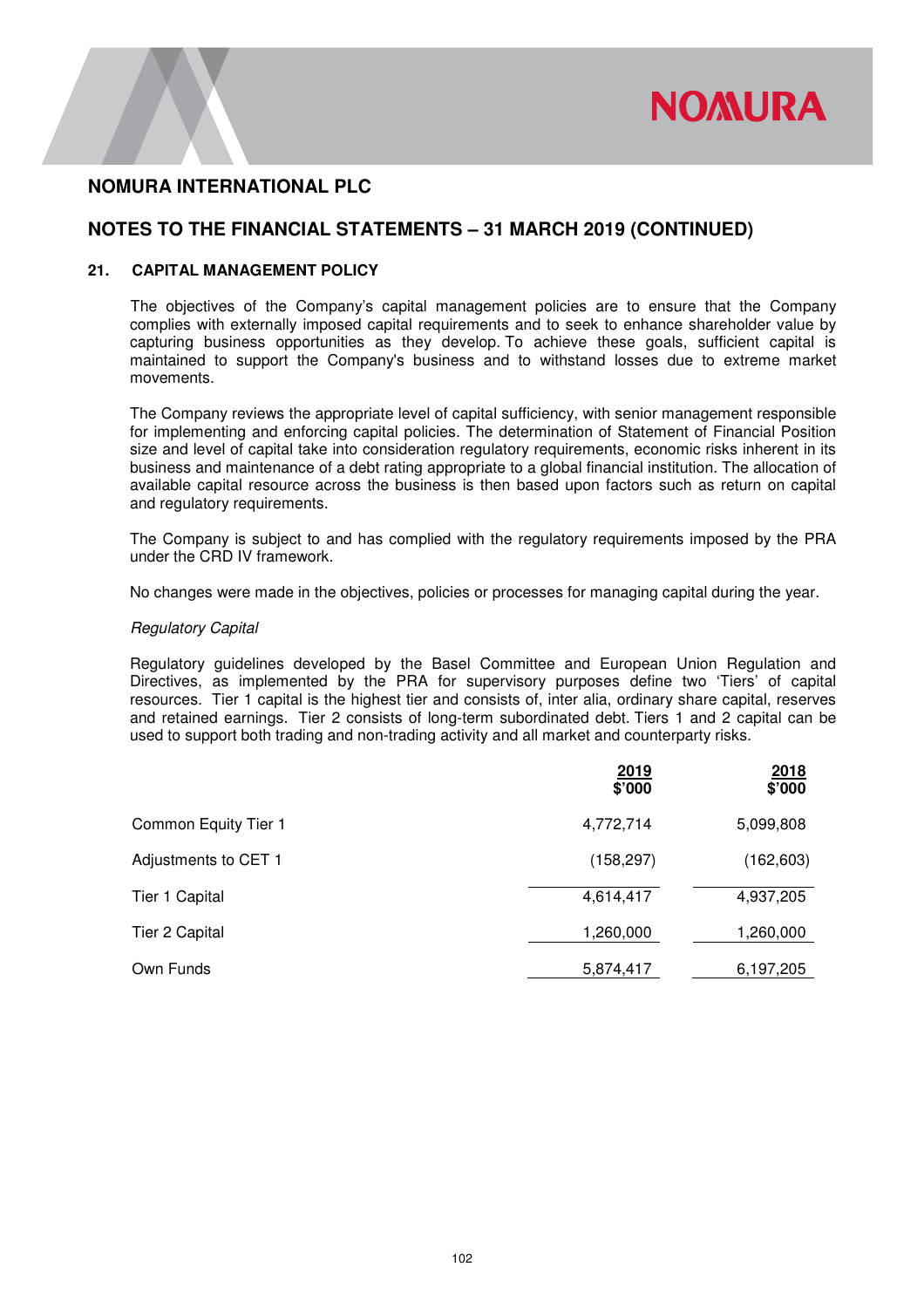## NOMURA INTERNATIONAL PLC

## NOTES TO THE FINANCIAL STATEMENTS – 31 MARCH 2019 (CONTINUED)

### 21. CAPITAL MANAGEMENT POLICY

The objectives of the Company's capital management policies are to ensure that the Company complies with externally imposed capital requirements and to seek to enhance shareholder value by capturing business opportunities as they develop. To achieve these goals, sufficient capital is maintained to support the Company's business and to withstand losses due to extreme market movements.

The Company reviews the appropriate level of capital sufficiency, with senior management responsible for implementing and enforcing capital policies. The determination of Statement of Financial Position size and level of capital take into consideration regulatory requirements, economic risks inherent in its business and maintenance of a debt rating appropriate to a global financial institution. The allocation of available capital resource across the business is then based upon factors such as return on capital and regulatory requirements.

The Company is subject to and has complied with the regulatory requirements imposed by the PRA under the CRD IV framework.

No changes were made in the objectives, policies or processes for managing capital during the year.

*Regulatory Capital*

Regulatory guidelines developed by the Basel Committee and European Union Regulation and Directives, as implemented by the PRA for supervisory purposes define two 'Tiers' of capital resources. Tier 1 capital is the highest tier and consists of, inter alia, ordinary share capital, reserves and retained earnings. Tier 2 consists of long-term subordinated debt. Tiers 1 and 2 capital can be used to support both trading and non-trading activity and all market and counterparty risks.

| | 2019 $'000 | 2018 $'000 |
|---|---|---|
| Common Equity Tier 1 | 4,772,714 | 5,099,808 |
| Adjustments to CET 1 | (158,297) | (162,603) |
| Tier 1 Capital | 4,614,417 | 4,937,205 |
| Tier 2 Capital | 1,260,000 | 1,260,000 |
| Own Funds | 5,874,417 | 6,197,205 |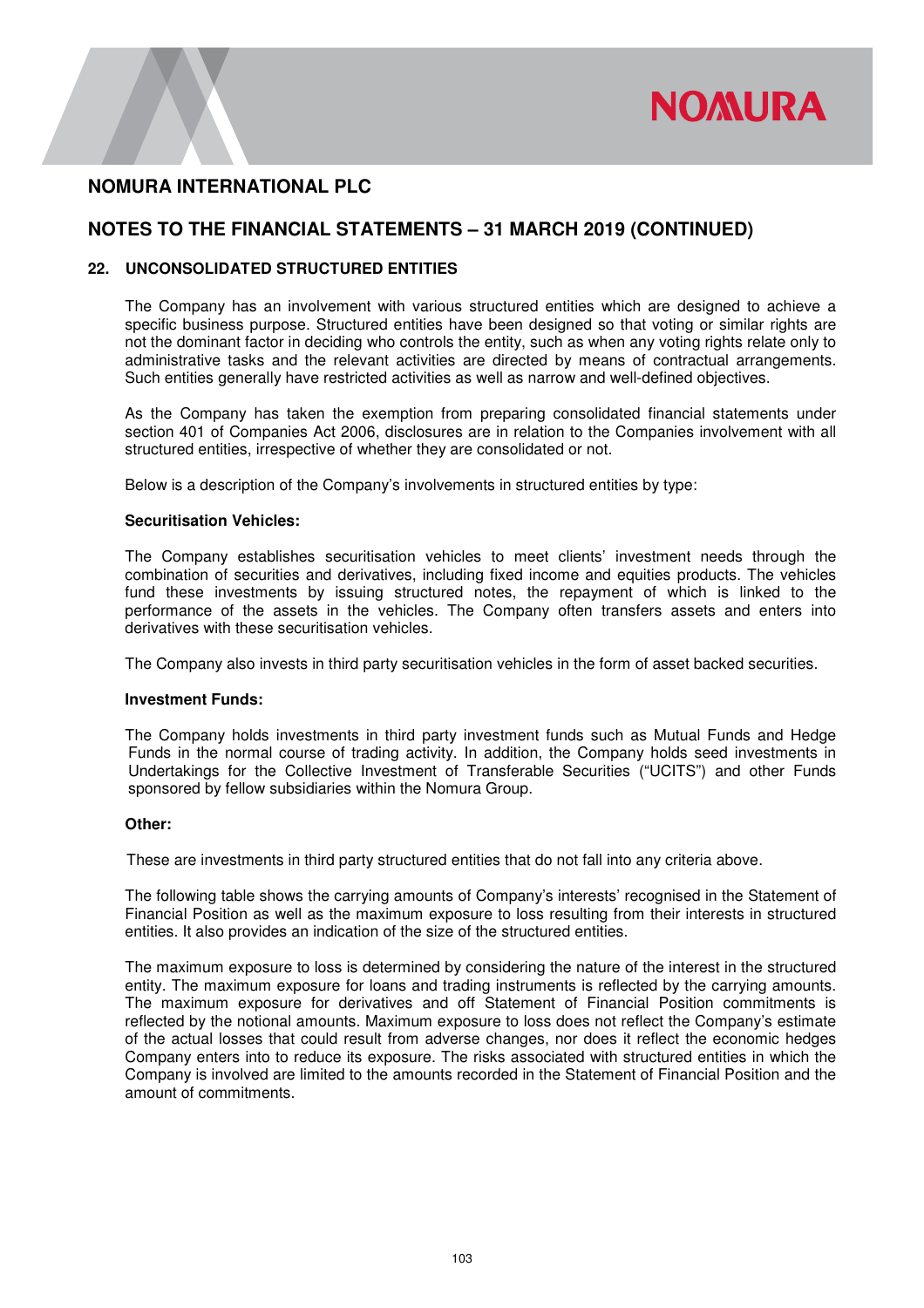# NOMURA INTERNATIONAL PLC

## NOTES TO THE FINANCIAL STATEMENTS – 31 MARCH 2019 (CONTINUED)

### 22. UNCONSOLIDATED STRUCTURED ENTITIES

The Company has an involvement with various structured entities which are designed to achieve a specific business purpose. Structured entities have been designed so that voting or similar rights are not the dominant factor in deciding who controls the entity, such as when any voting rights relate only to administrative tasks and the relevant activities are directed by means of contractual arrangements. Such entities generally have restricted activities as well as narrow and well-defined objectives.

As the Company has taken the exemption from preparing consolidated financial statements under section 401 of Companies Act 2006, disclosures are in relation to the Companies involvement with all structured entities, irrespective of whether they are consolidated or not.

Below is a description of the Company's involvements in structured entities by type:

**Securitisation Vehicles:**

The Company establishes securitisation vehicles to meet clients' investment needs through the combination of securities and derivatives, including fixed income and equities products. The vehicles fund these investments by issuing structured notes, the repayment of which is linked to the performance of the assets in the vehicles. The Company often transfers assets and enters into derivatives with these securitisation vehicles.

The Company also invests in third party securitisation vehicles in the form of asset backed securities.

**Investment Funds:**

The Company holds investments in third party investment funds such as Mutual Funds and Hedge Funds in the normal course of trading activity. In addition, the Company holds seed investments in Undertakings for the Collective Investment of Transferable Securities ("UCITS") and other Funds sponsored by fellow subsidiaries within the Nomura Group.

**Other:**

These are investments in third party structured entities that do not fall into any criteria above.

The following table shows the carrying amounts of Company's interests' recognised in the Statement of Financial Position as well as the maximum exposure to loss resulting from their interests in structured entities. It also provides an indication of the size of the structured entities.

The maximum exposure to loss is determined by considering the nature of the interest in the structured entity. The maximum exposure for loans and trading instruments is reflected by the carrying amounts. The maximum exposure for derivatives and off Statement of Financial Position commitments is reflected by the notional amounts. Maximum exposure to loss does not reflect the Company's estimate of the actual losses that could result from adverse changes, nor does it reflect the economic hedges Company enters into to reduce its exposure. The risks associated with structured entities in which the Company is involved are limited to the amounts recorded in the Statement of Financial Position and the amount of commitments.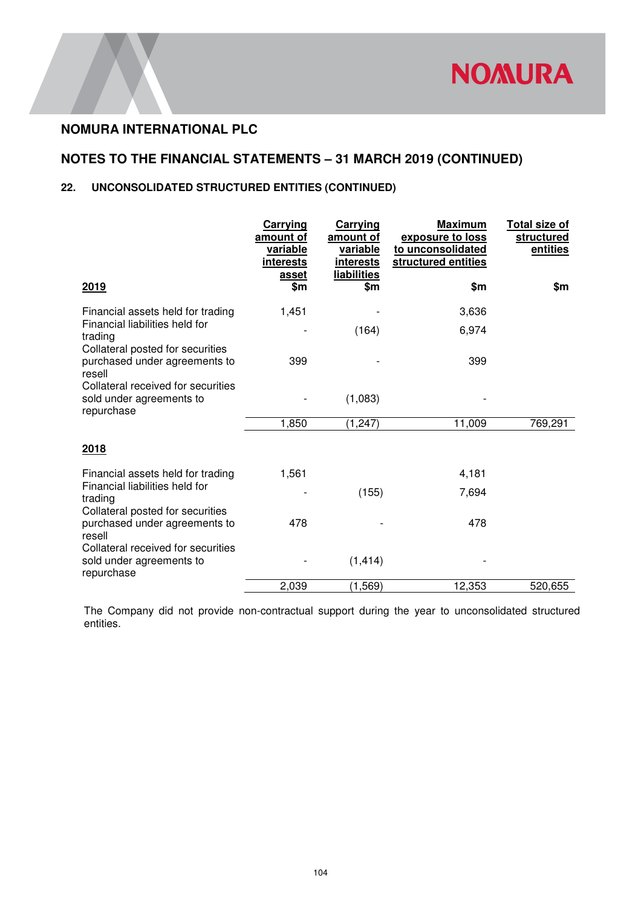## NOMURA INTERNATIONAL PLC

## NOTES TO THE FINANCIAL STATEMENTS – 31 MARCH 2019 (CONTINUED)

### 22. UNCONSOLIDATED STRUCTURED ENTITIES (CONTINUED)

| 2019 | Carrying amount of variable interests asset $m | Carrying amount of variable interests liabilities $m | Maximum exposure to loss to unconsolidated structured entities $m | Total size of structured entities $m |
|---|---|---|---|---|
| Financial assets held for trading | 1,451 | - | 3,636 | |
| Financial liabilities held for trading | - | (164) | 6,974 | |
| Collateral posted for securities purchased under agreements to resell | 399 | - | 399 | |
| Collateral received for securities sold under agreements to repurchase | - | (1,083) | - | |
| | 1,850 | (1,247) | 11,009 | 769,291 |
| **2018** | | | | |
| Financial assets held for trading | 1,561 | | 4,181 | |
| Financial liabilities held for trading | - | (155) | 7,694 | |
| Collateral posted for securities purchased under agreements to resell | 478 | - | 478 | |
| Collateral received for securities sold under agreements to repurchase | - | (1,414) | - | |
| | 2,039 | (1,569) | 12,353 | 520,655 |

The Company did not provide non-contractual support during the year to unconsolidated structured entities.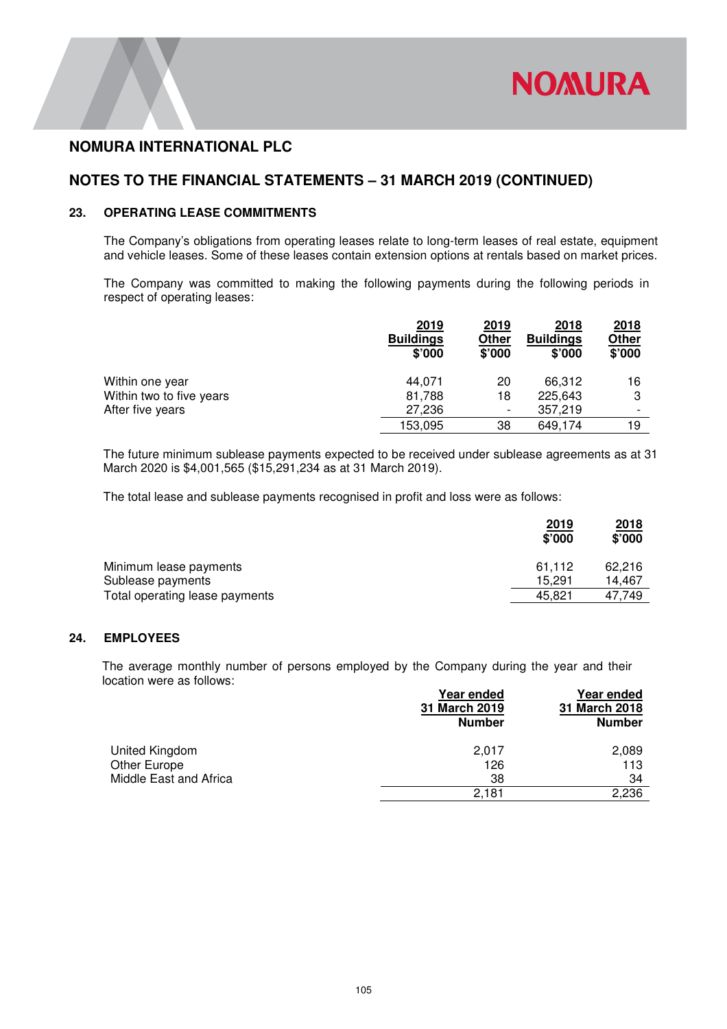## NOMURA INTERNATIONAL PLC

## NOTES TO THE FINANCIAL STATEMENTS – 31 MARCH 2019 (CONTINUED)

### 23. OPERATING LEASE COMMITMENTS

The Company's obligations from operating leases relate to long-term leases of real estate, equipment and vehicle leases. Some of these leases contain extension options at rentals based on market prices.

The Company was committed to making the following payments during the following periods in respect of operating leases:

| | 2019 Buildings $'000 | 2019 Other $'000 | 2018 Buildings $'000 | 2018 Other $'000 |
|---|---|---|---|---|
| Within one year | 44,071 | 20 | 66,312 | 16 |
| Within two to five years | 81,788 | 18 | 225,643 | 3 |
| After five years | 27,236 | - | 357,219 | - |
| | 153,095 | 38 | 649,174 | 19 |

The future minimum sublease payments expected to be received under sublease agreements as at 31 March 2020 is $4,001,565 ($15,291,234 as at 31 March 2019).

The total lease and sublease payments recognised in profit and loss were as follows:

| | 2019 $'000 | 2018 $'000 |
|---|---|---|
| Minimum lease payments | 61,112 | 62,216 |
| Sublease payments | 15,291 | 14,467 |
| Total operating lease payments | 45,821 | 47,749 |

### 24. EMPLOYEES

The average monthly number of persons employed by the Company during the year and their location were as follows:

| | Year ended 31 March 2019 Number | Year ended 31 March 2018 Number |
|---|---|---|
| United Kingdom | 2,017 | 2,089 |
| Other Europe | 126 | 113 |
| Middle East and Africa | 38 | 34 |
| | 2,181 | 2,236 |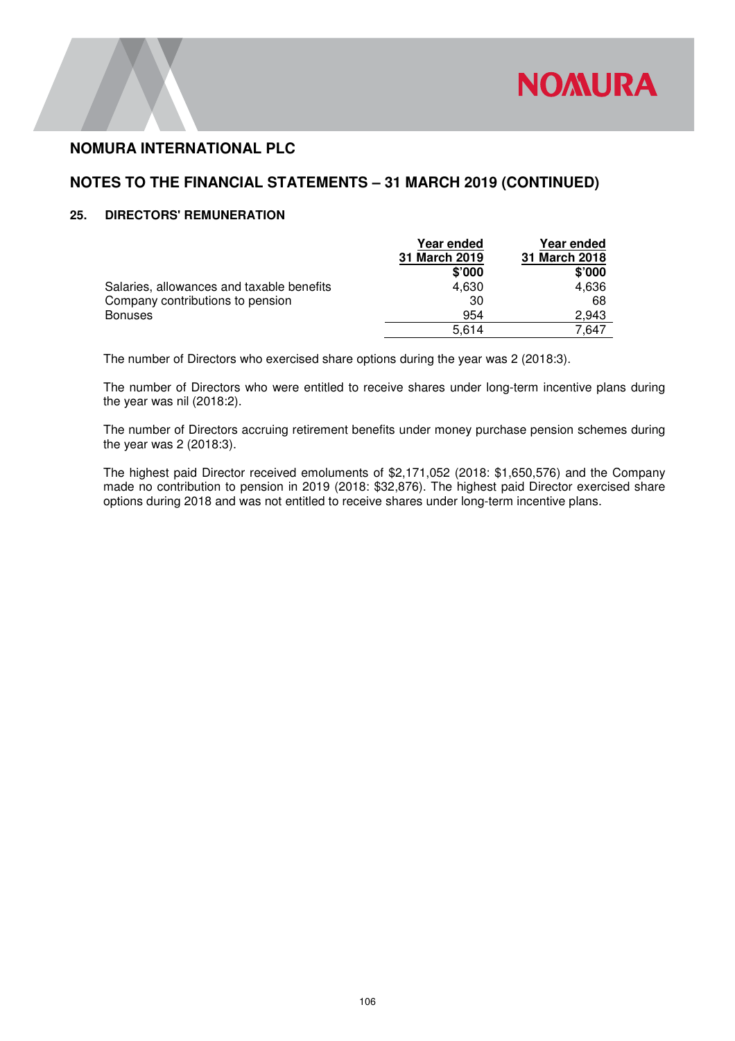# NOMURA INTERNATIONAL PLC

## NOTES TO THE FINANCIAL STATEMENTS – 31 MARCH 2019 (CONTINUED)

### 25. DIRECTORS' REMUNERATION

| | Year ended 31 March 2019 | Year ended 31 March 2018 |
|---|---|---|
| | $'000 | $'000 |
| Salaries, allowances and taxable benefits | 4,630 | 4,636 |
| Company contributions to pension | 30 | 68 |
| Bonuses | 954 | 2,943 |
| | 5,614 | 7,647 |

The number of Directors who exercised share options during the year was 2 (2018:3).

The number of Directors who were entitled to receive shares under long-term incentive plans during the year was nil (2018:2).

The number of Directors accruing retirement benefits under money purchase pension schemes during the year was 2 (2018:3).

The highest paid Director received emoluments of $2,171,052 (2018: $1,650,576) and the Company made no contribution to pension in 2019 (2018: $32,876). The highest paid Director exercised share options during 2018 and was not entitled to receive shares under long-term incentive plans.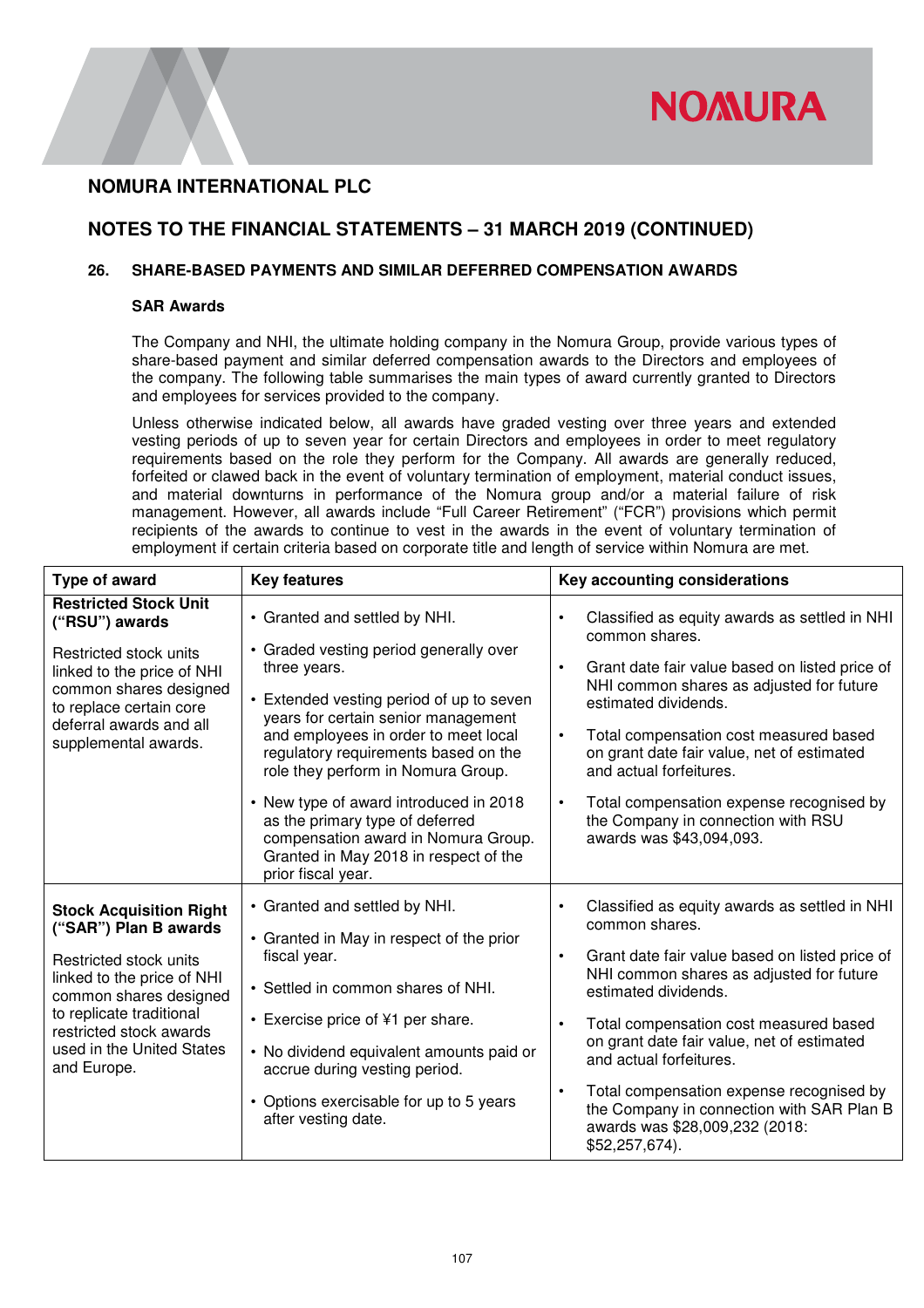# NOMURA INTERNATIONAL PLC

## NOTES TO THE FINANCIAL STATEMENTS – 31 MARCH 2019 (CONTINUED)

### 26. SHARE-BASED PAYMENTS AND SIMILAR DEFERRED COMPENSATION AWARDS

**SAR Awards**

The Company and NHI, the ultimate holding company in the Nomura Group, provide various types of share-based payment and similar deferred compensation awards to the Directors and employees of the company. The following table summarises the main types of award currently granted to Directors and employees for services provided to the company.

Unless otherwise indicated below, all awards have graded vesting over three years and extended vesting periods of up to seven year for certain Directors and employees in order to meet regulatory requirements based on the role they perform for the Company. All awards are generally reduced, forfeited or clawed back in the event of voluntary termination of employment, material conduct issues, and material downturns in performance of the Nomura group and/or a material failure of risk management. However, all awards include "Full Career Retirement" ("FCR") provisions which permit recipients of the awards to continue to vest in the awards in the event of voluntary termination of employment if certain criteria based on corporate title and length of service within Nomura are met.

| Type of award | Key features | Key accounting considerations |
|---|---|---|
| **Restricted Stock Unit ("RSU") awards**<br><br>Restricted stock units linked to the price of NHI common shares designed to replace certain core deferral awards and all supplemental awards. | • Granted and settled by NHI.<br>• Graded vesting period generally over three years.<br>• Extended vesting period of up to seven years for certain senior management and employees in order to meet local regulatory requirements based on the role they perform in Nomura Group.<br>• New type of award introduced in 2018 as the primary type of deferred compensation award in Nomura Group. Granted in May 2018 in respect of the prior fiscal year. | • Classified as equity awards as settled in NHI common shares.<br>• Grant date fair value based on listed price of NHI common shares as adjusted for future estimated dividends.<br>• Total compensation cost measured based on grant date fair value, net of estimated and actual forfeitures.<br>• Total compensation expense recognised by the Company in connection with RSU awards was $43,094,093. |
| **Stock Acquisition Right ("SAR") Plan B awards**<br><br>Restricted stock units linked to the price of NHI common shares designed to replicate traditional restricted stock awards used in the United States and Europe. | • Granted and settled by NHI.<br>• Granted in May in respect of the prior fiscal year.<br>• Settled in common shares of NHI.<br>• Exercise price of ¥1 per share.<br>• No dividend equivalent amounts paid or accrue during vesting period.<br>• Options exercisable for up to 5 years after vesting date. | • Classified as equity awards as settled in NHI common shares.<br>• Grant date fair value based on listed price of NHI common shares as adjusted for future estimated dividends.<br>• Total compensation cost measured based on grant date fair value, net of estimated and actual forfeitures.<br>• Total compensation expense recognised by the Company in connection with SAR Plan B awards was $28,009,232 (2018: $52,257,674). |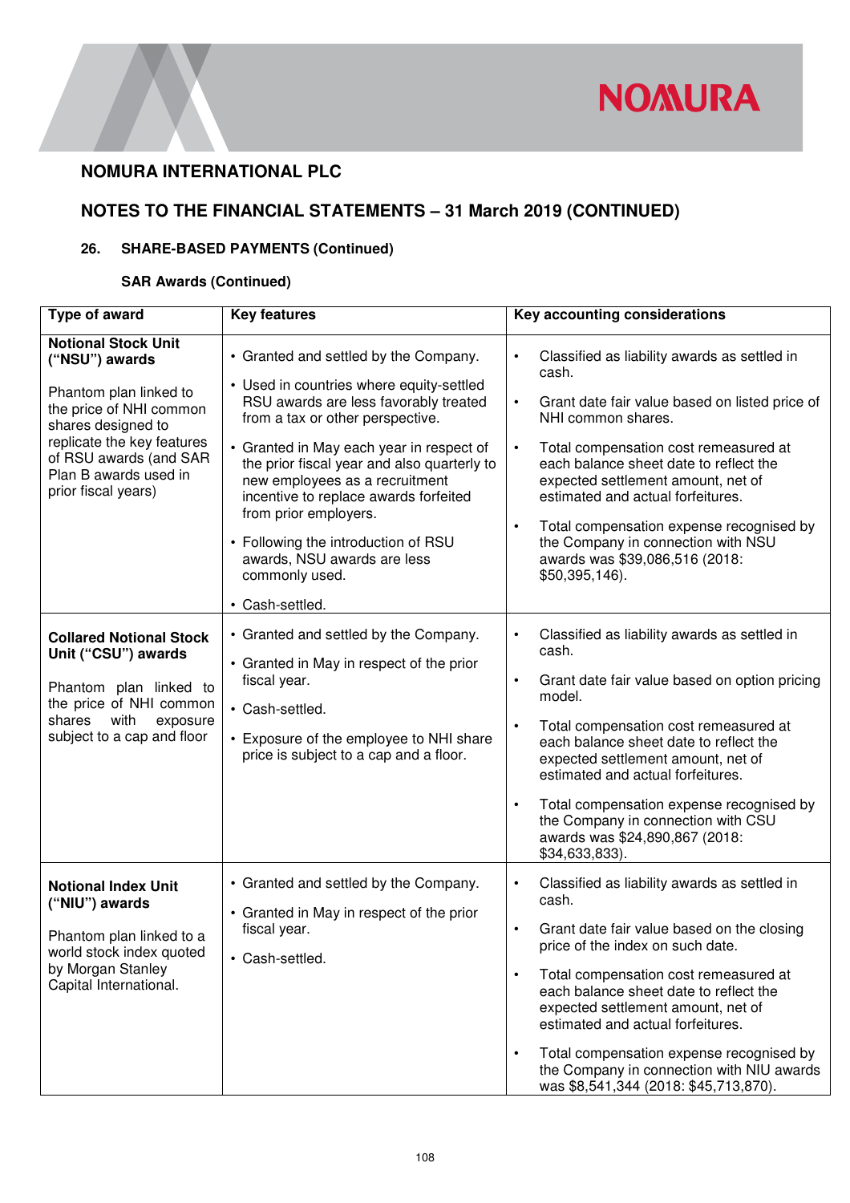## NOMURA INTERNATIONAL PLC

## NOTES TO THE FINANCIAL STATEMENTS – 31 March 2019 (CONTINUED)

### 26. SHARE-BASED PAYMENTS (Continued)

#### SAR Awards (Continued)

| Type of award | Key features | Key accounting considerations |
|---|---|---|
| **Notional Stock Unit ("NSU") awards**<br><br>Phantom plan linked to the price of NHI common shares designed to replicate the key features of RSU awards (and SAR Plan B awards used in prior fiscal years) | • Granted and settled by the Company.<br>• Used in countries where equity-settled RSU awards are less favorably treated from a tax or other perspective.<br>• Granted in May each year in respect of the prior fiscal year and also quarterly to new employees as a recruitment incentive to replace awards forfeited from prior employers.<br>• Following the introduction of RSU awards, NSU awards are less commonly used.<br>• Cash-settled. | • Classified as liability awards as settled in cash.<br>• Grant date fair value based on listed price of NHI common shares.<br>• Total compensation cost remeasured at each balance sheet date to reflect the expected settlement amount, net of estimated and actual forfeitures.<br>• Total compensation expense recognised by the Company in connection with NSU awards was $39,086,516 (2018: $50,395,146). |
| **Collared Notional Stock Unit ("CSU") awards**<br><br>Phantom plan linked to the price of NHI common shares with exposure subject to a cap and floor | • Granted and settled by the Company.<br>• Granted in May in respect of the prior fiscal year.<br>• Cash-settled.<br>• Exposure of the employee to NHI share price is subject to a cap and a floor. | • Classified as liability awards as settled in cash.<br>• Grant date fair value based on option pricing model.<br>• Total compensation cost remeasured at each balance sheet date to reflect the expected settlement amount, net of estimated and actual forfeitures.<br>• Total compensation expense recognised by the Company in connection with CSU awards was $24,890,867 (2018: $34,633,833). |
| **Notional Index Unit ("NIU") awards**<br><br>Phantom plan linked to a world stock index quoted by Morgan Stanley Capital International. | • Granted and settled by the Company.<br>• Granted in May in respect of the prior fiscal year.<br>• Cash-settled. | • Classified as liability awards as settled in cash.<br>• Grant date fair value based on the closing price of the index on such date.<br>• Total compensation cost remeasured at each balance sheet date to reflect the expected settlement amount, net of estimated and actual forfeitures.<br>• Total compensation expense recognised by the Company in connection with NIU awards was $8,541,344 (2018: $45,713,870). |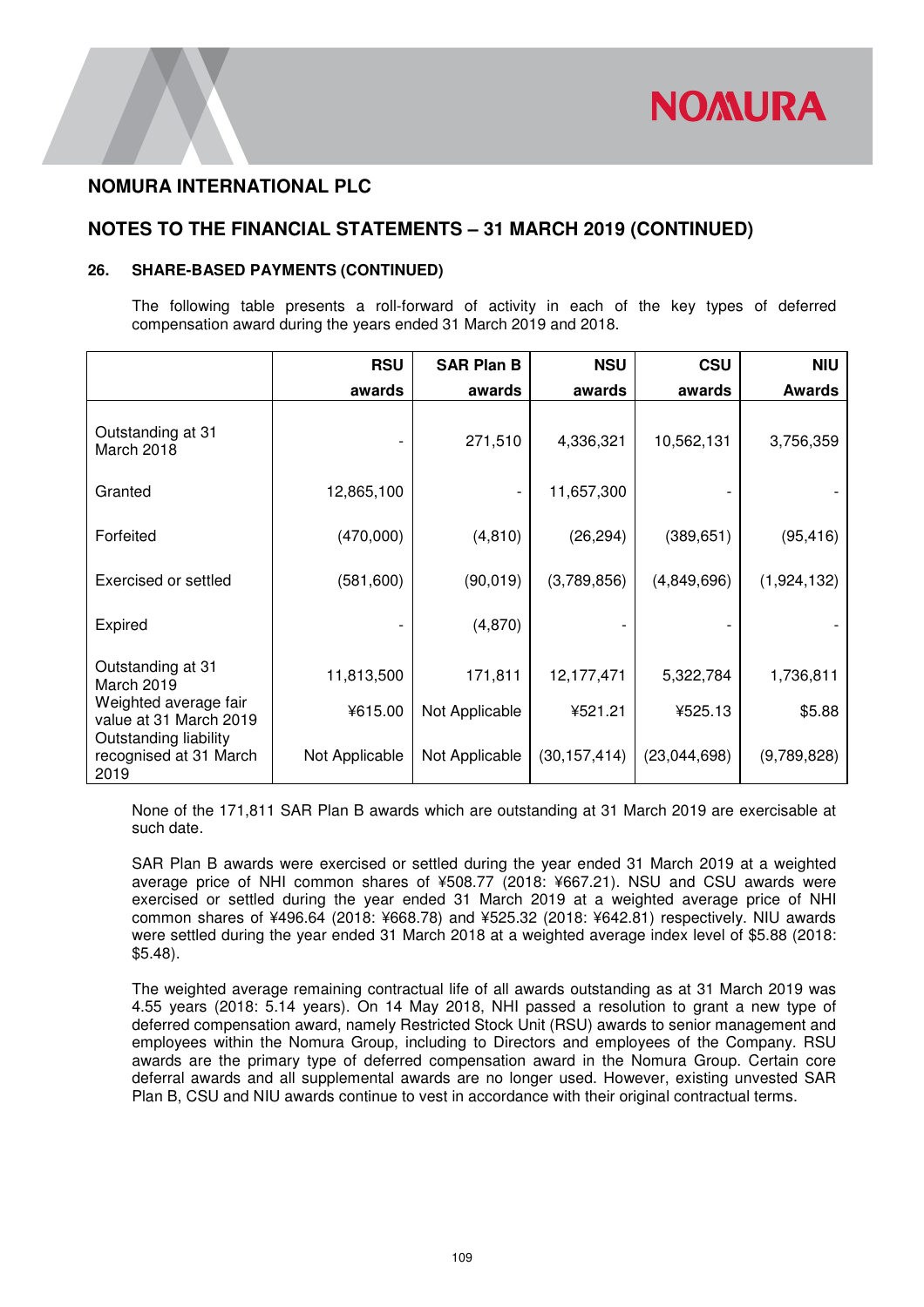## NOMURA INTERNATIONAL PLC

## NOTES TO THE FINANCIAL STATEMENTS – 31 MARCH 2019 (CONTINUED)

### 26. SHARE-BASED PAYMENTS (CONTINUED)

The following table presents a roll-forward of activity in each of the key types of deferred compensation award during the years ended 31 March 2019 and 2018.

| | RSU awards | SAR Plan B awards | NSU awards | CSU awards | NIU Awards |
|---|---|---|---|---|---|
| Outstanding at 31 March 2018 | - | 271,510 | 4,336,321 | 10,562,131 | 3,756,359 |
| Granted | 12,865,100 | - | 11,657,300 | - | - |
| Forfeited | (470,000) | (4,810) | (26,294) | (389,651) | (95,416) |
| Exercised or settled | (581,600) | (90,019) | (3,789,856) | (4,849,696) | (1,924,132) |
| Expired | - | (4,870) | - | - | - |
| Outstanding at 31 March 2019 | 11,813,500 | 171,811 | 12,177,471 | 5,322,784 | 1,736,811 |
| Weighted average fair value at 31 March 2019 | ¥615.00 | Not Applicable | ¥521.21 | ¥525.13 | $5.88 |
| Outstanding liability recognised at 31 March 2019 | Not Applicable | Not Applicable | (30,157,414) | (23,044,698) | (9,789,828) |

None of the 171,811 SAR Plan B awards which are outstanding at 31 March 2019 are exercisable at such date.

SAR Plan B awards were exercised or settled during the year ended 31 March 2019 at a weighted average price of NHI common shares of ¥508.77 (2018: ¥667.21). NSU and CSU awards were exercised or settled during the year ended 31 March 2019 at a weighted average price of NHI common shares of ¥496.64 (2018: ¥668.78) and ¥525.32 (2018: ¥642.81) respectively. NIU awards were settled during the year ended 31 March 2018 at a weighted average index level of $5.88 (2018: $5.48).

The weighted average remaining contractual life of all awards outstanding as at 31 March 2019 was 4.55 years (2018: 5.14 years). On 14 May 2018, NHI passed a resolution to grant a new type of deferred compensation award, namely Restricted Stock Unit (RSU) awards to senior management and employees within the Nomura Group, including to Directors and employees of the Company. RSU awards are the primary type of deferred compensation award in the Nomura Group. Certain core deferral awards and all supplemental awards are no longer used. However, existing unvested SAR Plan B, CSU and NIU awards continue to vest in accordance with their original contractual terms.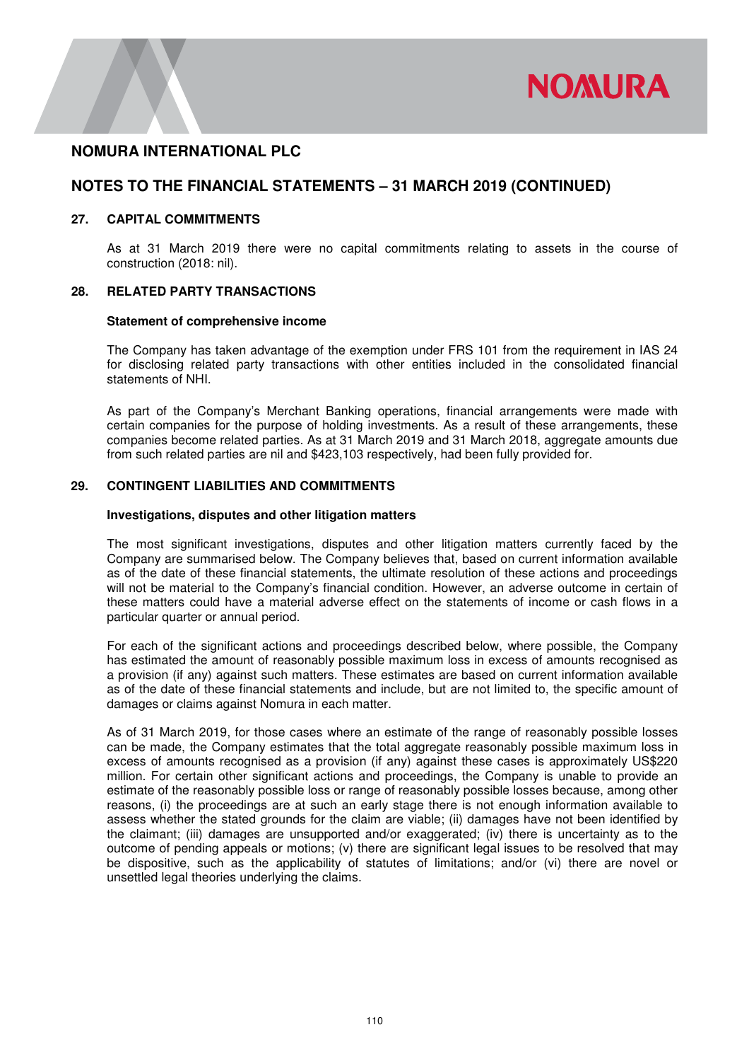## NOMURA INTERNATIONAL PLC

## NOTES TO THE FINANCIAL STATEMENTS – 31 MARCH 2019 (CONTINUED)

### 27. CAPITAL COMMITMENTS

As at 31 March 2019 there were no capital commitments relating to assets in the course of construction (2018: nil).

### 28. RELATED PARTY TRANSACTIONS

**Statement of comprehensive income**

The Company has taken advantage of the exemption under FRS 101 from the requirement in IAS 24 for disclosing related party transactions with other entities included in the consolidated financial statements of NHI.

As part of the Company's Merchant Banking operations, financial arrangements were made with certain companies for the purpose of holding investments. As a result of these arrangements, these companies become related parties. As at 31 March 2019 and 31 March 2018, aggregate amounts due from such related parties are nil and $423,103 respectively, had been fully provided for.

### 29. CONTINGENT LIABILITIES AND COMMITMENTS

**Investigations, disputes and other litigation matters**

The most significant investigations, disputes and other litigation matters currently faced by the Company are summarised below. The Company believes that, based on current information available as of the date of these financial statements, the ultimate resolution of these actions and proceedings will not be material to the Company's financial condition. However, an adverse outcome in certain of these matters could have a material adverse effect on the statements of income or cash flows in a particular quarter or annual period.

For each of the significant actions and proceedings described below, where possible, the Company has estimated the amount of reasonably possible maximum loss in excess of amounts recognised as a provision (if any) against such matters. These estimates are based on current information available as of the date of these financial statements and include, but are not limited to, the specific amount of damages or claims against Nomura in each matter.

As of 31 March 2019, for those cases where an estimate of the range of reasonably possible losses can be made, the Company estimates that the total aggregate reasonably possible maximum loss in excess of amounts recognised as a provision (if any) against these cases is approximately US$220 million. For certain other significant actions and proceedings, the Company is unable to provide an estimate of the reasonably possible loss or range of reasonably possible losses because, among other reasons, (i) the proceedings are at such an early stage there is not enough information available to assess whether the stated grounds for the claim are viable; (ii) damages have not been identified by the claimant; (iii) damages are unsupported and/or exaggerated; (iv) there is uncertainty as to the outcome of pending appeals or motions; (v) there are significant legal issues to be resolved that may be dispositive, such as the applicability of statutes of limitations; and/or (vi) there are novel or unsettled legal theories underlying the claims.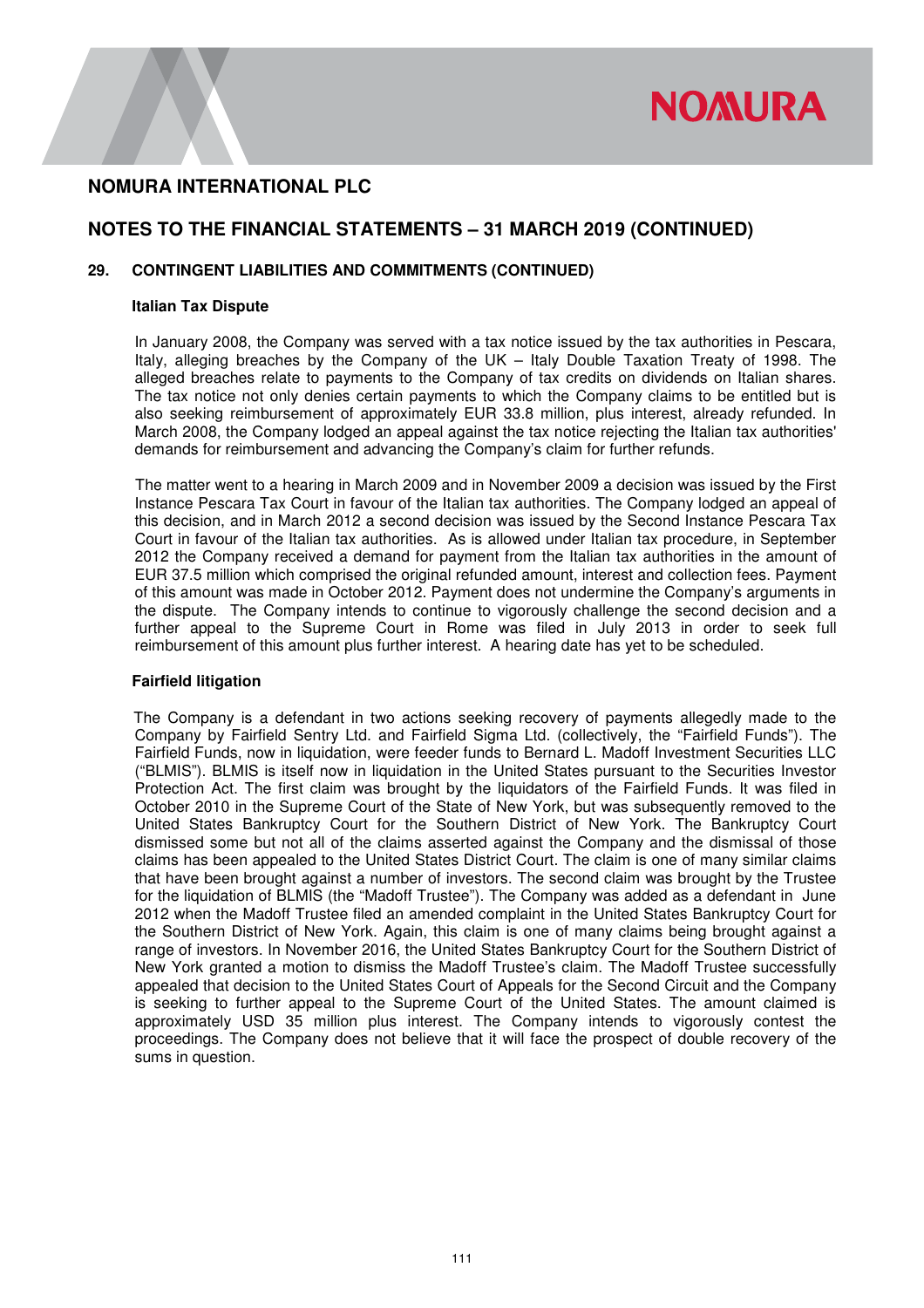# NOMURA INTERNATIONAL PLC

## NOTES TO THE FINANCIAL STATEMENTS – 31 MARCH 2019 (CONTINUED)

### 29. CONTINGENT LIABILITIES AND COMMITMENTS (CONTINUED)

**Italian Tax Dispute**

In January 2008, the Company was served with a tax notice issued by the tax authorities in Pescara, Italy, alleging breaches by the Company of the UK – Italy Double Taxation Treaty of 1998. The alleged breaches relate to payments to the Company of tax credits on dividends on Italian shares. The tax notice not only denies certain payments to which the Company claims to be entitled but is also seeking reimbursement of approximately EUR 33.8 million, plus interest, already refunded. In March 2008, the Company lodged an appeal against the tax notice rejecting the Italian tax authorities' demands for reimbursement and advancing the Company's claim for further refunds.

The matter went to a hearing in March 2009 and in November 2009 a decision was issued by the First Instance Pescara Tax Court in favour of the Italian tax authorities. The Company lodged an appeal of this decision, and in March 2012 a second decision was issued by the Second Instance Pescara Tax Court in favour of the Italian tax authorities. As is allowed under Italian tax procedure, in September 2012 the Company received a demand for payment from the Italian tax authorities in the amount of EUR 37.5 million which comprised the original refunded amount, interest and collection fees. Payment of this amount was made in October 2012. Payment does not undermine the Company's arguments in the dispute. The Company intends to continue to vigorously challenge the second decision and a further appeal to the Supreme Court in Rome was filed in July 2013 in order to seek full reimbursement of this amount plus further interest. A hearing date has yet to be scheduled.

**Fairfield litigation**

The Company is a defendant in two actions seeking recovery of payments allegedly made to the Company by Fairfield Sentry Ltd. and Fairfield Sigma Ltd. (collectively, the "Fairfield Funds"). The Fairfield Funds, now in liquidation, were feeder funds to Bernard L. Madoff Investment Securities LLC ("BLMIS"). BLMIS is itself now in liquidation in the United States pursuant to the Securities Investor Protection Act. The first claim was brought by the liquidators of the Fairfield Funds. It was filed in October 2010 in the Supreme Court of the State of New York, but was subsequently removed to the United States Bankruptcy Court for the Southern District of New York. The Bankruptcy Court dismissed some but not all of the claims asserted against the Company and the dismissal of those claims has been appealed to the United States District Court. The claim is one of many similar claims that have been brought against a number of investors. The second claim was brought by the Trustee for the liquidation of BLMIS (the "Madoff Trustee"). The Company was added as a defendant in June 2012 when the Madoff Trustee filed an amended complaint in the United States Bankruptcy Court for the Southern District of New York. Again, this claim is one of many claims being brought against a range of investors. In November 2016, the United States Bankruptcy Court for the Southern District of New York granted a motion to dismiss the Madoff Trustee's claim. The Madoff Trustee successfully appealed that decision to the United States Court of Appeals for the Second Circuit and the Company is seeking to further appeal to the Supreme Court of the United States. The amount claimed is approximately USD 35 million plus interest. The Company intends to vigorously contest the proceedings. The Company does not believe that it will face the prospect of double recovery of the sums in question.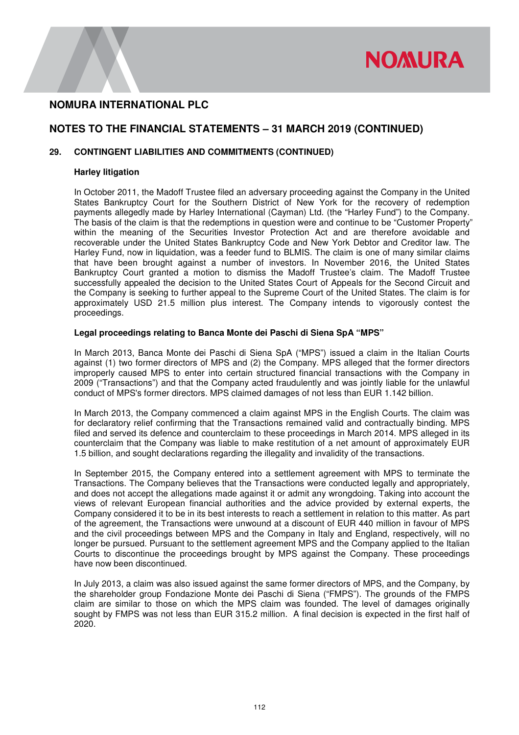## NOMURA INTERNATIONAL PLC

## NOTES TO THE FINANCIAL STATEMENTS – 31 MARCH 2019 (CONTINUED)

### 29. CONTINGENT LIABILITIES AND COMMITMENTS (CONTINUED)

**Harley litigation**

In October 2011, the Madoff Trustee filed an adversary proceeding against the Company in the United States Bankruptcy Court for the Southern District of New York for the recovery of redemption payments allegedly made by Harley International (Cayman) Ltd. (the "Harley Fund") to the Company. The basis of the claim is that the redemptions in question were and continue to be "Customer Property" within the meaning of the Securities Investor Protection Act and are therefore avoidable and recoverable under the United States Bankruptcy Code and New York Debtor and Creditor law. The Harley Fund, now in liquidation, was a feeder fund to BLMIS. The claim is one of many similar claims that have been brought against a number of investors. In November 2016, the United States Bankruptcy Court granted a motion to dismiss the Madoff Trustee's claim. The Madoff Trustee successfully appealed the decision to the United States Court of Appeals for the Second Circuit and the Company is seeking to further appeal to the Supreme Court of the United States. The claim is for approximately USD 21.5 million plus interest. The Company intends to vigorously contest the proceedings.

**Legal proceedings relating to Banca Monte dei Paschi di Siena SpA "MPS"**

In March 2013, Banca Monte dei Paschi di Siena SpA ("MPS") issued a claim in the Italian Courts against (1) two former directors of MPS and (2) the Company. MPS alleged that the former directors improperly caused MPS to enter into certain structured financial transactions with the Company in 2009 ("Transactions") and that the Company acted fraudulently and was jointly liable for the unlawful conduct of MPS's former directors. MPS claimed damages of not less than EUR 1.142 billion.

In March 2013, the Company commenced a claim against MPS in the English Courts. The claim was for declaratory relief confirming that the Transactions remained valid and contractually binding. MPS filed and served its defence and counterclaim to these proceedings in March 2014. MPS alleged in its counterclaim that the Company was liable to make restitution of a net amount of approximately EUR 1.5 billion, and sought declarations regarding the illegality and invalidity of the transactions.

In September 2015, the Company entered into a settlement agreement with MPS to terminate the Transactions. The Company believes that the Transactions were conducted legally and appropriately, and does not accept the allegations made against it or admit any wrongdoing. Taking into account the views of relevant European financial authorities and the advice provided by external experts, the Company considered it to be in its best interests to reach a settlement in relation to this matter. As part of the agreement, the Transactions were unwound at a discount of EUR 440 million in favour of MPS and the civil proceedings between MPS and the Company in Italy and England, respectively, will no longer be pursued. Pursuant to the settlement agreement MPS and the Company applied to the Italian Courts to discontinue the proceedings brought by MPS against the Company. These proceedings have now been discontinued.

In July 2013, a claim was also issued against the same former directors of MPS, and the Company, by the shareholder group Fondazione Monte dei Paschi di Siena ("FMPS"). The grounds of the FMPS claim are similar to those on which the MPS claim was founded. The level of damages originally sought by FMPS was not less than EUR 315.2 million. A final decision is expected in the first half of 2020.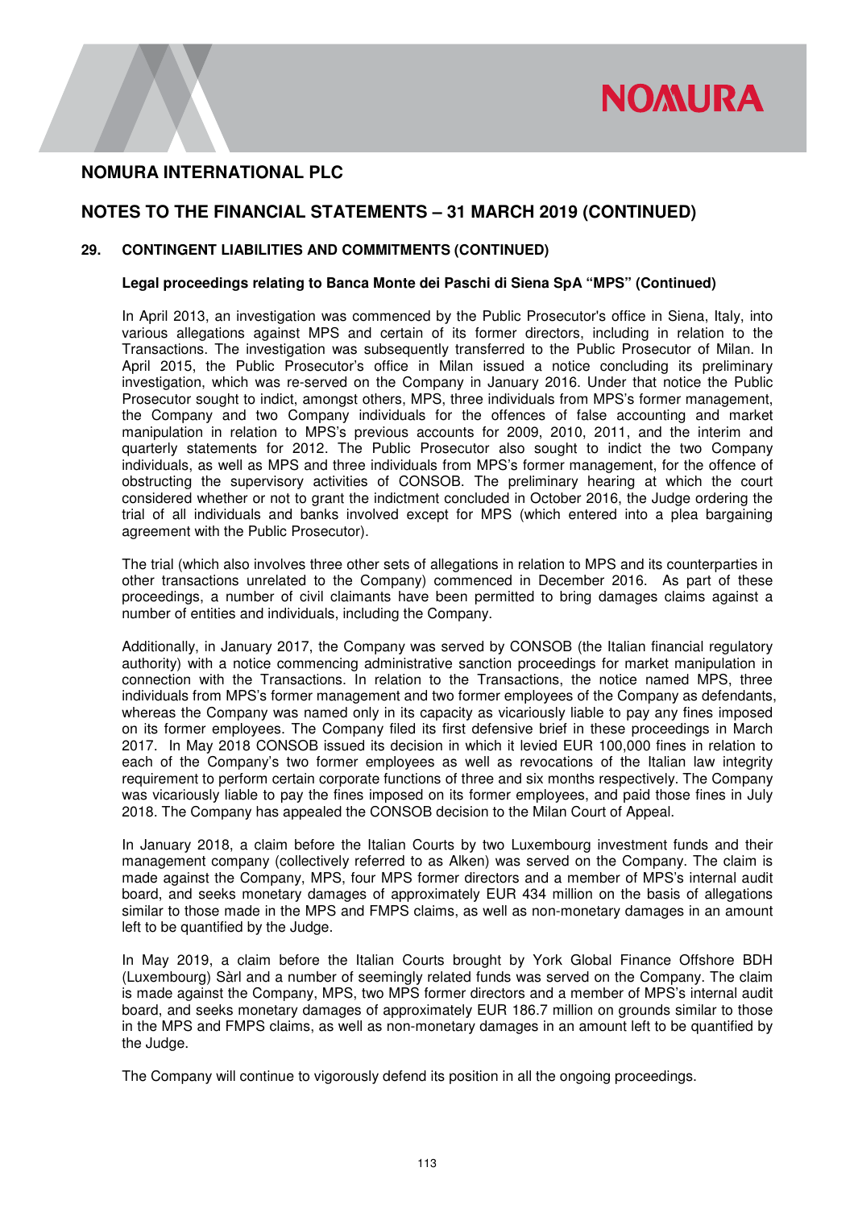## NOMURA INTERNATIONAL PLC

## NOTES TO THE FINANCIAL STATEMENTS – 31 MARCH 2019 (CONTINUED)

### 29. CONTINGENT LIABILITIES AND COMMITMENTS (CONTINUED)

**Legal proceedings relating to Banca Monte dei Paschi di Siena SpA "MPS" (Continued)**

In April 2013, an investigation was commenced by the Public Prosecutor's office in Siena, Italy, into various allegations against MPS and certain of its former directors, including in relation to the Transactions. The investigation was subsequently transferred to the Public Prosecutor of Milan. In April 2015, the Public Prosecutor's office in Milan issued a notice concluding its preliminary investigation, which was re-served on the Company in January 2016. Under that notice the Public Prosecutor sought to indict, amongst others, MPS, three individuals from MPS's former management, the Company and two Company individuals for the offences of false accounting and market manipulation in relation to MPS's previous accounts for 2009, 2010, 2011, and the interim and quarterly statements for 2012. The Public Prosecutor also sought to indict the two Company individuals, as well as MPS and three individuals from MPS's former management, for the offence of obstructing the supervisory activities of CONSOB. The preliminary hearing at which the court considered whether or not to grant the indictment concluded in October 2016, the Judge ordering the trial of all individuals and banks involved except for MPS (which entered into a plea bargaining agreement with the Public Prosecutor).

The trial (which also involves three other sets of allegations in relation to MPS and its counterparties in other transactions unrelated to the Company) commenced in December 2016. As part of these proceedings, a number of civil claimants have been permitted to bring damages claims against a number of entities and individuals, including the Company.

Additionally, in January 2017, the Company was served by CONSOB (the Italian financial regulatory authority) with a notice commencing administrative sanction proceedings for market manipulation in connection with the Transactions. In relation to the Transactions, the notice named MPS, three individuals from MPS's former management and two former employees of the Company as defendants, whereas the Company was named only in its capacity as vicariously liable to pay any fines imposed on its former employees. The Company filed its first defensive brief in these proceedings in March 2017. In May 2018 CONSOB issued its decision in which it levied EUR 100,000 fines in relation to each of the Company's two former employees as well as revocations of the Italian law integrity requirement to perform certain corporate functions of three and six months respectively. The Company was vicariously liable to pay the fines imposed on its former employees, and paid those fines in July 2018. The Company has appealed the CONSOB decision to the Milan Court of Appeal.

In January 2018, a claim before the Italian Courts by two Luxembourg investment funds and their management company (collectively referred to as Alken) was served on the Company. The claim is made against the Company, MPS, four MPS former directors and a member of MPS's internal audit board, and seeks monetary damages of approximately EUR 434 million on the basis of allegations similar to those made in the MPS and FMPS claims, as well as non-monetary damages in an amount left to be quantified by the Judge.

In May 2019, a claim before the Italian Courts brought by York Global Finance Offshore BDH (Luxembourg) Sàrl and a number of seemingly related funds was served on the Company. The claim is made against the Company, MPS, two MPS former directors and a member of MPS's internal audit board, and seeks monetary damages of approximately EUR 186.7 million on grounds similar to those in the MPS and FMPS claims, as well as non-monetary damages in an amount left to be quantified by the Judge.

The Company will continue to vigorously defend its position in all the ongoing proceedings.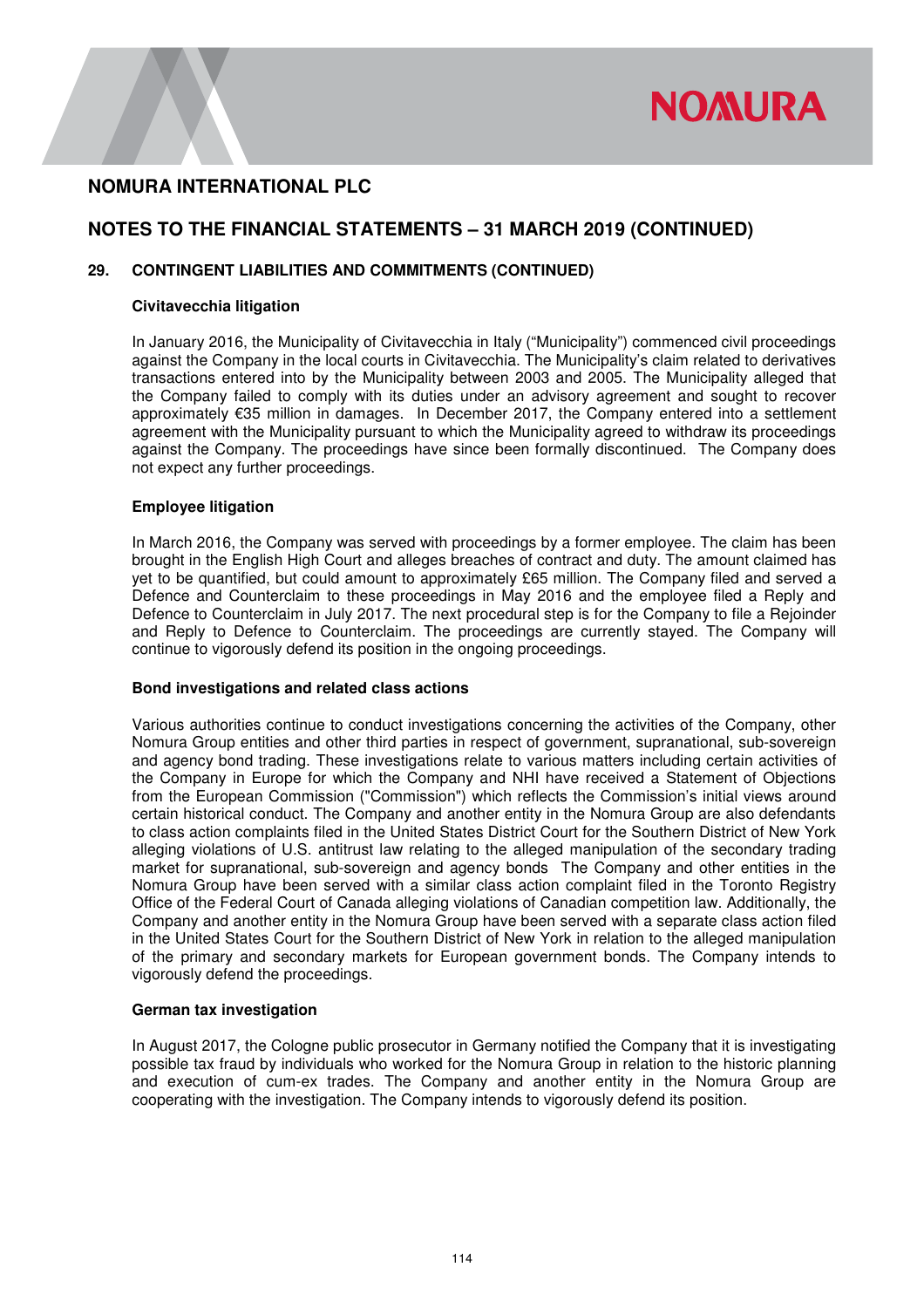# NOMURA INTERNATIONAL PLC

## NOTES TO THE FINANCIAL STATEMENTS – 31 MARCH 2019 (CONTINUED)

### 29. CONTINGENT LIABILITIES AND COMMITMENTS (CONTINUED)

**Civitavecchia litigation**

In January 2016, the Municipality of Civitavecchia in Italy ("Municipality") commenced civil proceedings against the Company in the local courts in Civitavecchia. The Municipality's claim related to derivatives transactions entered into by the Municipality between 2003 and 2005. The Municipality alleged that the Company failed to comply with its duties under an advisory agreement and sought to recover approximately €35 million in damages. In December 2017, the Company entered into a settlement agreement with the Municipality pursuant to which the Municipality agreed to withdraw its proceedings against the Company. The proceedings have since been formally discontinued. The Company does not expect any further proceedings.

**Employee litigation**

In March 2016, the Company was served with proceedings by a former employee. The claim has been brought in the English High Court and alleges breaches of contract and duty. The amount claimed has yet to be quantified, but could amount to approximately £65 million. The Company filed and served a Defence and Counterclaim to these proceedings in May 2016 and the employee filed a Reply and Defence to Counterclaim in July 2017. The next procedural step is for the Company to file a Rejoinder and Reply to Defence to Counterclaim. The proceedings are currently stayed. The Company will continue to vigorously defend its position in the ongoing proceedings.

**Bond investigations and related class actions**

Various authorities continue to conduct investigations concerning the activities of the Company, other Nomura Group entities and other third parties in respect of government, supranational, sub-sovereign and agency bond trading. These investigations relate to various matters including certain activities of the Company in Europe for which the Company and NHI have received a Statement of Objections from the European Commission ("Commission") which reflects the Commission's initial views around certain historical conduct. The Company and another entity in the Nomura Group are also defendants to class action complaints filed in the United States District Court for the Southern District of New York alleging violations of U.S. antitrust law relating to the alleged manipulation of the secondary trading market for supranational, sub-sovereign and agency bonds The Company and other entities in the Nomura Group have been served with a similar class action complaint filed in the Toronto Registry Office of the Federal Court of Canada alleging violations of Canadian competition law. Additionally, the Company and another entity in the Nomura Group have been served with a separate class action filed in the United States Court for the Southern District of New York in relation to the alleged manipulation of the primary and secondary markets for European government bonds. The Company intends to vigorously defend the proceedings.

**German tax investigation**

In August 2017, the Cologne public prosecutor in Germany notified the Company that it is investigating possible tax fraud by individuals who worked for the Nomura Group in relation to the historic planning and execution of cum-ex trades. The Company and another entity in the Nomura Group are cooperating with the investigation. The Company intends to vigorously defend its position.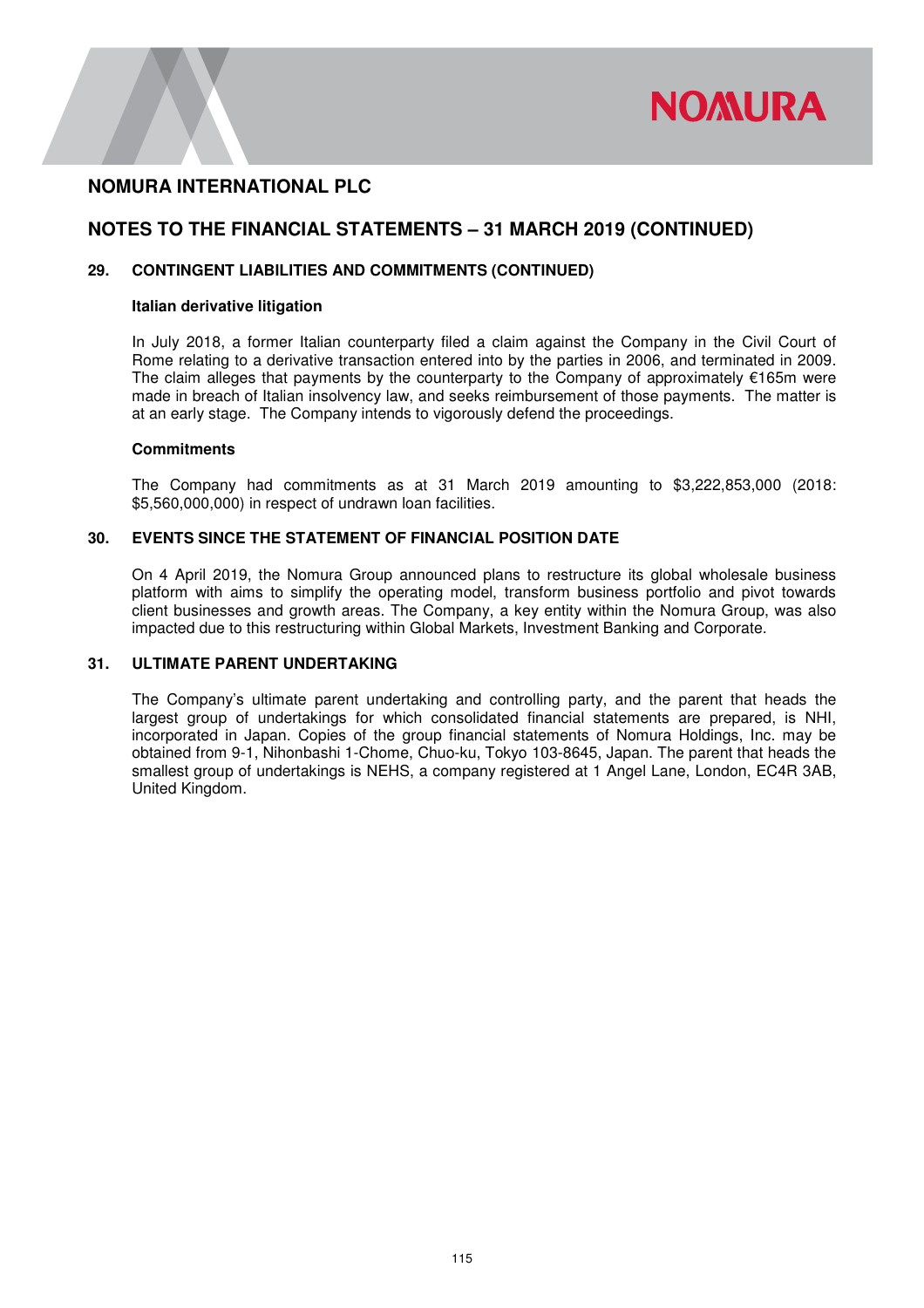## NOMURA INTERNATIONAL PLC

## NOTES TO THE FINANCIAL STATEMENTS – 31 MARCH 2019 (CONTINUED)

### 29. CONTINGENT LIABILITIES AND COMMITMENTS (CONTINUED)

**Italian derivative litigation**

In July 2018, a former Italian counterparty filed a claim against the Company in the Civil Court of Rome relating to a derivative transaction entered into by the parties in 2006, and terminated in 2009. The claim alleges that payments by the counterparty to the Company of approximately €165m were made in breach of Italian insolvency law, and seeks reimbursement of those payments. The matter is at an early stage. The Company intends to vigorously defend the proceedings.

**Commitments**

The Company had commitments as at 31 March 2019 amounting to $3,222,853,000 (2018: $5,560,000,000) in respect of undrawn loan facilities.

### 30. EVENTS SINCE THE STATEMENT OF FINANCIAL POSITION DATE

On 4 April 2019, the Nomura Group announced plans to restructure its global wholesale business platform with aims to simplify the operating model, transform business portfolio and pivot towards client businesses and growth areas. The Company, a key entity within the Nomura Group, was also impacted due to this restructuring within Global Markets, Investment Banking and Corporate.

### 31. ULTIMATE PARENT UNDERTAKING

The Company's ultimate parent undertaking and controlling party, and the parent that heads the largest group of undertakings for which consolidated financial statements are prepared, is NHI, incorporated in Japan. Copies of the group financial statements of Nomura Holdings, Inc. may be obtained from 9-1, Nihonbashi 1-Chome, Chuo-ku, Tokyo 103-8645, Japan. The parent that heads the smallest group of undertakings is NEHS, a company registered at 1 Angel Lane, London, EC4R 3AB, United Kingdom.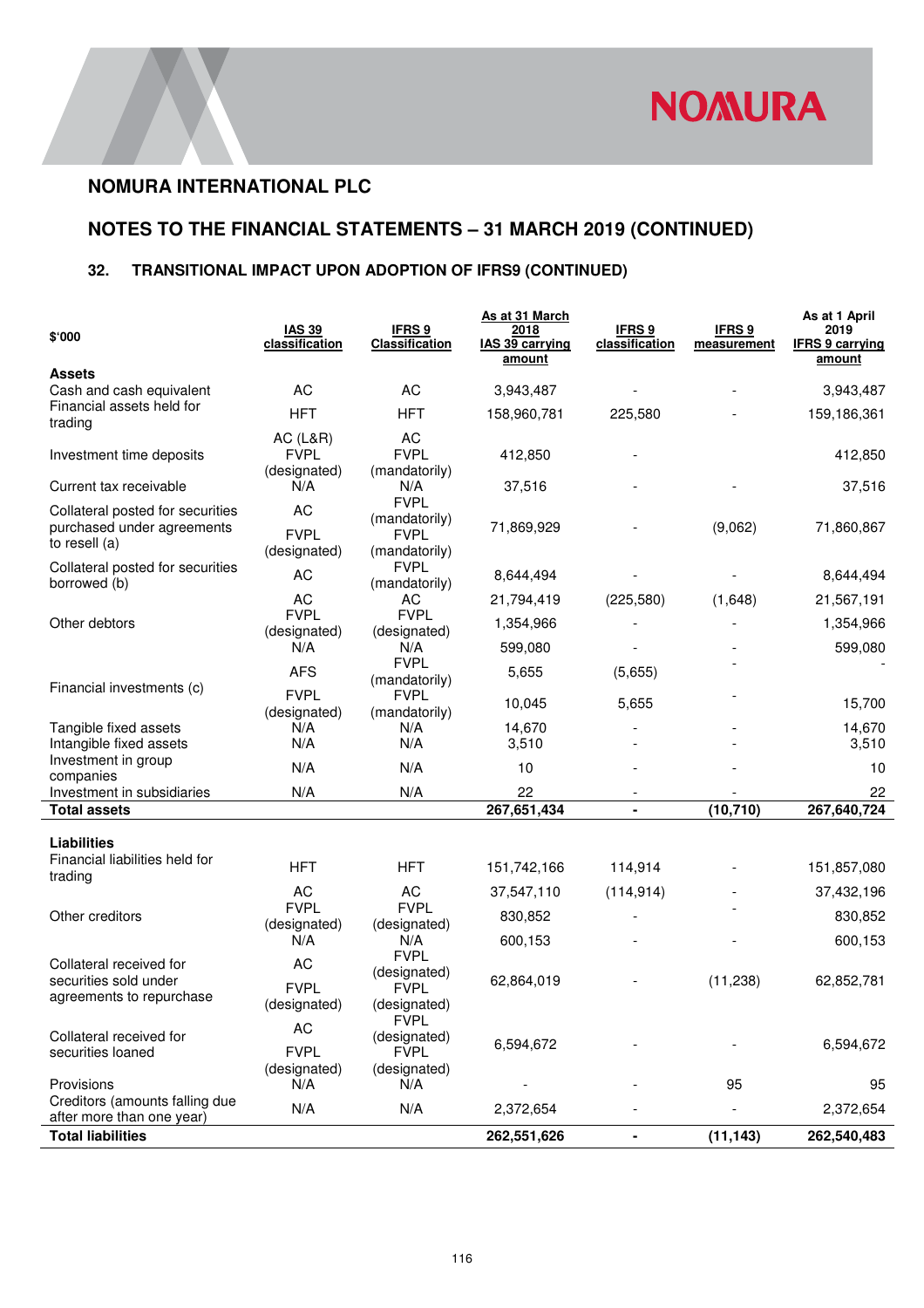## NOMURA INTERNATIONAL PLC

## NOTES TO THE FINANCIAL STATEMENTS – 31 MARCH 2019 (CONTINUED)

### 32. TRANSITIONAL IMPACT UPON ADOPTION OF IFRS9 (CONTINUED)

| $'000 | IAS 39 classification | IFRS 9 Classification | As at 31 March 2018 IAS 39 carrying amount | IFRS 9 classification | IFRS 9 measurement | As at 1 April 2019 IFRS 9 carrying amount |
|---|---|---|---|---|---|---|
| **Assets** | | | | | | |
| Cash and cash equivalent | AC | AC | 3,943,487 | - | - | 3,943,487 |
| Financial assets held for trading | HFT | HFT | 158,960,781 | 225,580 | - | 159,186,361 |
| Investment time deposits | AC (L&R) FVPL (designated) | AC FVPL (mandatorily) | 412,850 | - | | 412,850 |
| Current tax receivable | N/A | N/A | 37,516 | - | - | 37,516 |
| Collateral posted for securities purchased under agreements to resell (a) | AC FVPL (designated) | FVPL (mandatorily) FVPL (mandatorily) | 71,869,929 | - | (9,062) | 71,860,867 |
| Collateral posted for securities borrowed (b) | AC | FVPL (mandatorily) | 8,644,494 | - | - | 8,644,494 |
| Other debtors | AC | AC | 21,794,419 | (225,580) | (1,648) | 21,567,191 |
| | FVPL (designated) | FVPL (designated) | 1,354,966 | - | - | 1,354,966 |
| | N/A | N/A | 599,080 | - | - | 599,080 |
| Financial investments (c) | AFS | FVPL (mandatorily) | 5,655 | (5,655) | - | - |
| | FVPL (designated) | FVPL (mandatorily) | 10,045 | 5,655 | - | 15,700 |
| Tangible fixed assets | N/A | N/A | 14,670 | - | - | 14,670 |
| Intangible fixed assets | N/A | N/A | 3,510 | - | - | 3,510 |
| Investment in group companies | N/A | N/A | 10 | - | - | 10 |
| Investment in subsidiaries | N/A | N/A | 22 | - | - | 22 |
| **Total assets** | | | **267,651,434** | **-** | **(10,710)** | **267,640,724** |
| | | | | | | |
| **Liabilities** | | | | | | |
| Financial liabilities held for trading | HFT | HFT | 151,742,166 | 114,914 | - | 151,857,080 |
| Other creditors | AC | AC | 37,547,110 | (114,914) | - | 37,432,196 |
| | FVPL (designated) | FVPL (designated) | 830,852 | - | - | 830,852 |
| | N/A | N/A | 600,153 | - | - | 600,153 |
| Collateral received for securities sold under agreements to repurchase | AC FVPL (designated) | FVPL (designated) FVPL (designated) | 62,864,019 | - | (11,238) | 62,852,781 |
| Collateral received for securities loaned | AC FVPL (designated) | FVPL (designated) FVPL (designated) | 6,594,672 | - | - | 6,594,672 |
| Provisions | N/A | N/A | - | - | 95 | 95 |
| Creditors (amounts falling due after more than one year) | N/A | N/A | 2,372,654 | - | - | 2,372,654 |
| **Total liabilities** | | | **262,551,626** | **-** | **(11,143)** | **262,540,483** |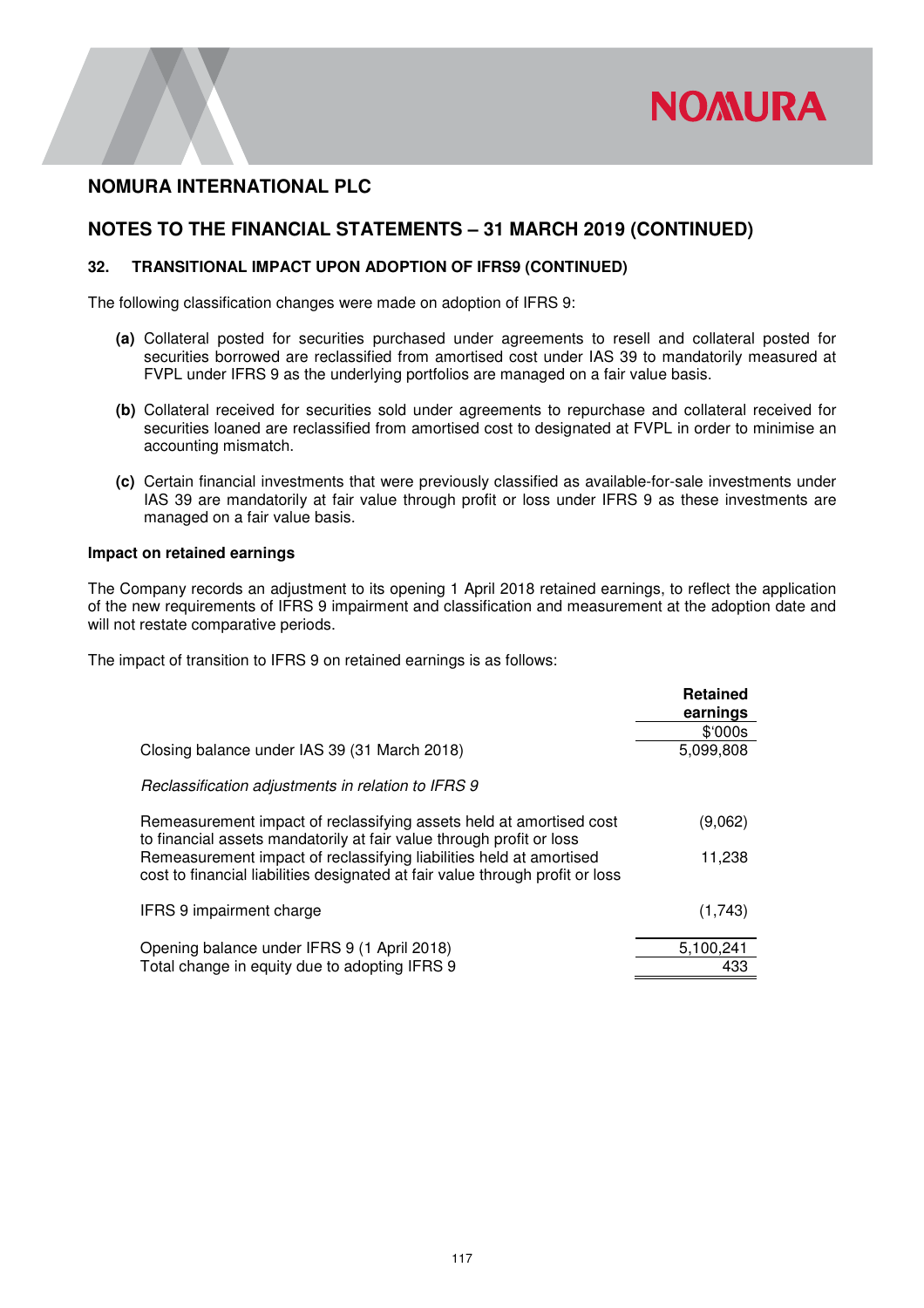# NOMURA INTERNATIONAL PLC

## NOTES TO THE FINANCIAL STATEMENTS – 31 MARCH 2019 (CONTINUED)

### 32. TRANSITIONAL IMPACT UPON ADOPTION OF IFRS9 (CONTINUED)

The following classification changes were made on adoption of IFRS 9:

**(a)** Collateral posted for securities purchased under agreements to resell and collateral posted for securities borrowed are reclassified from amortised cost under IAS 39 to mandatorily measured at FVPL under IFRS 9 as the underlying portfolios are managed on a fair value basis.

**(b)** Collateral received for securities sold under agreements to repurchase and collateral received for securities loaned are reclassified from amortised cost to designated at FVPL in order to minimise an accounting mismatch.

**(c)** Certain financial investments that were previously classified as available-for-sale investments under IAS 39 are mandatorily at fair value through profit or loss under IFRS 9 as these investments are managed on a fair value basis.

**Impact on retained earnings**

The Company records an adjustment to its opening 1 April 2018 retained earnings, to reflect the application of the new requirements of IFRS 9 impairment and classification and measurement at the adoption date and will not restate comparative periods.

The impact of transition to IFRS 9 on retained earnings is as follows:

| | Retained earnings |
|---|---|
| | $'000s |
| Closing balance under IAS 39 (31 March 2018) | 5,099,808 |
| *Reclassification adjustments in relation to IFRS 9* | |
| Remeasurement impact of reclassifying assets held at amortised cost to financial assets mandatorily at fair value through profit or loss | (9,062) |
| Remeasurement impact of reclassifying liabilities held at amortised cost to financial liabilities designated at fair value through profit or loss | 11,238 |
| IFRS 9 impairment charge | (1,743) |
| Opening balance under IFRS 9 (1 April 2018) | 5,100,241 |
| Total change in equity due to adopting IFRS 9 | 433 |